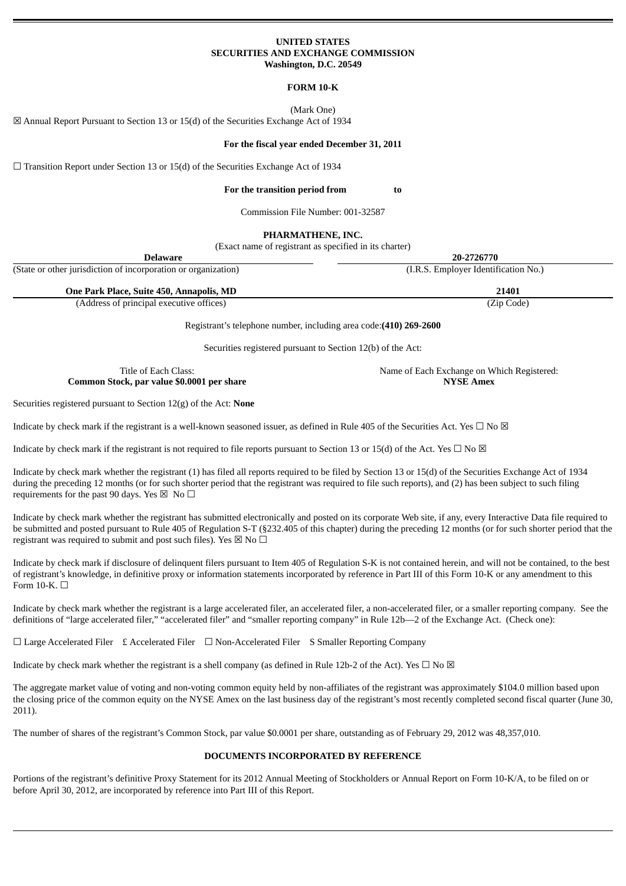**UNITED STATES**
**SECURITIES AND EXCHANGE COMMISSION**
**Washington, D.C. 20549**

**FORM 10-K**

(Mark One)

☒ Annual Report Pursuant to Section 13 or 15(d) of the Securities Exchange Act of 1934

**For the fiscal year ended December 31, 2011**

☐ Transition Report under Section 13 or 15(d) of the Securities Exchange Act of 1934

**For the transition period from to**

Commission File Number: 001-32587

**PHARMATHENE, INC.**

(Exact name of registrant as specified in its charter)

| **Delaware** | **20-2726770** |
|---|---|
| (State or other jurisdiction of incorporation or organization) | (I.R.S. Employer Identification No.) |
| **One Park Place, Suite 450, Annapolis, MD** | **21401** |
| (Address of principal executive offices) | (Zip Code) |

Registrant's telephone number, including area code:**(410) 269-2600**

Securities registered pursuant to Section 12(b) of the Act:

| Title of Each Class: | Name of Each Exchange on Which Registered: |
|---|---|
| **Common Stock, par value $0.0001 per share** | **NYSE Amex** |

Securities registered pursuant to Section 12(g) of the Act: **None**

Indicate by check mark if the registrant is a well-known seasoned issuer, as defined in Rule 405 of the Securities Act. Yes ☐ No ☒

Indicate by check mark if the registrant is not required to file reports pursuant to Section 13 or 15(d) of the Act. Yes ☐ No ☒

Indicate by check mark whether the registrant (1) has filed all reports required to be filed by Section 13 or 15(d) of the Securities Exchange Act of 1934 during the preceding 12 months (or for such shorter period that the registrant was required to file such reports), and (2) has been subject to such filing requirements for the past 90 days. Yes ☒ No ☐

Indicate by check mark whether the registrant has submitted electronically and posted on its corporate Web site, if any, every Interactive Data file required to be submitted and posted pursuant to Rule 405 of Regulation S-T (§232.405 of this chapter) during the preceding 12 months (or for such shorter period that the registrant was required to submit and post such files). Yes ☒ No ☐

Indicate by check mark if disclosure of delinquent filers pursuant to Item 405 of Regulation S-K is not contained herein, and will not be contained, to the best of registrant's knowledge, in definitive proxy or information statements incorporated by reference in Part III of this Form 10-K or any amendment to this Form 10-K. ☐

Indicate by check mark whether the registrant is a large accelerated filer, an accelerated filer, a non-accelerated filer, or a smaller reporting company. See the definitions of "large accelerated filer," "accelerated filer" and "smaller reporting company" in Rule 12b—2 of the Exchange Act. (Check one):

☐ Large Accelerated Filer £ Accelerated Filer ☐ Non-Accelerated Filer S Smaller Reporting Company

Indicate by check mark whether the registrant is a shell company (as defined in Rule 12b-2 of the Act). Yes ☐ No ☒

The aggregate market value of voting and non-voting common equity held by non-affiliates of the registrant was approximately $104.0 million based upon the closing price of the common equity on the NYSE Amex on the last business day of the registrant's most recently completed second fiscal quarter (June 30, 2011).

The number of shares of the registrant's Common Stock, par value $0.0001 per share, outstanding as of February 29, 2012 was 48,357,010.

**DOCUMENTS INCORPORATED BY REFERENCE**

Portions of the registrant's definitive Proxy Statement for its 2012 Annual Meeting of Stockholders or Annual Report on Form 10-K/A, to be filed on or before April 30, 2012, are incorporated by reference into Part III of this Report.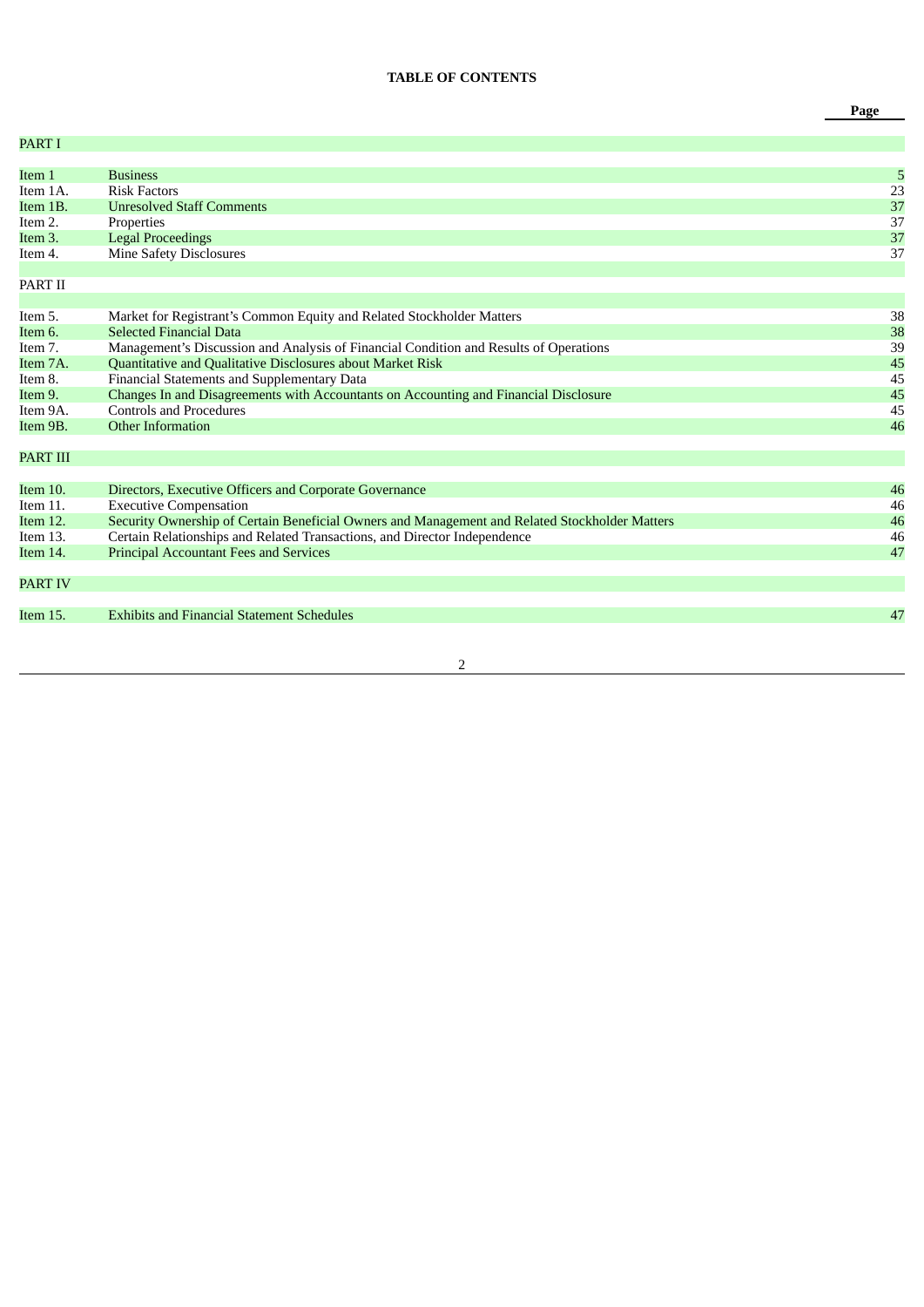**TABLE OF CONTENTS**

| | | Page |
|---|---|---|
| PART I | | |
| Item 1 | Business | 5 |
| Item 1A. | Risk Factors | 23 |
| Item 1B. | Unresolved Staff Comments | 37 |
| Item 2. | Properties | 37 |
| Item 3. | Legal Proceedings | 37 |
| Item 4. | Mine Safety Disclosures | 37 |
| PART II | | |
| Item 5. | Market for Registrant’s Common Equity and Related Stockholder Matters | 38 |
| Item 6. | Selected Financial Data | 38 |
| Item 7. | Management’s Discussion and Analysis of Financial Condition and Results of Operations | 39 |
| Item 7A. | Quantitative and Qualitative Disclosures about Market Risk | 45 |
| Item 8. | Financial Statements and Supplementary Data | 45 |
| Item 9. | Changes In and Disagreements with Accountants on Accounting and Financial Disclosure | 45 |
| Item 9A. | Controls and Procedures | 45 |
| Item 9B. | Other Information | 46 |
| PART III | | |
| Item 10. | Directors, Executive Officers and Corporate Governance | 46 |
| Item 11. | Executive Compensation | 46 |
| Item 12. | Security Ownership of Certain Beneficial Owners and Management and Related Stockholder Matters | 46 |
| Item 13. | Certain Relationships and Related Transactions, and Director Independence | 46 |
| Item 14. | Principal Accountant Fees and Services | 47 |
| PART IV | | |
| Item 15. | Exhibits and Financial Statement Schedules | 47 |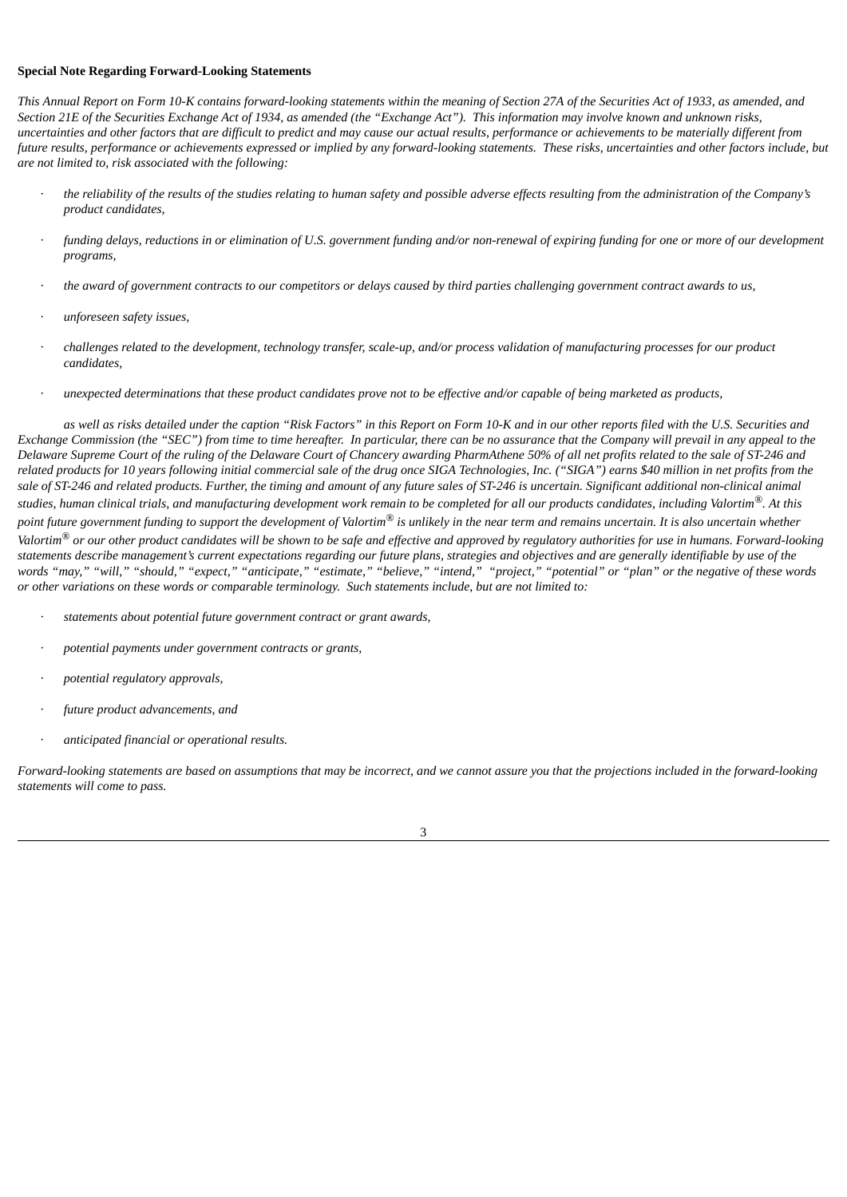**Special Note Regarding Forward-Looking Statements**

*This Annual Report on Form 10-K contains forward-looking statements within the meaning of Section 27A of the Securities Act of 1933, as amended, and Section 21E of the Securities Exchange Act of 1934, as amended (the "Exchange Act"). This information may involve known and unknown risks, uncertainties and other factors that are difficult to predict and may cause our actual results, performance or achievements to be materially different from future results, performance or achievements expressed or implied by any forward-looking statements. These risks, uncertainties and other factors include, but are not limited to, risk associated with the following:*

- *the reliability of the results of the studies relating to human safety and possible adverse effects resulting from the administration of the Company's product candidates,*
- *funding delays, reductions in or elimination of U.S. government funding and/or non-renewal of expiring funding for one or more of our development programs,*
- *the award of government contracts to our competitors or delays caused by third parties challenging government contract awards to us,*
- *unforeseen safety issues,*
- *challenges related to the development, technology transfer, scale-up, and/or process validation of manufacturing processes for our product candidates,*
- *unexpected determinations that these product candidates prove not to be effective and/or capable of being marketed as products,*

*as well as risks detailed under the caption "Risk Factors" in this Report on Form 10-K and in our other reports filed with the U.S. Securities and Exchange Commission (the "SEC") from time to time hereafter. In particular, there can be no assurance that the Company will prevail in any appeal to the Delaware Supreme Court of the ruling of the Delaware Court of Chancery awarding PharmAthene 50% of all net profits related to the sale of ST-246 and related products for 10 years following initial commercial sale of the drug once SIGA Technologies, Inc. ("SIGA") earns \$40 million in net profits from the sale of ST-246 and related products. Further, the timing and amount of any future sales of ST-246 is uncertain. Significant additional non-clinical animal studies, human clinical trials, and manufacturing development work remain to be completed for all our products candidates, including Valortim®. At this point future government funding to support the development of Valortim® is unlikely in the near term and remains uncertain. It is also uncertain whether Valortim® or our other product candidates will be shown to be safe and effective and approved by regulatory authorities for use in humans. Forward-looking statements describe management's current expectations regarding our future plans, strategies and objectives and are generally identifiable by use of the words "may," "will," "should," "expect," "anticipate," "estimate," "believe," "intend," "project," "potential" or "plan" or the negative of these words or other variations on these words or comparable terminology. Such statements include, but are not limited to:*

- *statements about potential future government contract or grant awards,*
- *potential payments under government contracts or grants,*
- *potential regulatory approvals,*
- *future product advancements, and*
- *anticipated financial or operational results.*

*Forward-looking statements are based on assumptions that may be incorrect, and we cannot assure you that the projections included in the forward-looking statements will come to pass.*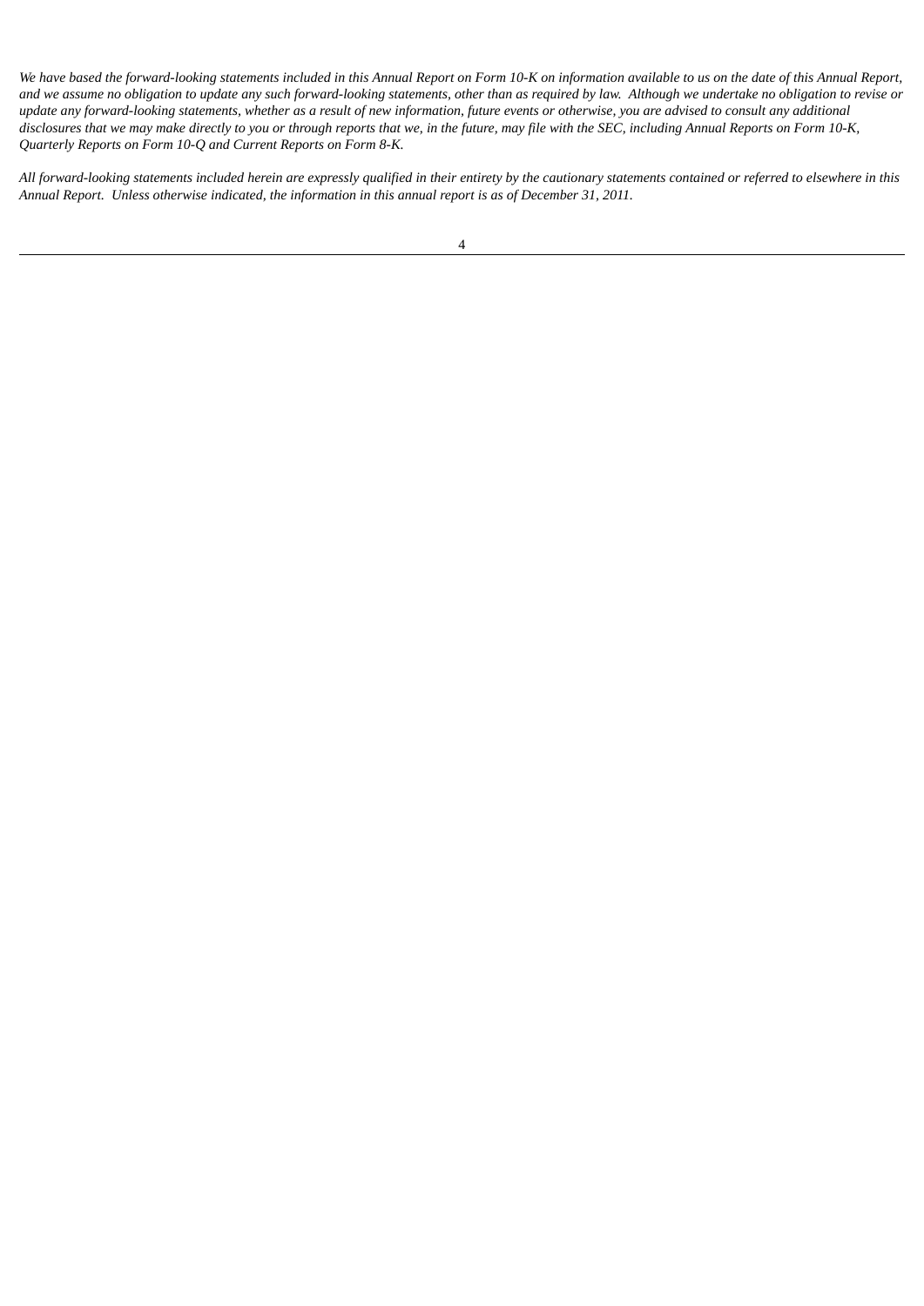*We have based the forward-looking statements included in this Annual Report on Form 10-K on information available to us on the date of this Annual Report, and we assume no obligation to update any such forward-looking statements, other than as required by law.  Although we undertake no obligation to revise or update any forward-looking statements, whether as a result of new information, future events or otherwise, you are advised to consult any additional disclosures that we may make directly to you or through reports that we, in the future, may file with the SEC, including Annual Reports on Form 10-K, Quarterly Reports on Form 10-Q and Current Reports on Form 8-K.*

*All forward-looking statements included herein are expressly qualified in their entirety by the cautionary statements contained or referred to elsewhere in this Annual Report.  Unless otherwise indicated, the information in this annual report is as of December 31, 2011.*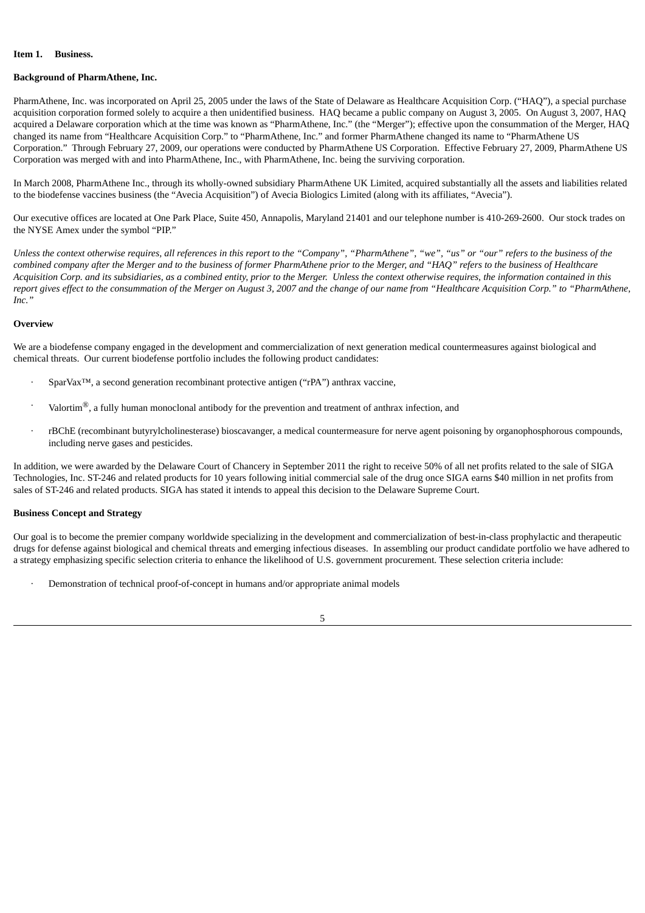**Item 1. Business.**

**Background of PharmAthene, Inc.**

PharmAthene, Inc. was incorporated on April 25, 2005 under the laws of the State of Delaware as Healthcare Acquisition Corp. ("HAQ"), a special purchase acquisition corporation formed solely to acquire a then unidentified business. HAQ became a public company on August 3, 2005. On August 3, 2007, HAQ acquired a Delaware corporation which at the time was known as "PharmAthene, Inc." (the "Merger"); effective upon the consummation of the Merger, HAQ changed its name from "Healthcare Acquisition Corp." to "PharmAthene, Inc." and former PharmAthene changed its name to "PharmAthene US Corporation." Through February 27, 2009, our operations were conducted by PharmAthene US Corporation. Effective February 27, 2009, PharmAthene US Corporation was merged with and into PharmAthene, Inc., with PharmAthene, Inc. being the surviving corporation.

In March 2008, PharmAthene Inc., through its wholly-owned subsidiary PharmAthene UK Limited, acquired substantially all the assets and liabilities related to the biodefense vaccines business (the "Avecia Acquisition") of Avecia Biologics Limited (along with its affiliates, "Avecia").

Our executive offices are located at One Park Place, Suite 450, Annapolis, Maryland 21401 and our telephone number is 410-269-2600. Our stock trades on the NYSE Amex under the symbol "PIP."

*Unless the context otherwise requires, all references in this report to the "Company", "PharmAthene", "we", "us" or "our" refers to the business of the combined company after the Merger and to the business of former PharmAthene prior to the Merger, and "HAQ" refers to the business of Healthcare Acquisition Corp. and its subsidiaries, as a combined entity, prior to the Merger. Unless the context otherwise requires, the information contained in this report gives effect to the consummation of the Merger on August 3, 2007 and the change of our name from "Healthcare Acquisition Corp." to "PharmAthene, Inc."*

**Overview**

We are a biodefense company engaged in the development and commercialization of next generation medical countermeasures against biological and chemical threats. Our current biodefense portfolio includes the following product candidates:

- SparVax™, a second generation recombinant protective antigen ("rPA") anthrax vaccine,
- Valortim®, a fully human monoclonal antibody for the prevention and treatment of anthrax infection, and
- rBChE (recombinant butyrylcholinesterase) bioscavanger, a medical countermeasure for nerve agent poisoning by organophosphorous compounds, including nerve gases and pesticides.

In addition, we were awarded by the Delaware Court of Chancery in September 2011 the right to receive 50% of all net profits related to the sale of SIGA Technologies, Inc. ST-246 and related products for 10 years following initial commercial sale of the drug once SIGA earns $40 million in net profits from sales of ST-246 and related products. SIGA has stated it intends to appeal this decision to the Delaware Supreme Court.

**Business Concept and Strategy**

Our goal is to become the premier company worldwide specializing in the development and commercialization of best-in-class prophylactic and therapeutic drugs for defense against biological and chemical threats and emerging infectious diseases. In assembling our product candidate portfolio we have adhered to a strategy emphasizing specific selection criteria to enhance the likelihood of U.S. government procurement. These selection criteria include:

- Demonstration of technical proof-of-concept in humans and/or appropriate animal models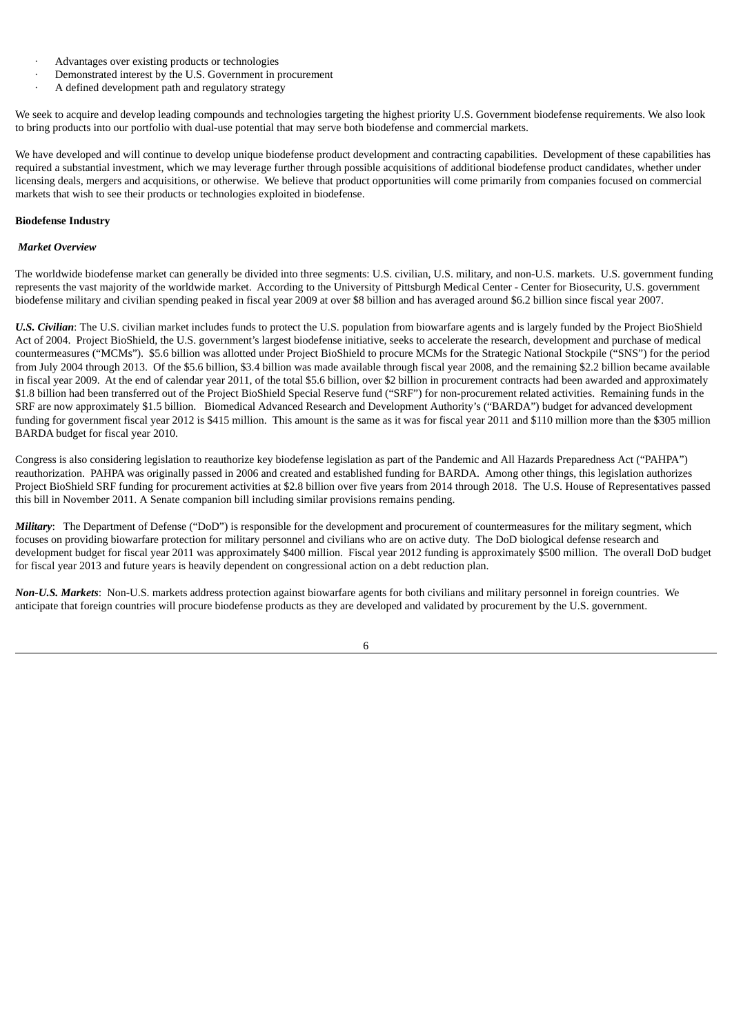- Advantages over existing products or technologies
- Demonstrated interest by the U.S. Government in procurement
- A defined development path and regulatory strategy

We seek to acquire and develop leading compounds and technologies targeting the highest priority U.S. Government biodefense requirements. We also look to bring products into our portfolio with dual-use potential that may serve both biodefense and commercial markets.

We have developed and will continue to develop unique biodefense product development and contracting capabilities. Development of these capabilities has required a substantial investment, which we may leverage further through possible acquisitions of additional biodefense product candidates, whether under licensing deals, mergers and acquisitions, or otherwise. We believe that product opportunities will come primarily from companies focused on commercial markets that wish to see their products or technologies exploited in biodefense.

**Biodefense Industry**

***Market Overview***

The worldwide biodefense market can generally be divided into three segments: U.S. civilian, U.S. military, and non-U.S. markets. U.S. government funding represents the vast majority of the worldwide market. According to the University of Pittsburgh Medical Center - Center for Biosecurity, U.S. government biodefense military and civilian spending peaked in fiscal year 2009 at over $8 billion and has averaged around $6.2 billion since fiscal year 2007.

***U.S. Civilian***: The U.S. civilian market includes funds to protect the U.S. population from biowarfare agents and is largely funded by the Project BioShield Act of 2004. Project BioShield, the U.S. government's largest biodefense initiative, seeks to accelerate the research, development and purchase of medical countermeasures ("MCMs"). $5.6 billion was allotted under Project BioShield to procure MCMs for the Strategic National Stockpile ("SNS") for the period from July 2004 through 2013. Of the $5.6 billion, $3.4 billion was made available through fiscal year 2008, and the remaining $2.2 billion became available in fiscal year 2009. At the end of calendar year 2011, of the total $5.6 billion, over $2 billion in procurement contracts had been awarded and approximately $1.8 billion had been transferred out of the Project BioShield Special Reserve fund ("SRF") for non-procurement related activities. Remaining funds in the SRF are now approximately $1.5 billion. Biomedical Advanced Research and Development Authority's ("BARDA") budget for advanced development funding for government fiscal year 2012 is $415 million. This amount is the same as it was for fiscal year 2011 and $110 million more than the $305 million BARDA budget for fiscal year 2010.

Congress is also considering legislation to reauthorize key biodefense legislation as part of the Pandemic and All Hazards Preparedness Act ("PAHPA") reauthorization. PAHPA was originally passed in 2006 and created and established funding for BARDA. Among other things, this legislation authorizes Project BioShield SRF funding for procurement activities at $2.8 billion over five years from 2014 through 2018. The U.S. House of Representatives passed this bill in November 2011. A Senate companion bill including similar provisions remains pending.

***Military***: The Department of Defense ("DoD") is responsible for the development and procurement of countermeasures for the military segment, which focuses on providing biowarfare protection for military personnel and civilians who are on active duty. The DoD biological defense research and development budget for fiscal year 2011 was approximately $400 million. Fiscal year 2012 funding is approximately $500 million. The overall DoD budget for fiscal year 2013 and future years is heavily dependent on congressional action on a debt reduction plan.

***Non-U.S. Markets***: Non-U.S. markets address protection against biowarfare agents for both civilians and military personnel in foreign countries. We anticipate that foreign countries will procure biodefense products as they are developed and validated by procurement by the U.S. government.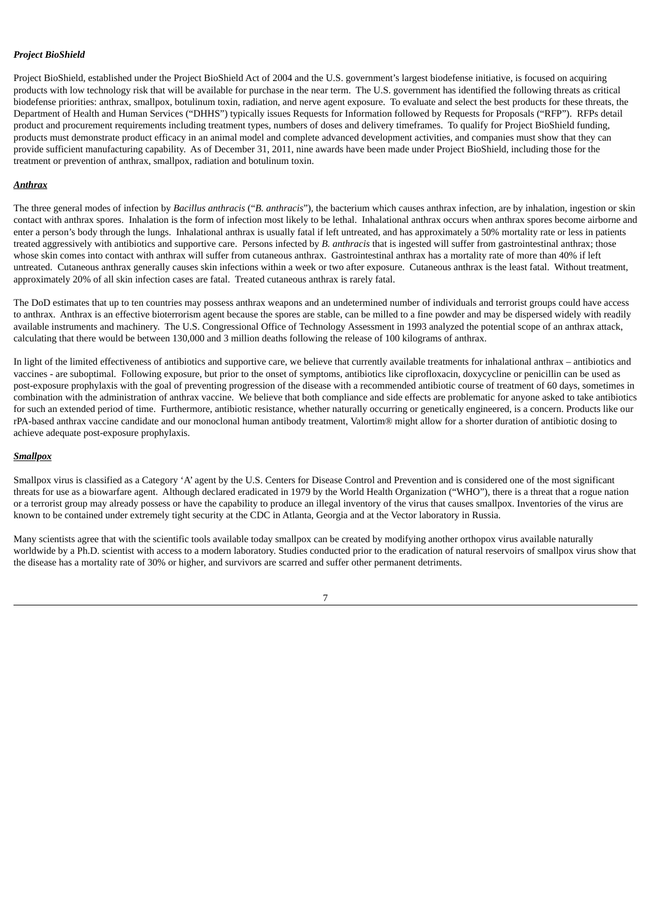***Project BioShield***

Project BioShield, established under the Project BioShield Act of 2004 and the U.S. government's largest biodefense initiative, is focused on acquiring products with low technology risk that will be available for purchase in the near term. The U.S. government has identified the following threats as critical biodefense priorities: anthrax, smallpox, botulinum toxin, radiation, and nerve agent exposure. To evaluate and select the best products for these threats, the Department of Health and Human Services ("DHHS") typically issues Requests for Information followed by Requests for Proposals ("RFP"). RFPs detail product and procurement requirements including treatment types, numbers of doses and delivery timeframes. To qualify for Project BioShield funding, products must demonstrate product efficacy in an animal model and complete advanced development activities, and companies must show that they can provide sufficient manufacturing capability. As of December 31, 2011, nine awards have been made under Project BioShield, including those for the treatment or prevention of anthrax, smallpox, radiation and botulinum toxin.

***Anthrax***

The three general modes of infection by *Bacillus anthracis* ("*B. anthracis*"), the bacterium which causes anthrax infection, are by inhalation, ingestion or skin contact with anthrax spores. Inhalation is the form of infection most likely to be lethal. Inhalational anthrax occurs when anthrax spores become airborne and enter a person's body through the lungs. Inhalational anthrax is usually fatal if left untreated, and has approximately a 50% mortality rate or less in patients treated aggressively with antibiotics and supportive care. Persons infected by *B. anthracis* that is ingested will suffer from gastrointestinal anthrax; those whose skin comes into contact with anthrax will suffer from cutaneous anthrax. Gastrointestinal anthrax has a mortality rate of more than 40% if left untreated. Cutaneous anthrax generally causes skin infections within a week or two after exposure. Cutaneous anthrax is the least fatal. Without treatment, approximately 20% of all skin infection cases are fatal. Treated cutaneous anthrax is rarely fatal.

The DoD estimates that up to ten countries may possess anthrax weapons and an undetermined number of individuals and terrorist groups could have access to anthrax. Anthrax is an effective bioterrorism agent because the spores are stable, can be milled to a fine powder and may be dispersed widely with readily available instruments and machinery. The U.S. Congressional Office of Technology Assessment in 1993 analyzed the potential scope of an anthrax attack, calculating that there would be between 130,000 and 3 million deaths following the release of 100 kilograms of anthrax.

In light of the limited effectiveness of antibiotics and supportive care, we believe that currently available treatments for inhalational anthrax – antibiotics and vaccines - are suboptimal. Following exposure, but prior to the onset of symptoms, antibiotics like ciprofloxacin, doxycycline or penicillin can be used as post-exposure prophylaxis with the goal of preventing progression of the disease with a recommended antibiotic course of treatment of 60 days, sometimes in combination with the administration of anthrax vaccine. We believe that both compliance and side effects are problematic for anyone asked to take antibiotics for such an extended period of time. Furthermore, antibiotic resistance, whether naturally occurring or genetically engineered, is a concern. Products like our rPA-based anthrax vaccine candidate and our monoclonal human antibody treatment, Valortim® might allow for a shorter duration of antibiotic dosing to achieve adequate post-exposure prophylaxis.

***Smallpox***

Smallpox virus is classified as a Category 'A' agent by the U.S. Centers for Disease Control and Prevention and is considered one of the most significant threats for use as a biowarfare agent. Although declared eradicated in 1979 by the World Health Organization ("WHO"), there is a threat that a rogue nation or a terrorist group may already possess or have the capability to produce an illegal inventory of the virus that causes smallpox. Inventories of the virus are known to be contained under extremely tight security at the CDC in Atlanta, Georgia and at the Vector laboratory in Russia.

Many scientists agree that with the scientific tools available today smallpox can be created by modifying another orthopox virus available naturally worldwide by a Ph.D. scientist with access to a modern laboratory. Studies conducted prior to the eradication of natural reservoirs of smallpox virus show that the disease has a mortality rate of 30% or higher, and survivors are scarred and suffer other permanent detriments.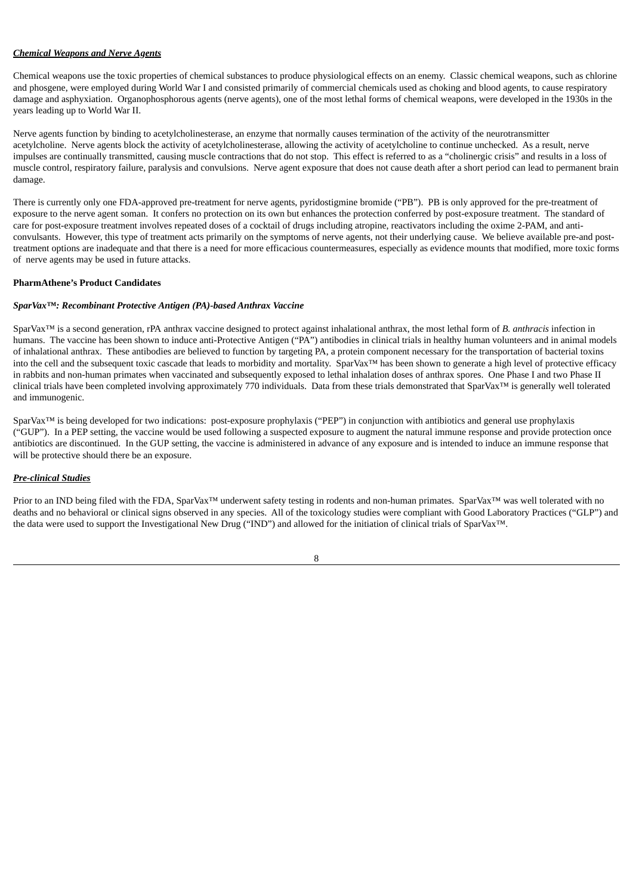***Chemical Weapons and Nerve Agents***

Chemical weapons use the toxic properties of chemical substances to produce physiological effects on an enemy. Classic chemical weapons, such as chlorine and phosgene, were employed during World War I and consisted primarily of commercial chemicals used as choking and blood agents, to cause respiratory damage and asphyxiation. Organophosphorous agents (nerve agents), one of the most lethal forms of chemical weapons, were developed in the 1930s in the years leading up to World War II.

Nerve agents function by binding to acetylcholinesterase, an enzyme that normally causes termination of the activity of the neurotransmitter acetylcholine. Nerve agents block the activity of acetylcholinesterase, allowing the activity of acetylcholine to continue unchecked. As a result, nerve impulses are continually transmitted, causing muscle contractions that do not stop. This effect is referred to as a "cholinergic crisis" and results in a loss of muscle control, respiratory failure, paralysis and convulsions. Nerve agent exposure that does not cause death after a short period can lead to permanent brain damage.

There is currently only one FDA-approved pre-treatment for nerve agents, pyridostigmine bromide ("PB"). PB is only approved for the pre-treatment of exposure to the nerve agent soman. It confers no protection on its own but enhances the protection conferred by post-exposure treatment. The standard of care for post-exposure treatment involves repeated doses of a cocktail of drugs including atropine, reactivators including the oxime 2-PAM, and anti-convulsants. However, this type of treatment acts primarily on the symptoms of nerve agents, not their underlying cause. We believe available pre-and post-treatment options are inadequate and that there is a need for more efficacious countermeasures, especially as evidence mounts that modified, more toxic forms of nerve agents may be used in future attacks.

**PharmAthene's Product Candidates**

***SparVax™: Recombinant Protective Antigen (PA)-based Anthrax Vaccine***

SparVax™ is a second generation, rPA anthrax vaccine designed to protect against inhalational anthrax, the most lethal form of *B. anthracis* infection in humans. The vaccine has been shown to induce anti-Protective Antigen ("PA") antibodies in clinical trials in healthy human volunteers and in animal models of inhalational anthrax. These antibodies are believed to function by targeting PA, a protein component necessary for the transportation of bacterial toxins into the cell and the subsequent toxic cascade that leads to morbidity and mortality. SparVax™ has been shown to generate a high level of protective efficacy in rabbits and non-human primates when vaccinated and subsequently exposed to lethal inhalation doses of anthrax spores. One Phase I and two Phase II clinical trials have been completed involving approximately 770 individuals. Data from these trials demonstrated that SparVax™ is generally well tolerated and immunogenic.

SparVax™ is being developed for two indications: post-exposure prophylaxis ("PEP") in conjunction with antibiotics and general use prophylaxis ("GUP"). In a PEP setting, the vaccine would be used following a suspected exposure to augment the natural immune response and provide protection once antibiotics are discontinued. In the GUP setting, the vaccine is administered in advance of any exposure and is intended to induce an immune response that will be protective should there be an exposure.

***Pre-clinical Studies***

Prior to an IND being filed with the FDA, SparVax™ underwent safety testing in rodents and non-human primates. SparVax™ was well tolerated with no deaths and no behavioral or clinical signs observed in any species. All of the toxicology studies were compliant with Good Laboratory Practices ("GLP") and the data were used to support the Investigational New Drug ("IND") and allowed for the initiation of clinical trials of SparVax™.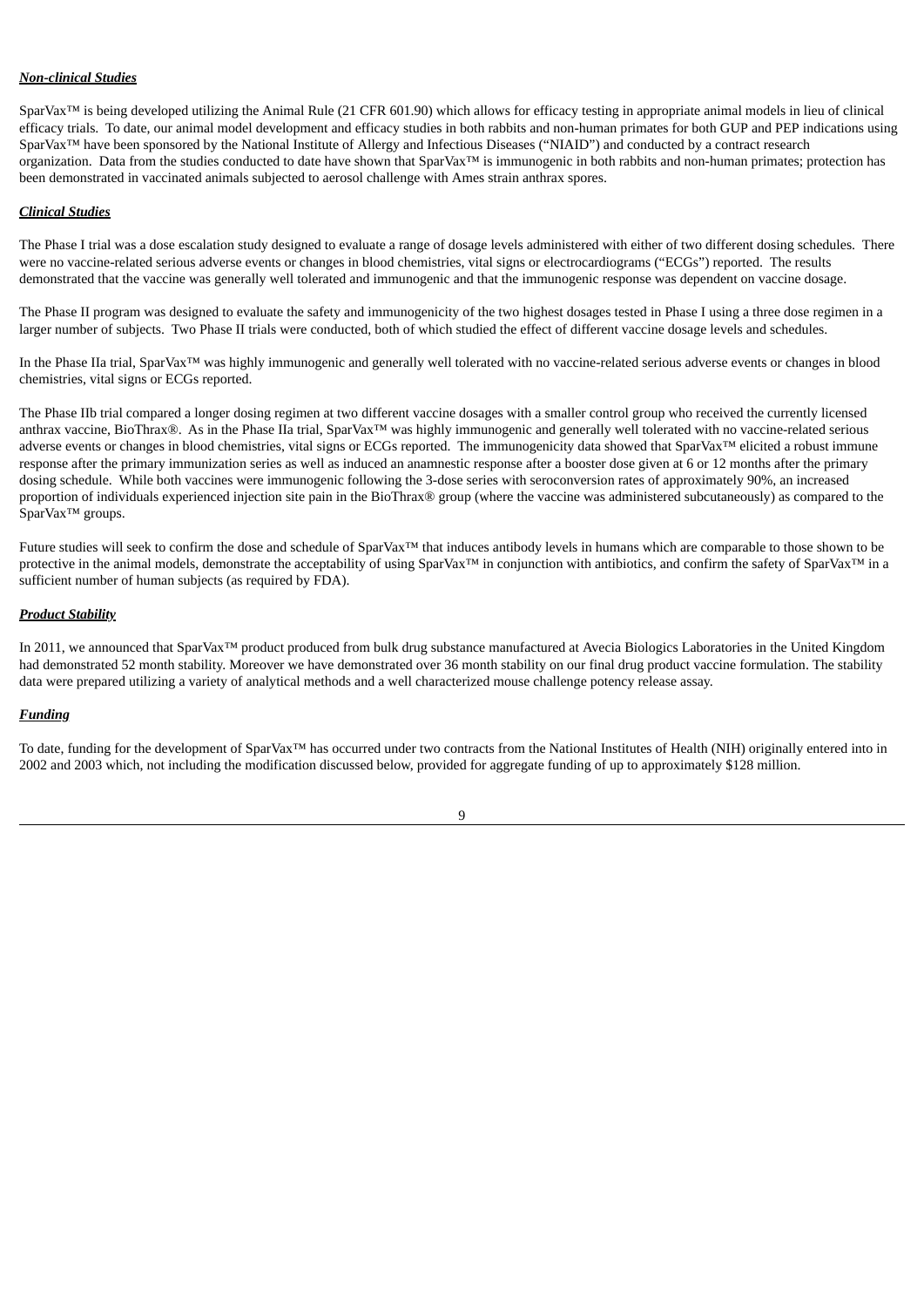***Non-clinical Studies***

SparVax™ is being developed utilizing the Animal Rule (21 CFR 601.90) which allows for efficacy testing in appropriate animal models in lieu of clinical efficacy trials. To date, our animal model development and efficacy studies in both rabbits and non-human primates for both GUP and PEP indications using SparVax™ have been sponsored by the National Institute of Allergy and Infectious Diseases ("NIAID") and conducted by a contract research organization. Data from the studies conducted to date have shown that SparVax™ is immunogenic in both rabbits and non-human primates; protection has been demonstrated in vaccinated animals subjected to aerosol challenge with Ames strain anthrax spores.

***Clinical Studies***

The Phase I trial was a dose escalation study designed to evaluate a range of dosage levels administered with either of two different dosing schedules. There were no vaccine-related serious adverse events or changes in blood chemistries, vital signs or electrocardiograms ("ECGs") reported. The results demonstrated that the vaccine was generally well tolerated and immunogenic and that the immunogenic response was dependent on vaccine dosage.

The Phase II program was designed to evaluate the safety and immunogenicity of the two highest dosages tested in Phase I using a three dose regimen in a larger number of subjects. Two Phase II trials were conducted, both of which studied the effect of different vaccine dosage levels and schedules.

In the Phase IIa trial, SparVax™ was highly immunogenic and generally well tolerated with no vaccine-related serious adverse events or changes in blood chemistries, vital signs or ECGs reported.

The Phase IIb trial compared a longer dosing regimen at two different vaccine dosages with a smaller control group who received the currently licensed anthrax vaccine, BioThrax®. As in the Phase IIa trial, SparVax™ was highly immunogenic and generally well tolerated with no vaccine-related serious adverse events or changes in blood chemistries, vital signs or ECGs reported. The immunogenicity data showed that SparVax™ elicited a robust immune response after the primary immunization series as well as induced an anamnestic response after a booster dose given at 6 or 12 months after the primary dosing schedule. While both vaccines were immunogenic following the 3-dose series with seroconversion rates of approximately 90%, an increased proportion of individuals experienced injection site pain in the BioThrax® group (where the vaccine was administered subcutaneously) as compared to the SparVax™ groups.

Future studies will seek to confirm the dose and schedule of SparVax™ that induces antibody levels in humans which are comparable to those shown to be protective in the animal models, demonstrate the acceptability of using SparVax™ in conjunction with antibiotics, and confirm the safety of SparVax™ in a sufficient number of human subjects (as required by FDA).

***Product Stability***

In 2011, we announced that SparVax™ product produced from bulk drug substance manufactured at Avecia Biologics Laboratories in the United Kingdom had demonstrated 52 month stability. Moreover we have demonstrated over 36 month stability on our final drug product vaccine formulation. The stability data were prepared utilizing a variety of analytical methods and a well characterized mouse challenge potency release assay.

***Funding***

To date, funding for the development of SparVax™ has occurred under two contracts from the National Institutes of Health (NIH) originally entered into in 2002 and 2003 which, not including the modification discussed below, provided for aggregate funding of up to approximately $128 million.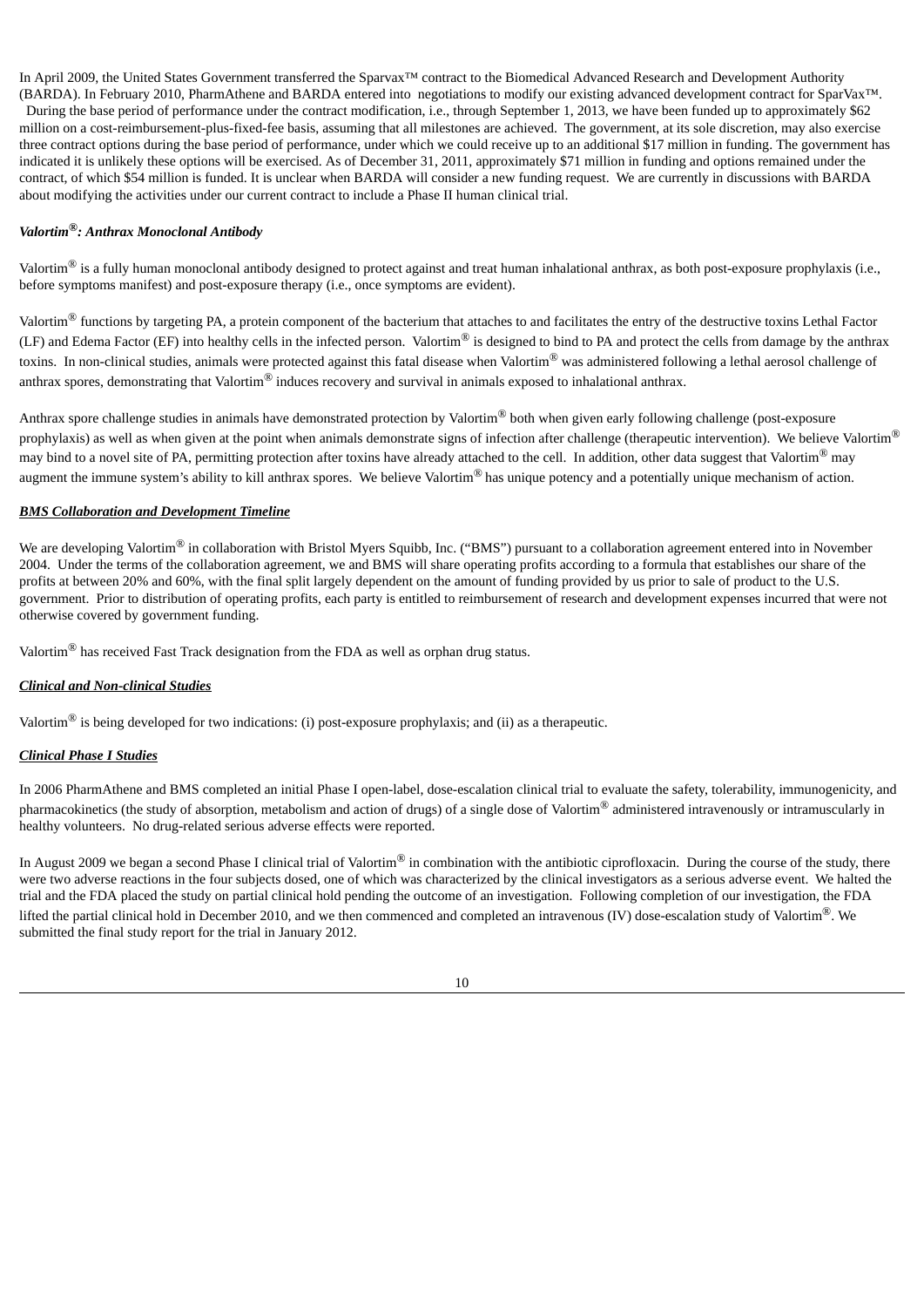In April 2009, the United States Government transferred the Sparvax™ contract to the Biomedical Advanced Research and Development Authority (BARDA). In February 2010, PharmAthene and BARDA entered into negotiations to modify our existing advanced development contract for SparVax™. During the base period of performance under the contract modification, i.e., through September 1, 2013, we have been funded up to approximately $62 million on a cost-reimbursement-plus-fixed-fee basis, assuming that all milestones are achieved. The government, at its sole discretion, may also exercise three contract options during the base period of performance, under which we could receive up to an additional $17 million in funding. The government has indicated it is unlikely these options will be exercised. As of December 31, 2011, approximately $71 million in funding and options remained under the contract, of which $54 million is funded. It is unclear when BARDA will consider a new funding request. We are currently in discussions with BARDA about modifying the activities under our current contract to include a Phase II human clinical trial.

***Valortim®: Anthrax Monoclonal Antibody***

Valortim® is a fully human monoclonal antibody designed to protect against and treat human inhalational anthrax, as both post-exposure prophylaxis (i.e., before symptoms manifest) and post-exposure therapy (i.e., once symptoms are evident).

Valortim® functions by targeting PA, a protein component of the bacterium that attaches to and facilitates the entry of the destructive toxins Lethal Factor (LF) and Edema Factor (EF) into healthy cells in the infected person. Valortim® is designed to bind to PA and protect the cells from damage by the anthrax toxins. In non-clinical studies, animals were protected against this fatal disease when Valortim® was administered following a lethal aerosol challenge of anthrax spores, demonstrating that Valortim® induces recovery and survival in animals exposed to inhalational anthrax.

Anthrax spore challenge studies in animals have demonstrated protection by Valortim® both when given early following challenge (post-exposure prophylaxis) as well as when given at the point when animals demonstrate signs of infection after challenge (therapeutic intervention). We believe Valortim® may bind to a novel site of PA, permitting protection after toxins have already attached to the cell. In addition, other data suggest that Valortim® may augment the immune system's ability to kill anthrax spores. We believe Valortim® has unique potency and a potentially unique mechanism of action.

***BMS Collaboration and Development Timeline***

We are developing Valortim® in collaboration with Bristol Myers Squibb, Inc. ("BMS") pursuant to a collaboration agreement entered into in November 2004. Under the terms of the collaboration agreement, we and BMS will share operating profits according to a formula that establishes our share of the profits at between 20% and 60%, with the final split largely dependent on the amount of funding provided by us prior to sale of product to the U.S. government. Prior to distribution of operating profits, each party is entitled to reimbursement of research and development expenses incurred that were not otherwise covered by government funding.

Valortim® has received Fast Track designation from the FDA as well as orphan drug status.

***Clinical and Non-clinical Studies***

Valortim® is being developed for two indications: (i) post-exposure prophylaxis; and (ii) as a therapeutic.

***Clinical Phase I Studies***

In 2006 PharmAthene and BMS completed an initial Phase I open-label, dose-escalation clinical trial to evaluate the safety, tolerability, immunogenicity, and pharmacokinetics (the study of absorption, metabolism and action of drugs) of a single dose of Valortim® administered intravenously or intramuscularly in healthy volunteers. No drug-related serious adverse effects were reported.

In August 2009 we began a second Phase I clinical trial of Valortim® in combination with the antibiotic ciprofloxacin. During the course of the study, there were two adverse reactions in the four subjects dosed, one of which was characterized by the clinical investigators as a serious adverse event. We halted the trial and the FDA placed the study on partial clinical hold pending the outcome of an investigation. Following completion of our investigation, the FDA lifted the partial clinical hold in December 2010, and we then commenced and completed an intravenous (IV) dose-escalation study of Valortim®. We submitted the final study report for the trial in January 2012.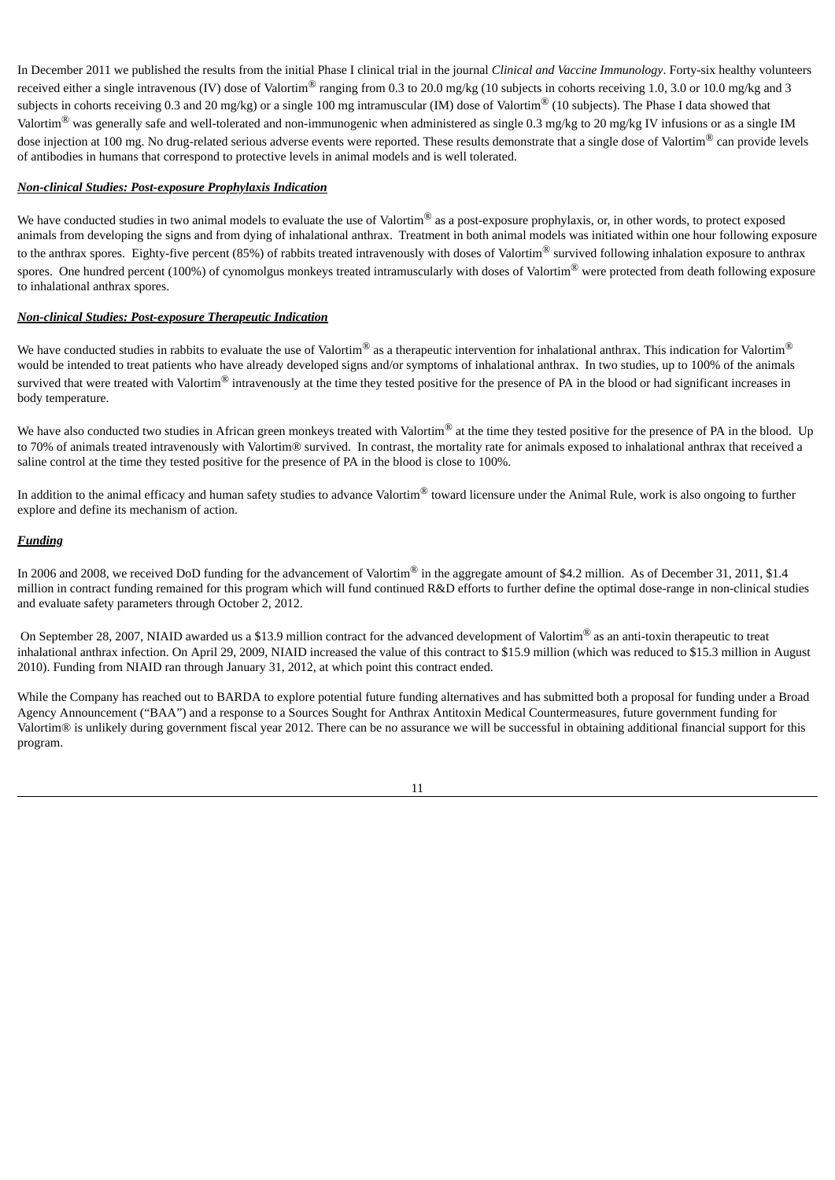In December 2011 we published the results from the initial Phase I clinical trial in the journal *Clinical and Vaccine Immunology*. Forty-six healthy volunteers received either a single intravenous (IV) dose of Valortim® ranging from 0.3 to 20.0 mg/kg (10 subjects in cohorts receiving 1.0, 3.0 or 10.0 mg/kg and 3 subjects in cohorts receiving 0.3 and 20 mg/kg) or a single 100 mg intramuscular (IM) dose of Valortim® (10 subjects). The Phase I data showed that Valortim® was generally safe and well-tolerated and non-immunogenic when administered as single 0.3 mg/kg to 20 mg/kg IV infusions or as a single IM dose injection at 100 mg. No drug-related serious adverse events were reported. These results demonstrate that a single dose of Valortim® can provide levels of antibodies in humans that correspond to protective levels in animal models and is well tolerated.

***Non-clinical Studies: Post-exposure Prophylaxis Indication***

We have conducted studies in two animal models to evaluate the use of Valortim® as a post-exposure prophylaxis, or, in other words, to protect exposed animals from developing the signs and from dying of inhalational anthrax. Treatment in both animal models was initiated within one hour following exposure to the anthrax spores. Eighty-five percent (85%) of rabbits treated intravenously with doses of Valortim® survived following inhalation exposure to anthrax spores. One hundred percent (100%) of cynomolgus monkeys treated intramuscularly with doses of Valortim® were protected from death following exposure to inhalational anthrax spores.

***Non-clinical Studies: Post-exposure Therapeutic Indication***

We have conducted studies in rabbits to evaluate the use of Valortim® as a therapeutic intervention for inhalational anthrax. This indication for Valortim® would be intended to treat patients who have already developed signs and/or symptoms of inhalational anthrax. In two studies, up to 100% of the animals survived that were treated with Valortim® intravenously at the time they tested positive for the presence of PA in the blood or had significant increases in body temperature.

We have also conducted two studies in African green monkeys treated with Valortim® at the time they tested positive for the presence of PA in the blood. Up to 70% of animals treated intravenously with Valortim® survived. In contrast, the mortality rate for animals exposed to inhalational anthrax that received a saline control at the time they tested positive for the presence of PA in the blood is close to 100%.

In addition to the animal efficacy and human safety studies to advance Valortim® toward licensure under the Animal Rule, work is also ongoing to further explore and define its mechanism of action.

***Funding***

In 2006 and 2008, we received DoD funding for the advancement of Valortim® in the aggregate amount of $4.2 million. As of December 31, 2011, $1.4 million in contract funding remained for this program which will fund continued R&D efforts to further define the optimal dose-range in non-clinical studies and evaluate safety parameters through October 2, 2012.

On September 28, 2007, NIAID awarded us a $13.9 million contract for the advanced development of Valortim® as an anti-toxin therapeutic to treat inhalational anthrax infection. On April 29, 2009, NIAID increased the value of this contract to $15.9 million (which was reduced to $15.3 million in August 2010). Funding from NIAID ran through January 31, 2012, at which point this contract ended.

While the Company has reached out to BARDA to explore potential future funding alternatives and has submitted both a proposal for funding under a Broad Agency Announcement ("BAA") and a response to a Sources Sought for Anthrax Antitoxin Medical Countermeasures, future government funding for Valortim® is unlikely during government fiscal year 2012. There can be no assurance we will be successful in obtaining additional financial support for this program.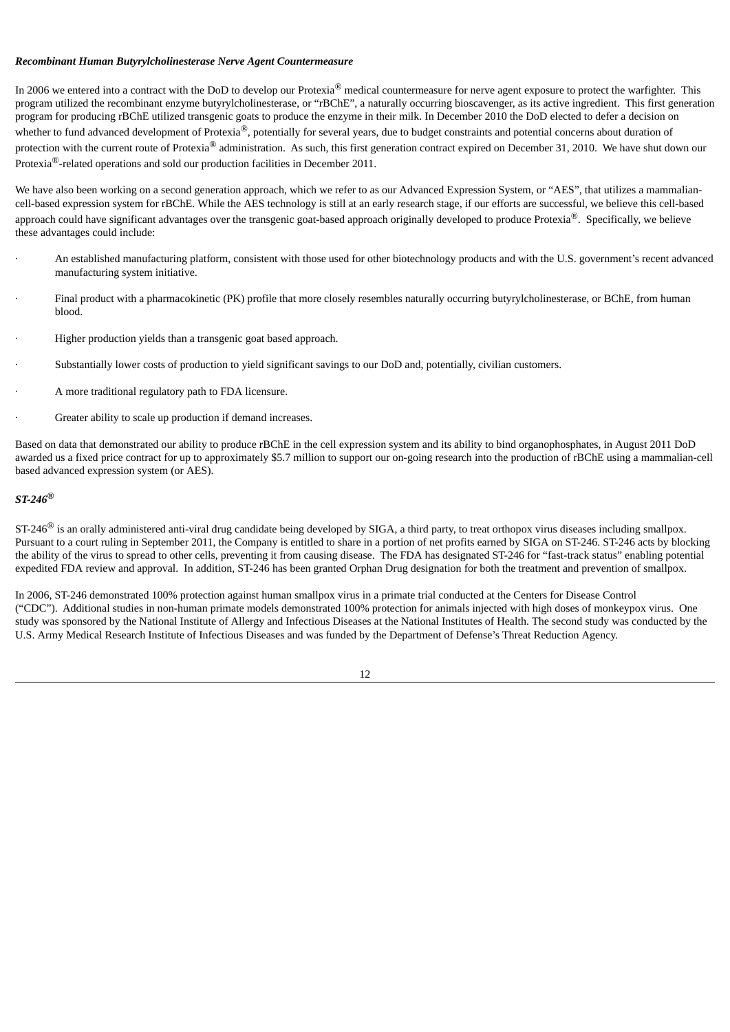***Recombinant Human Butyrylcholinesterase Nerve Agent Countermeasure***

In 2006 we entered into a contract with the DoD to develop our Protexia® medical countermeasure for nerve agent exposure to protect the warfighter. This program utilized the recombinant enzyme butyrylcholinesterase, or "rBChE", a naturally occurring bioscavenger, as its active ingredient. This first generation program for producing rBChE utilized transgenic goats to produce the enzyme in their milk. In December 2010 the DoD elected to defer a decision on whether to fund advanced development of Protexia®, potentially for several years, due to budget constraints and potential concerns about duration of protection with the current route of Protexia® administration. As such, this first generation contract expired on December 31, 2010. We have shut down our Protexia®-related operations and sold our production facilities in December 2011.

We have also been working on a second generation approach, which we refer to as our Advanced Expression System, or "AES", that utilizes a mammalian-cell-based expression system for rBChE. While the AES technology is still at an early research stage, if our efforts are successful, we believe this cell-based approach could have significant advantages over the transgenic goat-based approach originally developed to produce Protexia®. Specifically, we believe these advantages could include:

- An established manufacturing platform, consistent with those used for other biotechnology products and with the U.S. government's recent advanced manufacturing system initiative.
- Final product with a pharmacokinetic (PK) profile that more closely resembles naturally occurring butyrylcholinesterase, or BChE, from human blood.
- Higher production yields than a transgenic goat based approach.
- Substantially lower costs of production to yield significant savings to our DoD and, potentially, civilian customers.
- A more traditional regulatory path to FDA licensure.
- Greater ability to scale up production if demand increases.

Based on data that demonstrated our ability to produce rBChE in the cell expression system and its ability to bind organophosphates, in August 2011 DoD awarded us a fixed price contract for up to approximately $5.7 million to support our on-going research into the production of rBChE using a mammalian-cell based advanced expression system (or AES).

***ST-246®***

ST-246® is an orally administered anti-viral drug candidate being developed by SIGA, a third party, to treat orthopox virus diseases including smallpox. Pursuant to a court ruling in September 2011, the Company is entitled to share in a portion of net profits earned by SIGA on ST-246. ST-246 acts by blocking the ability of the virus to spread to other cells, preventing it from causing disease. The FDA has designated ST-246 for "fast-track status" enabling potential expedited FDA review and approval. In addition, ST-246 has been granted Orphan Drug designation for both the treatment and prevention of smallpox.

In 2006, ST-246 demonstrated 100% protection against human smallpox virus in a primate trial conducted at the Centers for Disease Control ("CDC"). Additional studies in non-human primate models demonstrated 100% protection for animals injected with high doses of monkeypox virus. One study was sponsored by the National Institute of Allergy and Infectious Diseases at the National Institutes of Health. The second study was conducted by the U.S. Army Medical Research Institute of Infectious Diseases and was funded by the Department of Defense's Threat Reduction Agency.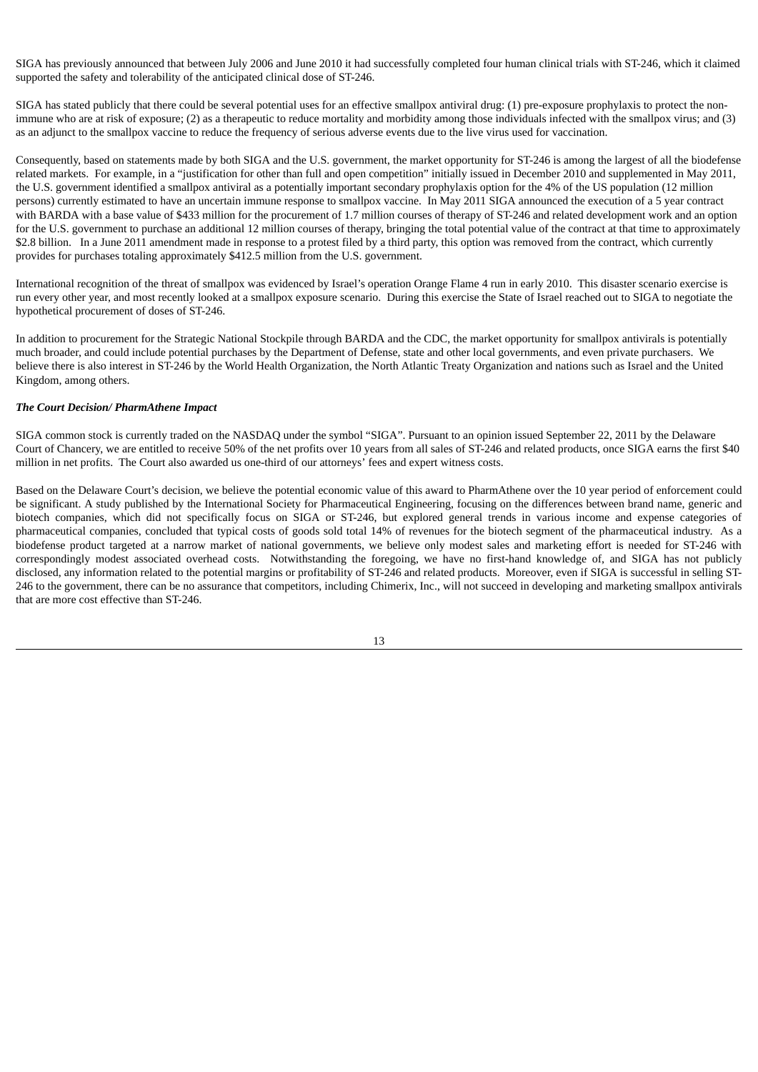SIGA has previously announced that between July 2006 and June 2010 it had successfully completed four human clinical trials with ST-246, which it claimed supported the safety and tolerability of the anticipated clinical dose of ST-246.

SIGA has stated publicly that there could be several potential uses for an effective smallpox antiviral drug: (1) pre-exposure prophylaxis to protect the non-immune who are at risk of exposure; (2) as a therapeutic to reduce mortality and morbidity among those individuals infected with the smallpox virus; and (3) as an adjunct to the smallpox vaccine to reduce the frequency of serious adverse events due to the live virus used for vaccination.

Consequently, based on statements made by both SIGA and the U.S. government, the market opportunity for ST-246 is among the largest of all the biodefense related markets. For example, in a "justification for other than full and open competition" initially issued in December 2010 and supplemented in May 2011, the U.S. government identified a smallpox antiviral as a potentially important secondary prophylaxis option for the 4% of the US population (12 million persons) currently estimated to have an uncertain immune response to smallpox vaccine. In May 2011 SIGA announced the execution of a 5 year contract with BARDA with a base value of $433 million for the procurement of 1.7 million courses of therapy of ST-246 and related development work and an option for the U.S. government to purchase an additional 12 million courses of therapy, bringing the total potential value of the contract at that time to approximately $2.8 billion. In a June 2011 amendment made in response to a protest filed by a third party, this option was removed from the contract, which currently provides for purchases totaling approximately $412.5 million from the U.S. government.

International recognition of the threat of smallpox was evidenced by Israel's operation Orange Flame 4 run in early 2010. This disaster scenario exercise is run every other year, and most recently looked at a smallpox exposure scenario. During this exercise the State of Israel reached out to SIGA to negotiate the hypothetical procurement of doses of ST-246.

In addition to procurement for the Strategic National Stockpile through BARDA and the CDC, the market opportunity for smallpox antivirals is potentially much broader, and could include potential purchases by the Department of Defense, state and other local governments, and even private purchasers. We believe there is also interest in ST-246 by the World Health Organization, the North Atlantic Treaty Organization and nations such as Israel and the United Kingdom, among others.

***The Court Decision/ PharmAthene Impact***

SIGA common stock is currently traded on the NASDAQ under the symbol "SIGA". Pursuant to an opinion issued September 22, 2011 by the Delaware Court of Chancery, we are entitled to receive 50% of the net profits over 10 years from all sales of ST-246 and related products, once SIGA earns the first $40 million in net profits. The Court also awarded us one-third of our attorneys' fees and expert witness costs.

Based on the Delaware Court's decision, we believe the potential economic value of this award to PharmAthene over the 10 year period of enforcement could be significant. A study published by the International Society for Pharmaceutical Engineering, focusing on the differences between brand name, generic and biotech companies, which did not specifically focus on SIGA or ST-246, but explored general trends in various income and expense categories of pharmaceutical companies, concluded that typical costs of goods sold total 14% of revenues for the biotech segment of the pharmaceutical industry. As a biodefense product targeted at a narrow market of national governments, we believe only modest sales and marketing effort is needed for ST-246 with correspondingly modest associated overhead costs. Notwithstanding the foregoing, we have no first-hand knowledge of, and SIGA has not publicly disclosed, any information related to the potential margins or profitability of ST-246 and related products. Moreover, even if SIGA is successful in selling ST-246 to the government, there can be no assurance that competitors, including Chimerix, Inc., will not succeed in developing and marketing smallpox antivirals that are more cost effective than ST-246.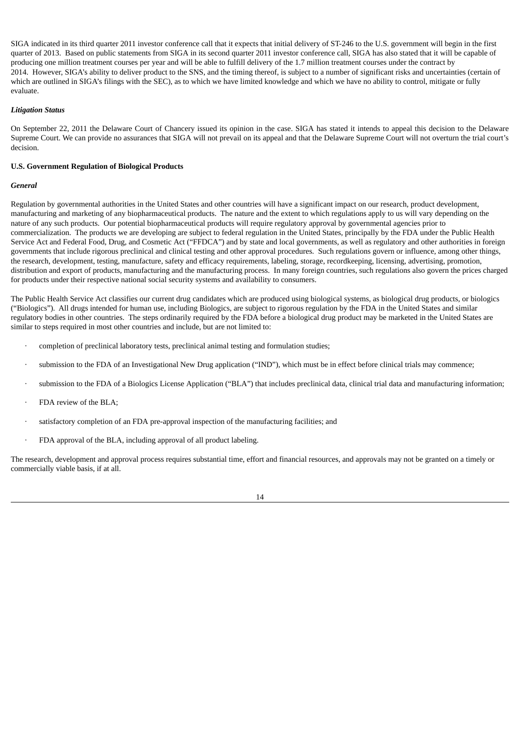SIGA indicated in its third quarter 2011 investor conference call that it expects that initial delivery of ST-246 to the U.S. government will begin in the first quarter of 2013. Based on public statements from SIGA in its second quarter 2011 investor conference call, SIGA has also stated that it will be capable of producing one million treatment courses per year and will be able to fulfill delivery of the 1.7 million treatment courses under the contract by 2014. However, SIGA's ability to deliver product to the SNS, and the timing thereof, is subject to a number of significant risks and uncertainties (certain of which are outlined in SIGA's filings with the SEC), as to which we have limited knowledge and which we have no ability to control, mitigate or fully evaluate.

***Litigation Status***

On September 22, 2011 the Delaware Court of Chancery issued its opinion in the case. SIGA has stated it intends to appeal this decision to the Delaware Supreme Court. We can provide no assurances that SIGA will not prevail on its appeal and that the Delaware Supreme Court will not overturn the trial court's decision.

**U.S. Government Regulation of Biological Products**

***General***

Regulation by governmental authorities in the United States and other countries will have a significant impact on our research, product development, manufacturing and marketing of any biopharmaceutical products. The nature and the extent to which regulations apply to us will vary depending on the nature of any such products. Our potential biopharmaceutical products will require regulatory approval by governmental agencies prior to commercialization. The products we are developing are subject to federal regulation in the United States, principally by the FDA under the Public Health Service Act and Federal Food, Drug, and Cosmetic Act ("FFDCA") and by state and local governments, as well as regulatory and other authorities in foreign governments that include rigorous preclinical and clinical testing and other approval procedures. Such regulations govern or influence, among other things, the research, development, testing, manufacture, safety and efficacy requirements, labeling, storage, recordkeeping, licensing, advertising, promotion, distribution and export of products, manufacturing and the manufacturing process. In many foreign countries, such regulations also govern the prices charged for products under their respective national social security systems and availability to consumers.

The Public Health Service Act classifies our current drug candidates which are produced using biological systems, as biological drug products, or biologics ("Biologics"). All drugs intended for human use, including Biologics, are subject to rigorous regulation by the FDA in the United States and similar regulatory bodies in other countries. The steps ordinarily required by the FDA before a biological drug product may be marketed in the United States are similar to steps required in most other countries and include, but are not limited to:

- completion of preclinical laboratory tests, preclinical animal testing and formulation studies;
- submission to the FDA of an Investigational New Drug application ("IND"), which must be in effect before clinical trials may commence;
- submission to the FDA of a Biologics License Application ("BLA") that includes preclinical data, clinical trial data and manufacturing information;
- FDA review of the BLA;
- satisfactory completion of an FDA pre-approval inspection of the manufacturing facilities; and
- FDA approval of the BLA, including approval of all product labeling.

The research, development and approval process requires substantial time, effort and financial resources, and approvals may not be granted on a timely or commercially viable basis, if at all.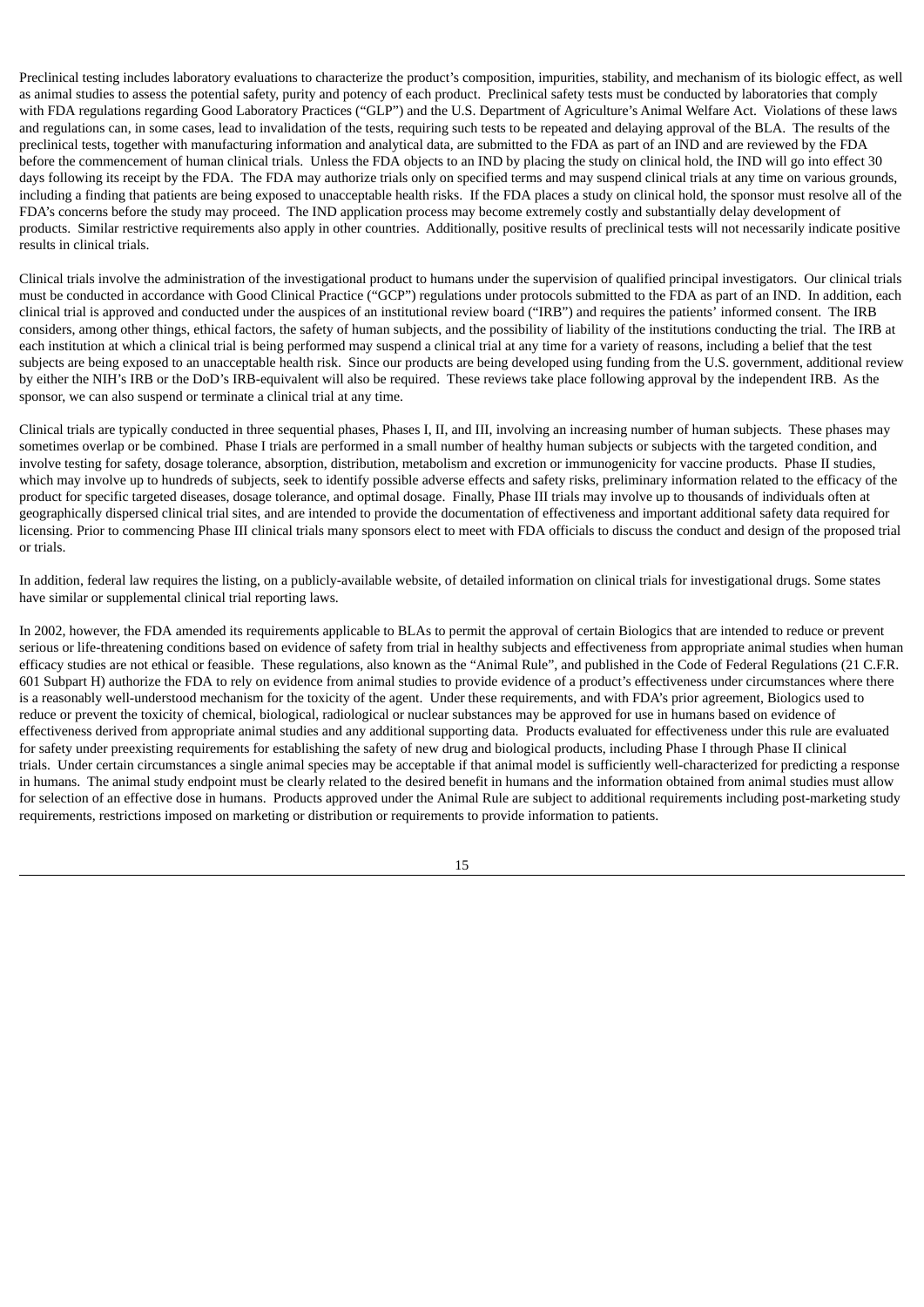Preclinical testing includes laboratory evaluations to characterize the product's composition, impurities, stability, and mechanism of its biologic effect, as well as animal studies to assess the potential safety, purity and potency of each product. Preclinical safety tests must be conducted by laboratories that comply with FDA regulations regarding Good Laboratory Practices ("GLP") and the U.S. Department of Agriculture's Animal Welfare Act. Violations of these laws and regulations can, in some cases, lead to invalidation of the tests, requiring such tests to be repeated and delaying approval of the BLA. The results of the preclinical tests, together with manufacturing information and analytical data, are submitted to the FDA as part of an IND and are reviewed by the FDA before the commencement of human clinical trials. Unless the FDA objects to an IND by placing the study on clinical hold, the IND will go into effect 30 days following its receipt by the FDA. The FDA may authorize trials only on specified terms and may suspend clinical trials at any time on various grounds, including a finding that patients are being exposed to unacceptable health risks. If the FDA places a study on clinical hold, the sponsor must resolve all of the FDA's concerns before the study may proceed. The IND application process may become extremely costly and substantially delay development of products. Similar restrictive requirements also apply in other countries. Additionally, positive results of preclinical tests will not necessarily indicate positive results in clinical trials.

Clinical trials involve the administration of the investigational product to humans under the supervision of qualified principal investigators. Our clinical trials must be conducted in accordance with Good Clinical Practice ("GCP") regulations under protocols submitted to the FDA as part of an IND. In addition, each clinical trial is approved and conducted under the auspices of an institutional review board ("IRB") and requires the patients' informed consent. The IRB considers, among other things, ethical factors, the safety of human subjects, and the possibility of liability of the institutions conducting the trial. The IRB at each institution at which a clinical trial is being performed may suspend a clinical trial at any time for a variety of reasons, including a belief that the test subjects are being exposed to an unacceptable health risk. Since our products are being developed using funding from the U.S. government, additional review by either the NIH's IRB or the DoD's IRB-equivalent will also be required. These reviews take place following approval by the independent IRB. As the sponsor, we can also suspend or terminate a clinical trial at any time.

Clinical trials are typically conducted in three sequential phases, Phases I, II, and III, involving an increasing number of human subjects. These phases may sometimes overlap or be combined. Phase I trials are performed in a small number of healthy human subjects or subjects with the targeted condition, and involve testing for safety, dosage tolerance, absorption, distribution, metabolism and excretion or immunogenicity for vaccine products. Phase II studies, which may involve up to hundreds of subjects, seek to identify possible adverse effects and safety risks, preliminary information related to the efficacy of the product for specific targeted diseases, dosage tolerance, and optimal dosage. Finally, Phase III trials may involve up to thousands of individuals often at geographically dispersed clinical trial sites, and are intended to provide the documentation of effectiveness and important additional safety data required for licensing. Prior to commencing Phase III clinical trials many sponsors elect to meet with FDA officials to discuss the conduct and design of the proposed trial or trials.

In addition, federal law requires the listing, on a publicly-available website, of detailed information on clinical trials for investigational drugs. Some states have similar or supplemental clinical trial reporting laws.

In 2002, however, the FDA amended its requirements applicable to BLAs to permit the approval of certain Biologics that are intended to reduce or prevent serious or life-threatening conditions based on evidence of safety from trial in healthy subjects and effectiveness from appropriate animal studies when human efficacy studies are not ethical or feasible. These regulations, also known as the "Animal Rule", and published in the Code of Federal Regulations (21 C.F.R. 601 Subpart H) authorize the FDA to rely on evidence from animal studies to provide evidence of a product's effectiveness under circumstances where there is a reasonably well-understood mechanism for the toxicity of the agent. Under these requirements, and with FDA's prior agreement, Biologics used to reduce or prevent the toxicity of chemical, biological, radiological or nuclear substances may be approved for use in humans based on evidence of effectiveness derived from appropriate animal studies and any additional supporting data. Products evaluated for effectiveness under this rule are evaluated for safety under preexisting requirements for establishing the safety of new drug and biological products, including Phase I through Phase II clinical trials. Under certain circumstances a single animal species may be acceptable if that animal model is sufficiently well-characterized for predicting a response in humans. The animal study endpoint must be clearly related to the desired benefit in humans and the information obtained from animal studies must allow for selection of an effective dose in humans. Products approved under the Animal Rule are subject to additional requirements including post-marketing study requirements, restrictions imposed on marketing or distribution or requirements to provide information to patients.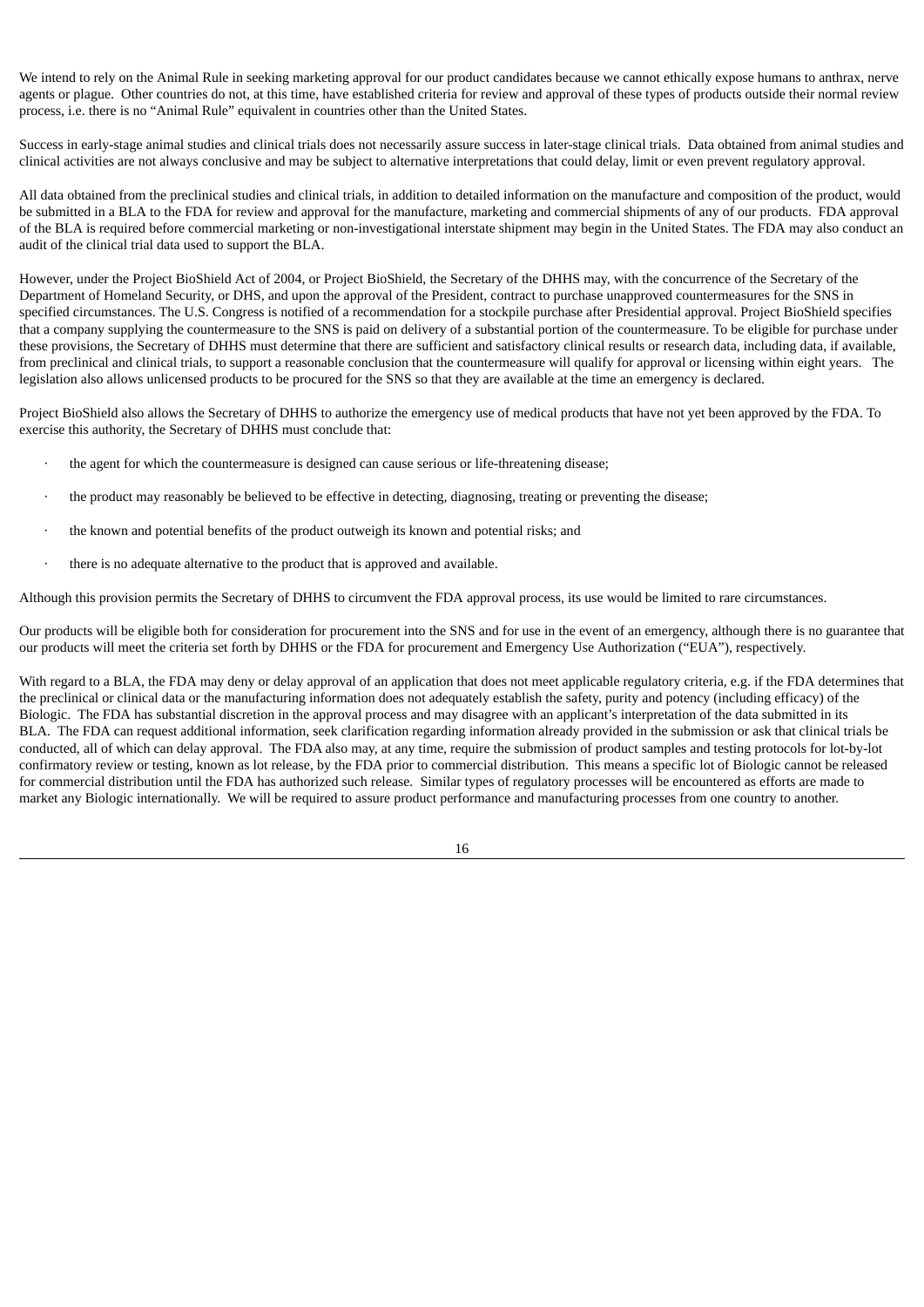We intend to rely on the Animal Rule in seeking marketing approval for our product candidates because we cannot ethically expose humans to anthrax, nerve agents or plague. Other countries do not, at this time, have established criteria for review and approval of these types of products outside their normal review process, i.e. there is no "Animal Rule" equivalent in countries other than the United States.

Success in early-stage animal studies and clinical trials does not necessarily assure success in later-stage clinical trials. Data obtained from animal studies and clinical activities are not always conclusive and may be subject to alternative interpretations that could delay, limit or even prevent regulatory approval.

All data obtained from the preclinical studies and clinical trials, in addition to detailed information on the manufacture and composition of the product, would be submitted in a BLA to the FDA for review and approval for the manufacture, marketing and commercial shipments of any of our products. FDA approval of the BLA is required before commercial marketing or non-investigational interstate shipment may begin in the United States. The FDA may also conduct an audit of the clinical trial data used to support the BLA.

However, under the Project BioShield Act of 2004, or Project BioShield, the Secretary of the DHHS may, with the concurrence of the Secretary of the Department of Homeland Security, or DHS, and upon the approval of the President, contract to purchase unapproved countermeasures for the SNS in specified circumstances. The U.S. Congress is notified of a recommendation for a stockpile purchase after Presidential approval. Project BioShield specifies that a company supplying the countermeasure to the SNS is paid on delivery of a substantial portion of the countermeasure. To be eligible for purchase under these provisions, the Secretary of DHHS must determine that there are sufficient and satisfactory clinical results or research data, including data, if available, from preclinical and clinical trials, to support a reasonable conclusion that the countermeasure will qualify for approval or licensing within eight years. The legislation also allows unlicensed products to be procured for the SNS so that they are available at the time an emergency is declared.

Project BioShield also allows the Secretary of DHHS to authorize the emergency use of medical products that have not yet been approved by the FDA. To exercise this authority, the Secretary of DHHS must conclude that:

- the agent for which the countermeasure is designed can cause serious or life-threatening disease;
- the product may reasonably be believed to be effective in detecting, diagnosing, treating or preventing the disease;
- the known and potential benefits of the product outweigh its known and potential risks; and
- there is no adequate alternative to the product that is approved and available.

Although this provision permits the Secretary of DHHS to circumvent the FDA approval process, its use would be limited to rare circumstances.

Our products will be eligible both for consideration for procurement into the SNS and for use in the event of an emergency, although there is no guarantee that our products will meet the criteria set forth by DHHS or the FDA for procurement and Emergency Use Authorization ("EUA"), respectively.

With regard to a BLA, the FDA may deny or delay approval of an application that does not meet applicable regulatory criteria, e.g. if the FDA determines that the preclinical or clinical data or the manufacturing information does not adequately establish the safety, purity and potency (including efficacy) of the Biologic. The FDA has substantial discretion in the approval process and may disagree with an applicant's interpretation of the data submitted in its BLA. The FDA can request additional information, seek clarification regarding information already provided in the submission or ask that clinical trials be conducted, all of which can delay approval. The FDA also may, at any time, require the submission of product samples and testing protocols for lot-by-lot confirmatory review or testing, known as lot release, by the FDA prior to commercial distribution. This means a specific lot of Biologic cannot be released for commercial distribution until the FDA has authorized such release. Similar types of regulatory processes will be encountered as efforts are made to market any Biologic internationally. We will be required to assure product performance and manufacturing processes from one country to another.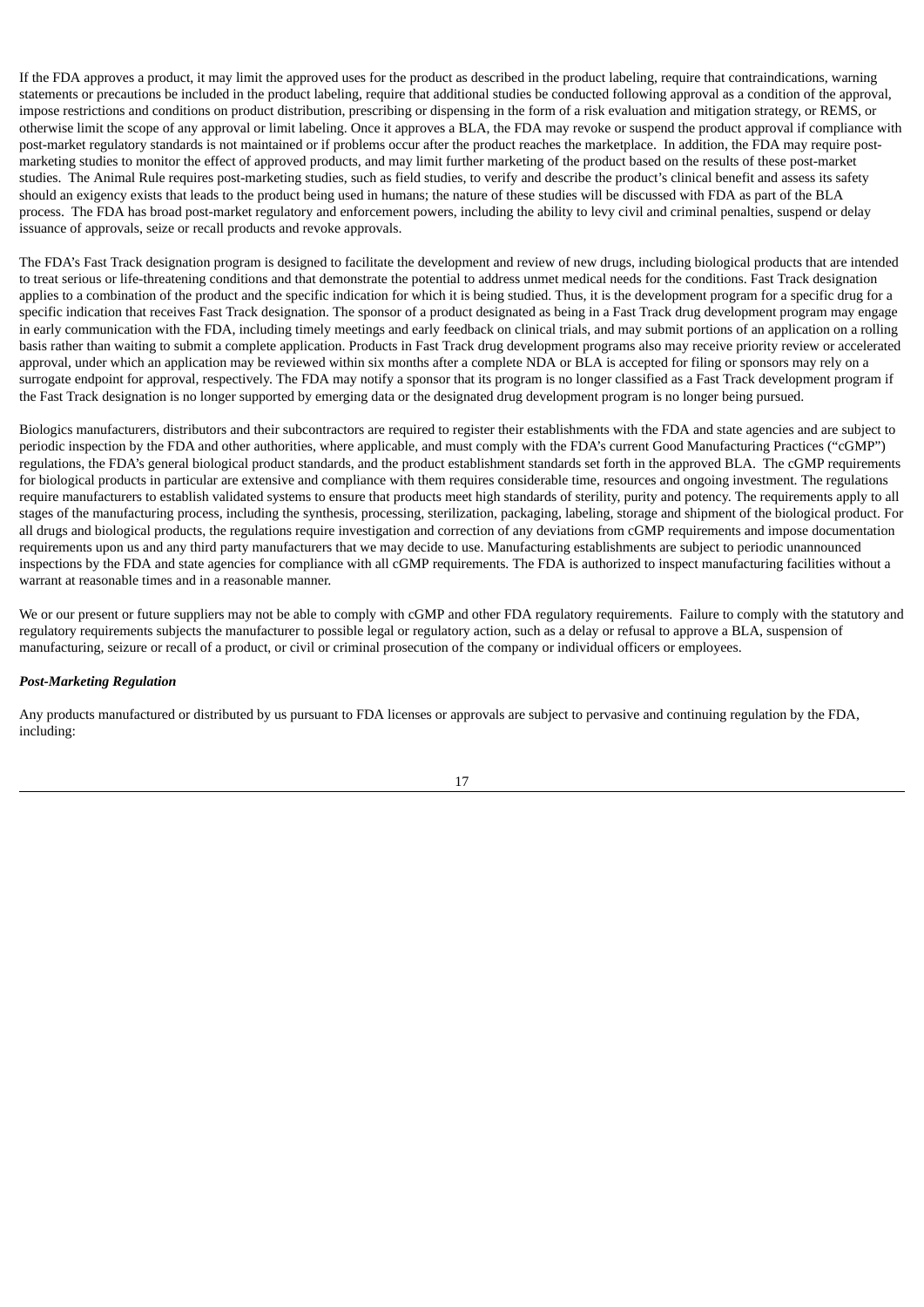If the FDA approves a product, it may limit the approved uses for the product as described in the product labeling, require that contraindications, warning statements or precautions be included in the product labeling, require that additional studies be conducted following approval as a condition of the approval, impose restrictions and conditions on product distribution, prescribing or dispensing in the form of a risk evaluation and mitigation strategy, or REMS, or otherwise limit the scope of any approval or limit labeling. Once it approves a BLA, the FDA may revoke or suspend the product approval if compliance with post-market regulatory standards is not maintained or if problems occur after the product reaches the marketplace. In addition, the FDA may require post-marketing studies to monitor the effect of approved products, and may limit further marketing of the product based on the results of these post-market studies. The Animal Rule requires post-marketing studies, such as field studies, to verify and describe the product's clinical benefit and assess its safety should an exigency exists that leads to the product being used in humans; the nature of these studies will be discussed with FDA as part of the BLA process. The FDA has broad post-market regulatory and enforcement powers, including the ability to levy civil and criminal penalties, suspend or delay issuance of approvals, seize or recall products and revoke approvals.

The FDA's Fast Track designation program is designed to facilitate the development and review of new drugs, including biological products that are intended to treat serious or life-threatening conditions and that demonstrate the potential to address unmet medical needs for the conditions. Fast Track designation applies to a combination of the product and the specific indication for which it is being studied. Thus, it is the development program for a specific drug for a specific indication that receives Fast Track designation. The sponsor of a product designated as being in a Fast Track drug development program may engage in early communication with the FDA, including timely meetings and early feedback on clinical trials, and may submit portions of an application on a rolling basis rather than waiting to submit a complete application. Products in Fast Track drug development programs also may receive priority review or accelerated approval, under which an application may be reviewed within six months after a complete NDA or BLA is accepted for filing or sponsors may rely on a surrogate endpoint for approval, respectively. The FDA may notify a sponsor that its program is no longer classified as a Fast Track development program if the Fast Track designation is no longer supported by emerging data or the designated drug development program is no longer being pursued.

Biologics manufacturers, distributors and their subcontractors are required to register their establishments with the FDA and state agencies and are subject to periodic inspection by the FDA and other authorities, where applicable, and must comply with the FDA's current Good Manufacturing Practices ("cGMP") regulations, the FDA's general biological product standards, and the product establishment standards set forth in the approved BLA. The cGMP requirements for biological products in particular are extensive and compliance with them requires considerable time, resources and ongoing investment. The regulations require manufacturers to establish validated systems to ensure that products meet high standards of sterility, purity and potency. The requirements apply to all stages of the manufacturing process, including the synthesis, processing, sterilization, packaging, labeling, storage and shipment of the biological product. For all drugs and biological products, the regulations require investigation and correction of any deviations from cGMP requirements and impose documentation requirements upon us and any third party manufacturers that we may decide to use. Manufacturing establishments are subject to periodic unannounced inspections by the FDA and state agencies for compliance with all cGMP requirements. The FDA is authorized to inspect manufacturing facilities without a warrant at reasonable times and in a reasonable manner.

We or our present or future suppliers may not be able to comply with cGMP and other FDA regulatory requirements. Failure to comply with the statutory and regulatory requirements subjects the manufacturer to possible legal or regulatory action, such as a delay or refusal to approve a BLA, suspension of manufacturing, seizure or recall of a product, or civil or criminal prosecution of the company or individual officers or employees.

***Post-Marketing Regulation***

Any products manufactured or distributed by us pursuant to FDA licenses or approvals are subject to pervasive and continuing regulation by the FDA, including: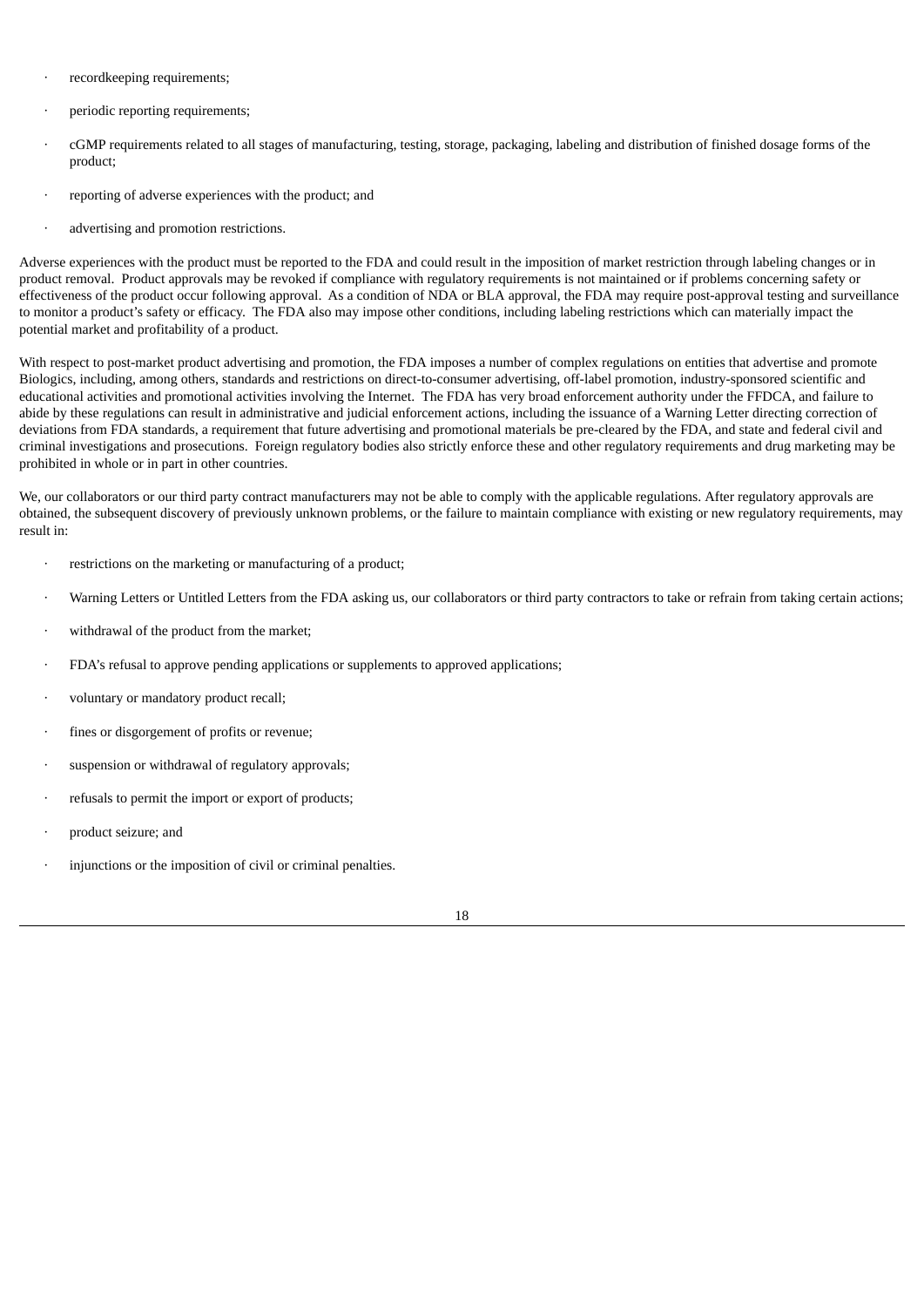- recordkeeping requirements;
- periodic reporting requirements;
- cGMP requirements related to all stages of manufacturing, testing, storage, packaging, labeling and distribution of finished dosage forms of the product;
- reporting of adverse experiences with the product; and
- advertising and promotion restrictions.

Adverse experiences with the product must be reported to the FDA and could result in the imposition of market restriction through labeling changes or in product removal. Product approvals may be revoked if compliance with regulatory requirements is not maintained or if problems concerning safety or effectiveness of the product occur following approval. As a condition of NDA or BLA approval, the FDA may require post-approval testing and surveillance to monitor a product's safety or efficacy. The FDA also may impose other conditions, including labeling restrictions which can materially impact the potential market and profitability of a product.

With respect to post-market product advertising and promotion, the FDA imposes a number of complex regulations on entities that advertise and promote Biologics, including, among others, standards and restrictions on direct-to-consumer advertising, off-label promotion, industry-sponsored scientific and educational activities and promotional activities involving the Internet. The FDA has very broad enforcement authority under the FFDCA, and failure to abide by these regulations can result in administrative and judicial enforcement actions, including the issuance of a Warning Letter directing correction of deviations from FDA standards, a requirement that future advertising and promotional materials be pre-cleared by the FDA, and state and federal civil and criminal investigations and prosecutions. Foreign regulatory bodies also strictly enforce these and other regulatory requirements and drug marketing may be prohibited in whole or in part in other countries.

We, our collaborators or our third party contract manufacturers may not be able to comply with the applicable regulations. After regulatory approvals are obtained, the subsequent discovery of previously unknown problems, or the failure to maintain compliance with existing or new regulatory requirements, may result in:

- restrictions on the marketing or manufacturing of a product;
- Warning Letters or Untitled Letters from the FDA asking us, our collaborators or third party contractors to take or refrain from taking certain actions;
- withdrawal of the product from the market;
- FDA's refusal to approve pending applications or supplements to approved applications;
- voluntary or mandatory product recall;
- fines or disgorgement of profits or revenue;
- suspension or withdrawal of regulatory approvals;
- refusals to permit the import or export of products;
- product seizure; and
- injunctions or the imposition of civil or criminal penalties.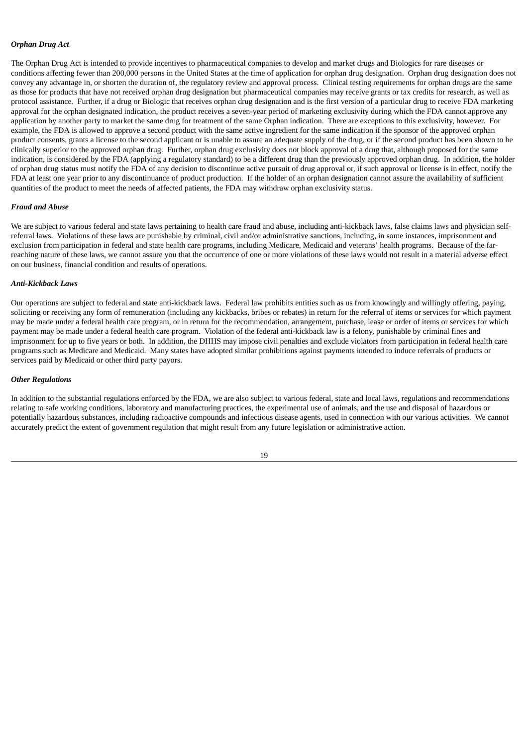***Orphan Drug Act***

The Orphan Drug Act is intended to provide incentives to pharmaceutical companies to develop and market drugs and Biologics for rare diseases or conditions affecting fewer than 200,000 persons in the United States at the time of application for orphan drug designation. Orphan drug designation does not convey any advantage in, or shorten the duration of, the regulatory review and approval process. Clinical testing requirements for orphan drugs are the same as those for products that have not received orphan drug designation but pharmaceutical companies may receive grants or tax credits for research, as well as protocol assistance. Further, if a drug or Biologic that receives orphan drug designation and is the first version of a particular drug to receive FDA marketing approval for the orphan designated indication, the product receives a seven-year period of marketing exclusivity during which the FDA cannot approve any application by another party to market the same drug for treatment of the same Orphan indication. There are exceptions to this exclusivity, however. For example, the FDA is allowed to approve a second product with the same active ingredient for the same indication if the sponsor of the approved orphan product consents, grants a license to the second applicant or is unable to assure an adequate supply of the drug, or if the second product has been shown to be clinically superior to the approved orphan drug. Further, orphan drug exclusivity does not block approval of a drug that, although proposed for the same indication, is considered by the FDA (applying a regulatory standard) to be a different drug than the previously approved orphan drug. In addition, the holder of orphan drug status must notify the FDA of any decision to discontinue active pursuit of drug approval or, if such approval or license is in effect, notify the FDA at least one year prior to any discontinuance of product production. If the holder of an orphan designation cannot assure the availability of sufficient quantities of the product to meet the needs of affected patients, the FDA may withdraw orphan exclusivity status.

***Fraud and Abuse***

We are subject to various federal and state laws pertaining to health care fraud and abuse, including anti-kickback laws, false claims laws and physician self-referral laws. Violations of these laws are punishable by criminal, civil and/or administrative sanctions, including, in some instances, imprisonment and exclusion from participation in federal and state health care programs, including Medicare, Medicaid and veterans' health programs. Because of the far-reaching nature of these laws, we cannot assure you that the occurrence of one or more violations of these laws would not result in a material adverse effect on our business, financial condition and results of operations.

***Anti-Kickback Laws***

Our operations are subject to federal and state anti-kickback laws. Federal law prohibits entities such as us from knowingly and willingly offering, paying, soliciting or receiving any form of remuneration (including any kickbacks, bribes or rebates) in return for the referral of items or services for which payment may be made under a federal health care program, or in return for the recommendation, arrangement, purchase, lease or order of items or services for which payment may be made under a federal health care program. Violation of the federal anti-kickback law is a felony, punishable by criminal fines and imprisonment for up to five years or both. In addition, the DHHS may impose civil penalties and exclude violators from participation in federal health care programs such as Medicare and Medicaid. Many states have adopted similar prohibitions against payments intended to induce referrals of products or services paid by Medicaid or other third party payors.

***Other Regulations***

In addition to the substantial regulations enforced by the FDA, we are also subject to various federal, state and local laws, regulations and recommendations relating to safe working conditions, laboratory and manufacturing practices, the experimental use of animals, and the use and disposal of hazardous or potentially hazardous substances, including radioactive compounds and infectious disease agents, used in connection with our various activities. We cannot accurately predict the extent of government regulation that might result from any future legislation or administrative action.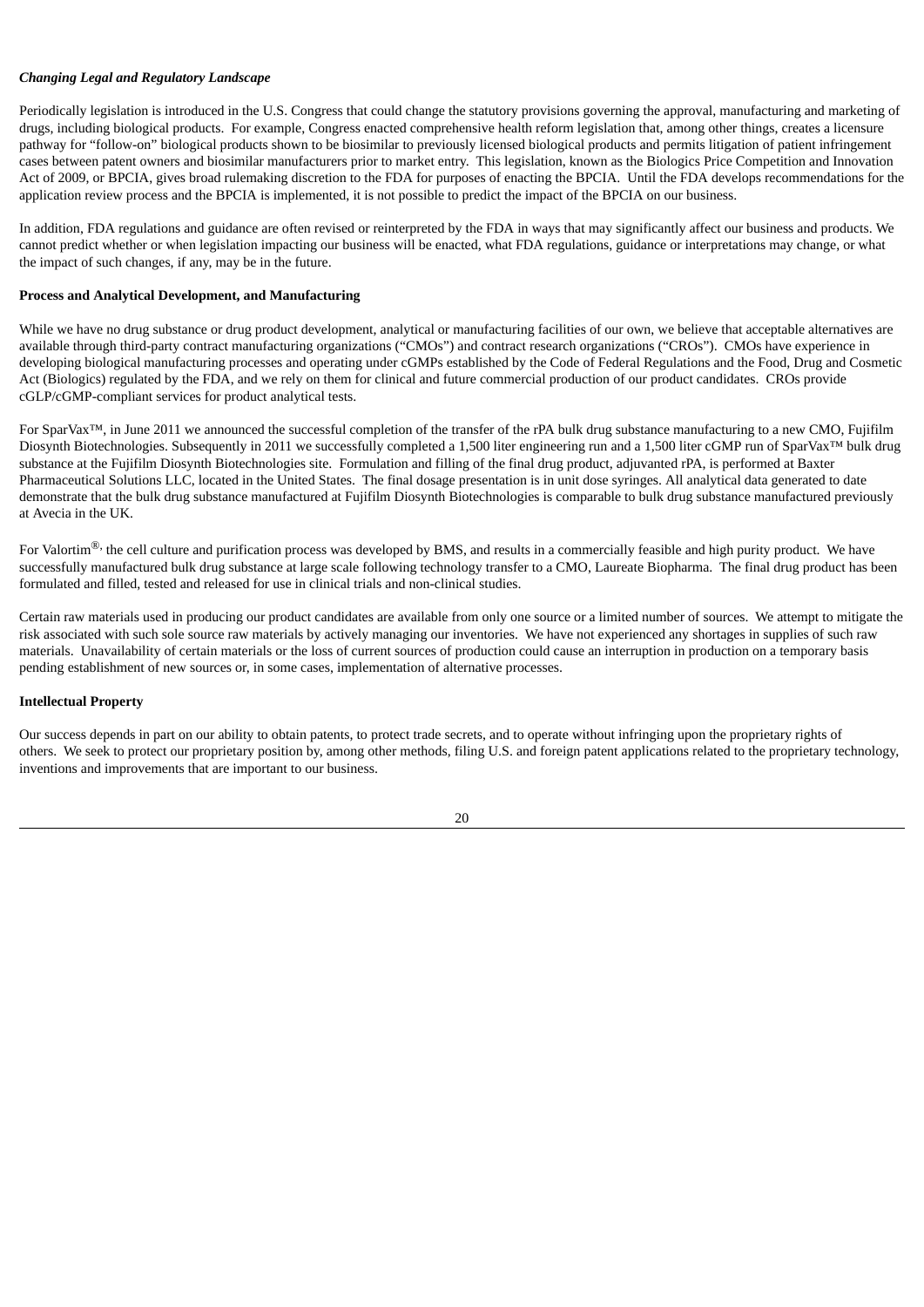***Changing Legal and Regulatory Landscape***

Periodically legislation is introduced in the U.S. Congress that could change the statutory provisions governing the approval, manufacturing and marketing of drugs, including biological products. For example, Congress enacted comprehensive health reform legislation that, among other things, creates a licensure pathway for "follow-on" biological products shown to be biosimilar to previously licensed biological products and permits litigation of patient infringement cases between patent owners and biosimilar manufacturers prior to market entry. This legislation, known as the Biologics Price Competition and Innovation Act of 2009, or BPCIA, gives broad rulemaking discretion to the FDA for purposes of enacting the BPCIA. Until the FDA develops recommendations for the application review process and the BPCIA is implemented, it is not possible to predict the impact of the BPCIA on our business.

In addition, FDA regulations and guidance are often revised or reinterpreted by the FDA in ways that may significantly affect our business and products. We cannot predict whether or when legislation impacting our business will be enacted, what FDA regulations, guidance or interpretations may change, or what the impact of such changes, if any, may be in the future.

**Process and Analytical Development, and Manufacturing**

While we have no drug substance or drug product development, analytical or manufacturing facilities of our own, we believe that acceptable alternatives are available through third-party contract manufacturing organizations ("CMOs") and contract research organizations ("CROs"). CMOs have experience in developing biological manufacturing processes and operating under cGMPs established by the Code of Federal Regulations and the Food, Drug and Cosmetic Act (Biologics) regulated by the FDA, and we rely on them for clinical and future commercial production of our product candidates. CROs provide cGLP/cGMP-compliant services for product analytical tests.

For SparVax™, in June 2011 we announced the successful completion of the transfer of the rPA bulk drug substance manufacturing to a new CMO, Fujifilm Diosynth Biotechnologies. Subsequently in 2011 we successfully completed a 1,500 liter engineering run and a 1,500 liter cGMP run of SparVax™ bulk drug substance at the Fujifilm Diosynth Biotechnologies site. Formulation and filling of the final drug product, adjuvanted rPA, is performed at Baxter Pharmaceutical Solutions LLC, located in the United States. The final dosage presentation is in unit dose syringes. All analytical data generated to date demonstrate that the bulk drug substance manufactured at Fujifilm Diosynth Biotechnologies is comparable to bulk drug substance manufactured previously at Avecia in the UK.

For Valortim®, the cell culture and purification process was developed by BMS, and results in a commercially feasible and high purity product. We have successfully manufactured bulk drug substance at large scale following technology transfer to a CMO, Laureate Biopharma. The final drug product has been formulated and filled, tested and released for use in clinical trials and non-clinical studies.

Certain raw materials used in producing our product candidates are available from only one source or a limited number of sources. We attempt to mitigate the risk associated with such sole source raw materials by actively managing our inventories. We have not experienced any shortages in supplies of such raw materials. Unavailability of certain materials or the loss of current sources of production could cause an interruption in production on a temporary basis pending establishment of new sources or, in some cases, implementation of alternative processes.

**Intellectual Property**

Our success depends in part on our ability to obtain patents, to protect trade secrets, and to operate without infringing upon the proprietary rights of others. We seek to protect our proprietary position by, among other methods, filing U.S. and foreign patent applications related to the proprietary technology, inventions and improvements that are important to our business.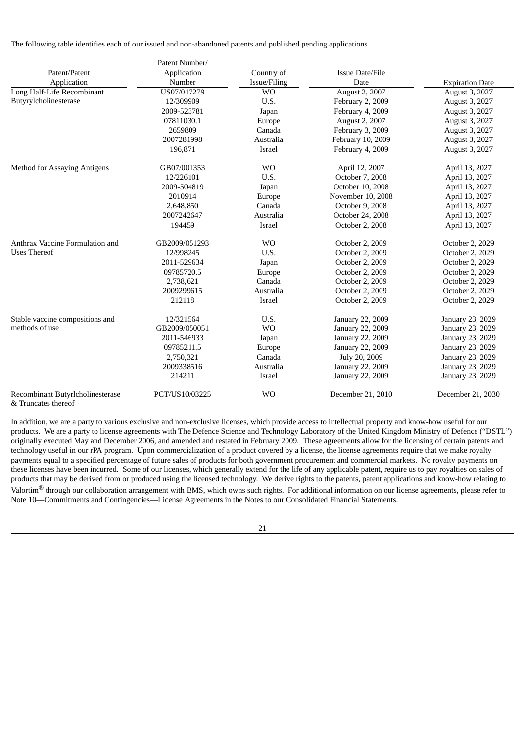The following table identifies each of our issued and non-abandoned patents and published pending applications

| Patent/Patent Application | Patent Number/ Application Number | Country of Issue/Filing | Issue Date/File Date | Expiration Date |
| --- | --- | --- | --- | --- |
| Long Half-Life Recombinant Butyrylcholinesterase | US07/017279 | WO | August 2, 2007 | August 3, 2027 |
| | 12/309909 | U.S. | February 2, 2009 | August 3, 2027 |
| | 2009-523781 | Japan | February 4, 2009 | August 3, 2027 |
| | 07811030.1 | Europe | August 2, 2007 | August 3, 2027 |
| | 2659809 | Canada | February 3, 2009 | August 3, 2027 |
| | 2007281998 | Australia | February 10, 2009 | August 3, 2027 |
| | 196,871 | Israel | February 4, 2009 | August 3, 2027 |
| Method for Assaying Antigens | GB07/001353 | WO | April 12, 2007 | April 13, 2027 |
| | 12/226101 | U.S. | October 7, 2008 | April 13, 2027 |
| | 2009-504819 | Japan | October 10, 2008 | April 13, 2027 |
| | 2010914 | Europe | November 10, 2008 | April 13, 2027 |
| | 2,648,850 | Canada | October 9, 2008 | April 13, 2027 |
| | 2007242647 | Australia | October 24, 2008 | April 13, 2027 |
| | 194459 | Israel | October 2, 2008 | April 13, 2027 |
| Anthrax Vaccine Formulation and Uses Thereof | GB2009/051293 | WO | October 2, 2009 | October 2, 2029 |
| | 12/998245 | U.S. | October 2, 2009 | October 2, 2029 |
| | 2011-529634 | Japan | October 2, 2009 | October 2, 2029 |
| | 09785720.5 | Europe | October 2, 2009 | October 2, 2029 |
| | 2,738,621 | Canada | October 2, 2009 | October 2, 2029 |
| | 2009299615 | Australia | October 2, 2009 | October 2, 2029 |
| | 212118 | Israel | October 2, 2009 | October 2, 2029 |
| Stable vaccine compositions and methods of use | 12/321564 | U.S. | January 22, 2009 | January 23, 2029 |
| | GB2009/050051 | WO | January 22, 2009 | January 23, 2029 |
| | 2011-546933 | Japan | January 22, 2009 | January 23, 2029 |
| | 09785211.5 | Europe | January 22, 2009 | January 23, 2029 |
| | 2,750,321 | Canada | July 20, 2009 | January 23, 2029 |
| | 2009338516 | Australia | January 22, 2009 | January 23, 2029 |
| | 214211 | Israel | January 22, 2009 | January 23, 2029 |
| Recombinant Butyrlcholinesterase & Truncates thereof | PCT/US10/03225 | WO | December 21, 2010 | December 21, 2030 |

In addition, we are a party to various exclusive and non-exclusive licenses, which provide access to intellectual property and know-how useful for our products. We are a party to license agreements with The Defence Science and Technology Laboratory of the United Kingdom Ministry of Defence ("DSTL") originally executed May and December 2006, and amended and restated in February 2009. These agreements allow for the licensing of certain patents and technology useful in our rPA program. Upon commercialization of a product covered by a license, the license agreements require that we make royalty payments equal to a specified percentage of future sales of products for both government procurement and commercial markets. No royalty payments on these licenses have been incurred. Some of our licenses, which generally extend for the life of any applicable patent, require us to pay royalties on sales of products that may be derived from or produced using the licensed technology. We derive rights to the patents, patent applications and know-how relating to Valortim® through our collaboration arrangement with BMS, which owns such rights. For additional information on our license agreements, please refer to Note 10—Commitments and Contingencies—License Agreements in the Notes to our Consolidated Financial Statements.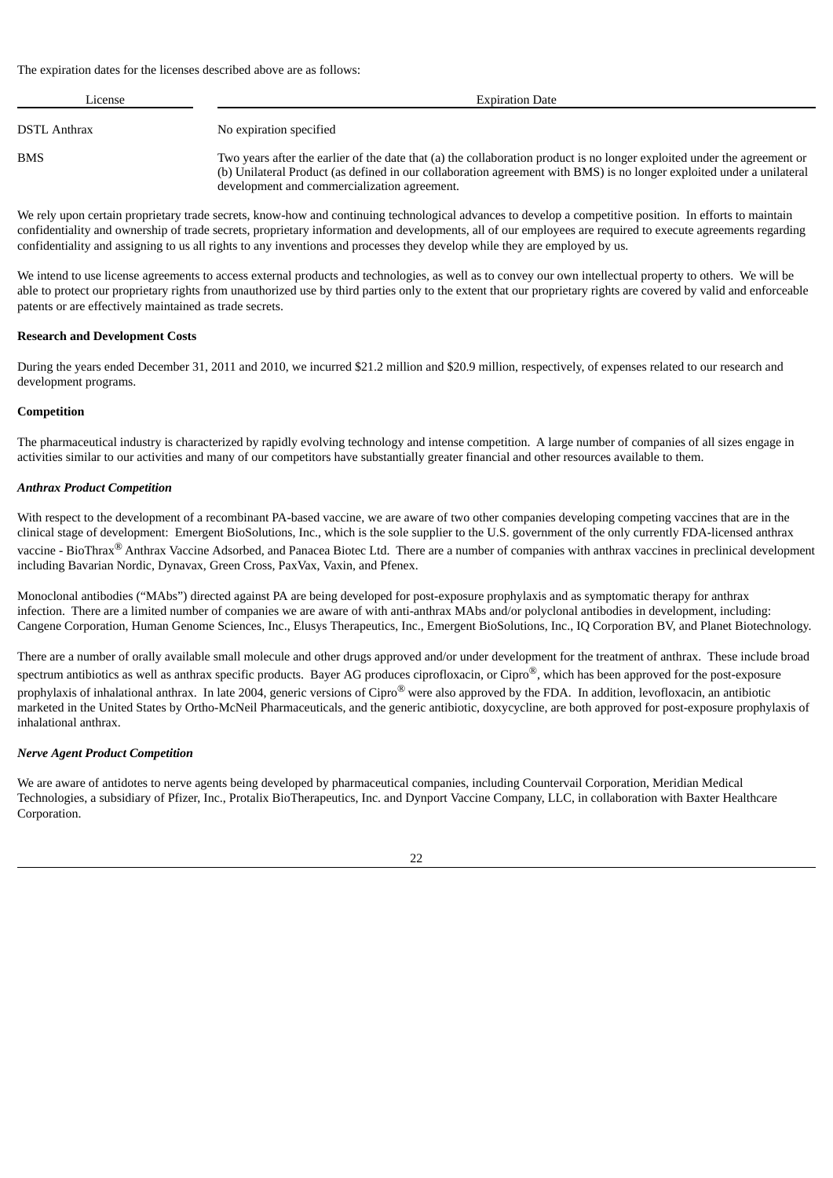The expiration dates for the licenses described above are as follows:

| License | Expiration Date |
| --- | --- |
| DSTL Anthrax | No expiration specified |
| BMS | Two years after the earlier of the date that (a) the collaboration product is no longer exploited under the agreement or (b) Unilateral Product (as defined in our collaboration agreement with BMS) is no longer exploited under a unilateral development and commercialization agreement. |

We rely upon certain proprietary trade secrets, know-how and continuing technological advances to develop a competitive position. In efforts to maintain confidentiality and ownership of trade secrets, proprietary information and developments, all of our employees are required to execute agreements regarding confidentiality and assigning to us all rights to any inventions and processes they develop while they are employed by us.

We intend to use license agreements to access external products and technologies, as well as to convey our own intellectual property to others. We will be able to protect our proprietary rights from unauthorized use by third parties only to the extent that our proprietary rights are covered by valid and enforceable patents or are effectively maintained as trade secrets.

**Research and Development Costs**

During the years ended December 31, 2011 and 2010, we incurred $21.2 million and $20.9 million, respectively, of expenses related to our research and development programs.

**Competition**

The pharmaceutical industry is characterized by rapidly evolving technology and intense competition. A large number of companies of all sizes engage in activities similar to our activities and many of our competitors have substantially greater financial and other resources available to them.

***Anthrax Product Competition***

With respect to the development of a recombinant PA-based vaccine, we are aware of two other companies developing competing vaccines that are in the clinical stage of development: Emergent BioSolutions, Inc., which is the sole supplier to the U.S. government of the only currently FDA-licensed anthrax vaccine - BioThrax® Anthrax Vaccine Adsorbed, and Panacea Biotec Ltd. There are a number of companies with anthrax vaccines in preclinical development including Bavarian Nordic, Dynavax, Green Cross, PaxVax, Vaxin, and Pfenex.

Monoclonal antibodies ("MAbs") directed against PA are being developed for post-exposure prophylaxis and as symptomatic therapy for anthrax infection. There are a limited number of companies we are aware of with anti-anthrax MAbs and/or polyclonal antibodies in development, including: Cangene Corporation, Human Genome Sciences, Inc., Elusys Therapeutics, Inc., Emergent BioSolutions, Inc., IQ Corporation BV, and Planet Biotechnology.

There are a number of orally available small molecule and other drugs approved and/or under development for the treatment of anthrax. These include broad spectrum antibiotics as well as anthrax specific products. Bayer AG produces ciprofloxacin, or Cipro®, which has been approved for the post-exposure prophylaxis of inhalational anthrax. In late 2004, generic versions of Cipro® were also approved by the FDA. In addition, levofloxacin, an antibiotic marketed in the United States by Ortho-McNeil Pharmaceuticals, and the generic antibiotic, doxycycline, are both approved for post-exposure prophylaxis of inhalational anthrax.

***Nerve Agent Product Competition***

We are aware of antidotes to nerve agents being developed by pharmaceutical companies, including Countervail Corporation, Meridian Medical Technologies, a subsidiary of Pfizer, Inc., Protalix BioTherapeutics, Inc. and Dynport Vaccine Company, LLC, in collaboration with Baxter Healthcare Corporation.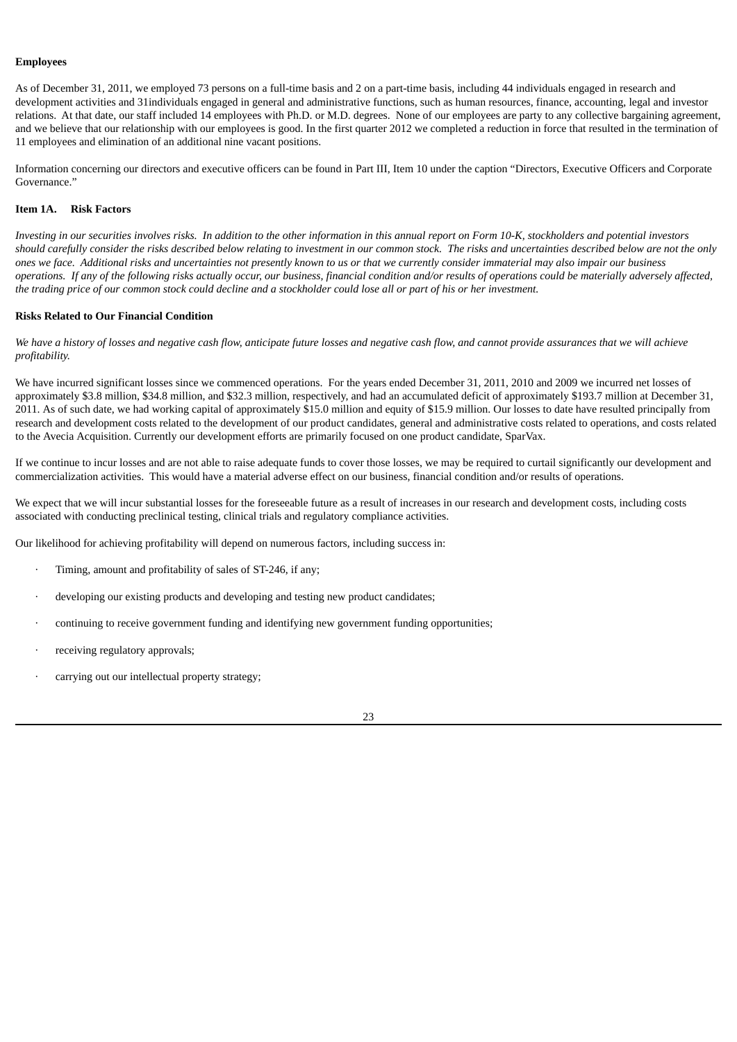**Employees**

As of December 31, 2011, we employed 73 persons on a full-time basis and 2 on a part-time basis, including 44 individuals engaged in research and development activities and 31individuals engaged in general and administrative functions, such as human resources, finance, accounting, legal and investor relations. At that date, our staff included 14 employees with Ph.D. or M.D. degrees. None of our employees are party to any collective bargaining agreement, and we believe that our relationship with our employees is good. In the first quarter 2012 we completed a reduction in force that resulted in the termination of 11 employees and elimination of an additional nine vacant positions.

Information concerning our directors and executive officers can be found in Part III, Item 10 under the caption "Directors, Executive Officers and Corporate Governance."

## Item 1A. Risk Factors

*Investing in our securities involves risks. In addition to the other information in this annual report on Form 10-K, stockholders and potential investors should carefully consider the risks described below relating to investment in our common stock. The risks and uncertainties described below are not the only ones we face. Additional risks and uncertainties not presently known to us or that we currently consider immaterial may also impair our business operations. If any of the following risks actually occur, our business, financial condition and/or results of operations could be materially adversely affected, the trading price of our common stock could decline and a stockholder could lose all or part of his or her investment.*

### Risks Related to Our Financial Condition

*We have a history of losses and negative cash flow, anticipate future losses and negative cash flow, and cannot provide assurances that we will achieve profitability.*

We have incurred significant losses since we commenced operations. For the years ended December 31, 2011, 2010 and 2009 we incurred net losses of approximately $3.8 million, $34.8 million, and $32.3 million, respectively, and had an accumulated deficit of approximately $193.7 million at December 31, 2011. As of such date, we had working capital of approximately $15.0 million and equity of $15.9 million. Our losses to date have resulted principally from research and development costs related to the development of our product candidates, general and administrative costs related to operations, and costs related to the Avecia Acquisition. Currently our development efforts are primarily focused on one product candidate, SparVax.

If we continue to incur losses and are not able to raise adequate funds to cover those losses, we may be required to curtail significantly our development and commercialization activities. This would have a material adverse effect on our business, financial condition and/or results of operations.

We expect that we will incur substantial losses for the foreseeable future as a result of increases in our research and development costs, including costs associated with conducting preclinical testing, clinical trials and regulatory compliance activities.

Our likelihood for achieving profitability will depend on numerous factors, including success in:

- Timing, amount and profitability of sales of ST-246, if any;
- developing our existing products and developing and testing new product candidates;
- continuing to receive government funding and identifying new government funding opportunities;
- receiving regulatory approvals;
- carrying out our intellectual property strategy;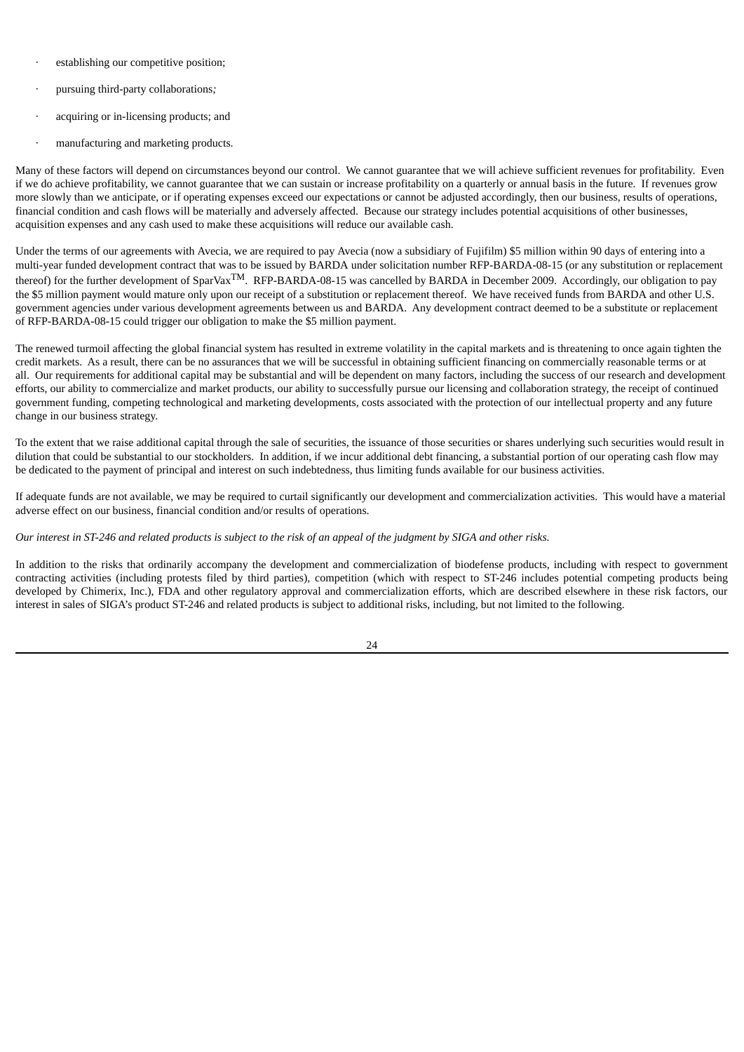- establishing our competitive position;
- pursuing third-party collaborations;
- acquiring or in-licensing products; and
- manufacturing and marketing products.

Many of these factors will depend on circumstances beyond our control. We cannot guarantee that we will achieve sufficient revenues for profitability. Even if we do achieve profitability, we cannot guarantee that we can sustain or increase profitability on a quarterly or annual basis in the future. If revenues grow more slowly than we anticipate, or if operating expenses exceed our expectations or cannot be adjusted accordingly, then our business, results of operations, financial condition and cash flows will be materially and adversely affected. Because our strategy includes potential acquisitions of other businesses, acquisition expenses and any cash used to make these acquisitions will reduce our available cash.

Under the terms of our agreements with Avecia, we are required to pay Avecia (now a subsidiary of Fujifilm) $5 million within 90 days of entering into a multi-year funded development contract that was to be issued by BARDA under solicitation number RFP-BARDA-08-15 (or any substitution or replacement thereof) for the further development of SparVax™. RFP-BARDA-08-15 was cancelled by BARDA in December 2009. Accordingly, our obligation to pay the $5 million payment would mature only upon our receipt of a substitution or replacement thereof. We have received funds from BARDA and other U.S. government agencies under various development agreements between us and BARDA. Any development contract deemed to be a substitute or replacement of RFP-BARDA-08-15 could trigger our obligation to make the $5 million payment.

The renewed turmoil affecting the global financial system has resulted in extreme volatility in the capital markets and is threatening to once again tighten the credit markets. As a result, there can be no assurances that we will be successful in obtaining sufficient financing on commercially reasonable terms or at all. Our requirements for additional capital may be substantial and will be dependent on many factors, including the success of our research and development efforts, our ability to commercialize and market products, our ability to successfully pursue our licensing and collaboration strategy, the receipt of continued government funding, competing technological and marketing developments, costs associated with the protection of our intellectual property and any future change in our business strategy.

To the extent that we raise additional capital through the sale of securities, the issuance of those securities or shares underlying such securities would result in dilution that could be substantial to our stockholders. In addition, if we incur additional debt financing, a substantial portion of our operating cash flow may be dedicated to the payment of principal and interest on such indebtedness, thus limiting funds available for our business activities.

If adequate funds are not available, we may be required to curtail significantly our development and commercialization activities. This would have a material adverse effect on our business, financial condition and/or results of operations.

*Our interest in ST-246 and related products is subject to the risk of an appeal of the judgment by SIGA and other risks.*

In addition to the risks that ordinarily accompany the development and commercialization of biodefense products, including with respect to government contracting activities (including protests filed by third parties), competition (which with respect to ST-246 includes potential competing products being developed by Chimerix, Inc.), FDA and other regulatory approval and commercialization efforts, which are described elsewhere in these risk factors, our interest in sales of SIGA's product ST-246 and related products is subject to additional risks, including, but not limited to the following.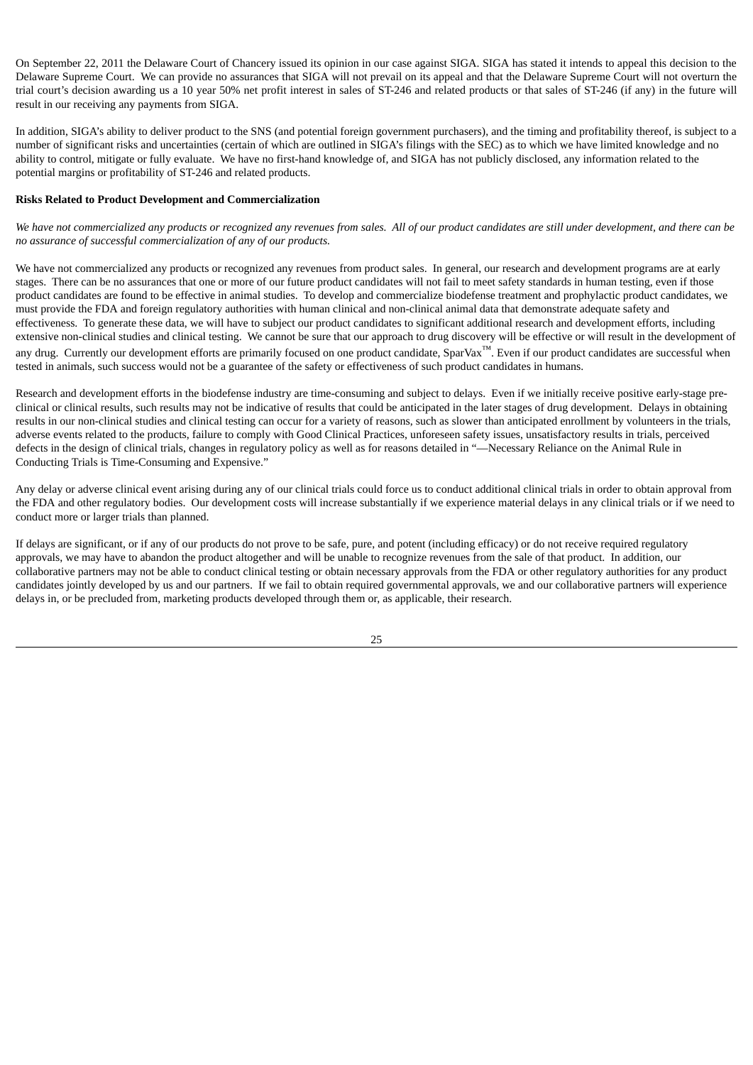On September 22, 2011 the Delaware Court of Chancery issued its opinion in our case against SIGA. SIGA has stated it intends to appeal this decision to the Delaware Supreme Court. We can provide no assurances that SIGA will not prevail on its appeal and that the Delaware Supreme Court will not overturn the trial court's decision awarding us a 10 year 50% net profit interest in sales of ST-246 and related products or that sales of ST-246 (if any) in the future will result in our receiving any payments from SIGA.

In addition, SIGA's ability to deliver product to the SNS (and potential foreign government purchasers), and the timing and profitability thereof, is subject to a number of significant risks and uncertainties (certain of which are outlined in SIGA's filings with the SEC) as to which we have limited knowledge and no ability to control, mitigate or fully evaluate. We have no first-hand knowledge of, and SIGA has not publicly disclosed, any information related to the potential margins or profitability of ST-246 and related products.

**Risks Related to Product Development and Commercialization**

*We have not commercialized any products or recognized any revenues from sales. All of our product candidates are still under development, and there can be no assurance of successful commercialization of any of our products.*

We have not commercialized any products or recognized any revenues from product sales. In general, our research and development programs are at early stages. There can be no assurances that one or more of our future product candidates will not fail to meet safety standards in human testing, even if those product candidates are found to be effective in animal studies. To develop and commercialize biodefense treatment and prophylactic product candidates, we must provide the FDA and foreign regulatory authorities with human clinical and non-clinical animal data that demonstrate adequate safety and effectiveness. To generate these data, we will have to subject our product candidates to significant additional research and development efforts, including extensive non-clinical studies and clinical testing. We cannot be sure that our approach to drug discovery will be effective or will result in the development of any drug. Currently our development efforts are primarily focused on one product candidate, SparVax™. Even if our product candidates are successful when tested in animals, such success would not be a guarantee of the safety or effectiveness of such product candidates in humans.

Research and development efforts in the biodefense industry are time-consuming and subject to delays. Even if we initially receive positive early-stage pre-clinical or clinical results, such results may not be indicative of results that could be anticipated in the later stages of drug development. Delays in obtaining results in our non-clinical studies and clinical testing can occur for a variety of reasons, such as slower than anticipated enrollment by volunteers in the trials, adverse events related to the products, failure to comply with Good Clinical Practices, unforeseen safety issues, unsatisfactory results in trials, perceived defects in the design of clinical trials, changes in regulatory policy as well as for reasons detailed in "—Necessary Reliance on the Animal Rule in Conducting Trials is Time-Consuming and Expensive."

Any delay or adverse clinical event arising during any of our clinical trials could force us to conduct additional clinical trials in order to obtain approval from the FDA and other regulatory bodies. Our development costs will increase substantially if we experience material delays in any clinical trials or if we need to conduct more or larger trials than planned.

If delays are significant, or if any of our products do not prove to be safe, pure, and potent (including efficacy) or do not receive required regulatory approvals, we may have to abandon the product altogether and will be unable to recognize revenues from the sale of that product. In addition, our collaborative partners may not be able to conduct clinical testing or obtain necessary approvals from the FDA or other regulatory authorities for any product candidates jointly developed by us and our partners. If we fail to obtain required governmental approvals, we and our collaborative partners will experience delays in, or be precluded from, marketing products developed through them or, as applicable, their research.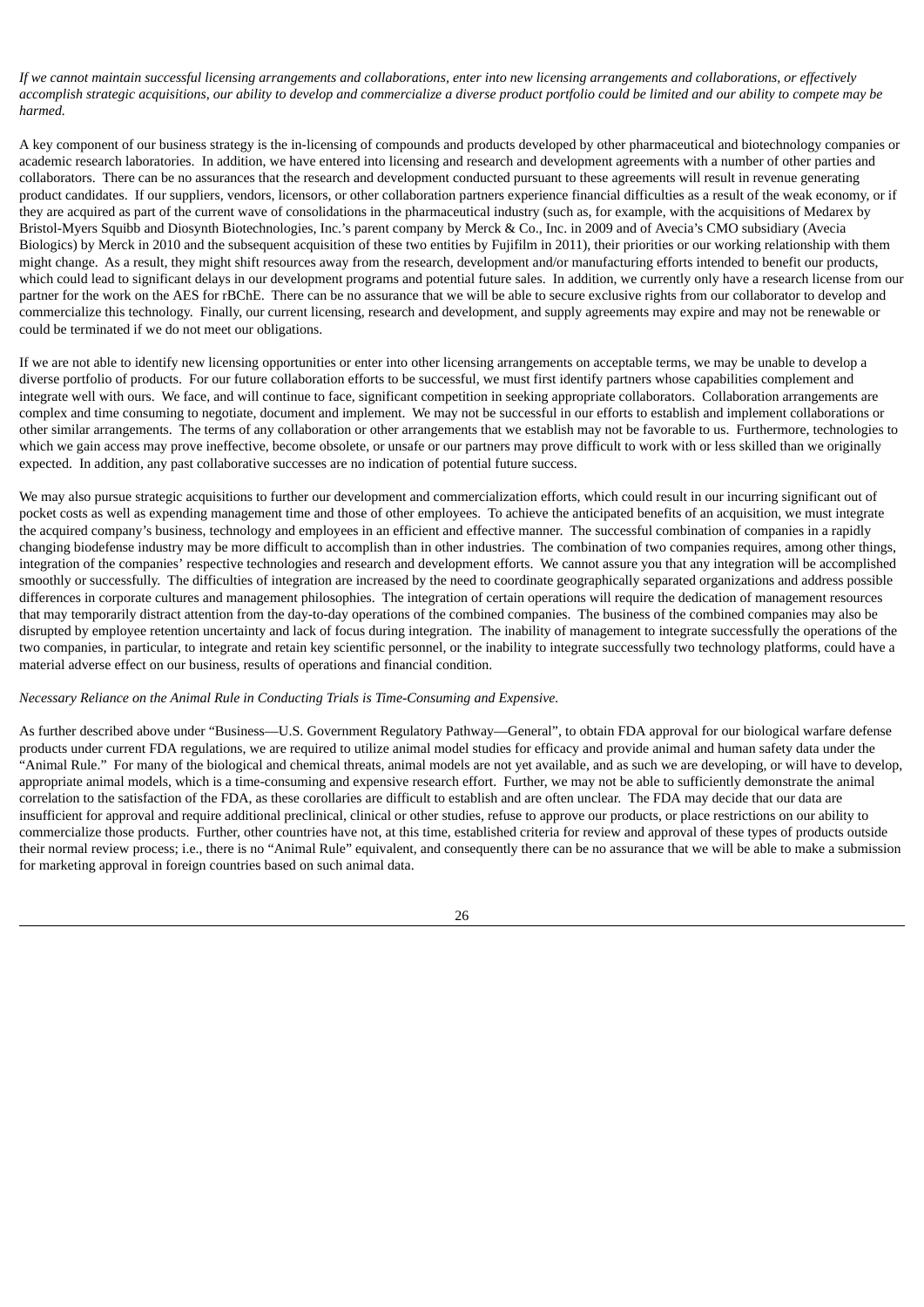*If we cannot maintain successful licensing arrangements and collaborations, enter into new licensing arrangements and collaborations, or effectively accomplish strategic acquisitions, our ability to develop and commercialize a diverse product portfolio could be limited and our ability to compete may be harmed.*

A key component of our business strategy is the in-licensing of compounds and products developed by other pharmaceutical and biotechnology companies or academic research laboratories. In addition, we have entered into licensing and research and development agreements with a number of other parties and collaborators. There can be no assurances that the research and development conducted pursuant to these agreements will result in revenue generating product candidates. If our suppliers, vendors, licensors, or other collaboration partners experience financial difficulties as a result of the weak economy, or if they are acquired as part of the current wave of consolidations in the pharmaceutical industry (such as, for example, with the acquisitions of Medarex by Bristol-Myers Squibb and Diosynth Biotechnologies, Inc.'s parent company by Merck & Co., Inc. in 2009 and of Avecia's CMO subsidiary (Avecia Biologics) by Merck in 2010 and the subsequent acquisition of these two entities by Fujifilm in 2011), their priorities or our working relationship with them might change. As a result, they might shift resources away from the research, development and/or manufacturing efforts intended to benefit our products, which could lead to significant delays in our development programs and potential future sales. In addition, we currently only have a research license from our partner for the work on the AES for rBChE. There can be no assurance that we will be able to secure exclusive rights from our collaborator to develop and commercialize this technology. Finally, our current licensing, research and development, and supply agreements may expire and may not be renewable or could be terminated if we do not meet our obligations.

If we are not able to identify new licensing opportunities or enter into other licensing arrangements on acceptable terms, we may be unable to develop a diverse portfolio of products. For our future collaboration efforts to be successful, we must first identify partners whose capabilities complement and integrate well with ours. We face, and will continue to face, significant competition in seeking appropriate collaborators. Collaboration arrangements are complex and time consuming to negotiate, document and implement. We may not be successful in our efforts to establish and implement collaborations or other similar arrangements. The terms of any collaboration or other arrangements that we establish may not be favorable to us. Furthermore, technologies to which we gain access may prove ineffective, become obsolete, or unsafe or our partners may prove difficult to work with or less skilled than we originally expected. In addition, any past collaborative successes are no indication of potential future success.

We may also pursue strategic acquisitions to further our development and commercialization efforts, which could result in our incurring significant out of pocket costs as well as expending management time and those of other employees. To achieve the anticipated benefits of an acquisition, we must integrate the acquired company's business, technology and employees in an efficient and effective manner. The successful combination of companies in a rapidly changing biodefense industry may be more difficult to accomplish than in other industries. The combination of two companies requires, among other things, integration of the companies' respective technologies and research and development efforts. We cannot assure you that any integration will be accomplished smoothly or successfully. The difficulties of integration are increased by the need to coordinate geographically separated organizations and address possible differences in corporate cultures and management philosophies. The integration of certain operations will require the dedication of management resources that may temporarily distract attention from the day-to-day operations of the combined companies. The business of the combined companies may also be disrupted by employee retention uncertainty and lack of focus during integration. The inability of management to integrate successfully the operations of the two companies, in particular, to integrate and retain key scientific personnel, or the inability to integrate successfully two technology platforms, could have a material adverse effect on our business, results of operations and financial condition.

*Necessary Reliance on the Animal Rule in Conducting Trials is Time-Consuming and Expensive.*

As further described above under "Business—U.S. Government Regulatory Pathway—General", to obtain FDA approval for our biological warfare defense products under current FDA regulations, we are required to utilize animal model studies for efficacy and provide animal and human safety data under the "Animal Rule." For many of the biological and chemical threats, animal models are not yet available, and as such we are developing, or will have to develop, appropriate animal models, which is a time-consuming and expensive research effort. Further, we may not be able to sufficiently demonstrate the animal correlation to the satisfaction of the FDA, as these corollaries are difficult to establish and are often unclear. The FDA may decide that our data are insufficient for approval and require additional preclinical, clinical or other studies, refuse to approve our products, or place restrictions on our ability to commercialize those products. Further, other countries have not, at this time, established criteria for review and approval of these types of products outside their normal review process; i.e., there is no "Animal Rule" equivalent, and consequently there can be no assurance that we will be able to make a submission for marketing approval in foreign countries based on such animal data.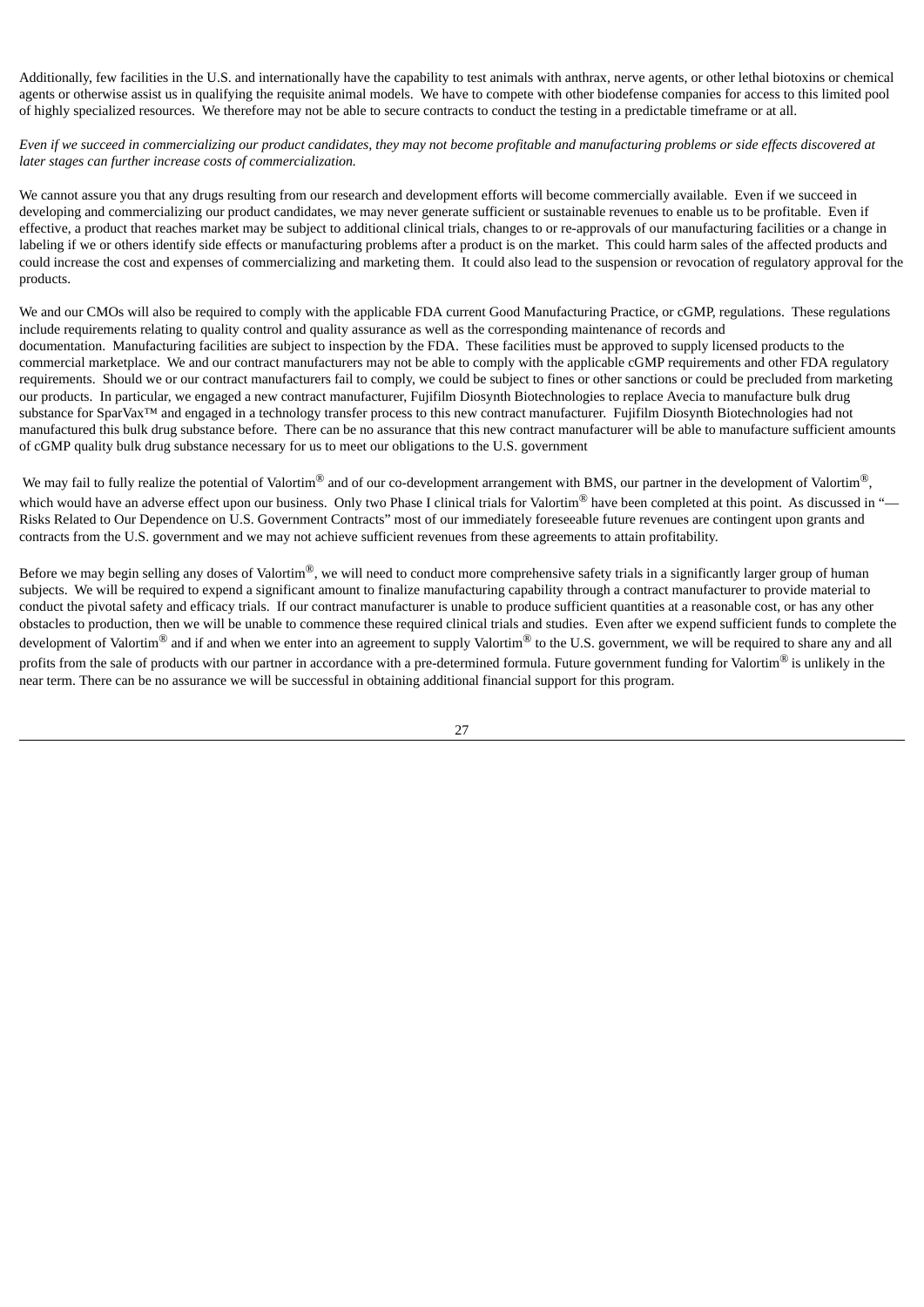Additionally, few facilities in the U.S. and internationally have the capability to test animals with anthrax, nerve agents, or other lethal biotoxins or chemical agents or otherwise assist us in qualifying the requisite animal models. We have to compete with other biodefense companies for access to this limited pool of highly specialized resources. We therefore may not be able to secure contracts to conduct the testing in a predictable timeframe or at all.

*Even if we succeed in commercializing our product candidates, they may not become profitable and manufacturing problems or side effects discovered at later stages can further increase costs of commercialization.*

We cannot assure you that any drugs resulting from our research and development efforts will become commercially available. Even if we succeed in developing and commercializing our product candidates, we may never generate sufficient or sustainable revenues to enable us to be profitable. Even if effective, a product that reaches market may be subject to additional clinical trials, changes to or re-approvals of our manufacturing facilities or a change in labeling if we or others identify side effects or manufacturing problems after a product is on the market. This could harm sales of the affected products and could increase the cost and expenses of commercializing and marketing them. It could also lead to the suspension or revocation of regulatory approval for the products.

We and our CMOs will also be required to comply with the applicable FDA current Good Manufacturing Practice, or cGMP, regulations. These regulations include requirements relating to quality control and quality assurance as well as the corresponding maintenance of records and documentation. Manufacturing facilities are subject to inspection by the FDA. These facilities must be approved to supply licensed products to the commercial marketplace. We and our contract manufacturers may not be able to comply with the applicable cGMP requirements and other FDA regulatory requirements. Should we or our contract manufacturers fail to comply, we could be subject to fines or other sanctions or could be precluded from marketing our products. In particular, we engaged a new contract manufacturer, Fujifilm Diosynth Biotechnologies to replace Avecia to manufacture bulk drug substance for SparVax™ and engaged in a technology transfer process to this new contract manufacturer. Fujifilm Diosynth Biotechnologies had not manufactured this bulk drug substance before. There can be no assurance that this new contract manufacturer will be able to manufacture sufficient amounts of cGMP quality bulk drug substance necessary for us to meet our obligations to the U.S. government

We may fail to fully realize the potential of Valortim® and of our co-development arrangement with BMS, our partner in the development of Valortim®, which would have an adverse effect upon our business. Only two Phase I clinical trials for Valortim® have been completed at this point. As discussed in "—Risks Related to Our Dependence on U.S. Government Contracts" most of our immediately foreseeable future revenues are contingent upon grants and contracts from the U.S. government and we may not achieve sufficient revenues from these agreements to attain profitability.

Before we may begin selling any doses of Valortim®, we will need to conduct more comprehensive safety trials in a significantly larger group of human subjects. We will be required to expend a significant amount to finalize manufacturing capability through a contract manufacturer to provide material to conduct the pivotal safety and efficacy trials. If our contract manufacturer is unable to produce sufficient quantities at a reasonable cost, or has any other obstacles to production, then we will be unable to commence these required clinical trials and studies. Even after we expend sufficient funds to complete the development of Valortim® and if and when we enter into an agreement to supply Valortim® to the U.S. government, we will be required to share any and all profits from the sale of products with our partner in accordance with a pre-determined formula. Future government funding for Valortim® is unlikely in the near term. There can be no assurance we will be successful in obtaining additional financial support for this program.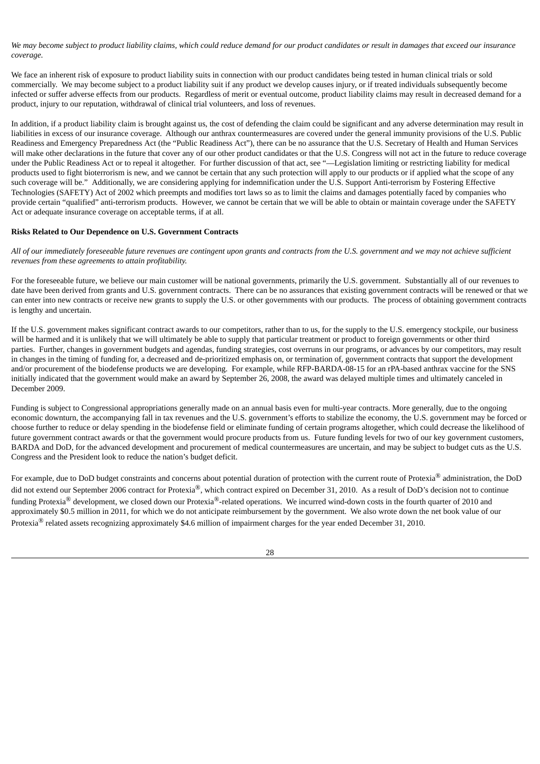*We may become subject to product liability claims, which could reduce demand for our product candidates or result in damages that exceed our insurance coverage.*

We face an inherent risk of exposure to product liability suits in connection with our product candidates being tested in human clinical trials or sold commercially. We may become subject to a product liability suit if any product we develop causes injury, or if treated individuals subsequently become infected or suffer adverse effects from our products. Regardless of merit or eventual outcome, product liability claims may result in decreased demand for a product, injury to our reputation, withdrawal of clinical trial volunteers, and loss of revenues.

In addition, if a product liability claim is brought against us, the cost of defending the claim could be significant and any adverse determination may result in liabilities in excess of our insurance coverage. Although our anthrax countermeasures are covered under the general immunity provisions of the U.S. Public Readiness and Emergency Preparedness Act (the "Public Readiness Act"), there can be no assurance that the U.S. Secretary of Health and Human Services will make other declarations in the future that cover any of our other product candidates or that the U.S. Congress will not act in the future to reduce coverage under the Public Readiness Act or to repeal it altogether. For further discussion of that act, see "—Legislation limiting or restricting liability for medical products used to fight bioterrorism is new, and we cannot be certain that any such protection will apply to our products or if applied what the scope of any such coverage will be." Additionally, we are considering applying for indemnification under the U.S. Support Anti-terrorism by Fostering Effective Technologies (SAFETY) Act of 2002 which preempts and modifies tort laws so as to limit the claims and damages potentially faced by companies who provide certain "qualified" anti-terrorism products. However, we cannot be certain that we will be able to obtain or maintain coverage under the SAFETY Act or adequate insurance coverage on acceptable terms, if at all.

**Risks Related to Our Dependence on U.S. Government Contracts**

*All of our immediately foreseeable future revenues are contingent upon grants and contracts from the U.S. government and we may not achieve sufficient revenues from these agreements to attain profitability.*

For the foreseeable future, we believe our main customer will be national governments, primarily the U.S. government. Substantially all of our revenues to date have been derived from grants and U.S. government contracts. There can be no assurances that existing government contracts will be renewed or that we can enter into new contracts or receive new grants to supply the U.S. or other governments with our products. The process of obtaining government contracts is lengthy and uncertain.

If the U.S. government makes significant contract awards to our competitors, rather than to us, for the supply to the U.S. emergency stockpile, our business will be harmed and it is unlikely that we will ultimately be able to supply that particular treatment or product to foreign governments or other third parties. Further, changes in government budgets and agendas, funding strategies, cost overruns in our programs, or advances by our competitors, may result in changes in the timing of funding for, a decreased and de-prioritized emphasis on, or termination of, government contracts that support the development and/or procurement of the biodefense products we are developing. For example, while RFP-BARDA-08-15 for an rPA-based anthrax vaccine for the SNS initially indicated that the government would make an award by September 26, 2008, the award was delayed multiple times and ultimately canceled in December 2009.

Funding is subject to Congressional appropriations generally made on an annual basis even for multi-year contracts. More generally, due to the ongoing economic downturn, the accompanying fall in tax revenues and the U.S. government's efforts to stabilize the economy, the U.S. government may be forced or choose further to reduce or delay spending in the biodefense field or eliminate funding of certain programs altogether, which could decrease the likelihood of future government contract awards or that the government would procure products from us. Future funding levels for two of our key government customers, BARDA and DoD, for the advanced development and procurement of medical countermeasures are uncertain, and may be subject to budget cuts as the U.S. Congress and the President look to reduce the nation's budget deficit.

For example, due to DoD budget constraints and concerns about potential duration of protection with the current route of Protexia® administration, the DoD did not extend our September 2006 contract for Protexia®, which contract expired on December 31, 2010. As a result of DoD's decision not to continue funding Protexia® development, we closed down our Protexia®-related operations. We incurred wind-down costs in the fourth quarter of 2010 and approximately $0.5 million in 2011, for which we do not anticipate reimbursement by the government. We also wrote down the net book value of our Protexia® related assets recognizing approximately $4.6 million of impairment charges for the year ended December 31, 2010.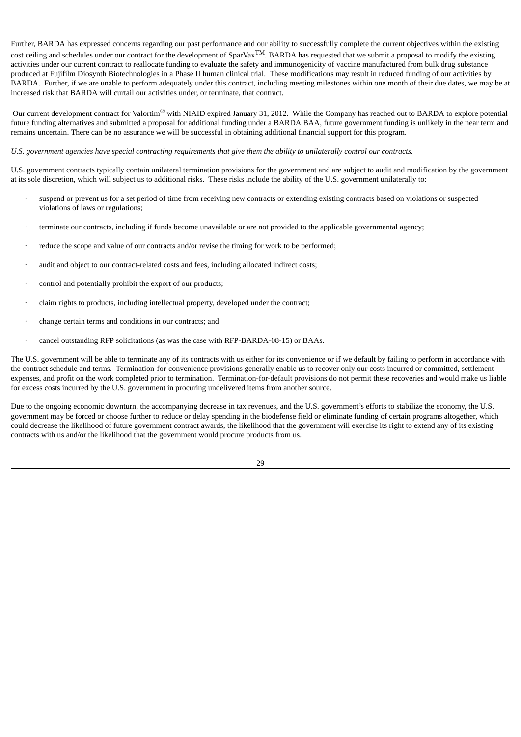Further, BARDA has expressed concerns regarding our past performance and our ability to successfully complete the current objectives within the existing cost ceiling and schedules under our contract for the development of SparVax™. BARDA has requested that we submit a proposal to modify the existing activities under our current contract to reallocate funding to evaluate the safety and immunogenicity of vaccine manufactured from bulk drug substance produced at Fujifilm Diosynth Biotechnologies in a Phase II human clinical trial. These modifications may result in reduced funding of our activities by BARDA. Further, if we are unable to perform adequately under this contract, including meeting milestones within one month of their due dates, we may be at increased risk that BARDA will curtail our activities under, or terminate, that contract.

Our current development contract for Valortim® with NIAID expired January 31, 2012. While the Company has reached out to BARDA to explore potential future funding alternatives and submitted a proposal for additional funding under a BARDA BAA, future government funding is unlikely in the near term and remains uncertain. There can be no assurance we will be successful in obtaining additional financial support for this program.

*U.S. government agencies have special contracting requirements that give them the ability to unilaterally control our contracts.*

U.S. government contracts typically contain unilateral termination provisions for the government and are subject to audit and modification by the government at its sole discretion, which will subject us to additional risks. These risks include the ability of the U.S. government unilaterally to:

- suspend or prevent us for a set period of time from receiving new contracts or extending existing contracts based on violations or suspected violations of laws or regulations;
- terminate our contracts, including if funds become unavailable or are not provided to the applicable governmental agency;
- reduce the scope and value of our contracts and/or revise the timing for work to be performed;
- audit and object to our contract-related costs and fees, including allocated indirect costs;
- control and potentially prohibit the export of our products;
- claim rights to products, including intellectual property, developed under the contract;
- change certain terms and conditions in our contracts; and
- cancel outstanding RFP solicitations (as was the case with RFP-BARDA-08-15) or BAAs.

The U.S. government will be able to terminate any of its contracts with us either for its convenience or if we default by failing to perform in accordance with the contract schedule and terms. Termination-for-convenience provisions generally enable us to recover only our costs incurred or committed, settlement expenses, and profit on the work completed prior to termination. Termination-for-default provisions do not permit these recoveries and would make us liable for excess costs incurred by the U.S. government in procuring undelivered items from another source.

Due to the ongoing economic downturn, the accompanying decrease in tax revenues, and the U.S. government's efforts to stabilize the economy, the U.S. government may be forced or choose further to reduce or delay spending in the biodefense field or eliminate funding of certain programs altogether, which could decrease the likelihood of future government contract awards, the likelihood that the government will exercise its right to extend any of its existing contracts with us and/or the likelihood that the government would procure products from us.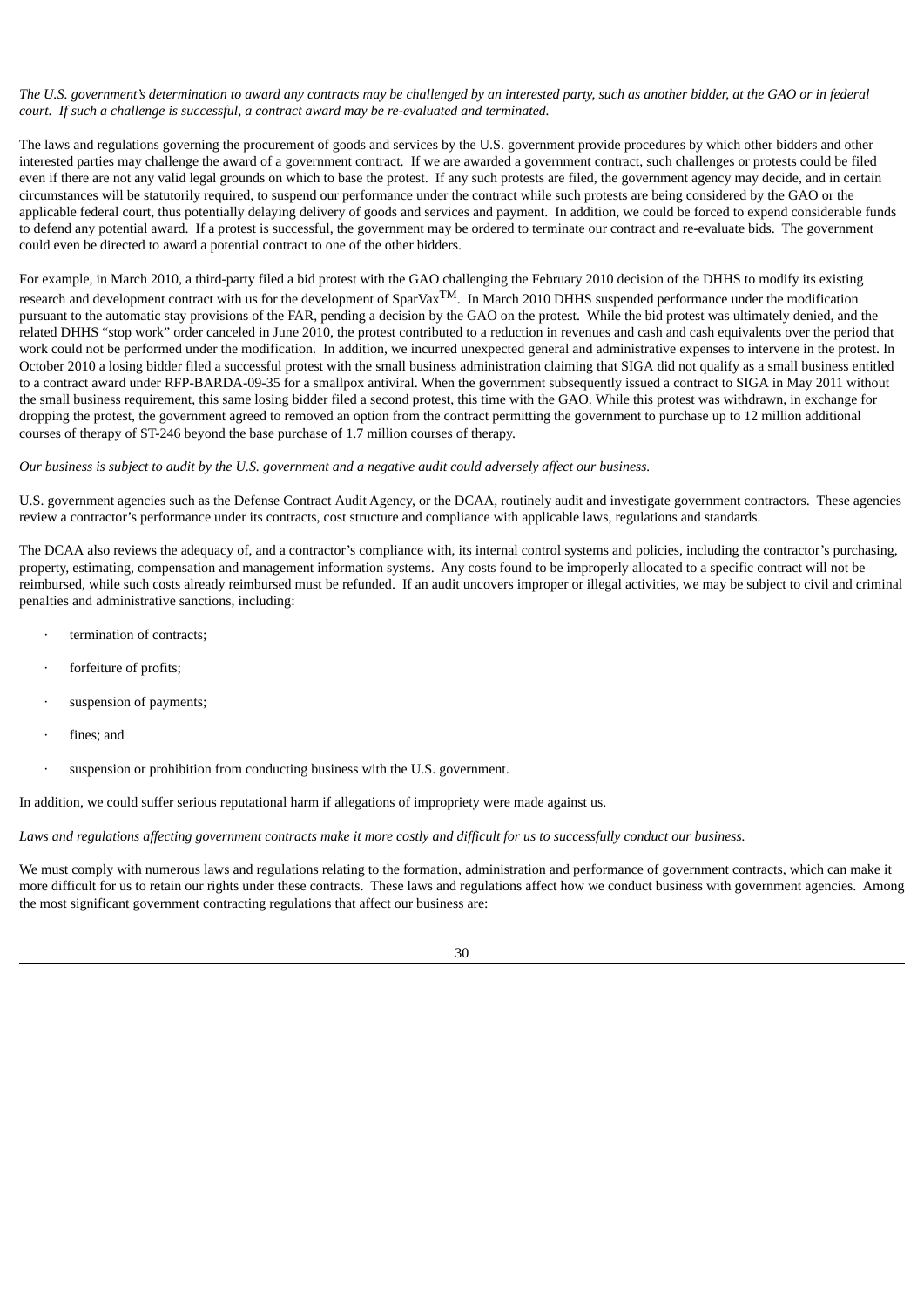*The U.S. government's determination to award any contracts may be challenged by an interested party, such as another bidder, at the GAO or in federal court. If such a challenge is successful, a contract award may be re-evaluated and terminated.*

The laws and regulations governing the procurement of goods and services by the U.S. government provide procedures by which other bidders and other interested parties may challenge the award of a government contract. If we are awarded a government contract, such challenges or protests could be filed even if there are not any valid legal grounds on which to base the protest. If any such protests are filed, the government agency may decide, and in certain circumstances will be statutorily required, to suspend our performance under the contract while such protests are being considered by the GAO or the applicable federal court, thus potentially delaying delivery of goods and services and payment. In addition, we could be forced to expend considerable funds to defend any potential award. If a protest is successful, the government may be ordered to terminate our contract and re-evaluate bids. The government could even be directed to award a potential contract to one of the other bidders.

For example, in March 2010, a third-party filed a bid protest with the GAO challenging the February 2010 decision of the DHHS to modify its existing research and development contract with us for the development of SparVax™. In March 2010 DHHS suspended performance under the modification pursuant to the automatic stay provisions of the FAR, pending a decision by the GAO on the protest. While the bid protest was ultimately denied, and the related DHHS "stop work" order canceled in June 2010, the protest contributed to a reduction in revenues and cash and cash equivalents over the period that work could not be performed under the modification. In addition, we incurred unexpected general and administrative expenses to intervene in the protest. In October 2010 a losing bidder filed a successful protest with the small business administration claiming that SIGA did not qualify as a small business entitled to a contract award under RFP-BARDA-09-35 for a smallpox antiviral. When the government subsequently issued a contract to SIGA in May 2011 without the small business requirement, this same losing bidder filed a second protest, this time with the GAO. While this protest was withdrawn, in exchange for dropping the protest, the government agreed to removed an option from the contract permitting the government to purchase up to 12 million additional courses of therapy of ST-246 beyond the base purchase of 1.7 million courses of therapy.

*Our business is subject to audit by the U.S. government and a negative audit could adversely affect our business.*

U.S. government agencies such as the Defense Contract Audit Agency, or the DCAA, routinely audit and investigate government contractors. These agencies review a contractor's performance under its contracts, cost structure and compliance with applicable laws, regulations and standards.

The DCAA also reviews the adequacy of, and a contractor's compliance with, its internal control systems and policies, including the contractor's purchasing, property, estimating, compensation and management information systems. Any costs found to be improperly allocated to a specific contract will not be reimbursed, while such costs already reimbursed must be refunded. If an audit uncovers improper or illegal activities, we may be subject to civil and criminal penalties and administrative sanctions, including:

- termination of contracts;
- forfeiture of profits;
- suspension of payments;
- fines; and
- suspension or prohibition from conducting business with the U.S. government.

In addition, we could suffer serious reputational harm if allegations of impropriety were made against us.

*Laws and regulations affecting government contracts make it more costly and difficult for us to successfully conduct our business.*

We must comply with numerous laws and regulations relating to the formation, administration and performance of government contracts, which can make it more difficult for us to retain our rights under these contracts. These laws and regulations affect how we conduct business with government agencies. Among the most significant government contracting regulations that affect our business are: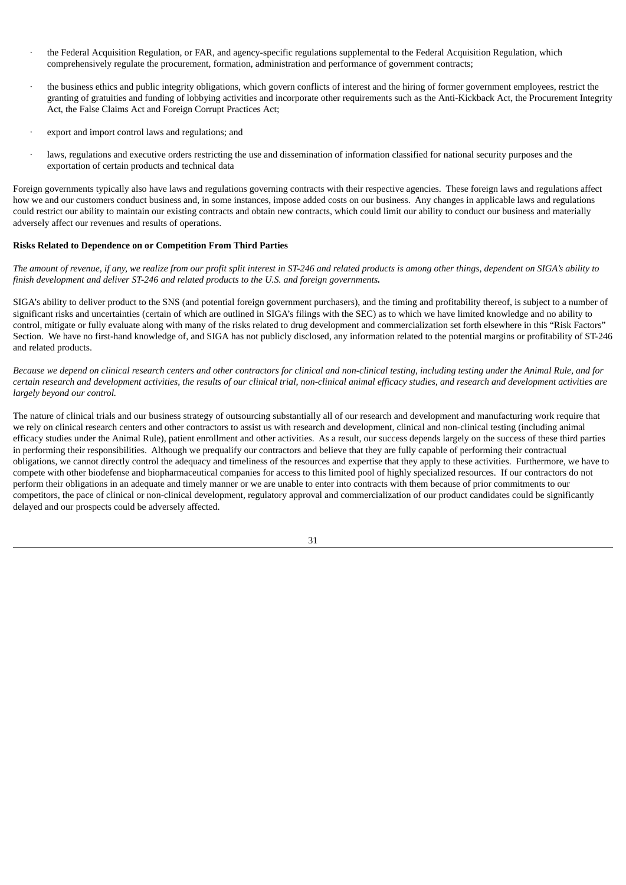- the Federal Acquisition Regulation, or FAR, and agency-specific regulations supplemental to the Federal Acquisition Regulation, which comprehensively regulate the procurement, formation, administration and performance of government contracts;
- the business ethics and public integrity obligations, which govern conflicts of interest and the hiring of former government employees, restrict the granting of gratuities and funding of lobbying activities and incorporate other requirements such as the Anti-Kickback Act, the Procurement Integrity Act, the False Claims Act and Foreign Corrupt Practices Act;
- export and import control laws and regulations; and
- laws, regulations and executive orders restricting the use and dissemination of information classified for national security purposes and the exportation of certain products and technical data

Foreign governments typically also have laws and regulations governing contracts with their respective agencies. These foreign laws and regulations affect how we and our customers conduct business and, in some instances, impose added costs on our business. Any changes in applicable laws and regulations could restrict our ability to maintain our existing contracts and obtain new contracts, which could limit our ability to conduct our business and materially adversely affect our revenues and results of operations.

**Risks Related to Dependence on or Competition From Third Parties**

*The amount of revenue, if any, we realize from our profit split interest in ST-246 and related products is among other things, dependent on SIGA's ability to finish development and deliver ST-246 and related products to the U.S. and foreign governments.*

SIGA's ability to deliver product to the SNS (and potential foreign government purchasers), and the timing and profitability thereof, is subject to a number of significant risks and uncertainties (certain of which are outlined in SIGA's filings with the SEC) as to which we have limited knowledge and no ability to control, mitigate or fully evaluate along with many of the risks related to drug development and commercialization set forth elsewhere in this "Risk Factors" Section. We have no first-hand knowledge of, and SIGA has not publicly disclosed, any information related to the potential margins or profitability of ST-246 and related products.

*Because we depend on clinical research centers and other contractors for clinical and non-clinical testing, including testing under the Animal Rule, and for certain research and development activities, the results of our clinical trial, non-clinical animal efficacy studies, and research and development activities are largely beyond our control.*

The nature of clinical trials and our business strategy of outsourcing substantially all of our research and development and manufacturing work require that we rely on clinical research centers and other contractors to assist us with research and development, clinical and non-clinical testing (including animal efficacy studies under the Animal Rule), patient enrollment and other activities. As a result, our success depends largely on the success of these third parties in performing their responsibilities. Although we prequalify our contractors and believe that they are fully capable of performing their contractual obligations, we cannot directly control the adequacy and timeliness of the resources and expertise that they apply to these activities. Furthermore, we have to compete with other biodefense and biopharmaceutical companies for access to this limited pool of highly specialized resources. If our contractors do not perform their obligations in an adequate and timely manner or we are unable to enter into contracts with them because of prior commitments to our competitors, the pace of clinical or non-clinical development, regulatory approval and commercialization of our product candidates could be significantly delayed and our prospects could be adversely affected.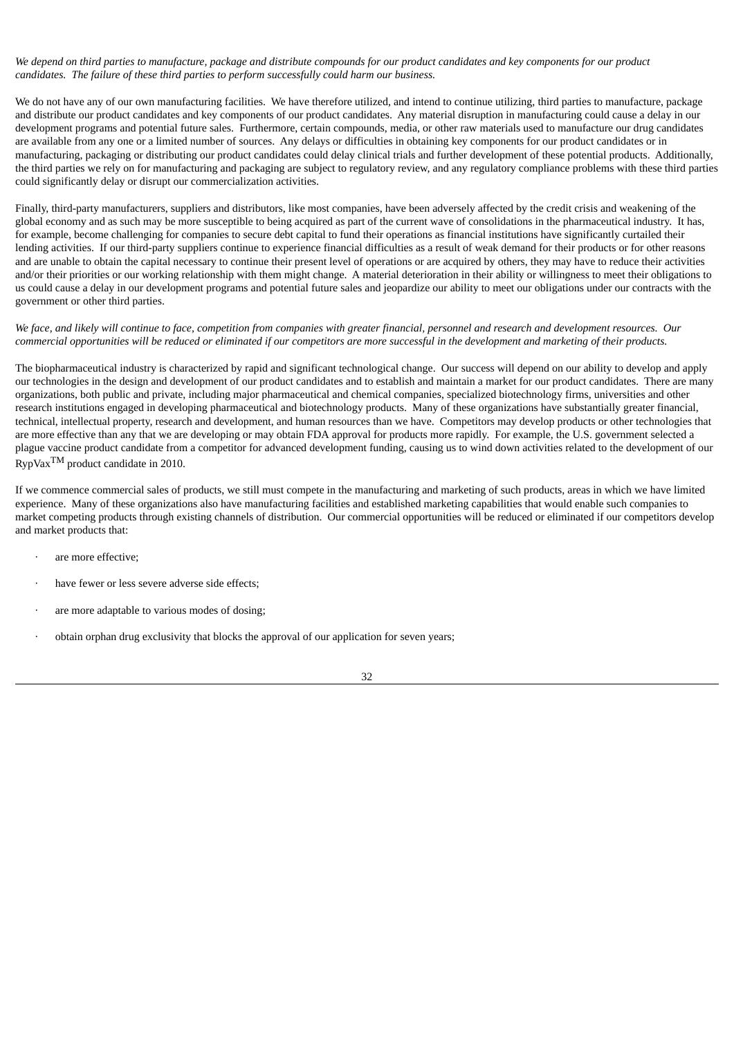*We depend on third parties to manufacture, package and distribute compounds for our product candidates and key components for our product candidates. The failure of these third parties to perform successfully could harm our business.*

We do not have any of our own manufacturing facilities. We have therefore utilized, and intend to continue utilizing, third parties to manufacture, package and distribute our product candidates and key components of our product candidates. Any material disruption in manufacturing could cause a delay in our development programs and potential future sales. Furthermore, certain compounds, media, or other raw materials used to manufacture our drug candidates are available from any one or a limited number of sources. Any delays or difficulties in obtaining key components for our product candidates or in manufacturing, packaging or distributing our product candidates could delay clinical trials and further development of these potential products. Additionally, the third parties we rely on for manufacturing and packaging are subject to regulatory review, and any regulatory compliance problems with these third parties could significantly delay or disrupt our commercialization activities.

Finally, third-party manufacturers, suppliers and distributors, like most companies, have been adversely affected by the credit crisis and weakening of the global economy and as such may be more susceptible to being acquired as part of the current wave of consolidations in the pharmaceutical industry. It has, for example, become challenging for companies to secure debt capital to fund their operations as financial institutions have significantly curtailed their lending activities. If our third-party suppliers continue to experience financial difficulties as a result of weak demand for their products or for other reasons and are unable to obtain the capital necessary to continue their present level of operations or are acquired by others, they may have to reduce their activities and/or their priorities or our working relationship with them might change. A material deterioration in their ability or willingness to meet their obligations to us could cause a delay in our development programs and potential future sales and jeopardize our ability to meet our obligations under our contracts with the government or other third parties.

*We face, and likely will continue to face, competition from companies with greater financial, personnel and research and development resources. Our commercial opportunities will be reduced or eliminated if our competitors are more successful in the development and marketing of their products.*

The biopharmaceutical industry is characterized by rapid and significant technological change. Our success will depend on our ability to develop and apply our technologies in the design and development of our product candidates and to establish and maintain a market for our product candidates. There are many organizations, both public and private, including major pharmaceutical and chemical companies, specialized biotechnology firms, universities and other research institutions engaged in developing pharmaceutical and biotechnology products. Many of these organizations have substantially greater financial, technical, intellectual property, research and development, and human resources than we have. Competitors may develop products or other technologies that are more effective than any that we are developing or may obtain FDA approval for products more rapidly. For example, the U.S. government selected a plague vaccine product candidate from a competitor for advanced development funding, causing us to wind down activities related to the development of our RypVax™ product candidate in 2010.

If we commence commercial sales of products, we still must compete in the manufacturing and marketing of such products, areas in which we have limited experience. Many of these organizations also have manufacturing facilities and established marketing capabilities that would enable such companies to market competing products through existing channels of distribution. Our commercial opportunities will be reduced or eliminated if our competitors develop and market products that:

- are more effective;
- have fewer or less severe adverse side effects;
- are more adaptable to various modes of dosing;
- obtain orphan drug exclusivity that blocks the approval of our application for seven years;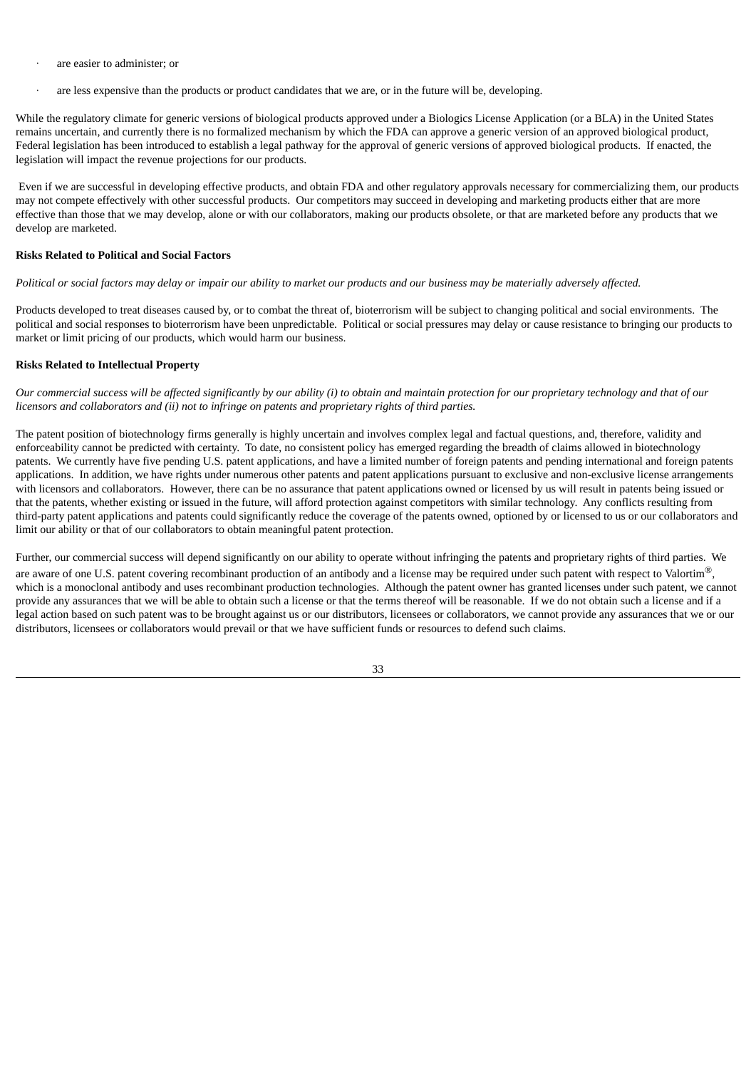- are easier to administer; or
- are less expensive than the products or product candidates that we are, or in the future will be, developing.

While the regulatory climate for generic versions of biological products approved under a Biologics License Application (or a BLA) in the United States remains uncertain, and currently there is no formalized mechanism by which the FDA can approve a generic version of an approved biological product, Federal legislation has been introduced to establish a legal pathway for the approval of generic versions of approved biological products. If enacted, the legislation will impact the revenue projections for our products.

Even if we are successful in developing effective products, and obtain FDA and other regulatory approvals necessary for commercializing them, our products may not compete effectively with other successful products. Our competitors may succeed in developing and marketing products either that are more effective than those that we may develop, alone or with our collaborators, making our products obsolete, or that are marketed before any products that we develop are marketed.

**Risks Related to Political and Social Factors**

*Political or social factors may delay or impair our ability to market our products and our business may be materially adversely affected.*

Products developed to treat diseases caused by, or to combat the threat of, bioterrorism will be subject to changing political and social environments. The political and social responses to bioterrorism have been unpredictable. Political or social pressures may delay or cause resistance to bringing our products to market or limit pricing of our products, which would harm our business.

**Risks Related to Intellectual Property**

*Our commercial success will be affected significantly by our ability (i) to obtain and maintain protection for our proprietary technology and that of our licensors and collaborators and (ii) not to infringe on patents and proprietary rights of third parties.*

The patent position of biotechnology firms generally is highly uncertain and involves complex legal and factual questions, and, therefore, validity and enforceability cannot be predicted with certainty. To date, no consistent policy has emerged regarding the breadth of claims allowed in biotechnology patents. We currently have five pending U.S. patent applications, and have a limited number of foreign patents and pending international and foreign patents applications. In addition, we have rights under numerous other patents and patent applications pursuant to exclusive and non-exclusive license arrangements with licensors and collaborators. However, there can be no assurance that patent applications owned or licensed by us will result in patents being issued or that the patents, whether existing or issued in the future, will afford protection against competitors with similar technology. Any conflicts resulting from third-party patent applications and patents could significantly reduce the coverage of the patents owned, optioned by or licensed to us or our collaborators and limit our ability or that of our collaborators to obtain meaningful patent protection.

Further, our commercial success will depend significantly on our ability to operate without infringing the patents and proprietary rights of third parties. We are aware of one U.S. patent covering recombinant production of an antibody and a license may be required under such patent with respect to Valortim®, which is a monoclonal antibody and uses recombinant production technologies. Although the patent owner has granted licenses under such patent, we cannot provide any assurances that we will be able to obtain such a license or that the terms thereof will be reasonable. If we do not obtain such a license and if a legal action based on such patent was to be brought against us or our distributors, licensees or collaborators, we cannot provide any assurances that we or our distributors, licensees or collaborators would prevail or that we have sufficient funds or resources to defend such claims.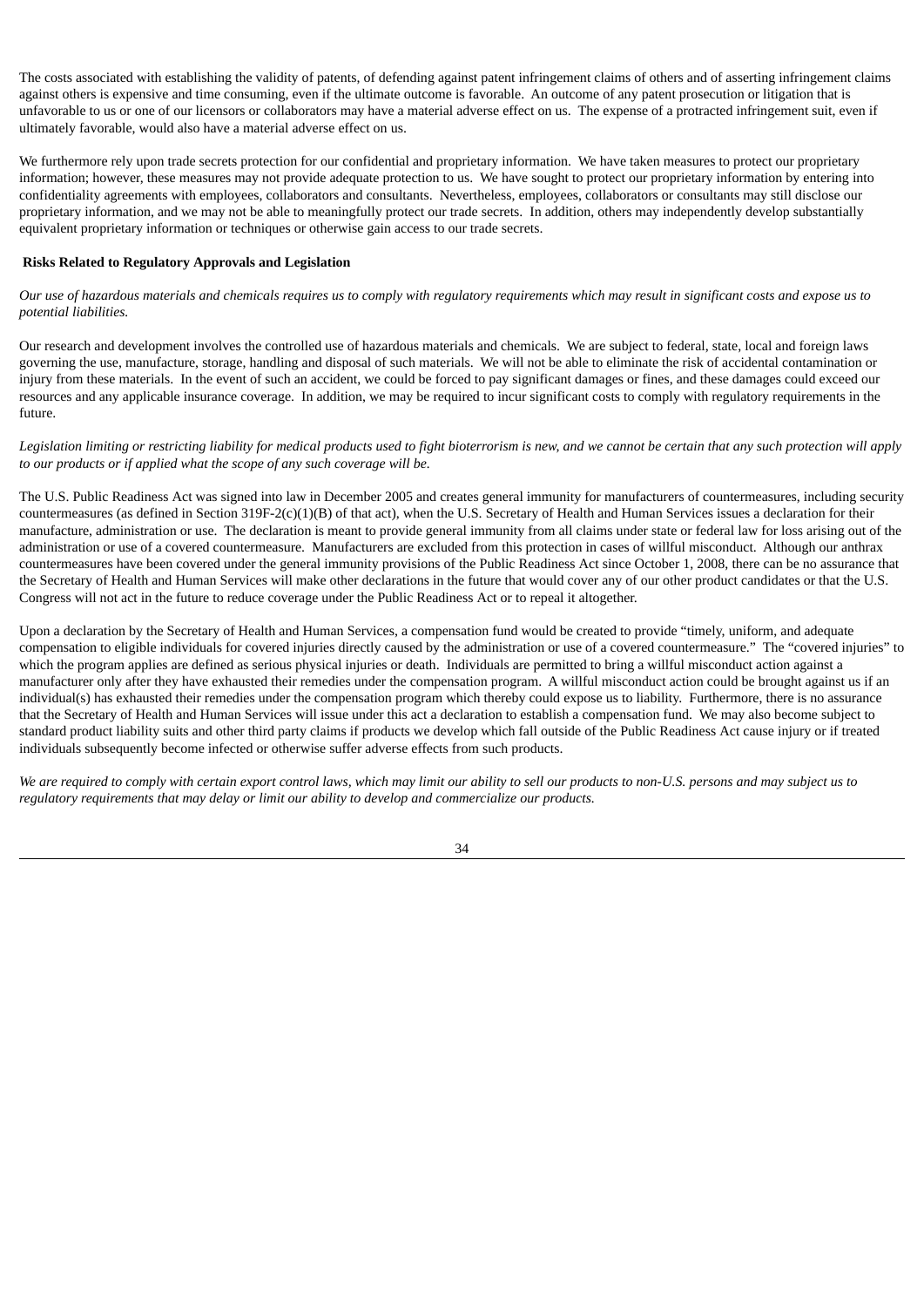The costs associated with establishing the validity of patents, of defending against patent infringement claims of others and of asserting infringement claims against others is expensive and time consuming, even if the ultimate outcome is favorable. An outcome of any patent prosecution or litigation that is unfavorable to us or one of our licensors or collaborators may have a material adverse effect on us. The expense of a protracted infringement suit, even if ultimately favorable, would also have a material adverse effect on us.

We furthermore rely upon trade secrets protection for our confidential and proprietary information. We have taken measures to protect our proprietary information; however, these measures may not provide adequate protection to us. We have sought to protect our proprietary information by entering into confidentiality agreements with employees, collaborators and consultants. Nevertheless, employees, collaborators or consultants may still disclose our proprietary information, and we may not be able to meaningfully protect our trade secrets. In addition, others may independently develop substantially equivalent proprietary information or techniques or otherwise gain access to our trade secrets.

**Risks Related to Regulatory Approvals and Legislation**

*Our use of hazardous materials and chemicals requires us to comply with regulatory requirements which may result in significant costs and expose us to potential liabilities.*

Our research and development involves the controlled use of hazardous materials and chemicals. We are subject to federal, state, local and foreign laws governing the use, manufacture, storage, handling and disposal of such materials. We will not be able to eliminate the risk of accidental contamination or injury from these materials. In the event of such an accident, we could be forced to pay significant damages or fines, and these damages could exceed our resources and any applicable insurance coverage. In addition, we may be required to incur significant costs to comply with regulatory requirements in the future.

*Legislation limiting or restricting liability for medical products used to fight bioterrorism is new, and we cannot be certain that any such protection will apply to our products or if applied what the scope of any such coverage will be.*

The U.S. Public Readiness Act was signed into law in December 2005 and creates general immunity for manufacturers of countermeasures, including security countermeasures (as defined in Section 319F-2(c)(1)(B) of that act), when the U.S. Secretary of Health and Human Services issues a declaration for their manufacture, administration or use. The declaration is meant to provide general immunity from all claims under state or federal law for loss arising out of the administration or use of a covered countermeasure. Manufacturers are excluded from this protection in cases of willful misconduct. Although our anthrax countermeasures have been covered under the general immunity provisions of the Public Readiness Act since October 1, 2008, there can be no assurance that the Secretary of Health and Human Services will make other declarations in the future that would cover any of our other product candidates or that the U.S. Congress will not act in the future to reduce coverage under the Public Readiness Act or to repeal it altogether.

Upon a declaration by the Secretary of Health and Human Services, a compensation fund would be created to provide "timely, uniform, and adequate compensation to eligible individuals for covered injuries directly caused by the administration or use of a covered countermeasure." The "covered injuries" to which the program applies are defined as serious physical injuries or death. Individuals are permitted to bring a willful misconduct action against a manufacturer only after they have exhausted their remedies under the compensation program. A willful misconduct action could be brought against us if an individual(s) has exhausted their remedies under the compensation program which thereby could expose us to liability. Furthermore, there is no assurance that the Secretary of Health and Human Services will issue under this act a declaration to establish a compensation fund. We may also become subject to standard product liability suits and other third party claims if products we develop which fall outside of the Public Readiness Act cause injury or if treated individuals subsequently become infected or otherwise suffer adverse effects from such products.

*We are required to comply with certain export control laws, which may limit our ability to sell our products to non-U.S. persons and may subject us to regulatory requirements that may delay or limit our ability to develop and commercialize our products.*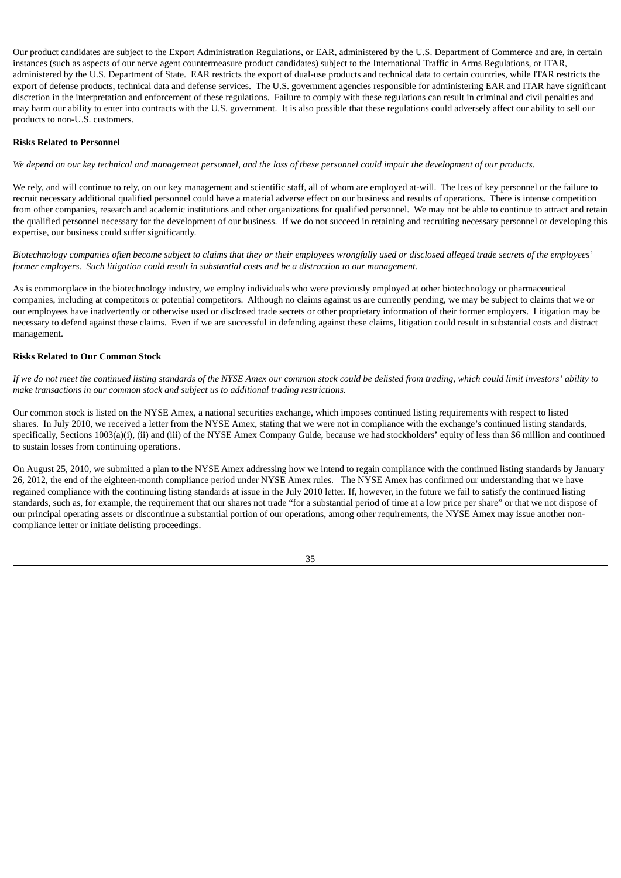Our product candidates are subject to the Export Administration Regulations, or EAR, administered by the U.S. Department of Commerce and are, in certain instances (such as aspects of our nerve agent countermeasure product candidates) subject to the International Traffic in Arms Regulations, or ITAR, administered by the U.S. Department of State. EAR restricts the export of dual-use products and technical data to certain countries, while ITAR restricts the export of defense products, technical data and defense services. The U.S. government agencies responsible for administering EAR and ITAR have significant discretion in the interpretation and enforcement of these regulations. Failure to comply with these regulations can result in criminal and civil penalties and may harm our ability to enter into contracts with the U.S. government. It is also possible that these regulations could adversely affect our ability to sell our products to non-U.S. customers.

**Risks Related to Personnel**

*We depend on our key technical and management personnel, and the loss of these personnel could impair the development of our products.*

We rely, and will continue to rely, on our key management and scientific staff, all of whom are employed at-will. The loss of key personnel or the failure to recruit necessary additional qualified personnel could have a material adverse effect on our business and results of operations. There is intense competition from other companies, research and academic institutions and other organizations for qualified personnel. We may not be able to continue to attract and retain the qualified personnel necessary for the development of our business. If we do not succeed in retaining and recruiting necessary personnel or developing this expertise, our business could suffer significantly.

*Biotechnology companies often become subject to claims that they or their employees wrongfully used or disclosed alleged trade secrets of the employees' former employers. Such litigation could result in substantial costs and be a distraction to our management.*

As is commonplace in the biotechnology industry, we employ individuals who were previously employed at other biotechnology or pharmaceutical companies, including at competitors or potential competitors. Although no claims against us are currently pending, we may be subject to claims that we or our employees have inadvertently or otherwise used or disclosed trade secrets or other proprietary information of their former employers. Litigation may be necessary to defend against these claims. Even if we are successful in defending against these claims, litigation could result in substantial costs and distract management.

**Risks Related to Our Common Stock**

*If we do not meet the continued listing standards of the NYSE Amex our common stock could be delisted from trading, which could limit investors' ability to make transactions in our common stock and subject us to additional trading restrictions.*

Our common stock is listed on the NYSE Amex, a national securities exchange, which imposes continued listing requirements with respect to listed shares. In July 2010, we received a letter from the NYSE Amex, stating that we were not in compliance with the exchange's continued listing standards, specifically, Sections 1003(a)(i), (ii) and (iii) of the NYSE Amex Company Guide, because we had stockholders' equity of less than $6 million and continued to sustain losses from continuing operations.

On August 25, 2010, we submitted a plan to the NYSE Amex addressing how we intend to regain compliance with the continued listing standards by January 26, 2012, the end of the eighteen-month compliance period under NYSE Amex rules. The NYSE Amex has confirmed our understanding that we have regained compliance with the continuing listing standards at issue in the July 2010 letter. If, however, in the future we fail to satisfy the continued listing standards, such as, for example, the requirement that our shares not trade "for a substantial period of time at a low price per share" or that we not dispose of our principal operating assets or discontinue a substantial portion of our operations, among other requirements, the NYSE Amex may issue another non-compliance letter or initiate delisting proceedings.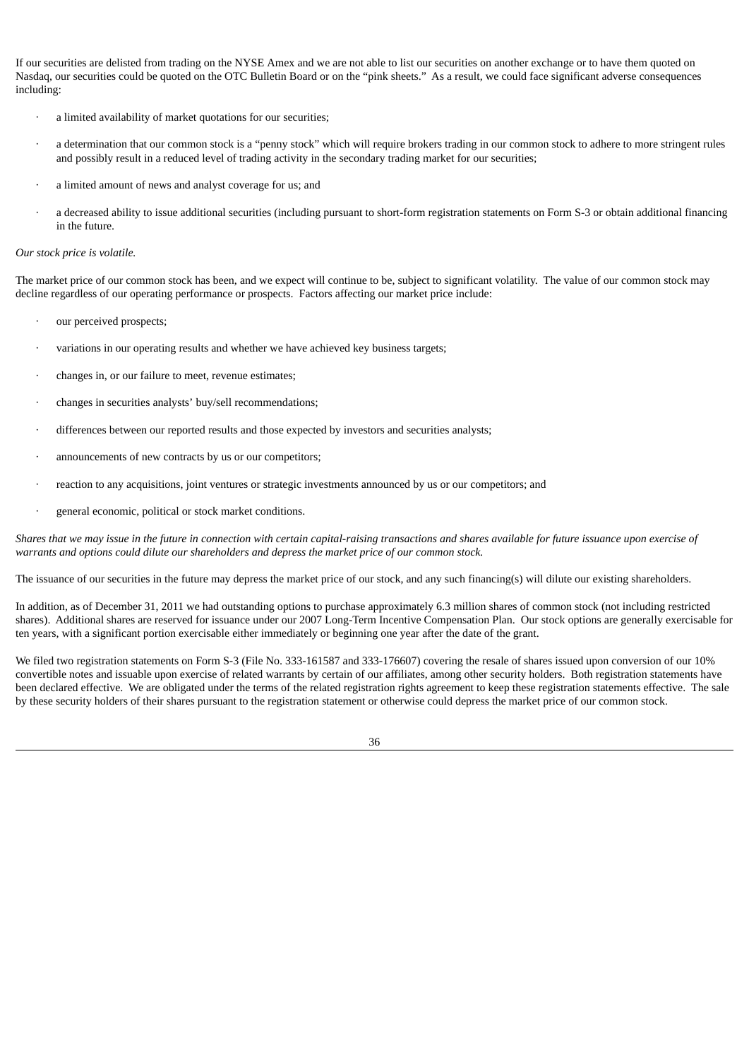If our securities are delisted from trading on the NYSE Amex and we are not able to list our securities on another exchange or to have them quoted on Nasdaq, our securities could be quoted on the OTC Bulletin Board or on the "pink sheets." As a result, we could face significant adverse consequences including:

- a limited availability of market quotations for our securities;
- a determination that our common stock is a "penny stock" which will require brokers trading in our common stock to adhere to more stringent rules and possibly result in a reduced level of trading activity in the secondary trading market for our securities;
- a limited amount of news and analyst coverage for us; and
- a decreased ability to issue additional securities (including pursuant to short-form registration statements on Form S-3 or obtain additional financing in the future.

*Our stock price is volatile.*

The market price of our common stock has been, and we expect will continue to be, subject to significant volatility. The value of our common stock may decline regardless of our operating performance or prospects. Factors affecting our market price include:

- our perceived prospects;
- variations in our operating results and whether we have achieved key business targets;
- changes in, or our failure to meet, revenue estimates;
- changes in securities analysts' buy/sell recommendations;
- differences between our reported results and those expected by investors and securities analysts;
- announcements of new contracts by us or our competitors;
- reaction to any acquisitions, joint ventures or strategic investments announced by us or our competitors; and
- general economic, political or stock market conditions.

*Shares that we may issue in the future in connection with certain capital-raising transactions and shares available for future issuance upon exercise of warrants and options could dilute our shareholders and depress the market price of our common stock.*

The issuance of our securities in the future may depress the market price of our stock, and any such financing(s) will dilute our existing shareholders.

In addition, as of December 31, 2011 we had outstanding options to purchase approximately 6.3 million shares of common stock (not including restricted shares). Additional shares are reserved for issuance under our 2007 Long-Term Incentive Compensation Plan. Our stock options are generally exercisable for ten years, with a significant portion exercisable either immediately or beginning one year after the date of the grant.

We filed two registration statements on Form S-3 (File No. 333-161587 and 333-176607) covering the resale of shares issued upon conversion of our 10% convertible notes and issuable upon exercise of related warrants by certain of our affiliates, among other security holders. Both registration statements have been declared effective. We are obligated under the terms of the related registration rights agreement to keep these registration statements effective. The sale by these security holders of their shares pursuant to the registration statement or otherwise could depress the market price of our common stock.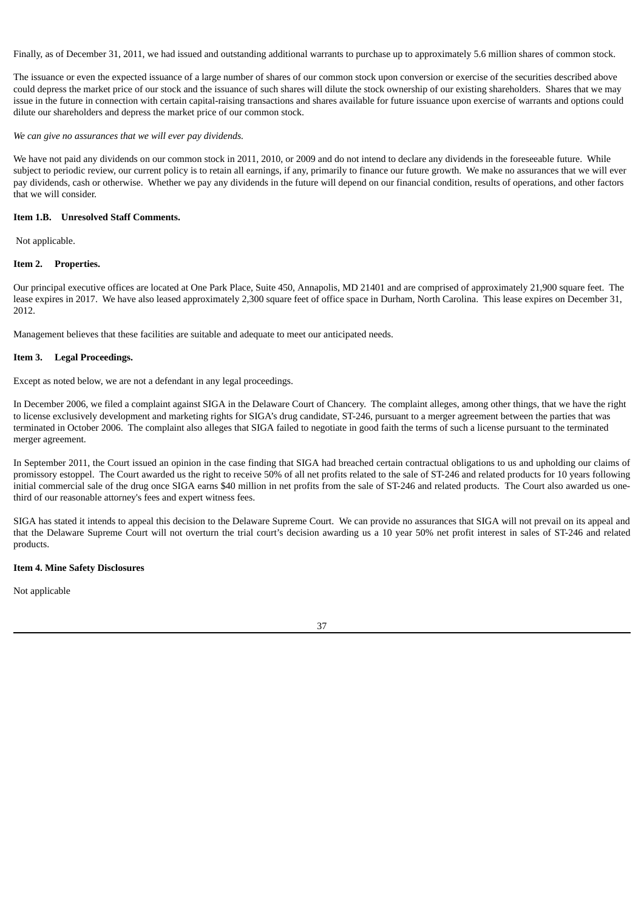Finally, as of December 31, 2011, we had issued and outstanding additional warrants to purchase up to approximately 5.6 million shares of common stock.

The issuance or even the expected issuance of a large number of shares of our common stock upon conversion or exercise of the securities described above could depress the market price of our stock and the issuance of such shares will dilute the stock ownership of our existing shareholders. Shares that we may issue in the future in connection with certain capital-raising transactions and shares available for future issuance upon exercise of warrants and options could dilute our shareholders and depress the market price of our common stock.

*We can give no assurances that we will ever pay dividends.*

We have not paid any dividends on our common stock in 2011, 2010, or 2009 and do not intend to declare any dividends in the foreseeable future. While subject to periodic review, our current policy is to retain all earnings, if any, primarily to finance our future growth. We make no assurances that we will ever pay dividends, cash or otherwise. Whether we pay any dividends in the future will depend on our financial condition, results of operations, and other factors that we will consider.

**Item 1.B. Unresolved Staff Comments.**

Not applicable.

**Item 2. Properties.**

Our principal executive offices are located at One Park Place, Suite 450, Annapolis, MD 21401 and are comprised of approximately 21,900 square feet. The lease expires in 2017. We have also leased approximately 2,300 square feet of office space in Durham, North Carolina. This lease expires on December 31, 2012.

Management believes that these facilities are suitable and adequate to meet our anticipated needs.

**Item 3. Legal Proceedings.**

Except as noted below, we are not a defendant in any legal proceedings.

In December 2006, we filed a complaint against SIGA in the Delaware Court of Chancery. The complaint alleges, among other things, that we have the right to license exclusively development and marketing rights for SIGA's drug candidate, ST-246, pursuant to a merger agreement between the parties that was terminated in October 2006. The complaint also alleges that SIGA failed to negotiate in good faith the terms of such a license pursuant to the terminated merger agreement.

In September 2011, the Court issued an opinion in the case finding that SIGA had breached certain contractual obligations to us and upholding our claims of promissory estoppel. The Court awarded us the right to receive 50% of all net profits related to the sale of ST-246 and related products for 10 years following initial commercial sale of the drug once SIGA earns $40 million in net profits from the sale of ST-246 and related products. The Court also awarded us one-third of our reasonable attorney's fees and expert witness fees.

SIGA has stated it intends to appeal this decision to the Delaware Supreme Court. We can provide no assurances that SIGA will not prevail on its appeal and that the Delaware Supreme Court will not overturn the trial court's decision awarding us a 10 year 50% net profit interest in sales of ST-246 and related products.

**Item 4. Mine Safety Disclosures**

Not applicable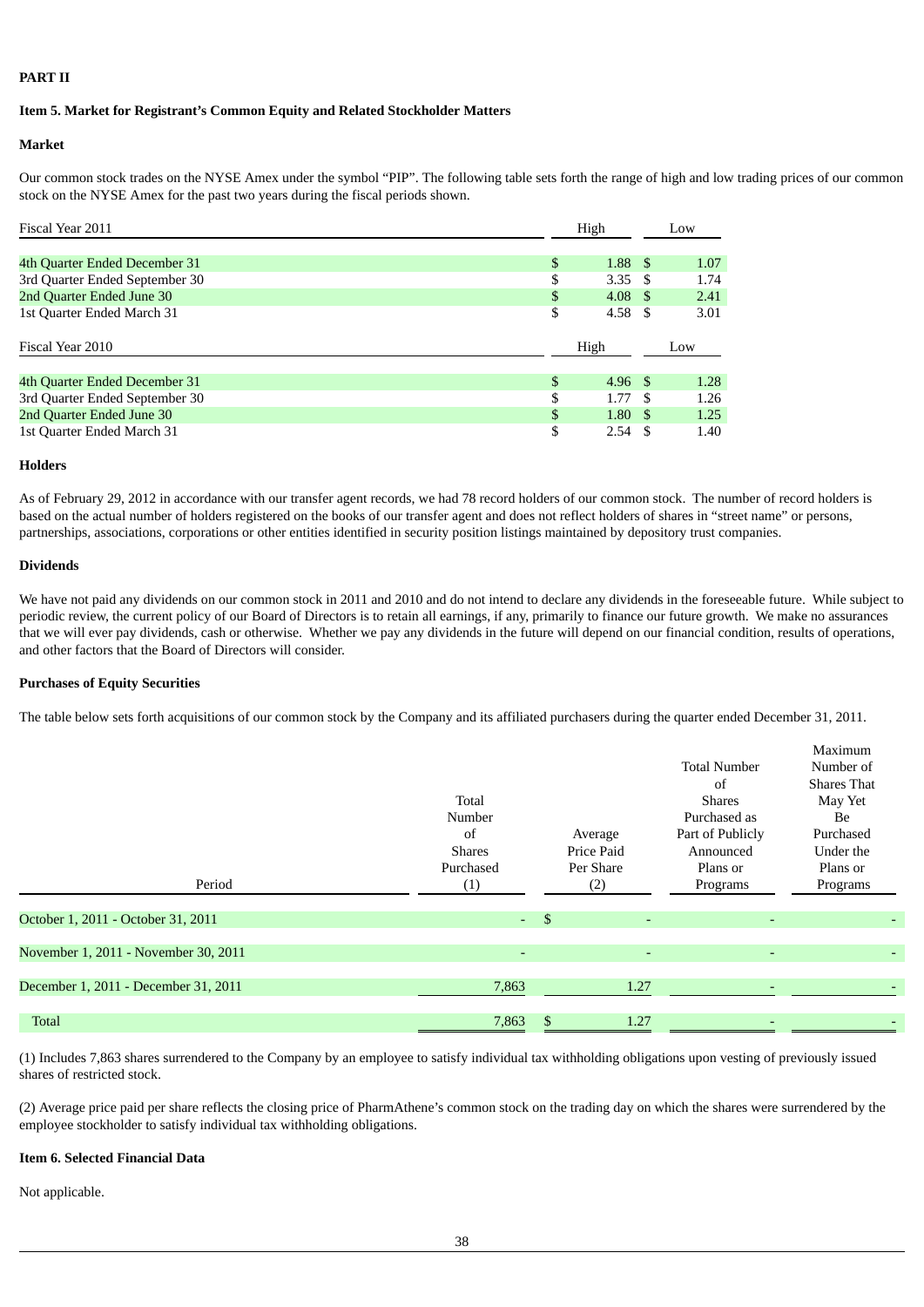**PART II**

**Item 5. Market for Registrant's Common Equity and Related Stockholder Matters**

**Market**

Our common stock trades on the NYSE Amex under the symbol "PIP". The following table sets forth the range of high and low trading prices of our common stock on the NYSE Amex for the past two years during the fiscal periods shown.

| Fiscal Year 2011 | High | Low |
|---|---|---|
| 4th Quarter Ended December 31 | $ 1.88 | $ 1.07 |
| 3rd Quarter Ended September 30 | $ 3.35 | $ 1.74 |
| 2nd Quarter Ended June 30 | $ 4.08 | $ 2.41 |
| 1st Quarter Ended March 31 | $ 4.58 | $ 3.01 |

| Fiscal Year 2010 | High | Low |
|---|---|---|
| 4th Quarter Ended December 31 | $ 4.96 | $ 1.28 |
| 3rd Quarter Ended September 30 | $ 1.77 | $ 1.26 |
| 2nd Quarter Ended June 30 | $ 1.80 | $ 1.25 |
| 1st Quarter Ended March 31 | $ 2.54 | $ 1.40 |

**Holders**

As of February 29, 2012 in accordance with our transfer agent records, we had 78 record holders of our common stock. The number of record holders is based on the actual number of holders registered on the books of our transfer agent and does not reflect holders of shares in "street name" or persons, partnerships, associations, corporations or other entities identified in security position listings maintained by depository trust companies.

**Dividends**

We have not paid any dividends on our common stock in 2011 and 2010 and do not intend to declare any dividends in the foreseeable future. While subject to periodic review, the current policy of our Board of Directors is to retain all earnings, if any, primarily to finance our future growth. We make no assurances that we will ever pay dividends, cash or otherwise. Whether we pay any dividends in the future will depend on our financial condition, results of operations, and other factors that the Board of Directors will consider.

**Purchases of Equity Securities**

The table below sets forth acquisitions of our common stock by the Company and its affiliated purchasers during the quarter ended December 31, 2011.

| Period | Total Number of Shares Purchased (1) | Average Price Paid Per Share (2) | Total Number of Shares Purchased as Part of Publicly Announced Plans or Programs | Maximum Number of Shares That May Yet Be Purchased Under the Plans or Programs |
|---|---|---|---|---|
| October 1, 2011 - October 31, 2011 | - | $ - | - | - |
| November 1, 2011 - November 30, 2011 | - | - | - | - |
| December 1, 2011 - December 31, 2011 | 7,863 | 1.27 | - | - |
| Total | 7,863 | $ 1.27 | - | - |

(1) Includes 7,863 shares surrendered to the Company by an employee to satisfy individual tax withholding obligations upon vesting of previously issued shares of restricted stock.

(2) Average price paid per share reflects the closing price of PharmAthene's common stock on the trading day on which the shares were surrendered by the employee stockholder to satisfy individual tax withholding obligations.

**Item 6. Selected Financial Data**

Not applicable.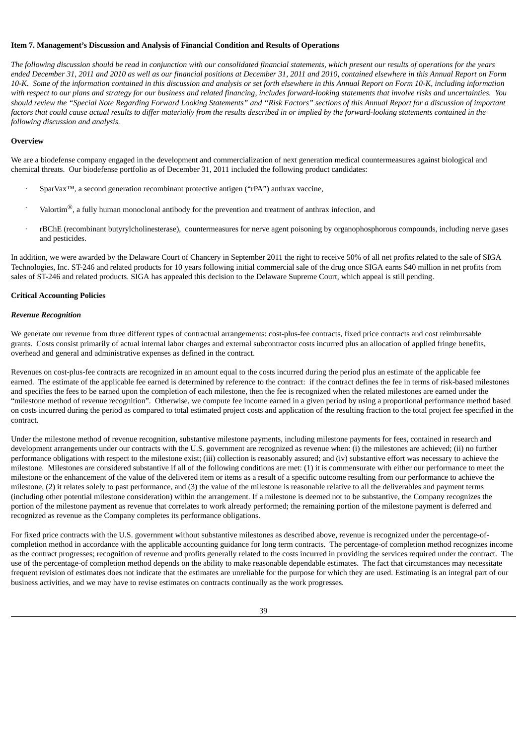**Item 7. Management's Discussion and Analysis of Financial Condition and Results of Operations**

*The following discussion should be read in conjunction with our consolidated financial statements, which present our results of operations for the years ended December 31, 2011 and 2010 as well as our financial positions at December 31, 2011 and 2010, contained elsewhere in this Annual Report on Form 10-K. Some of the information contained in this discussion and analysis or set forth elsewhere in this Annual Report on Form 10-K, including information with respect to our plans and strategy for our business and related financing, includes forward-looking statements that involve risks and uncertainties. You should review the "Special Note Regarding Forward Looking Statements" and "Risk Factors" sections of this Annual Report for a discussion of important factors that could cause actual results to differ materially from the results described in or implied by the forward-looking statements contained in the following discussion and analysis.*

**Overview**

We are a biodefense company engaged in the development and commercialization of next generation medical countermeasures against biological and chemical threats. Our biodefense portfolio as of December 31, 2011 included the following product candidates:

- SparVax™, a second generation recombinant protective antigen ("rPA") anthrax vaccine,
- Valortim®, a fully human monoclonal antibody for the prevention and treatment of anthrax infection, and
- rBChE (recombinant butyrylcholinesterase), countermeasures for nerve agent poisoning by organophosphorous compounds, including nerve gases and pesticides.

In addition, we were awarded by the Delaware Court of Chancery in September 2011 the right to receive 50% of all net profits related to the sale of SIGA Technologies, Inc. ST-246 and related products for 10 years following initial commercial sale of the drug once SIGA earns $40 million in net profits from sales of ST-246 and related products. SIGA has appealed this decision to the Delaware Supreme Court, which appeal is still pending.

**Critical Accounting Policies**

***Revenue Recognition***

We generate our revenue from three different types of contractual arrangements: cost-plus-fee contracts, fixed price contracts and cost reimbursable grants. Costs consist primarily of actual internal labor charges and external subcontractor costs incurred plus an allocation of applied fringe benefits, overhead and general and administrative expenses as defined in the contract.

Revenues on cost-plus-fee contracts are recognized in an amount equal to the costs incurred during the period plus an estimate of the applicable fee earned. The estimate of the applicable fee earned is determined by reference to the contract: if the contract defines the fee in terms of risk-based milestones and specifies the fees to be earned upon the completion of each milestone, then the fee is recognized when the related milestones are earned under the "milestone method of revenue recognition". Otherwise, we compute fee income earned in a given period by using a proportional performance method based on costs incurred during the period as compared to total estimated project costs and application of the resulting fraction to the total project fee specified in the contract.

Under the milestone method of revenue recognition, substantive milestone payments, including milestone payments for fees, contained in research and development arrangements under our contracts with the U.S. government are recognized as revenue when: (i) the milestones are achieved; (ii) no further performance obligations with respect to the milestone exist; (iii) collection is reasonably assured; and (iv) substantive effort was necessary to achieve the milestone. Milestones are considered substantive if all of the following conditions are met: (1) it is commensurate with either our performance to meet the milestone or the enhancement of the value of the delivered item or items as a result of a specific outcome resulting from our performance to achieve the milestone, (2) it relates solely to past performance, and (3) the value of the milestone is reasonable relative to all the deliverables and payment terms (including other potential milestone consideration) within the arrangement. If a milestone is deemed not to be substantive, the Company recognizes the portion of the milestone payment as revenue that correlates to work already performed; the remaining portion of the milestone payment is deferred and recognized as revenue as the Company completes its performance obligations.

For fixed price contracts with the U.S. government without substantive milestones as described above, revenue is recognized under the percentage-of-completion method in accordance with the applicable accounting guidance for long term contracts. The percentage-of completion method recognizes income as the contract progresses; recognition of revenue and profits generally related to the costs incurred in providing the services required under the contract. The use of the percentage-of completion method depends on the ability to make reasonable dependable estimates. The fact that circumstances may necessitate frequent revision of estimates does not indicate that the estimates are unreliable for the purpose for which they are used. Estimating is an integral part of our business activities, and we may have to revise estimates on contracts continually as the work progresses.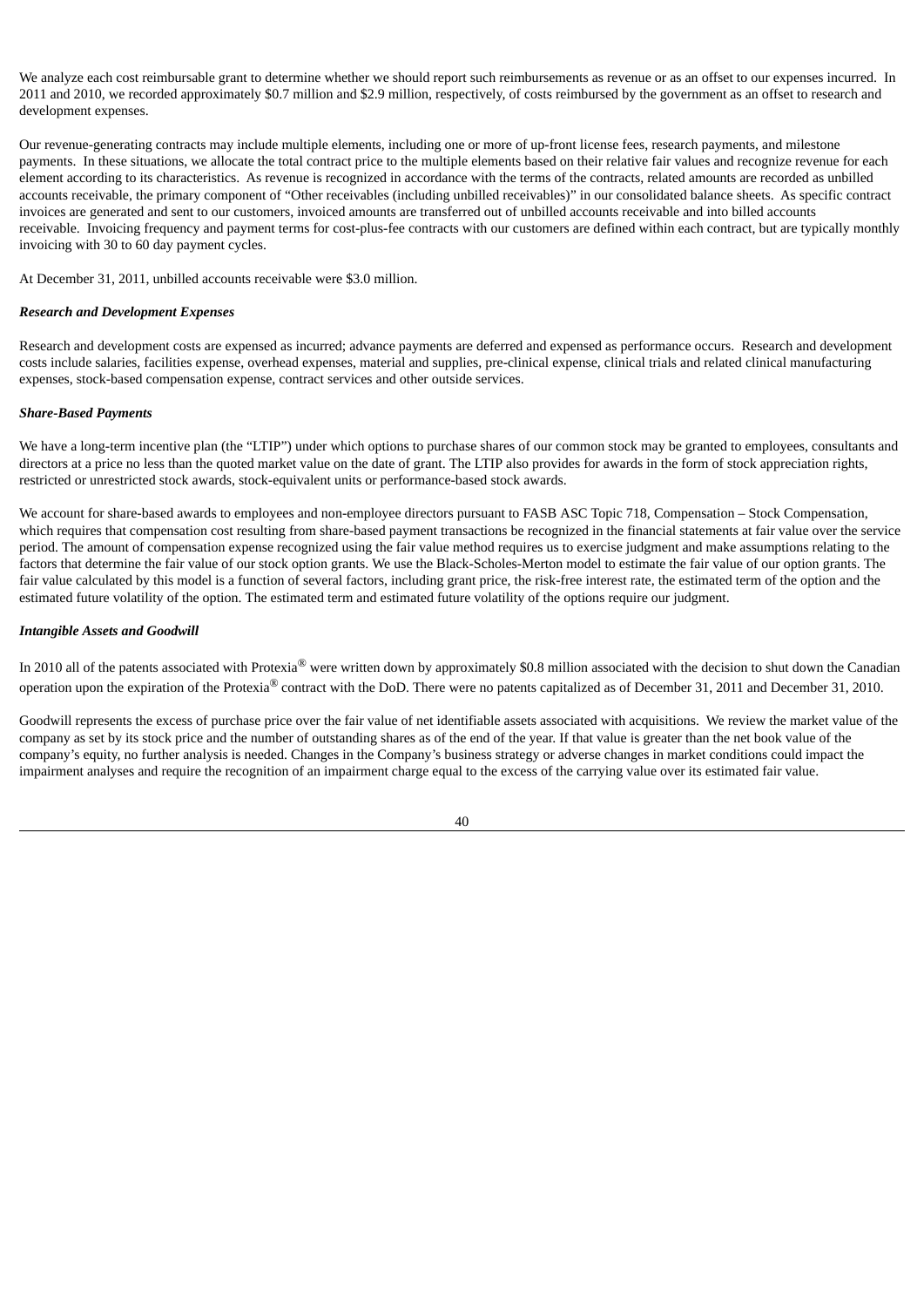We analyze each cost reimbursable grant to determine whether we should report such reimbursements as revenue or as an offset to our expenses incurred. In 2011 and 2010, we recorded approximately $0.7 million and $2.9 million, respectively, of costs reimbursed by the government as an offset to research and development expenses.

Our revenue-generating contracts may include multiple elements, including one or more of up-front license fees, research payments, and milestone payments. In these situations, we allocate the total contract price to the multiple elements based on their relative fair values and recognize revenue for each element according to its characteristics. As revenue is recognized in accordance with the terms of the contracts, related amounts are recorded as unbilled accounts receivable, the primary component of "Other receivables (including unbilled receivables)" in our consolidated balance sheets. As specific contract invoices are generated and sent to our customers, invoiced amounts are transferred out of unbilled accounts receivable and into billed accounts receivable. Invoicing frequency and payment terms for cost-plus-fee contracts with our customers are defined within each contract, but are typically monthly invoicing with 30 to 60 day payment cycles.

At December 31, 2011, unbilled accounts receivable were $3.0 million.

***Research and Development Expenses***

Research and development costs are expensed as incurred; advance payments are deferred and expensed as performance occurs. Research and development costs include salaries, facilities expense, overhead expenses, material and supplies, pre-clinical expense, clinical trials and related clinical manufacturing expenses, stock-based compensation expense, contract services and other outside services.

***Share-Based Payments***

We have a long-term incentive plan (the "LTIP") under which options to purchase shares of our common stock may be granted to employees, consultants and directors at a price no less than the quoted market value on the date of grant. The LTIP also provides for awards in the form of stock appreciation rights, restricted or unrestricted stock awards, stock-equivalent units or performance-based stock awards.

We account for share-based awards to employees and non-employee directors pursuant to FASB ASC Topic 718, Compensation – Stock Compensation, which requires that compensation cost resulting from share-based payment transactions be recognized in the financial statements at fair value over the service period. The amount of compensation expense recognized using the fair value method requires us to exercise judgment and make assumptions relating to the factors that determine the fair value of our stock option grants. We use the Black-Scholes-Merton model to estimate the fair value of our option grants. The fair value calculated by this model is a function of several factors, including grant price, the risk-free interest rate, the estimated term of the option and the estimated future volatility of the option. The estimated term and estimated future volatility of the options require our judgment.

***Intangible Assets and Goodwill***

In 2010 all of the patents associated with Protexia® were written down by approximately $0.8 million associated with the decision to shut down the Canadian operation upon the expiration of the Protexia® contract with the DoD. There were no patents capitalized as of December 31, 2011 and December 31, 2010.

Goodwill represents the excess of purchase price over the fair value of net identifiable assets associated with acquisitions. We review the market value of the company as set by its stock price and the number of outstanding shares as of the end of the year. If that value is greater than the net book value of the company's equity, no further analysis is needed. Changes in the Company's business strategy or adverse changes in market conditions could impact the impairment analyses and require the recognition of an impairment charge equal to the excess of the carrying value over its estimated fair value.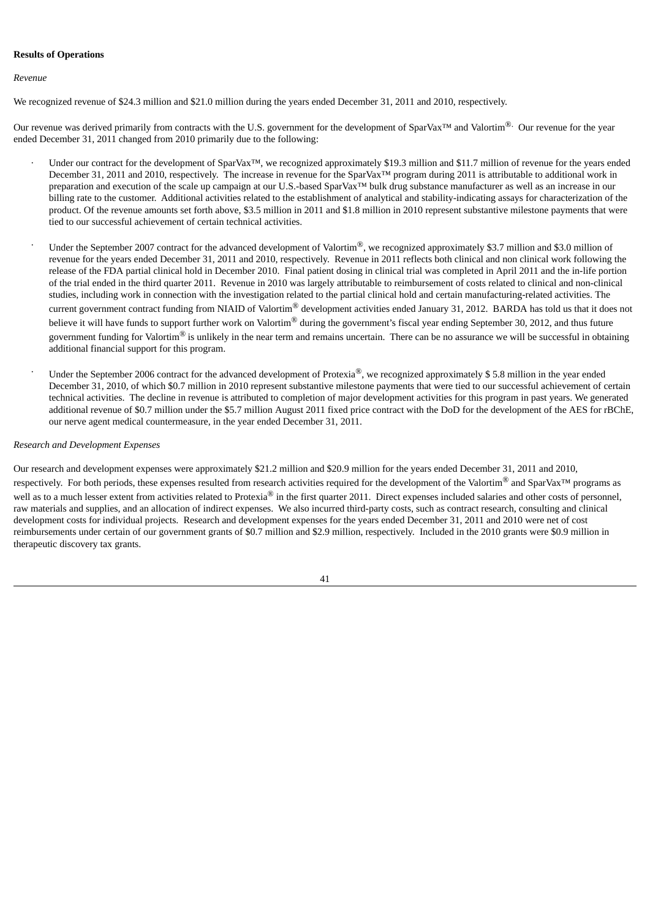**Results of Operations**

*Revenue*

We recognized revenue of $24.3 million and $21.0 million during the years ended December 31, 2011 and 2010, respectively.

Our revenue was derived primarily from contracts with the U.S. government for the development of SparVax™ and Valortim®. Our revenue for the year ended December 31, 2011 changed from 2010 primarily due to the following:

- Under our contract for the development of SparVax™, we recognized approximately $19.3 million and $11.7 million of revenue for the years ended December 31, 2011 and 2010, respectively. The increase in revenue for the SparVax™ program during 2011 is attributable to additional work in preparation and execution of the scale up campaign at our U.S.-based SparVax™ bulk drug substance manufacturer as well as an increase in our billing rate to the customer. Additional activities related to the establishment of analytical and stability-indicating assays for characterization of the product. Of the revenue amounts set forth above, $3.5 million in 2011 and $1.8 million in 2010 represent substantive milestone payments that were tied to our successful achievement of certain technical activities.
- Under the September 2007 contract for the advanced development of Valortim®, we recognized approximately $3.7 million and $3.0 million of revenue for the years ended December 31, 2011 and 2010, respectively. Revenue in 2011 reflects both clinical and non clinical work following the release of the FDA partial clinical hold in December 2010. Final patient dosing in clinical trial was completed in April 2011 and the in-life portion of the trial ended in the third quarter 2011. Revenue in 2010 was largely attributable to reimbursement of costs related to clinical and non-clinical studies, including work in connection with the investigation related to the partial clinical hold and certain manufacturing-related activities. The current government contract funding from NIAID of Valortim® development activities ended January 31, 2012. BARDA has told us that it does not believe it will have funds to support further work on Valortim® during the government's fiscal year ending September 30, 2012, and thus future government funding for Valortim® is unlikely in the near term and remains uncertain. There can be no assurance we will be successful in obtaining additional financial support for this program.
- Under the September 2006 contract for the advanced development of Protexia®, we recognized approximately $ 5.8 million in the year ended December 31, 2010, of which $0.7 million in 2010 represent substantive milestone payments that were tied to our successful achievement of certain technical activities. The decline in revenue is attributed to completion of major development activities for this program in past years. We generated additional revenue of $0.7 million under the $5.7 million August 2011 fixed price contract with the DoD for the development of the AES for rBChE, our nerve agent medical countermeasure, in the year ended December 31, 2011.

*Research and Development Expenses*

Our research and development expenses were approximately $21.2 million and $20.9 million for the years ended December 31, 2011 and 2010, respectively. For both periods, these expenses resulted from research activities required for the development of the Valortim® and SparVax™ programs as well as to a much lesser extent from activities related to Protexia® in the first quarter 2011. Direct expenses included salaries and other costs of personnel, raw materials and supplies, and an allocation of indirect expenses. We also incurred third-party costs, such as contract research, consulting and clinical development costs for individual projects. Research and development expenses for the years ended December 31, 2011 and 2010 were net of cost reimbursements under certain of our government grants of $0.7 million and $2.9 million, respectively. Included in the 2010 grants were $0.9 million in therapeutic discovery tax grants.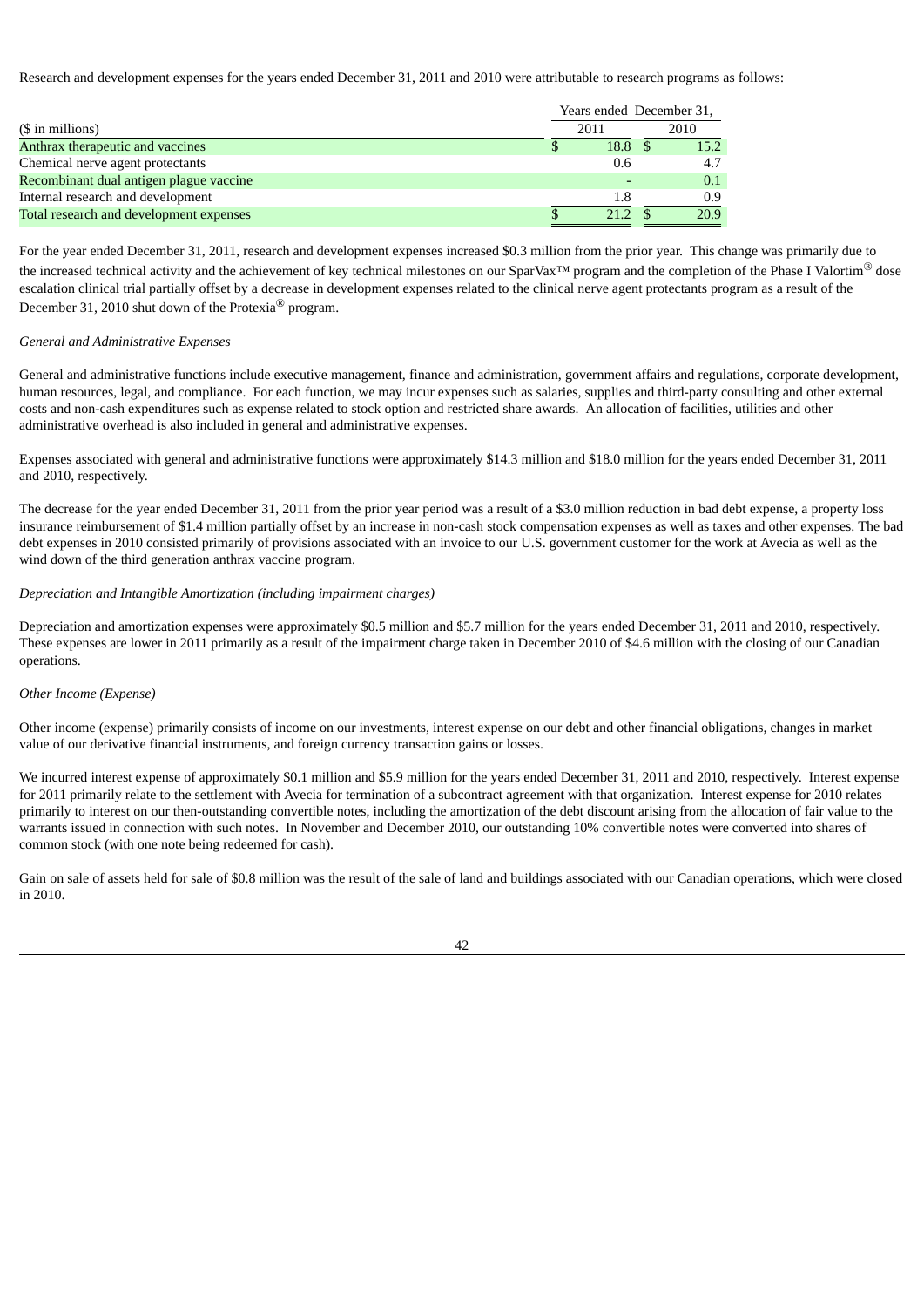Research and development expenses for the years ended December 31, 2011 and 2010 were attributable to research programs as follows:

| ($ in millions) | Years ended December 31, 2011 | 2010 |
|---|---|---|
| Anthrax therapeutic and vaccines | $ 18.8 | $ 15.2 |
| Chemical nerve agent protectants | 0.6 | 4.7 |
| Recombinant dual antigen plague vaccine | - | 0.1 |
| Internal research and development | 1.8 | 0.9 |
| Total research and development expenses | $ 21.2 | $ 20.9 |

For the year ended December 31, 2011, research and development expenses increased $0.3 million from the prior year. This change was primarily due to the increased technical activity and the achievement of key technical milestones on our SparVax™ program and the completion of the Phase I Valortim® dose escalation clinical trial partially offset by a decrease in development expenses related to the clinical nerve agent protectants program as a result of the December 31, 2010 shut down of the Protexia® program.

*General and Administrative Expenses*

General and administrative functions include executive management, finance and administration, government affairs and regulations, corporate development, human resources, legal, and compliance. For each function, we may incur expenses such as salaries, supplies and third-party consulting and other external costs and non-cash expenditures such as expense related to stock option and restricted share awards. An allocation of facilities, utilities and other administrative overhead is also included in general and administrative expenses.

Expenses associated with general and administrative functions were approximately $14.3 million and $18.0 million for the years ended December 31, 2011 and 2010, respectively.

The decrease for the year ended December 31, 2011 from the prior year period was a result of a $3.0 million reduction in bad debt expense, a property loss insurance reimbursement of $1.4 million partially offset by an increase in non-cash stock compensation expenses as well as taxes and other expenses. The bad debt expenses in 2010 consisted primarily of provisions associated with an invoice to our U.S. government customer for the work at Avecia as well as the wind down of the third generation anthrax vaccine program.

*Depreciation and Intangible Amortization (including impairment charges)*

Depreciation and amortization expenses were approximately $0.5 million and $5.7 million for the years ended December 31, 2011 and 2010, respectively. These expenses are lower in 2011 primarily as a result of the impairment charge taken in December 2010 of $4.6 million with the closing of our Canadian operations.

*Other Income (Expense)*

Other income (expense) primarily consists of income on our investments, interest expense on our debt and other financial obligations, changes in market value of our derivative financial instruments, and foreign currency transaction gains or losses.

We incurred interest expense of approximately $0.1 million and $5.9 million for the years ended December 31, 2011 and 2010, respectively. Interest expense for 2011 primarily relate to the settlement with Avecia for termination of a subcontract agreement with that organization. Interest expense for 2010 relates primarily to interest on our then-outstanding convertible notes, including the amortization of the debt discount arising from the allocation of fair value to the warrants issued in connection with such notes. In November and December 2010, our outstanding 10% convertible notes were converted into shares of common stock (with one note being redeemed for cash).

Gain on sale of assets held for sale of $0.8 million was the result of the sale of land and buildings associated with our Canadian operations, which were closed in 2010.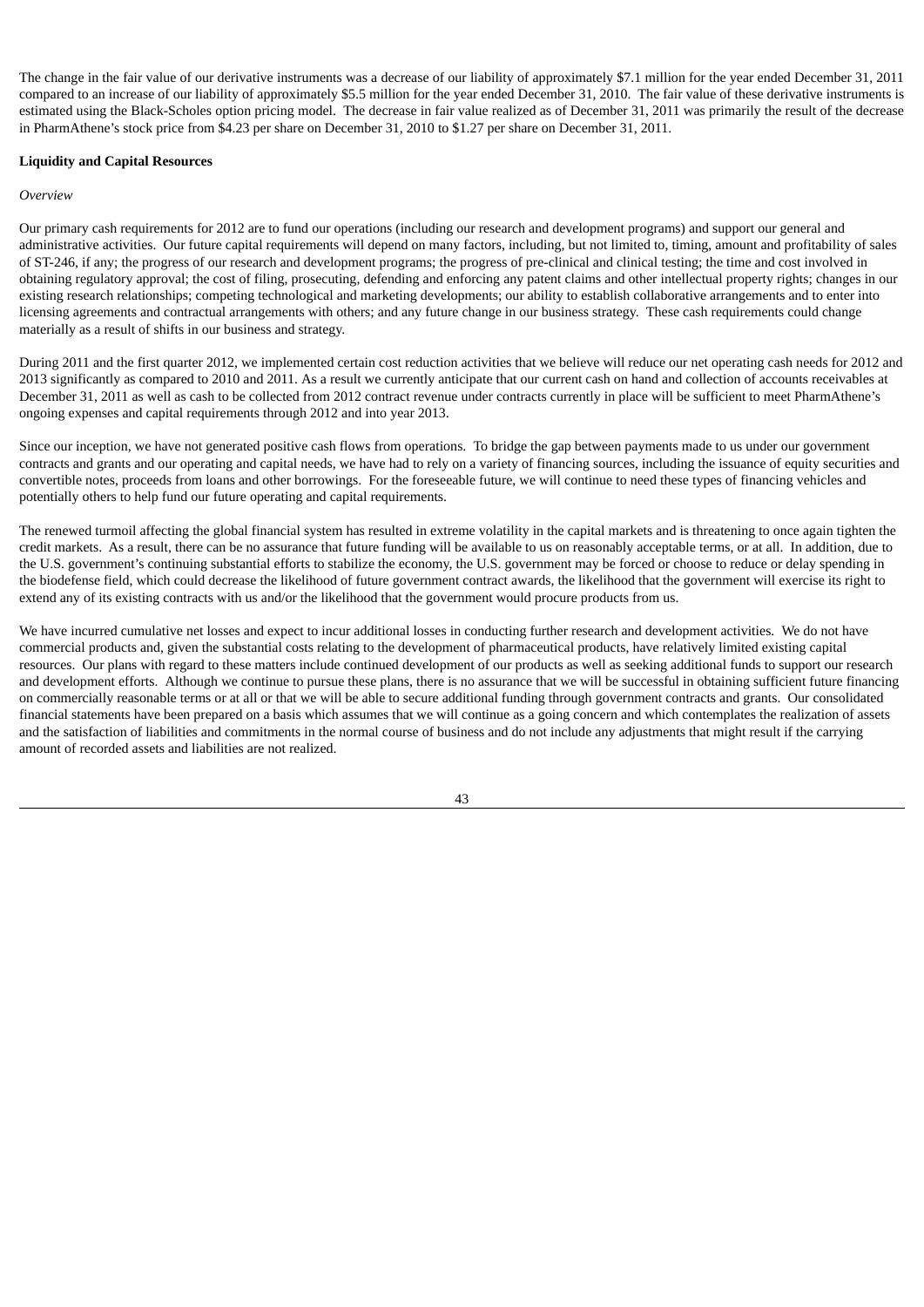The change in the fair value of our derivative instruments was a decrease of our liability of approximately $7.1 million for the year ended December 31, 2011 compared to an increase of our liability of approximately $5.5 million for the year ended December 31, 2010. The fair value of these derivative instruments is estimated using the Black-Scholes option pricing model. The decrease in fair value realized as of December 31, 2011 was primarily the result of the decrease in PharmAthene's stock price from $4.23 per share on December 31, 2010 to $1.27 per share on December 31, 2011.

**Liquidity and Capital Resources**

*Overview*

Our primary cash requirements for 2012 are to fund our operations (including our research and development programs) and support our general and administrative activities. Our future capital requirements will depend on many factors, including, but not limited to, timing, amount and profitability of sales of ST-246, if any; the progress of our research and development programs; the progress of pre-clinical and clinical testing; the time and cost involved in obtaining regulatory approval; the cost of filing, prosecuting, defending and enforcing any patent claims and other intellectual property rights; changes in our existing research relationships; competing technological and marketing developments; our ability to establish collaborative arrangements and to enter into licensing agreements and contractual arrangements with others; and any future change in our business strategy. These cash requirements could change materially as a result of shifts in our business and strategy.

During 2011 and the first quarter 2012, we implemented certain cost reduction activities that we believe will reduce our net operating cash needs for 2012 and 2013 significantly as compared to 2010 and 2011. As a result we currently anticipate that our current cash on hand and collection of accounts receivables at December 31, 2011 as well as cash to be collected from 2012 contract revenue under contracts currently in place will be sufficient to meet PharmAthene's ongoing expenses and capital requirements through 2012 and into year 2013.

Since our inception, we have not generated positive cash flows from operations. To bridge the gap between payments made to us under our government contracts and grants and our operating and capital needs, we have had to rely on a variety of financing sources, including the issuance of equity securities and convertible notes, proceeds from loans and other borrowings. For the foreseeable future, we will continue to need these types of financing vehicles and potentially others to help fund our future operating and capital requirements.

The renewed turmoil affecting the global financial system has resulted in extreme volatility in the capital markets and is threatening to once again tighten the credit markets. As a result, there can be no assurance that future funding will be available to us on reasonably acceptable terms, or at all. In addition, due to the U.S. government's continuing substantial efforts to stabilize the economy, the U.S. government may be forced or choose to reduce or delay spending in the biodefense field, which could decrease the likelihood of future government contract awards, the likelihood that the government will exercise its right to extend any of its existing contracts with us and/or the likelihood that the government would procure products from us.

We have incurred cumulative net losses and expect to incur additional losses in conducting further research and development activities. We do not have commercial products and, given the substantial costs relating to the development of pharmaceutical products, have relatively limited existing capital resources. Our plans with regard to these matters include continued development of our products as well as seeking additional funds to support our research and development efforts. Although we continue to pursue these plans, there is no assurance that we will be successful in obtaining sufficient future financing on commercially reasonable terms or at all or that we will be able to secure additional funding through government contracts and grants. Our consolidated financial statements have been prepared on a basis which assumes that we will continue as a going concern and which contemplates the realization of assets and the satisfaction of liabilities and commitments in the normal course of business and do not include any adjustments that might result if the carrying amount of recorded assets and liabilities are not realized.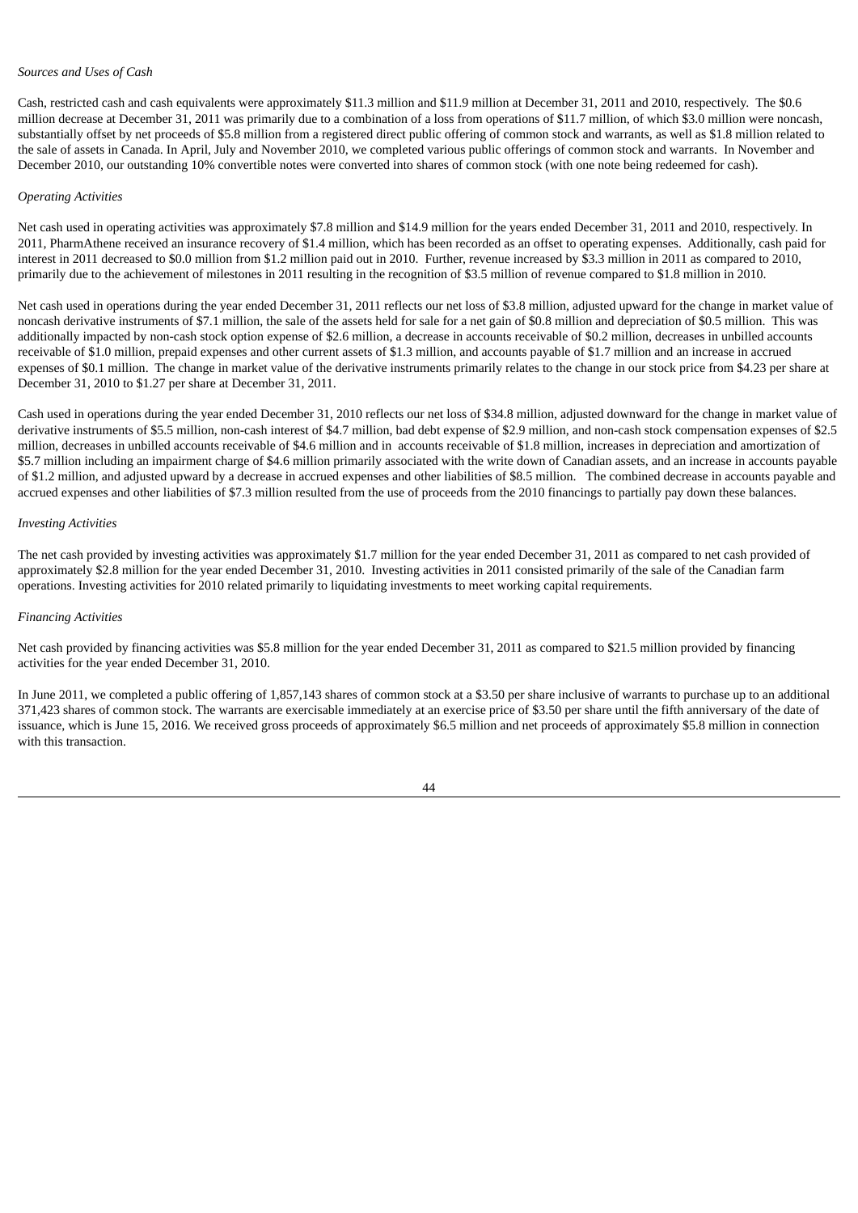*Sources and Uses of Cash*

Cash, restricted cash and cash equivalents were approximately $11.3 million and $11.9 million at December 31, 2011 and 2010, respectively. The $0.6 million decrease at December 31, 2011 was primarily due to a combination of a loss from operations of $11.7 million, of which $3.0 million were noncash, substantially offset by net proceeds of $5.8 million from a registered direct public offering of common stock and warrants, as well as $1.8 million related to the sale of assets in Canada. In April, July and November 2010, we completed various public offerings of common stock and warrants. In November and December 2010, our outstanding 10% convertible notes were converted into shares of common stock (with one note being redeemed for cash).

*Operating Activities*

Net cash used in operating activities was approximately $7.8 million and $14.9 million for the years ended December 31, 2011 and 2010, respectively. In 2011, PharmAthene received an insurance recovery of $1.4 million, which has been recorded as an offset to operating expenses. Additionally, cash paid for interest in 2011 decreased to $0.0 million from $1.2 million paid out in 2010. Further, revenue increased by $3.3 million in 2011 as compared to 2010, primarily due to the achievement of milestones in 2011 resulting in the recognition of $3.5 million of revenue compared to $1.8 million in 2010.

Net cash used in operations during the year ended December 31, 2011 reflects our net loss of $3.8 million, adjusted upward for the change in market value of noncash derivative instruments of $7.1 million, the sale of the assets held for sale for a net gain of $0.8 million and depreciation of $0.5 million. This was additionally impacted by non-cash stock option expense of $2.6 million, a decrease in accounts receivable of $0.2 million, decreases in unbilled accounts receivable of $1.0 million, prepaid expenses and other current assets of $1.3 million, and accounts payable of $1.7 million and an increase in accrued expenses of $0.1 million. The change in market value of the derivative instruments primarily relates to the change in our stock price from $4.23 per share at December 31, 2010 to $1.27 per share at December 31, 2011.

Cash used in operations during the year ended December 31, 2010 reflects our net loss of $34.8 million, adjusted downward for the change in market value of derivative instruments of $5.5 million, non-cash interest of $4.7 million, bad debt expense of $2.9 million, and non-cash stock compensation expenses of $2.5 million, decreases in unbilled accounts receivable of $4.6 million and in accounts receivable of $1.8 million, increases in depreciation and amortization of $5.7 million including an impairment charge of $4.6 million primarily associated with the write down of Canadian assets, and an increase in accounts payable of $1.2 million, and adjusted upward by a decrease in accrued expenses and other liabilities of $8.5 million. The combined decrease in accounts payable and accrued expenses and other liabilities of $7.3 million resulted from the use of proceeds from the 2010 financings to partially pay down these balances.

*Investing Activities*

The net cash provided by investing activities was approximately $1.7 million for the year ended December 31, 2011 as compared to net cash provided of approximately $2.8 million for the year ended December 31, 2010. Investing activities in 2011 consisted primarily of the sale of the Canadian farm operations. Investing activities for 2010 related primarily to liquidating investments to meet working capital requirements.

*Financing Activities*

Net cash provided by financing activities was $5.8 million for the year ended December 31, 2011 as compared to $21.5 million provided by financing activities for the year ended December 31, 2010.

In June 2011, we completed a public offering of 1,857,143 shares of common stock at a $3.50 per share inclusive of warrants to purchase up to an additional 371,423 shares of common stock. The warrants are exercisable immediately at an exercise price of $3.50 per share until the fifth anniversary of the date of issuance, which is June 15, 2016. We received gross proceeds of approximately $6.5 million and net proceeds of approximately $5.8 million in connection with this transaction.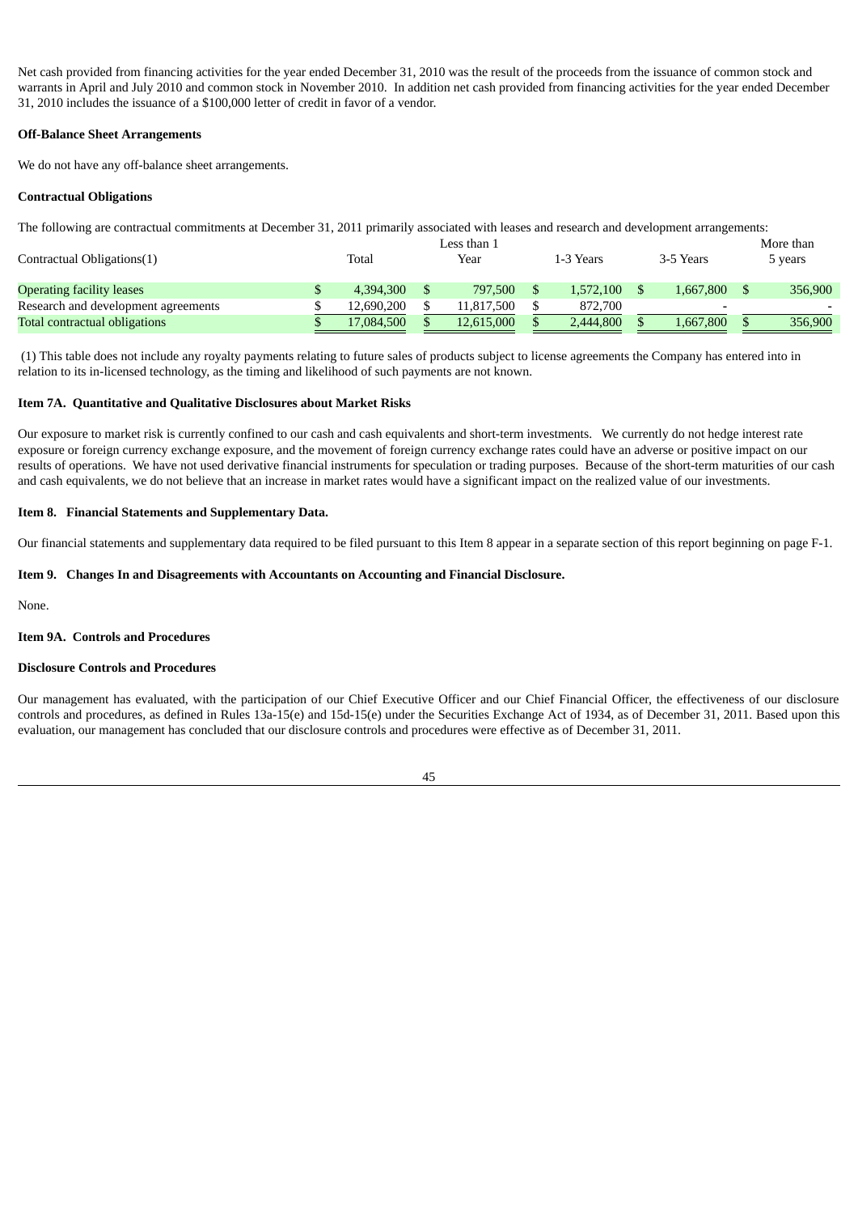Net cash provided from financing activities for the year ended December 31, 2010 was the result of the proceeds from the issuance of common stock and warrants in April and July 2010 and common stock in November 2010. In addition net cash provided from financing activities for the year ended December 31, 2010 includes the issuance of a $100,000 letter of credit in favor of a vendor.

**Off-Balance Sheet Arrangements**

We do not have any off-balance sheet arrangements.

**Contractual Obligations**

The following are contractual commitments at December 31, 2011 primarily associated with leases and research and development arrangements:

| Contractual Obligations(1) | Total | Less than 1 Year | 1-3 Years | 3-5 Years | More than 5 years |
|---|---|---|---|---|---|
| Operating facility leases | $ 4,394,300 | $ 797,500 | $ 1,572,100 | $ 1,667,800 | $ 356,900 |
| Research and development agreements | $ 12,690,200 | $ 11,817,500 | $ 872,700 | - | - |
| Total contractual obligations | $ 17,084,500 | $ 12,615,000 | $ 2,444,800 | $ 1,667,800 | $ 356,900 |

(1) This table does not include any royalty payments relating to future sales of products subject to license agreements the Company has entered into in relation to its in-licensed technology, as the timing and likelihood of such payments are not known.

**Item 7A. Quantitative and Qualitative Disclosures about Market Risks**

Our exposure to market risk is currently confined to our cash and cash equivalents and short-term investments. We currently do not hedge interest rate exposure or foreign currency exchange exposure, and the movement of foreign currency exchange rates could have an adverse or positive impact on our results of operations. We have not used derivative financial instruments for speculation or trading purposes. Because of the short-term maturities of our cash and cash equivalents, we do not believe that an increase in market rates would have a significant impact on the realized value of our investments.

**Item 8. Financial Statements and Supplementary Data.**

Our financial statements and supplementary data required to be filed pursuant to this Item 8 appear in a separate section of this report beginning on page F-1.

**Item 9. Changes In and Disagreements with Accountants on Accounting and Financial Disclosure.**

None.

**Item 9A. Controls and Procedures**

**Disclosure Controls and Procedures**

Our management has evaluated, with the participation of our Chief Executive Officer and our Chief Financial Officer, the effectiveness of our disclosure controls and procedures, as defined in Rules 13a-15(e) and 15d-15(e) under the Securities Exchange Act of 1934, as of December 31, 2011. Based upon this evaluation, our management has concluded that our disclosure controls and procedures were effective as of December 31, 2011.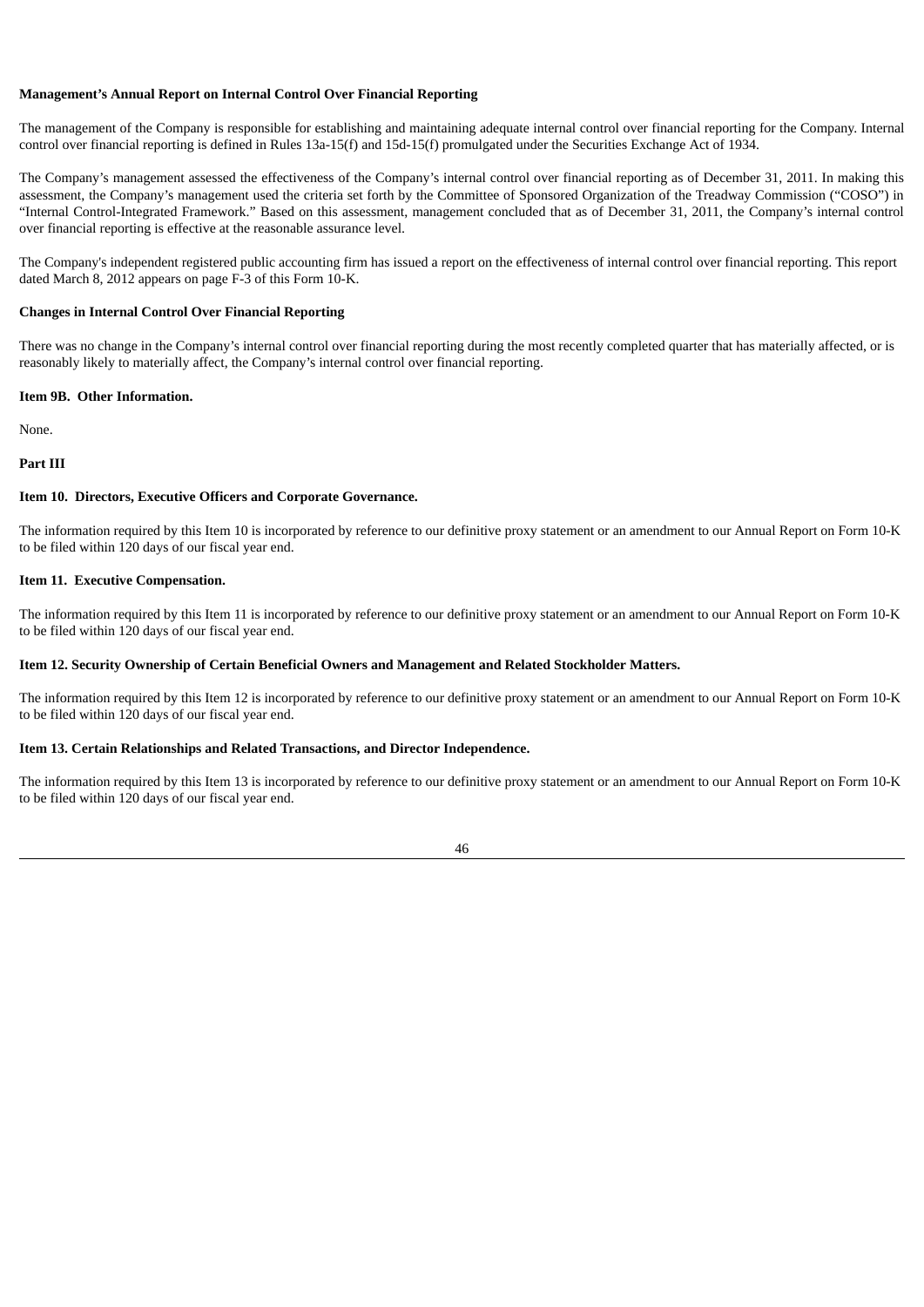**Management's Annual Report on Internal Control Over Financial Reporting**

The management of the Company is responsible for establishing and maintaining adequate internal control over financial reporting for the Company. Internal control over financial reporting is defined in Rules 13a-15(f) and 15d-15(f) promulgated under the Securities Exchange Act of 1934.

The Company's management assessed the effectiveness of the Company's internal control over financial reporting as of December 31, 2011. In making this assessment, the Company's management used the criteria set forth by the Committee of Sponsored Organization of the Treadway Commission ("COSO") in "Internal Control-Integrated Framework." Based on this assessment, management concluded that as of December 31, 2011, the Company's internal control over financial reporting is effective at the reasonable assurance level.

The Company's independent registered public accounting firm has issued a report on the effectiveness of internal control over financial reporting. This report dated March 8, 2012 appears on page F-3 of this Form 10-K.

**Changes in Internal Control Over Financial Reporting**

There was no change in the Company's internal control over financial reporting during the most recently completed quarter that has materially affected, or is reasonably likely to materially affect, the Company's internal control over financial reporting.

**Item 9B. Other Information.**

None.

**Part III**

**Item 10. Directors, Executive Officers and Corporate Governance.**

The information required by this Item 10 is incorporated by reference to our definitive proxy statement or an amendment to our Annual Report on Form 10-K to be filed within 120 days of our fiscal year end.

**Item 11. Executive Compensation.**

The information required by this Item 11 is incorporated by reference to our definitive proxy statement or an amendment to our Annual Report on Form 10-K to be filed within 120 days of our fiscal year end.

**Item 12. Security Ownership of Certain Beneficial Owners and Management and Related Stockholder Matters.**

The information required by this Item 12 is incorporated by reference to our definitive proxy statement or an amendment to our Annual Report on Form 10-K to be filed within 120 days of our fiscal year end.

**Item 13. Certain Relationships and Related Transactions, and Director Independence.**

The information required by this Item 13 is incorporated by reference to our definitive proxy statement or an amendment to our Annual Report on Form 10-K to be filed within 120 days of our fiscal year end.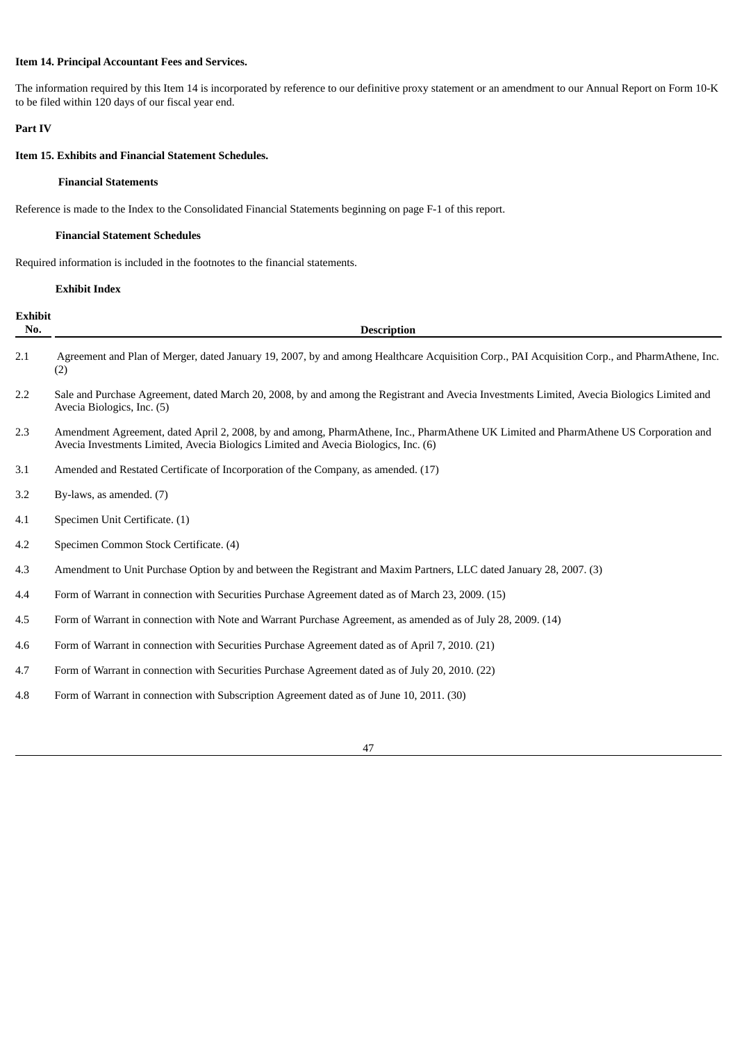**Item 14. Principal Accountant Fees and Services.**

The information required by this Item 14 is incorporated by reference to our definitive proxy statement or an amendment to our Annual Report on Form 10-K to be filed within 120 days of our fiscal year end.

**Part IV**

**Item 15. Exhibits and Financial Statement Schedules.**

**Financial Statements**

Reference is made to the Index to the Consolidated Financial Statements beginning on page F-1 of this report.

**Financial Statement Schedules**

Required information is included in the footnotes to the financial statements.

**Exhibit Index**

| Exhibit No. | Description |
|---|---|
| 2.1 | Agreement and Plan of Merger, dated January 19, 2007, by and among Healthcare Acquisition Corp., PAI Acquisition Corp., and PharmAthene, Inc. (2) |
| 2.2 | Sale and Purchase Agreement, dated March 20, 2008, by and among the Registrant and Avecia Investments Limited, Avecia Biologics Limited and Avecia Biologics, Inc. (5) |
| 2.3 | Amendment Agreement, dated April 2, 2008, by and among, PharmAthene, Inc., PharmAthene UK Limited and PharmAthene US Corporation and Avecia Investments Limited, Avecia Biologics Limited and Avecia Biologics, Inc. (6) |
| 3.1 | Amended and Restated Certificate of Incorporation of the Company, as amended. (17) |
| 3.2 | By-laws, as amended. (7) |
| 4.1 | Specimen Unit Certificate. (1) |
| 4.2 | Specimen Common Stock Certificate. (4) |
| 4.3 | Amendment to Unit Purchase Option by and between the Registrant and Maxim Partners, LLC dated January 28, 2007. (3) |
| 4.4 | Form of Warrant in connection with Securities Purchase Agreement dated as of March 23, 2009. (15) |
| 4.5 | Form of Warrant in connection with Note and Warrant Purchase Agreement, as amended as of July 28, 2009. (14) |
| 4.6 | Form of Warrant in connection with Securities Purchase Agreement dated as of April 7, 2010. (21) |
| 4.7 | Form of Warrant in connection with Securities Purchase Agreement dated as of July 20, 2010. (22) |
| 4.8 | Form of Warrant in connection with Subscription Agreement dated as of June 10, 2011. (30) |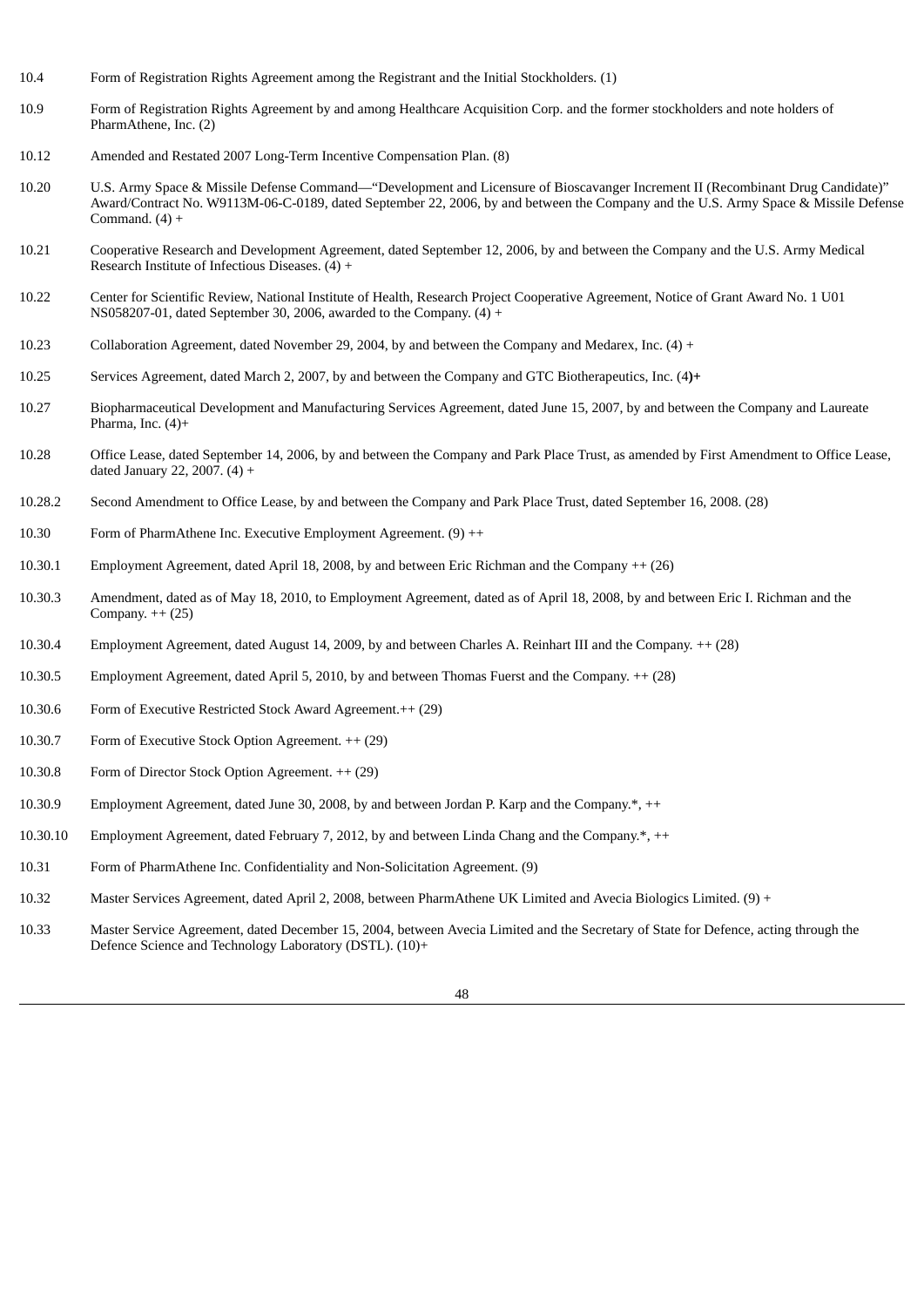| | |
|---|---|
| 10.4 | Form of Registration Rights Agreement among the Registrant and the Initial Stockholders. (1) |
| 10.9 | Form of Registration Rights Agreement by and among Healthcare Acquisition Corp. and the former stockholders and note holders of PharmAthene, Inc. (2) |
| 10.12 | Amended and Restated 2007 Long-Term Incentive Compensation Plan. (8) |
| 10.20 | U.S. Army Space & Missile Defense Command—"Development and Licensure of Bioscavanger Increment II (Recombinant Drug Candidate)" Award/Contract No. W9113M-06-C-0189, dated September 22, 2006, by and between the Company and the U.S. Army Space & Missile Defense Command. (4) + |
| 10.21 | Cooperative Research and Development Agreement, dated September 12, 2006, by and between the Company and the U.S. Army Medical Research Institute of Infectious Diseases. (4) + |
| 10.22 | Center for Scientific Review, National Institute of Health, Research Project Cooperative Agreement, Notice of Grant Award No. 1 U01 NS058207-01, dated September 30, 2006, awarded to the Company. (4) + |
| 10.23 | Collaboration Agreement, dated November 29, 2004, by and between the Company and Medarex, Inc. (4) + |
| 10.25 | Services Agreement, dated March 2, 2007, by and between the Company and GTC Biotherapeutics, Inc. (4)+ |
| 10.27 | Biopharmaceutical Development and Manufacturing Services Agreement, dated June 15, 2007, by and between the Company and Laureate Pharma, Inc. (4)+ |
| 10.28 | Office Lease, dated September 14, 2006, by and between the Company and Park Place Trust, as amended by First Amendment to Office Lease, dated January 22, 2007. (4) + |
| 10.28.2 | Second Amendment to Office Lease, by and between the Company and Park Place Trust, dated September 16, 2008. (28) |
| 10.30 | Form of PharmAthene Inc. Executive Employment Agreement. (9) ++ |
| 10.30.1 | Employment Agreement, dated April 18, 2008, by and between Eric Richman and the Company ++ (26) |
| 10.30.3 | Amendment, dated as of May 18, 2010, to Employment Agreement, dated as of April 18, 2008, by and between Eric I. Richman and the Company. ++ (25) |
| 10.30.4 | Employment Agreement, dated August 14, 2009, by and between Charles A. Reinhart III and the Company. ++ (28) |
| 10.30.5 | Employment Agreement, dated April 5, 2010, by and between Thomas Fuerst and the Company. ++ (28) |
| 10.30.6 | Form of Executive Restricted Stock Award Agreement.++ (29) |
| 10.30.7 | Form of Executive Stock Option Agreement. ++ (29) |
| 10.30.8 | Form of Director Stock Option Agreement. ++ (29) |
| 10.30.9 | Employment Agreement, dated June 30, 2008, by and between Jordan P. Karp and the Company.*, ++ |
| 10.30.10 | Employment Agreement, dated February 7, 2012, by and between Linda Chang and the Company.*, ++ |
| 10.31 | Form of PharmAthene Inc. Confidentiality and Non-Solicitation Agreement. (9) |
| 10.32 | Master Services Agreement, dated April 2, 2008, between PharmAthene UK Limited and Avecia Biologics Limited. (9) + |
| 10.33 | Master Service Agreement, dated December 15, 2004, between Avecia Limited and the Secretary of State for Defence, acting through the Defence Science and Technology Laboratory (DSTL). (10)+ |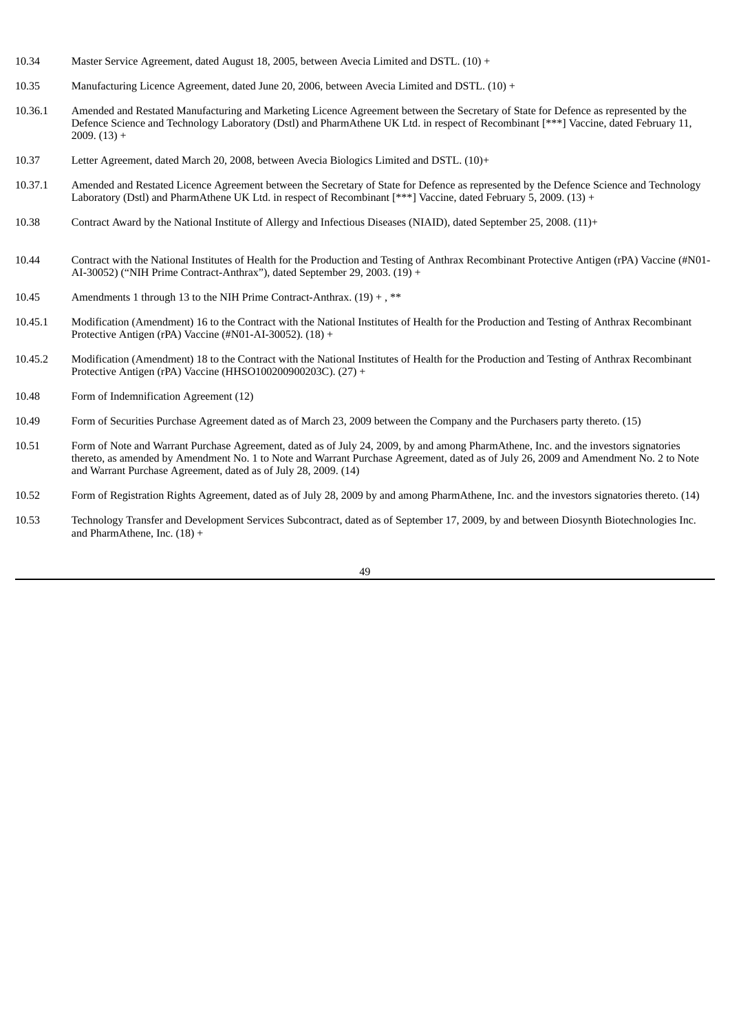| | |
|---|---|
| 10.34 | Master Service Agreement, dated August 18, 2005, between Avecia Limited and DSTL. (10) + |
| 10.35 | Manufacturing Licence Agreement, dated June 20, 2006, between Avecia Limited and DSTL. (10) + |
| 10.36.1 | Amended and Restated Manufacturing and Marketing Licence Agreement between the Secretary of State for Defence as represented by the Defence Science and Technology Laboratory (Dstl) and PharmAthene UK Ltd. in respect of Recombinant [***] Vaccine, dated February 11, 2009. (13) + |
| 10.37 | Letter Agreement, dated March 20, 2008, between Avecia Biologics Limited and DSTL. (10)+ |
| 10.37.1 | Amended and Restated Licence Agreement between the Secretary of State for Defence as represented by the Defence Science and Technology Laboratory (Dstl) and PharmAthene UK Ltd. in respect of Recombinant [***] Vaccine, dated February 5, 2009. (13) + |
| 10.38 | Contract Award by the National Institute of Allergy and Infectious Diseases (NIAID), dated September 25, 2008. (11)+ |
| 10.44 | Contract with the National Institutes of Health for the Production and Testing of Anthrax Recombinant Protective Antigen (rPA) Vaccine (#N01-AI-30052) ("NIH Prime Contract-Anthrax"), dated September 29, 2003. (19) + |
| 10.45 | Amendments 1 through 13 to the NIH Prime Contract-Anthrax. (19) + , ** |
| 10.45.1 | Modification (Amendment) 16 to the Contract with the National Institutes of Health for the Production and Testing of Anthrax Recombinant Protective Antigen (rPA) Vaccine (#N01-AI-30052). (18) + |
| 10.45.2 | Modification (Amendment) 18 to the Contract with the National Institutes of Health for the Production and Testing of Anthrax Recombinant Protective Antigen (rPA) Vaccine (HHSO100200900203C). (27) + |
| 10.48 | Form of Indemnification Agreement (12) |
| 10.49 | Form of Securities Purchase Agreement dated as of March 23, 2009 between the Company and the Purchasers party thereto. (15) |
| 10.51 | Form of Note and Warrant Purchase Agreement, dated as of July 24, 2009, by and among PharmAthene, Inc. and the investors signatories thereto, as amended by Amendment No. 1 to Note and Warrant Purchase Agreement, dated as of July 26, 2009 and Amendment No. 2 to Note and Warrant Purchase Agreement, dated as of July 28, 2009. (14) |
| 10.52 | Form of Registration Rights Agreement, dated as of July 28, 2009 by and among PharmAthene, Inc. and the investors signatories thereto. (14) |
| 10.53 | Technology Transfer and Development Services Subcontract, dated as of September 17, 2009, by and between Diosynth Biotechnologies Inc. and PharmAthene, Inc. (18) + |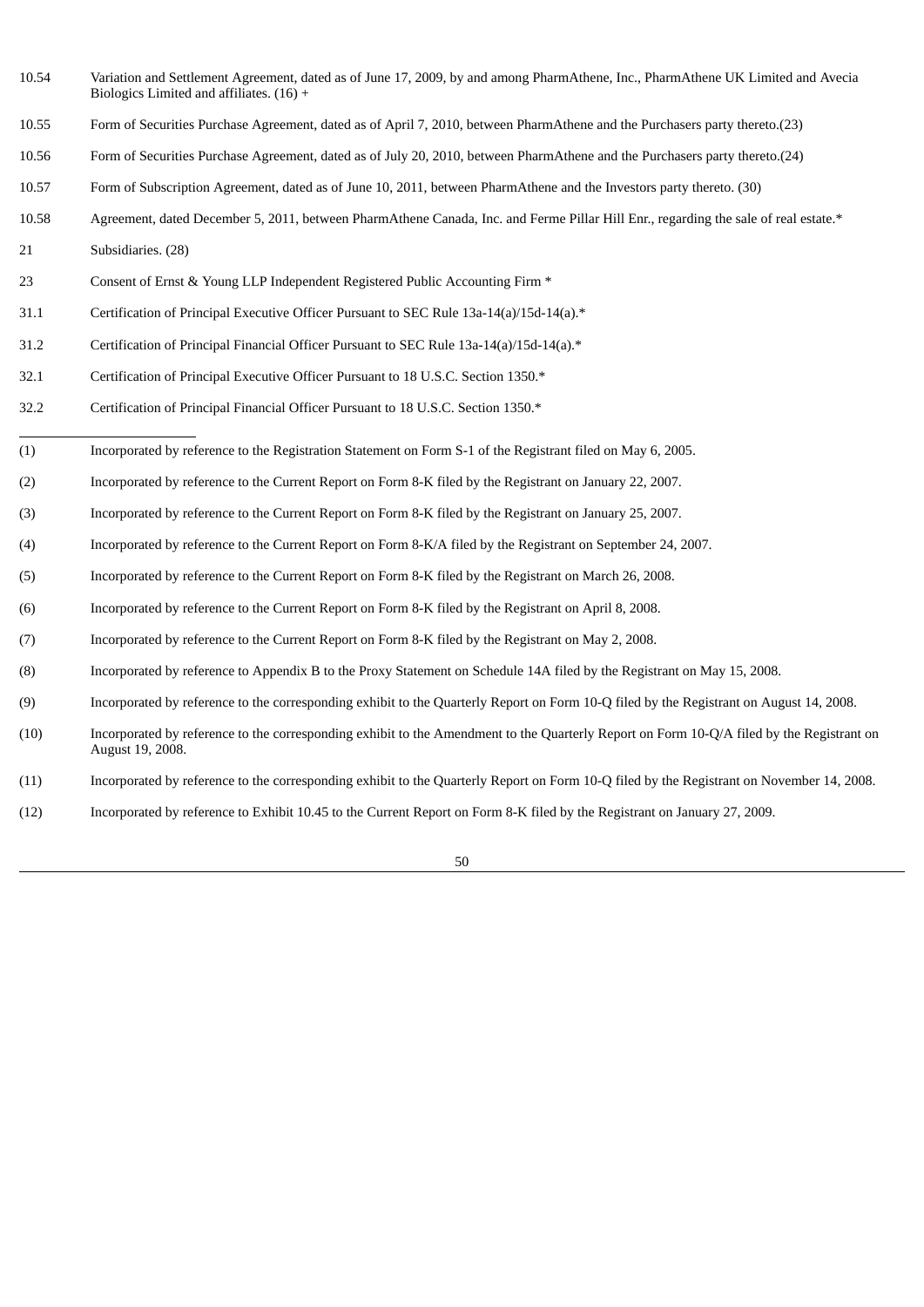| | |
|---|---|
| 10.54 | Variation and Settlement Agreement, dated as of June 17, 2009, by and among PharmAthene, Inc., PharmAthene UK Limited and Avecia Biologics Limited and affiliates. (16) + |
| 10.55 | Form of Securities Purchase Agreement, dated as of April 7, 2010, between PharmAthene and the Purchasers party thereto.(23) |
| 10.56 | Form of Securities Purchase Agreement, dated as of July 20, 2010, between PharmAthene and the Purchasers party thereto.(24) |
| 10.57 | Form of Subscription Agreement, dated as of June 10, 2011, between PharmAthene and the Investors party thereto. (30) |
| 10.58 | Agreement, dated December 5, 2011, between PharmAthene Canada, Inc. and Ferme Pillar Hill Enr., regarding the sale of real estate.* |
| 21 | Subsidiaries. (28) |
| 23 | Consent of Ernst & Young LLP Independent Registered Public Accounting Firm * |
| 31.1 | Certification of Principal Executive Officer Pursuant to SEC Rule 13a-14(a)/15d-14(a).* |
| 31.2 | Certification of Principal Financial Officer Pursuant to SEC Rule 13a-14(a)/15d-14(a).* |
| 32.1 | Certification of Principal Executive Officer Pursuant to 18 U.S.C. Section 1350.* |
| 32.2 | Certification of Principal Financial Officer Pursuant to 18 U.S.C. Section 1350.* |

---

(1) Incorporated by reference to the Registration Statement on Form S-1 of the Registrant filed on May 6, 2005.

(2) Incorporated by reference to the Current Report on Form 8-K filed by the Registrant on January 22, 2007.

(3) Incorporated by reference to the Current Report on Form 8-K filed by the Registrant on January 25, 2007.

(4) Incorporated by reference to the Current Report on Form 8-K/A filed by the Registrant on September 24, 2007.

(5) Incorporated by reference to the Current Report on Form 8-K filed by the Registrant on March 26, 2008.

(6) Incorporated by reference to the Current Report on Form 8-K filed by the Registrant on April 8, 2008.

(7) Incorporated by reference to the Current Report on Form 8-K filed by the Registrant on May 2, 2008.

(8) Incorporated by reference to Appendix B to the Proxy Statement on Schedule 14A filed by the Registrant on May 15, 2008.

(9) Incorporated by reference to the corresponding exhibit to the Quarterly Report on Form 10-Q filed by the Registrant on August 14, 2008.

(10) Incorporated by reference to the corresponding exhibit to the Amendment to the Quarterly Report on Form 10-Q/A filed by the Registrant on August 19, 2008.

(11) Incorporated by reference to the corresponding exhibit to the Quarterly Report on Form 10-Q filed by the Registrant on November 14, 2008.

(12) Incorporated by reference to Exhibit 10.45 to the Current Report on Form 8-K filed by the Registrant on January 27, 2009.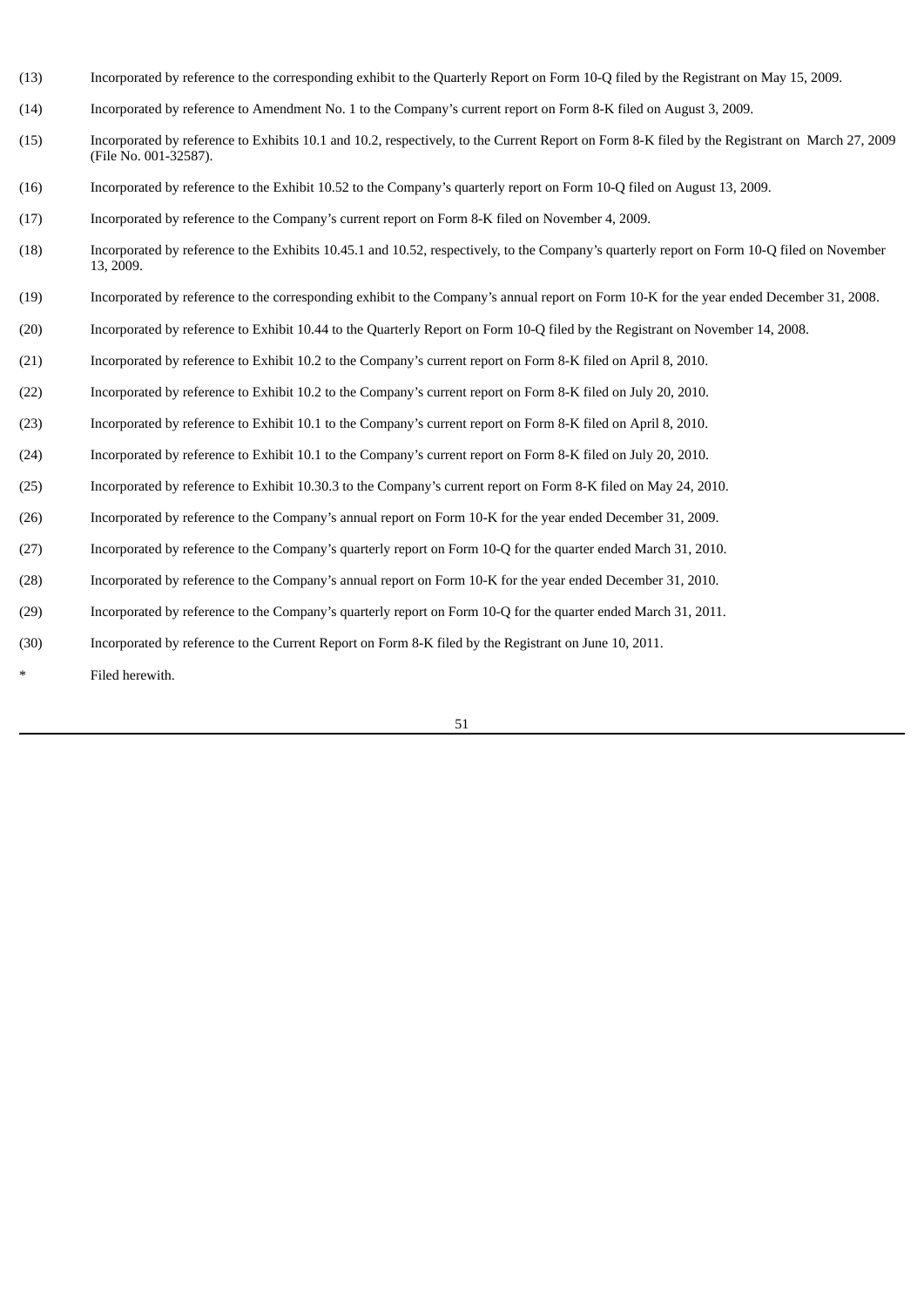(13) Incorporated by reference to the corresponding exhibit to the Quarterly Report on Form 10-Q filed by the Registrant on May 15, 2009.

(14) Incorporated by reference to Amendment No. 1 to the Company's current report on Form 8-K filed on August 3, 2009.

(15) Incorporated by reference to Exhibits 10.1 and 10.2, respectively, to the Current Report on Form 8-K filed by the Registrant on March 27, 2009 (File No. 001-32587).

(16) Incorporated by reference to the Exhibit 10.52 to the Company's quarterly report on Form 10-Q filed on August 13, 2009.

(17) Incorporated by reference to the Company's current report on Form 8-K filed on November 4, 2009.

(18) Incorporated by reference to the Exhibits 10.45.1 and 10.52, respectively, to the Company's quarterly report on Form 10-Q filed on November 13, 2009.

(19) Incorporated by reference to the corresponding exhibit to the Company's annual report on Form 10-K for the year ended December 31, 2008.

(20) Incorporated by reference to Exhibit 10.44 to the Quarterly Report on Form 10-Q filed by the Registrant on November 14, 2008.

(21) Incorporated by reference to Exhibit 10.2 to the Company's current report on Form 8-K filed on April 8, 2010.

(22) Incorporated by reference to Exhibit 10.2 to the Company's current report on Form 8-K filed on July 20, 2010.

(23) Incorporated by reference to Exhibit 10.1 to the Company's current report on Form 8-K filed on April 8, 2010.

(24) Incorporated by reference to Exhibit 10.1 to the Company's current report on Form 8-K filed on July 20, 2010.

(25) Incorporated by reference to Exhibit 10.30.3 to the Company's current report on Form 8-K filed on May 24, 2010.

(26) Incorporated by reference to the Company's annual report on Form 10-K for the year ended December 31, 2009.

(27) Incorporated by reference to the Company's quarterly report on Form 10-Q for the quarter ended March 31, 2010.

(28) Incorporated by reference to the Company's annual report on Form 10-K for the year ended December 31, 2010.

(29) Incorporated by reference to the Company's quarterly report on Form 10-Q for the quarter ended March 31, 2011.

(30) Incorporated by reference to the Current Report on Form 8-K filed by the Registrant on June 10, 2011.

\* Filed herewith.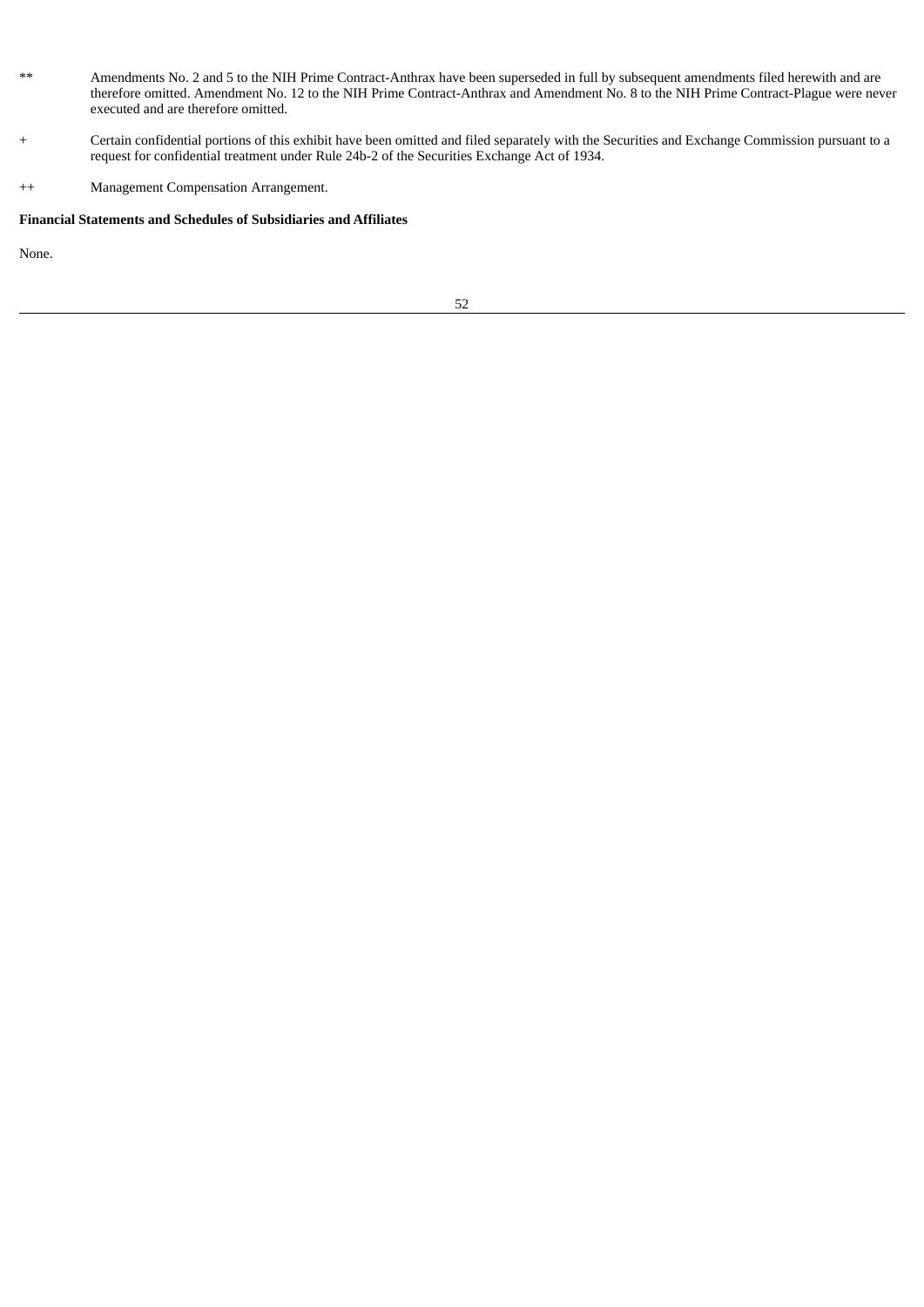** Amendments No. 2 and 5 to the NIH Prime Contract-Anthrax have been superseded in full by subsequent amendments filed herewith and are therefore omitted. Amendment No. 12 to the NIH Prime Contract-Anthrax and Amendment No. 8 to the NIH Prime Contract-Plague were never executed and are therefore omitted.

+ Certain confidential portions of this exhibit have been omitted and filed separately with the Securities and Exchange Commission pursuant to a request for confidential treatment under Rule 24b-2 of the Securities Exchange Act of 1934.

++ Management Compensation Arrangement.

**Financial Statements and Schedules of Subsidiaries and Affiliates**

None.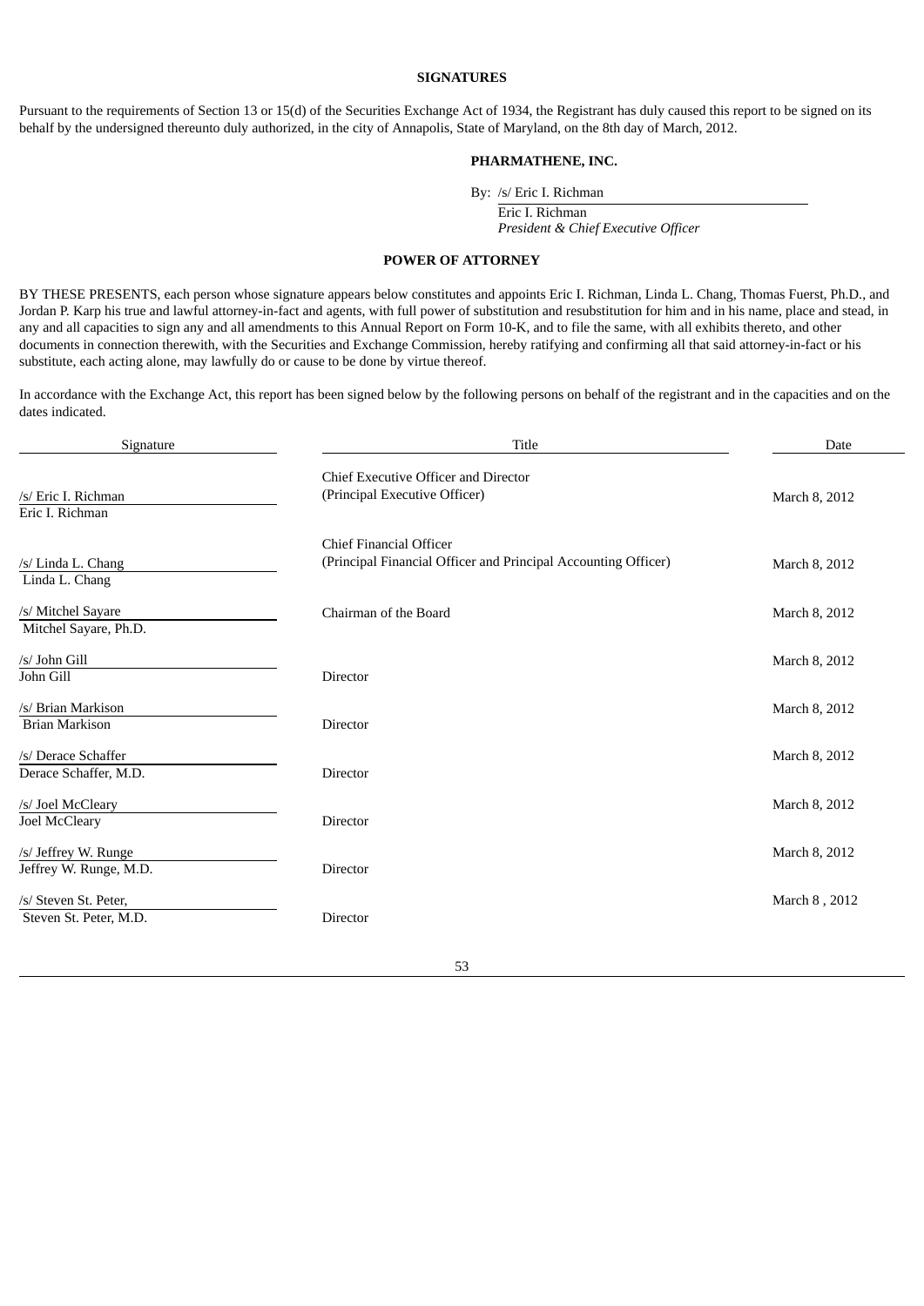**SIGNATURES**

Pursuant to the requirements of Section 13 or 15(d) of the Securities Exchange Act of 1934, the Registrant has duly caused this report to be signed on its behalf by the undersigned thereunto duly authorized, in the city of Annapolis, State of Maryland, on the 8th day of March, 2012.

**PHARMATHENE, INC.**

By: /s/ Eric I. Richman
Eric I. Richman
*President & Chief Executive Officer*

**POWER OF ATTORNEY**

BY THESE PRESENTS, each person whose signature appears below constitutes and appoints Eric I. Richman, Linda L. Chang, Thomas Fuerst, Ph.D., and Jordan P. Karp his true and lawful attorney-in-fact and agents, with full power of substitution and resubstitution for him and in his name, place and stead, in any and all capacities to sign any and all amendments to this Annual Report on Form 10-K, and to file the same, with all exhibits thereto, and other documents in connection therewith, with the Securities and Exchange Commission, hereby ratifying and confirming all that said attorney-in-fact or his substitute, each acting alone, may lawfully do or cause to be done by virtue thereof.

In accordance with the Exchange Act, this report has been signed below by the following persons on behalf of the registrant and in the capacities and on the dates indicated.

| Signature | Title | Date |
|---|---|---|
| /s/ Eric I. Richman<br>Eric I. Richman | Chief Executive Officer and Director<br>(Principal Executive Officer) | March 8, 2012 |
| /s/ Linda L. Chang<br>Linda L. Chang | Chief Financial Officer<br>(Principal Financial Officer and Principal Accounting Officer) | March 8, 2012 |
| /s/ Mitchel Sayare<br>Mitchel Sayare, Ph.D. | Chairman of the Board | March 8, 2012 |
| /s/ John Gill<br>John Gill | Director | March 8, 2012 |
| /s/ Brian Markison<br>Brian Markison | Director | March 8, 2012 |
| /s/ Derace Schaffer<br>Derace Schaffer, M.D. | Director | March 8, 2012 |
| /s/ Joel McCleary<br>Joel McCleary | Director | March 8, 2012 |
| /s/ Jeffrey W. Runge<br>Jeffrey W. Runge, M.D. | Director | March 8, 2012 |
| /s/ Steven St. Peter,<br>Steven St. Peter, M.D. | Director | March 8 , 2012 |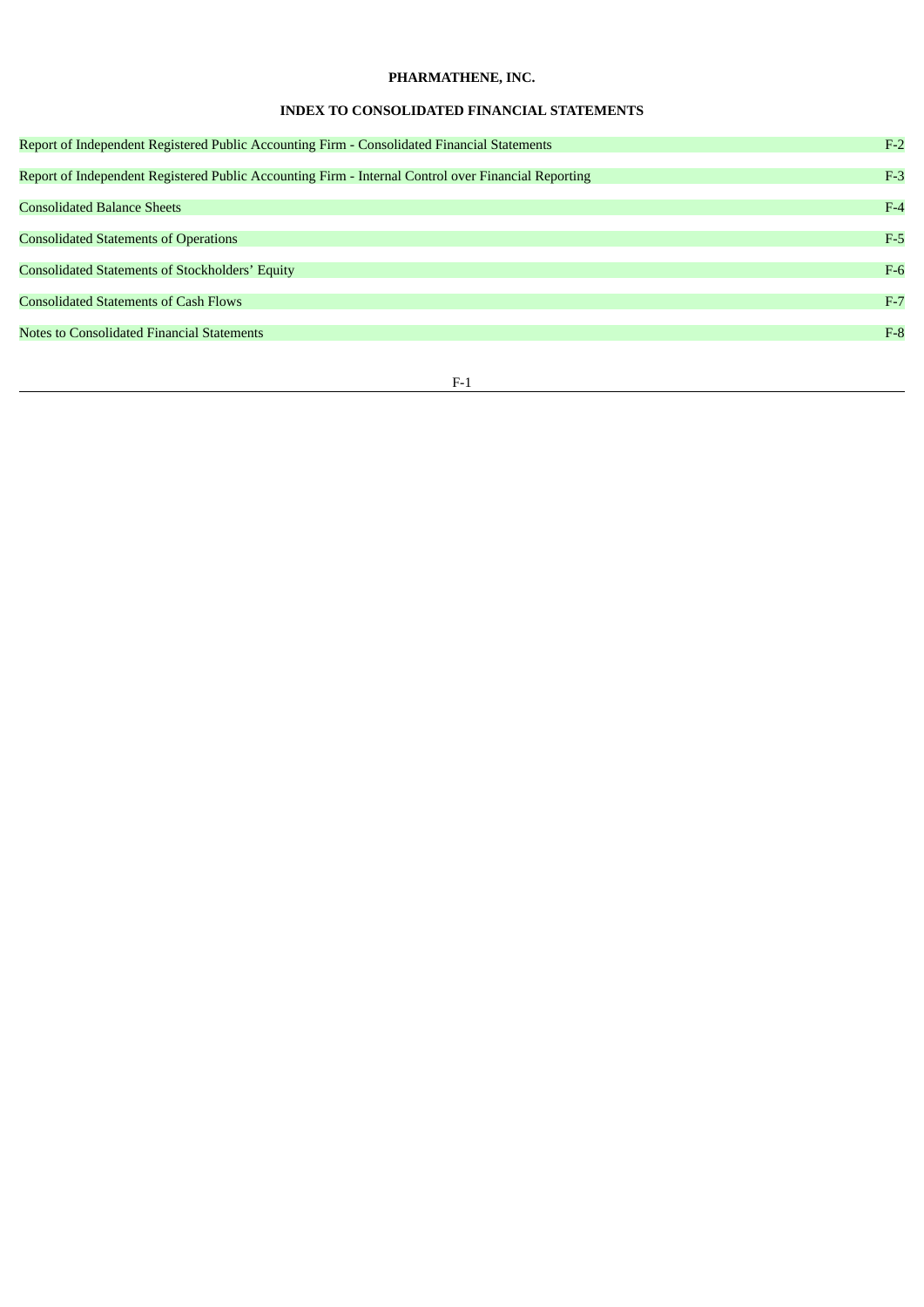**PHARMATHENE, INC.**

**INDEX TO CONSOLIDATED FINANCIAL STATEMENTS**

| | |
|---|---|
| Report of Independent Registered Public Accounting Firm - Consolidated Financial Statements | F-2 |
| Report of Independent Registered Public Accounting Firm - Internal Control over Financial Reporting | F-3 |
| Consolidated Balance Sheets | F-4 |
| Consolidated Statements of Operations | F-5 |
| Consolidated Statements of Stockholders' Equity | F-6 |
| Consolidated Statements of Cash Flows | F-7 |
| Notes to Consolidated Financial Statements | F-8 |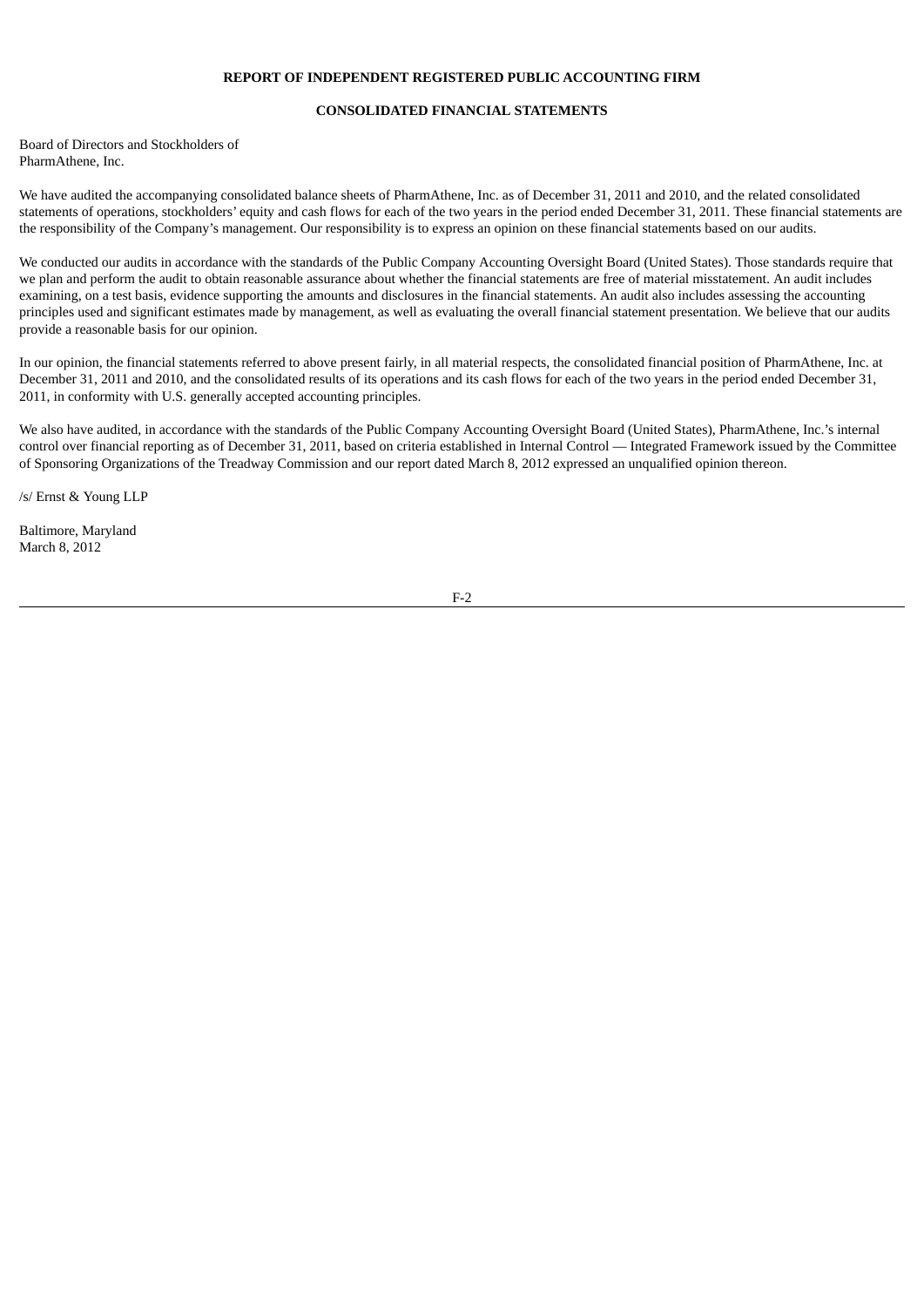**REPORT OF INDEPENDENT REGISTERED PUBLIC ACCOUNTING FIRM**

**CONSOLIDATED FINANCIAL STATEMENTS**

Board of Directors and Stockholders of
PharmAthene, Inc.

We have audited the accompanying consolidated balance sheets of PharmAthene, Inc. as of December 31, 2011 and 2010, and the related consolidated statements of operations, stockholders' equity and cash flows for each of the two years in the period ended December 31, 2011. These financial statements are the responsibility of the Company's management. Our responsibility is to express an opinion on these financial statements based on our audits.

We conducted our audits in accordance with the standards of the Public Company Accounting Oversight Board (United States). Those standards require that we plan and perform the audit to obtain reasonable assurance about whether the financial statements are free of material misstatement. An audit includes examining, on a test basis, evidence supporting the amounts and disclosures in the financial statements. An audit also includes assessing the accounting principles used and significant estimates made by management, as well as evaluating the overall financial statement presentation. We believe that our audits provide a reasonable basis for our opinion.

In our opinion, the financial statements referred to above present fairly, in all material respects, the consolidated financial position of PharmAthene, Inc. at December 31, 2011 and 2010, and the consolidated results of its operations and its cash flows for each of the two years in the period ended December 31, 2011, in conformity with U.S. generally accepted accounting principles.

We also have audited, in accordance with the standards of the Public Company Accounting Oversight Board (United States), PharmAthene, Inc.'s internal control over financial reporting as of December 31, 2011, based on criteria established in Internal Control — Integrated Framework issued by the Committee of Sponsoring Organizations of the Treadway Commission and our report dated March 8, 2012 expressed an unqualified opinion thereon.

/s/ Ernst & Young LLP

Baltimore, Maryland
March 8, 2012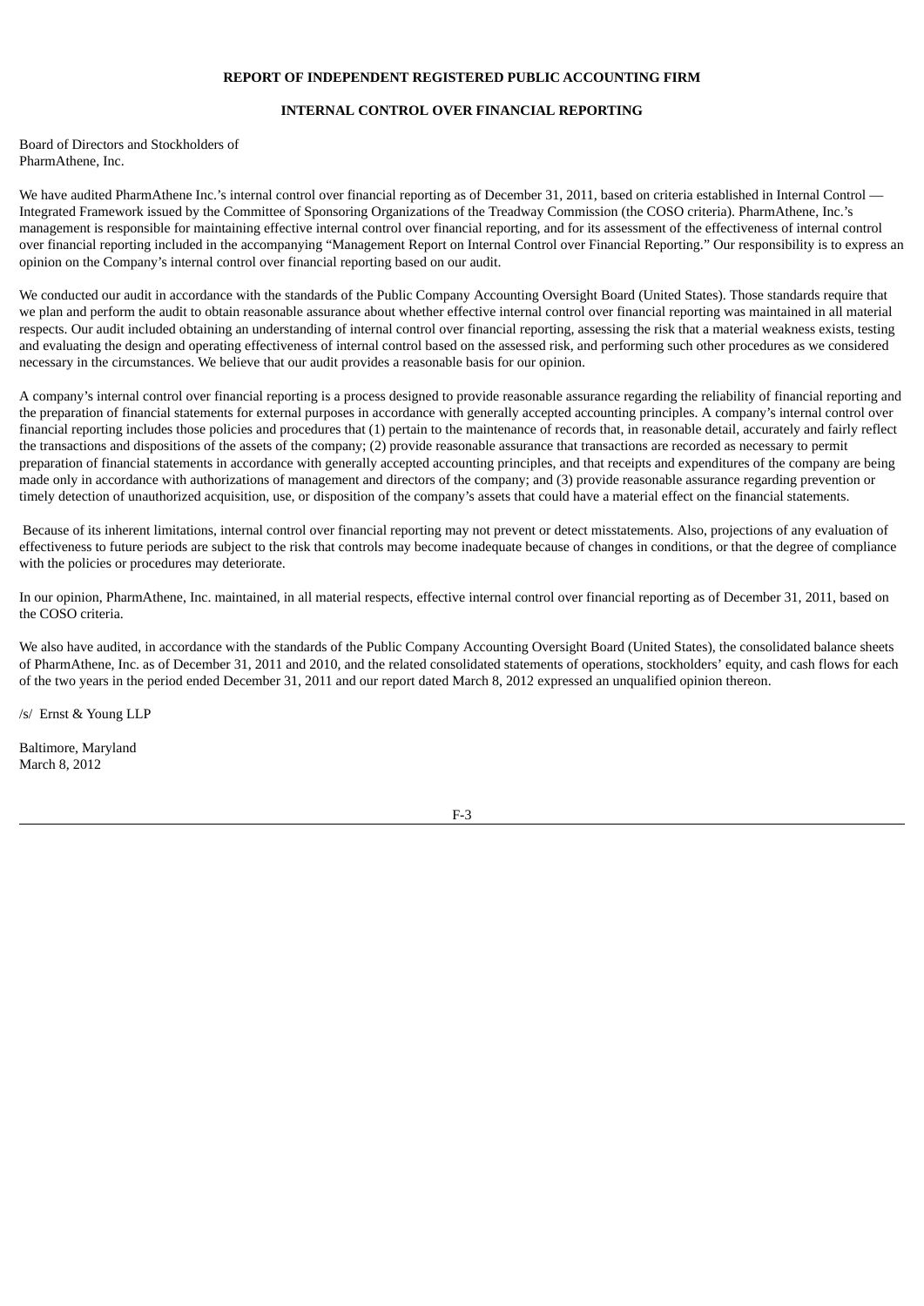**REPORT OF INDEPENDENT REGISTERED PUBLIC ACCOUNTING FIRM**

**INTERNAL CONTROL OVER FINANCIAL REPORTING**

Board of Directors and Stockholders of
PharmAthene, Inc.

We have audited PharmAthene Inc.'s internal control over financial reporting as of December 31, 2011, based on criteria established in Internal Control — Integrated Framework issued by the Committee of Sponsoring Organizations of the Treadway Commission (the COSO criteria). PharmAthene, Inc.'s management is responsible for maintaining effective internal control over financial reporting, and for its assessment of the effectiveness of internal control over financial reporting included in the accompanying "Management Report on Internal Control over Financial Reporting." Our responsibility is to express an opinion on the Company's internal control over financial reporting based on our audit.

We conducted our audit in accordance with the standards of the Public Company Accounting Oversight Board (United States). Those standards require that we plan and perform the audit to obtain reasonable assurance about whether effective internal control over financial reporting was maintained in all material respects. Our audit included obtaining an understanding of internal control over financial reporting, assessing the risk that a material weakness exists, testing and evaluating the design and operating effectiveness of internal control based on the assessed risk, and performing such other procedures as we considered necessary in the circumstances. We believe that our audit provides a reasonable basis for our opinion.

A company's internal control over financial reporting is a process designed to provide reasonable assurance regarding the reliability of financial reporting and the preparation of financial statements for external purposes in accordance with generally accepted accounting principles. A company's internal control over financial reporting includes those policies and procedures that (1) pertain to the maintenance of records that, in reasonable detail, accurately and fairly reflect the transactions and dispositions of the assets of the company; (2) provide reasonable assurance that transactions are recorded as necessary to permit preparation of financial statements in accordance with generally accepted accounting principles, and that receipts and expenditures of the company are being made only in accordance with authorizations of management and directors of the company; and (3) provide reasonable assurance regarding prevention or timely detection of unauthorized acquisition, use, or disposition of the company's assets that could have a material effect on the financial statements.

Because of its inherent limitations, internal control over financial reporting may not prevent or detect misstatements. Also, projections of any evaluation of effectiveness to future periods are subject to the risk that controls may become inadequate because of changes in conditions, or that the degree of compliance with the policies or procedures may deteriorate.

In our opinion, PharmAthene, Inc. maintained, in all material respects, effective internal control over financial reporting as of December 31, 2011, based on the COSO criteria.

We also have audited, in accordance with the standards of the Public Company Accounting Oversight Board (United States), the consolidated balance sheets of PharmAthene, Inc. as of December 31, 2011 and 2010, and the related consolidated statements of operations, stockholders' equity, and cash flows for each of the two years in the period ended December 31, 2011 and our report dated March 8, 2012 expressed an unqualified opinion thereon.

/s/ Ernst & Young LLP

Baltimore, Maryland
March 8, 2012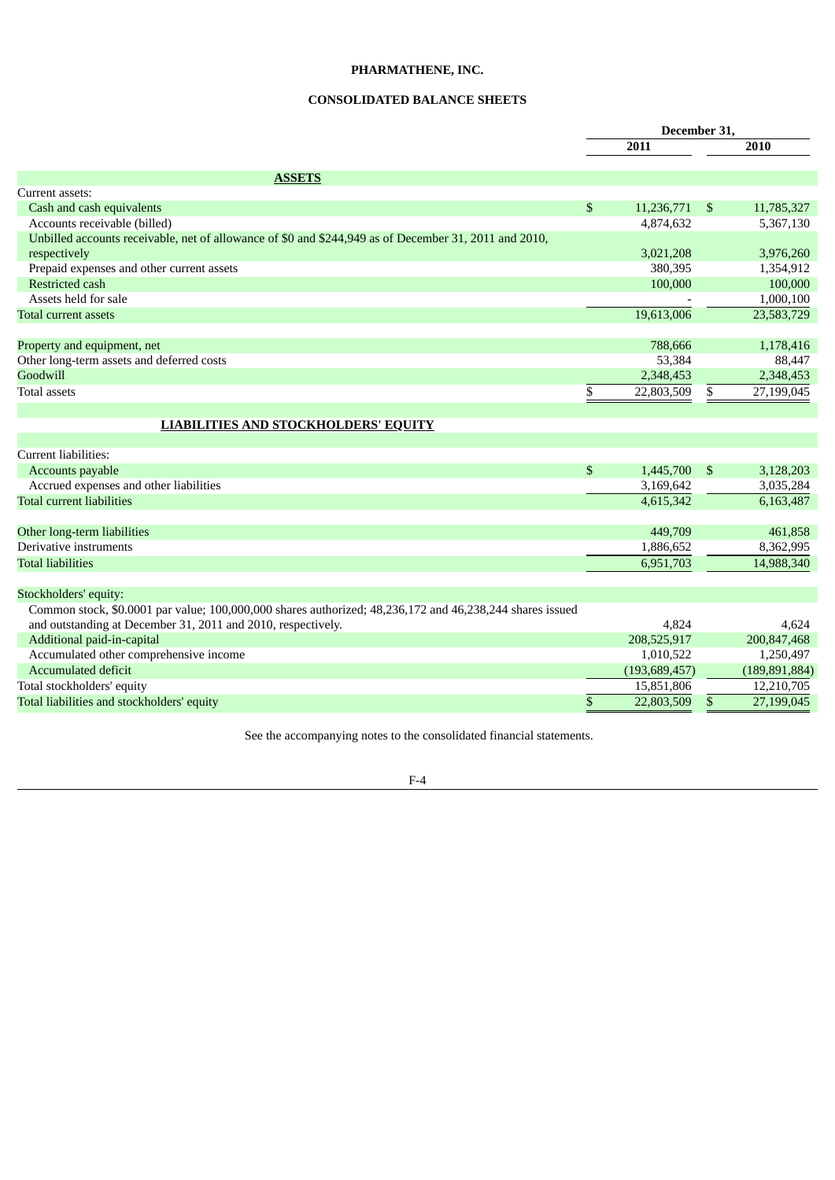**PHARMATHENE, INC.**

**CONSOLIDATED BALANCE SHEETS**

| | December 31, | |
|---|---|---|
| | 2011 | 2010 |
| **ASSETS** | | |
| Current assets: | | |
| Cash and cash equivalents | $ 11,236,771 | $ 11,785,327 |
| Accounts receivable (billed) | 4,874,632 | 5,367,130 |
| Unbilled accounts receivable, net of allowance of $0 and $244,949 as of December 31, 2011 and 2010, respectively | 3,021,208 | 3,976,260 |
| Prepaid expenses and other current assets | 380,395 | 1,354,912 |
| Restricted cash | 100,000 | 100,000 |
| Assets held for sale | - | 1,000,100 |
| Total current assets | 19,613,006 | 23,583,729 |
| | | |
| Property and equipment, net | 788,666 | 1,178,416 |
| Other long-term assets and deferred costs | 53,384 | 88,447 |
| Goodwill | 2,348,453 | 2,348,453 |
| Total assets | $ 22,803,509 | $ 27,199,045 |
| | | |
| **LIABILITIES AND STOCKHOLDERS' EQUITY** | | |
| | | |
| Current liabilities: | | |
| Accounts payable | $ 1,445,700 | $ 3,128,203 |
| Accrued expenses and other liabilities | 3,169,642 | 3,035,284 |
| Total current liabilities | 4,615,342 | 6,163,487 |
| | | |
| Other long-term liabilities | 449,709 | 461,858 |
| Derivative instruments | 1,886,652 | 8,362,995 |
| Total liabilities | 6,951,703 | 14,988,340 |
| | | |
| Stockholders' equity: | | |
| Common stock, $0.0001 par value; 100,000,000 shares authorized; 48,236,172 and 46,238,244 shares issued and outstanding at December 31, 2011 and 2010, respectively. | 4,824 | 4,624 |
| Additional paid-in-capital | 208,525,917 | 200,847,468 |
| Accumulated other comprehensive income | 1,010,522 | 1,250,497 |
| Accumulated deficit | (193,689,457) | (189,891,884) |
| Total stockholders' equity | 15,851,806 | 12,210,705 |
| Total liabilities and stockholders' equity | $ 22,803,509 | $ 27,199,045 |

See the accompanying notes to the consolidated financial statements.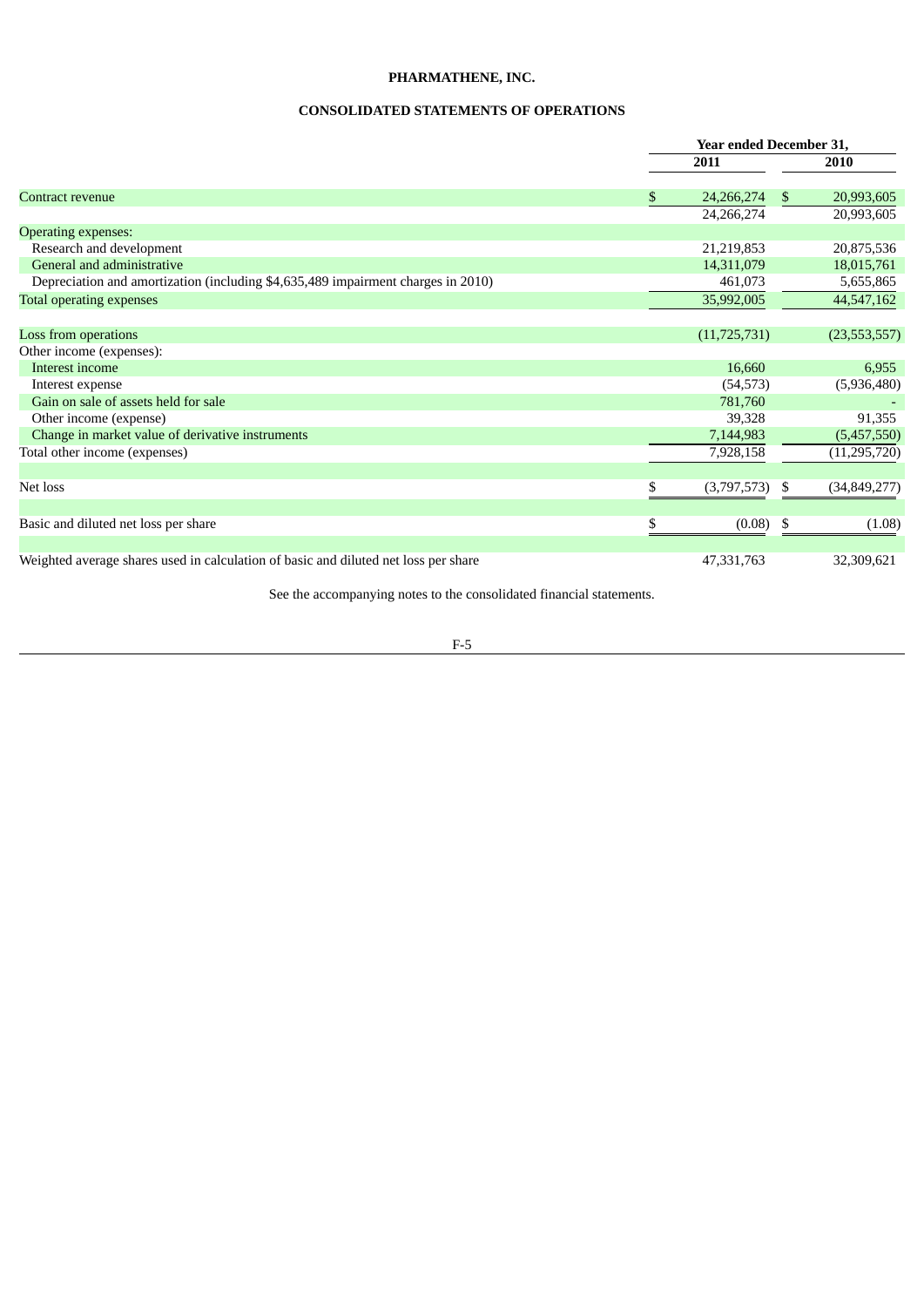**PHARMATHENE, INC.**

**CONSOLIDATED STATEMENTS OF OPERATIONS**

| | Year ended December 31, | |
|---|---|---|
| | **2011** | **2010** |
| Contract revenue | $ 24,266,274 | $ 20,993,605 |
| | 24,266,274 | 20,993,605 |
| Operating expenses: | | |
| Research and development | 21,219,853 | 20,875,536 |
| General and administrative | 14,311,079 | 18,015,761 |
| Depreciation and amortization (including $4,635,489 impairment charges in 2010) | 461,073 | 5,655,865 |
| Total operating expenses | 35,992,005 | 44,547,162 |
| | | |
| Loss from operations | (11,725,731) | (23,553,557) |
| Other income (expenses): | | |
| Interest income | 16,660 | 6,955 |
| Interest expense | (54,573) | (5,936,480) |
| Gain on sale of assets held for sale | 781,760 | - |
| Other income (expense) | 39,328 | 91,355 |
| Change in market value of derivative instruments | 7,144,983 | (5,457,550) |
| Total other income (expenses) | 7,928,158 | (11,295,720) |
| | | |
| Net loss | $ (3,797,573) | $ (34,849,277) |
| | | |
| Basic and diluted net loss per share | $ (0.08) | $ (1.08) |
| | | |
| Weighted average shares used in calculation of basic and diluted net loss per share | 47,331,763 | 32,309,621 |

See the accompanying notes to the consolidated financial statements.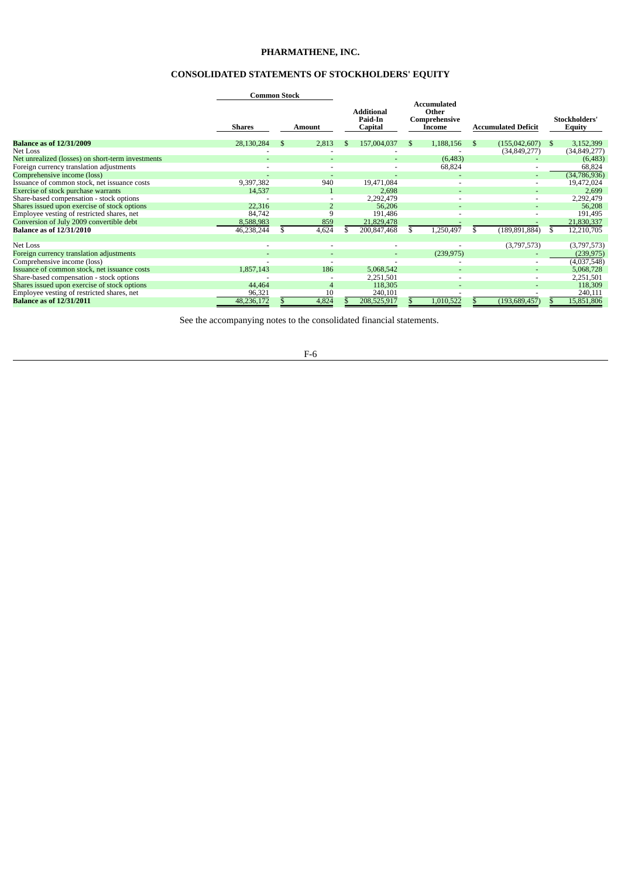# PHARMATHENE, INC.

## CONSOLIDATED STATEMENTS OF STOCKHOLDERS' EQUITY

| | Common Stock | | Additional Paid-In Capital | Accumulated Other Comprehensive Income | Accumulated Deficit | Stockholders' Equity |
|---|---|---|---|---|---|---|
| | Shares | Amount | | | | |
| **Balance as of 12/31/2009** | 28,130,284 | $ 2,813 | $ 157,004,037 | $ 1,188,156 | $ (155,042,607) | $ 3,152,399 |
| Net Loss | - | - | - | - | (34,849,277) | (34,849,277) |
| Net unrealized (losses) on short-term investments | - | - | - | (6,483) | - | (6,483) |
| Foreign currency translation adjustments | - | - | - | 68,824 | - | 68,824 |
| Comprehensive income (loss) | - | - | - | - | - | (34,786,936) |
| Issuance of common stock, net issuance costs | 9,397,382 | 940 | 19,471,084 | - | - | 19,472,024 |
| Exercise of stock purchase warrants | 14,537 | 1 | 2,698 | - | - | 2,699 |
| Share-based compensation - stock options | - | - | 2,292,479 | - | - | 2,292,479 |
| Shares issued upon exercise of stock options | 22,316 | 2 | 56,206 | - | - | 56,208 |
| Employee vesting of restricted shares, net | 84,742 | 9 | 191,486 | - | - | 191,495 |
| Conversion of July 2009 convertible debt | 8,588,983 | 859 | 21,829,478 | - | - | 21,830,337 |
| **Balance as of 12/31/2010** | 46,238,244 | $ 4,624 | $ 200,847,468 | $ 1,250,497 | $ (189,891,884) | $ 12,210,705 |
| Net Loss | - | - | - | - | (3,797,573) | (3,797,573) |
| Foreign currency translation adjustments | - | - | - | (239,975) | - | (239,975) |
| Comprehensive income (loss) | - | - | - | - | - | (4,037,548) |
| Issuance of common stock, net issuance costs | 1,857,143 | 186 | 5,068,542 | - | - | 5,068,728 |
| Share-based compensation - stock options | - | - | 2,251,501 | - | - | 2,251,501 |
| Shares issued upon exercise of stock options | 44,464 | 4 | 118,305 | - | - | 118,309 |
| Employee vesting of restricted shares, net | 96,321 | 10 | 240,101 | - | - | 240,111 |
| **Balance as of 12/31/2011** | 48,236,172 | $ 4,824 | $ 208,525,917 | $ 1,010,522 | $ (193,689,457) | $ 15,851,806 |

See the accompanying notes to the consolidated financial statements.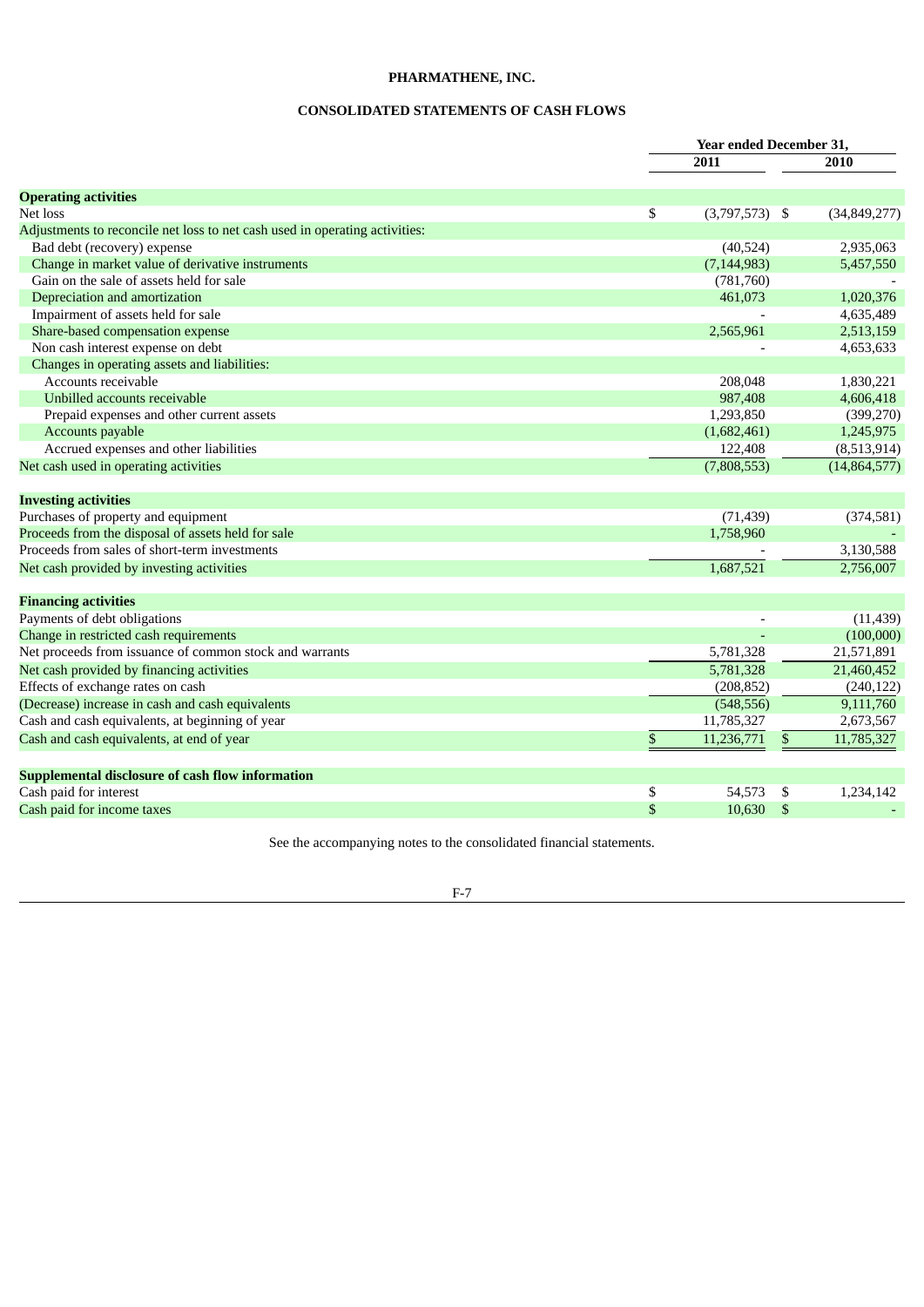# PHARMATHENE, INC.

## CONSOLIDATED STATEMENTS OF CASH FLOWS

| | Year ended December 31, | |
|---|---|---|
| | 2011 | 2010 |
| **Operating activities** | | |
| Net loss | $ (3,797,573) | $ (34,849,277) |
| Adjustments to reconcile net loss to net cash used in operating activities: | | |
| Bad debt (recovery) expense | (40,524) | 2,935,063 |
| Change in market value of derivative instruments | (7,144,983) | 5,457,550 |
| Gain on the sale of assets held for sale | (781,760) | - |
| Depreciation and amortization | 461,073 | 1,020,376 |
| Impairment of assets held for sale | - | 4,635,489 |
| Share-based compensation expense | 2,565,961 | 2,513,159 |
| Non cash interest expense on debt | - | 4,653,633 |
| Changes in operating assets and liabilities: | | |
| Accounts receivable | 208,048 | 1,830,221 |
| Unbilled accounts receivable | 987,408 | 4,606,418 |
| Prepaid expenses and other current assets | 1,293,850 | (399,270) |
| Accounts payable | (1,682,461) | 1,245,975 |
| Accrued expenses and other liabilities | 122,408 | (8,513,914) |
| Net cash used in operating activities | (7,808,553) | (14,864,577) |
| **Investing activities** | | |
| Purchases of property and equipment | (71,439) | (374,581) |
| Proceeds from the disposal of assets held for sale | 1,758,960 | - |
| Proceeds from sales of short-term investments | - | 3,130,588 |
| Net cash provided by investing activities | 1,687,521 | 2,756,007 |
| **Financing activities** | | |
| Payments of debt obligations | - | (11,439) |
| Change in restricted cash requirements | - | (100,000) |
| Net proceeds from issuance of common stock and warrants | 5,781,328 | 21,571,891 |
| Net cash provided by financing activities | 5,781,328 | 21,460,452 |
| Effects of exchange rates on cash | (208,852) | (240,122) |
| (Decrease) increase in cash and cash equivalents | (548,556) | 9,111,760 |
| Cash and cash equivalents, at beginning of year | 11,785,327 | 2,673,567 |
| Cash and cash equivalents, at end of year | $ 11,236,771 | $ 11,785,327 |
| **Supplemental disclosure of cash flow information** | | |
| Cash paid for interest | $ 54,573 | $ 1,234,142 |
| Cash paid for income taxes | $ 10,630 | $ - |

See the accompanying notes to the consolidated financial statements.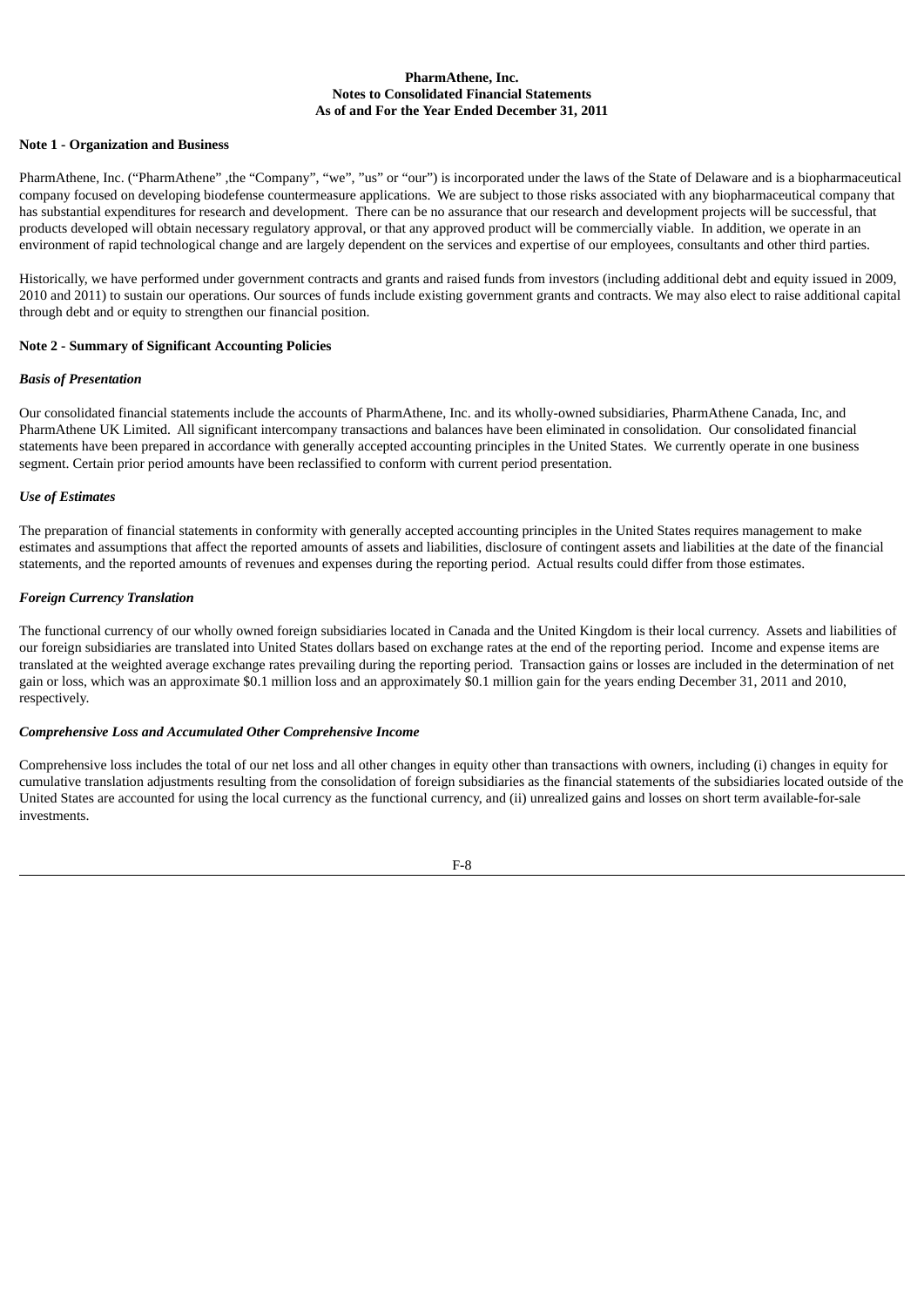**PharmAthene, Inc.**
**Notes to Consolidated Financial Statements**
**As of and For the Year Ended December 31, 2011**

**Note 1 - Organization and Business**

PharmAthene, Inc. ("PharmAthene" ,the "Company", "we", "us" or "our") is incorporated under the laws of the State of Delaware and is a biopharmaceutical company focused on developing biodefense countermeasure applications. We are subject to those risks associated with any biopharmaceutical company that has substantial expenditures for research and development. There can be no assurance that our research and development projects will be successful, that products developed will obtain necessary regulatory approval, or that any approved product will be commercially viable. In addition, we operate in an environment of rapid technological change and are largely dependent on the services and expertise of our employees, consultants and other third parties.

Historically, we have performed under government contracts and grants and raised funds from investors (including additional debt and equity issued in 2009, 2010 and 2011) to sustain our operations. Our sources of funds include existing government grants and contracts. We may also elect to raise additional capital through debt and or equity to strengthen our financial position.

**Note 2 - Summary of Significant Accounting Policies**

***Basis of Presentation***

Our consolidated financial statements include the accounts of PharmAthene, Inc. and its wholly-owned subsidiaries, PharmAthene Canada, Inc, and PharmAthene UK Limited. All significant intercompany transactions and balances have been eliminated in consolidation. Our consolidated financial statements have been prepared in accordance with generally accepted accounting principles in the United States. We currently operate in one business segment. Certain prior period amounts have been reclassified to conform with current period presentation.

***Use of Estimates***

The preparation of financial statements in conformity with generally accepted accounting principles in the United States requires management to make estimates and assumptions that affect the reported amounts of assets and liabilities, disclosure of contingent assets and liabilities at the date of the financial statements, and the reported amounts of revenues and expenses during the reporting period. Actual results could differ from those estimates.

***Foreign Currency Translation***

The functional currency of our wholly owned foreign subsidiaries located in Canada and the United Kingdom is their local currency. Assets and liabilities of our foreign subsidiaries are translated into United States dollars based on exchange rates at the end of the reporting period. Income and expense items are translated at the weighted average exchange rates prevailing during the reporting period. Transaction gains or losses are included in the determination of net gain or loss, which was an approximate $0.1 million loss and an approximately $0.1 million gain for the years ending December 31, 2011 and 2010, respectively.

***Comprehensive Loss and Accumulated Other Comprehensive Income***

Comprehensive loss includes the total of our net loss and all other changes in equity other than transactions with owners, including (i) changes in equity for cumulative translation adjustments resulting from the consolidation of foreign subsidiaries as the financial statements of the subsidiaries located outside of the United States are accounted for using the local currency as the functional currency, and (ii) unrealized gains and losses on short term available-for-sale investments.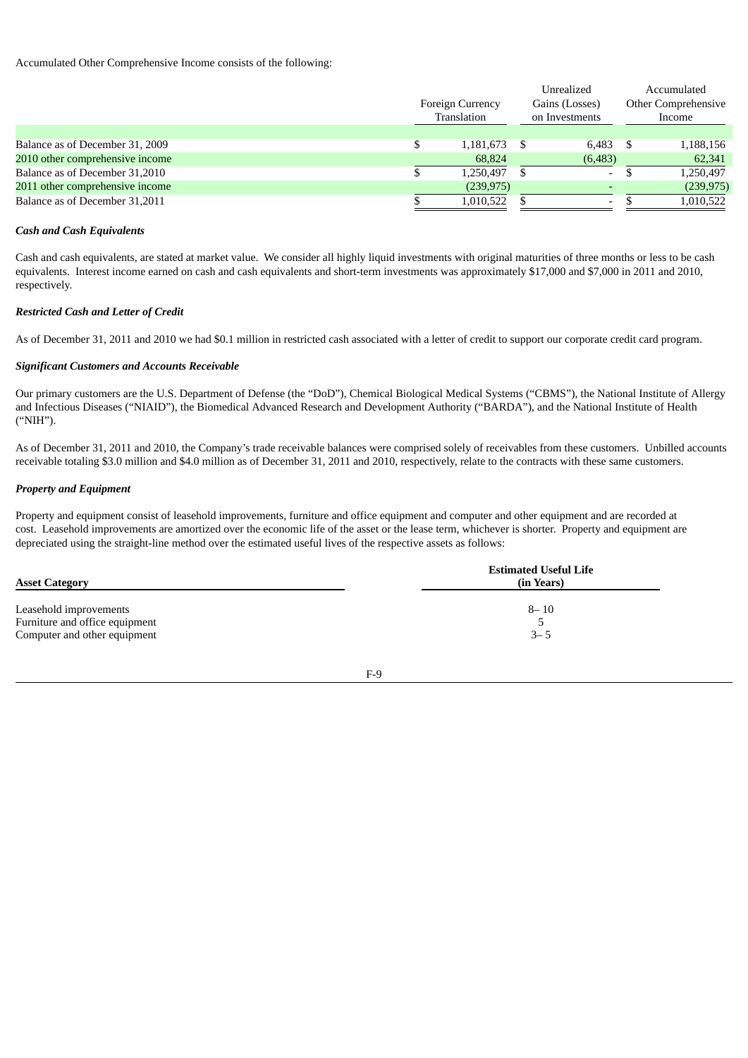Accumulated Other Comprehensive Income consists of the following:

| | Foreign Currency Translation | Unrealized Gains (Losses) on Investments | Accumulated Other Comprehensive Income |
|---|---|---|---|
| Balance as of December 31, 2009 | $ 1,181,673 | $ 6,483 | $ 1,188,156 |
| 2010 other comprehensive income | 68,824 | (6,483) | 62,341 |
| Balance as of December 31,2010 | $ 1,250,497 | $ - | $ 1,250,497 |
| 2011 other comprehensive income | (239,975) | - | (239,975) |
| Balance as of December 31,2011 | $ 1,010,522 | $ - | $ 1,010,522 |

***Cash and Cash Equivalents***

Cash and cash equivalents, are stated at market value. We consider all highly liquid investments with original maturities of three months or less to be cash equivalents. Interest income earned on cash and cash equivalents and short-term investments was approximately $17,000 and $7,000 in 2011 and 2010, respectively.

***Restricted Cash and Letter of Credit***

As of December 31, 2011 and 2010 we had $0.1 million in restricted cash associated with a letter of credit to support our corporate credit card program.

***Significant Customers and Accounts Receivable***

Our primary customers are the U.S. Department of Defense (the "DoD"), Chemical Biological Medical Systems ("CBMS"), the National Institute of Allergy and Infectious Diseases ("NIAID"), the Biomedical Advanced Research and Development Authority ("BARDA"), and the National Institute of Health ("NIH").

As of December 31, 2011 and 2010, the Company's trade receivable balances were comprised solely of receivables from these customers. Unbilled accounts receivable totaling $3.0 million and $4.0 million as of December 31, 2011 and 2010, respectively, relate to the contracts with these same customers.

***Property and Equipment***

Property and equipment consist of leasehold improvements, furniture and office equipment and computer and other equipment and are recorded at cost. Leasehold improvements are amortized over the economic life of the asset or the lease term, whichever is shorter. Property and equipment are depreciated using the straight-line method over the estimated useful lives of the respective assets as follows:

| **Asset Category** | **Estimated Useful Life (in Years)** |
|---|---|
| Leasehold improvements | 8– 10 |
| Furniture and office equipment | 5 |
| Computer and other equipment | 3– 5 |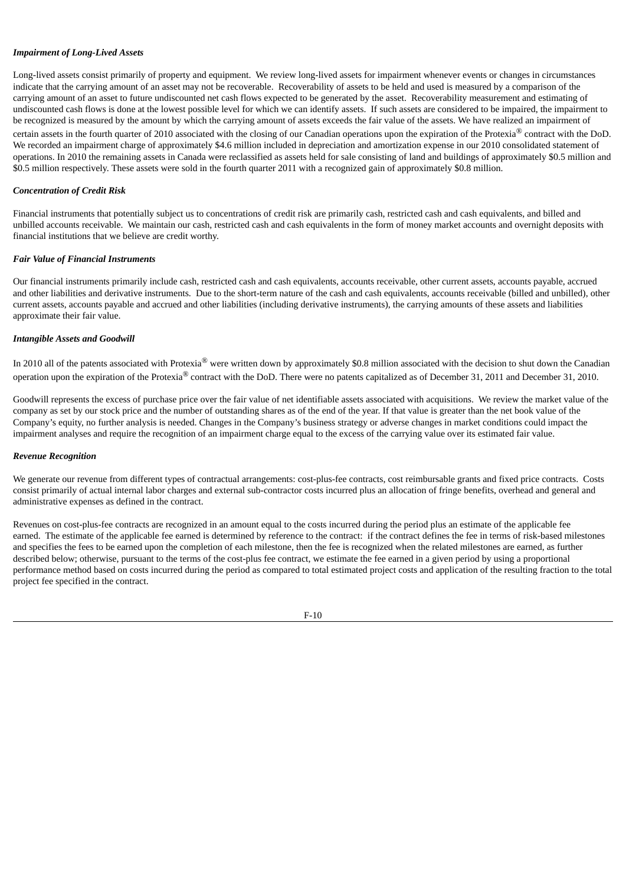***Impairment of Long-Lived Assets***

Long-lived assets consist primarily of property and equipment. We review long-lived assets for impairment whenever events or changes in circumstances indicate that the carrying amount of an asset may not be recoverable. Recoverability of assets to be held and used is measured by a comparison of the carrying amount of an asset to future undiscounted net cash flows expected to be generated by the asset. Recoverability measurement and estimating of undiscounted cash flows is done at the lowest possible level for which we can identify assets. If such assets are considered to be impaired, the impairment to be recognized is measured by the amount by which the carrying amount of assets exceeds the fair value of the assets. We have realized an impairment of certain assets in the fourth quarter of 2010 associated with the closing of our Canadian operations upon the expiration of the Protexia® contract with the DoD. We recorded an impairment charge of approximately $4.6 million included in depreciation and amortization expense in our 2010 consolidated statement of operations. In 2010 the remaining assets in Canada were reclassified as assets held for sale consisting of land and buildings of approximately $0.5 million and $0.5 million respectively. These assets were sold in the fourth quarter 2011 with a recognized gain of approximately $0.8 million.

***Concentration of Credit Risk***

Financial instruments that potentially subject us to concentrations of credit risk are primarily cash, restricted cash and cash equivalents, and billed and unbilled accounts receivable. We maintain our cash, restricted cash and cash equivalents in the form of money market accounts and overnight deposits with financial institutions that we believe are credit worthy.

***Fair Value of Financial Instruments***

Our financial instruments primarily include cash, restricted cash and cash equivalents, accounts receivable, other current assets, accounts payable, accrued and other liabilities and derivative instruments. Due to the short-term nature of the cash and cash equivalents, accounts receivable (billed and unbilled), other current assets, accounts payable and accrued and other liabilities (including derivative instruments), the carrying amounts of these assets and liabilities approximate their fair value.

***Intangible Assets and Goodwill***

In 2010 all of the patents associated with Protexia® were written down by approximately $0.8 million associated with the decision to shut down the Canadian operation upon the expiration of the Protexia® contract with the DoD. There were no patents capitalized as of December 31, 2011 and December 31, 2010.

Goodwill represents the excess of purchase price over the fair value of net identifiable assets associated with acquisitions. We review the market value of the company as set by our stock price and the number of outstanding shares as of the end of the year. If that value is greater than the net book value of the Company's equity, no further analysis is needed. Changes in the Company's business strategy or adverse changes in market conditions could impact the impairment analyses and require the recognition of an impairment charge equal to the excess of the carrying value over its estimated fair value.

***Revenue Recognition***

We generate our revenue from different types of contractual arrangements: cost-plus-fee contracts, cost reimbursable grants and fixed price contracts. Costs consist primarily of actual internal labor charges and external sub-contractor costs incurred plus an allocation of fringe benefits, overhead and general and administrative expenses as defined in the contract.

Revenues on cost-plus-fee contracts are recognized in an amount equal to the costs incurred during the period plus an estimate of the applicable fee earned. The estimate of the applicable fee earned is determined by reference to the contract: if the contract defines the fee in terms of risk-based milestones and specifies the fees to be earned upon the completion of each milestone, then the fee is recognized when the related milestones are earned, as further described below; otherwise, pursuant to the terms of the cost-plus fee contract, we estimate the fee earned in a given period by using a proportional performance method based on costs incurred during the period as compared to total estimated project costs and application of the resulting fraction to the total project fee specified in the contract.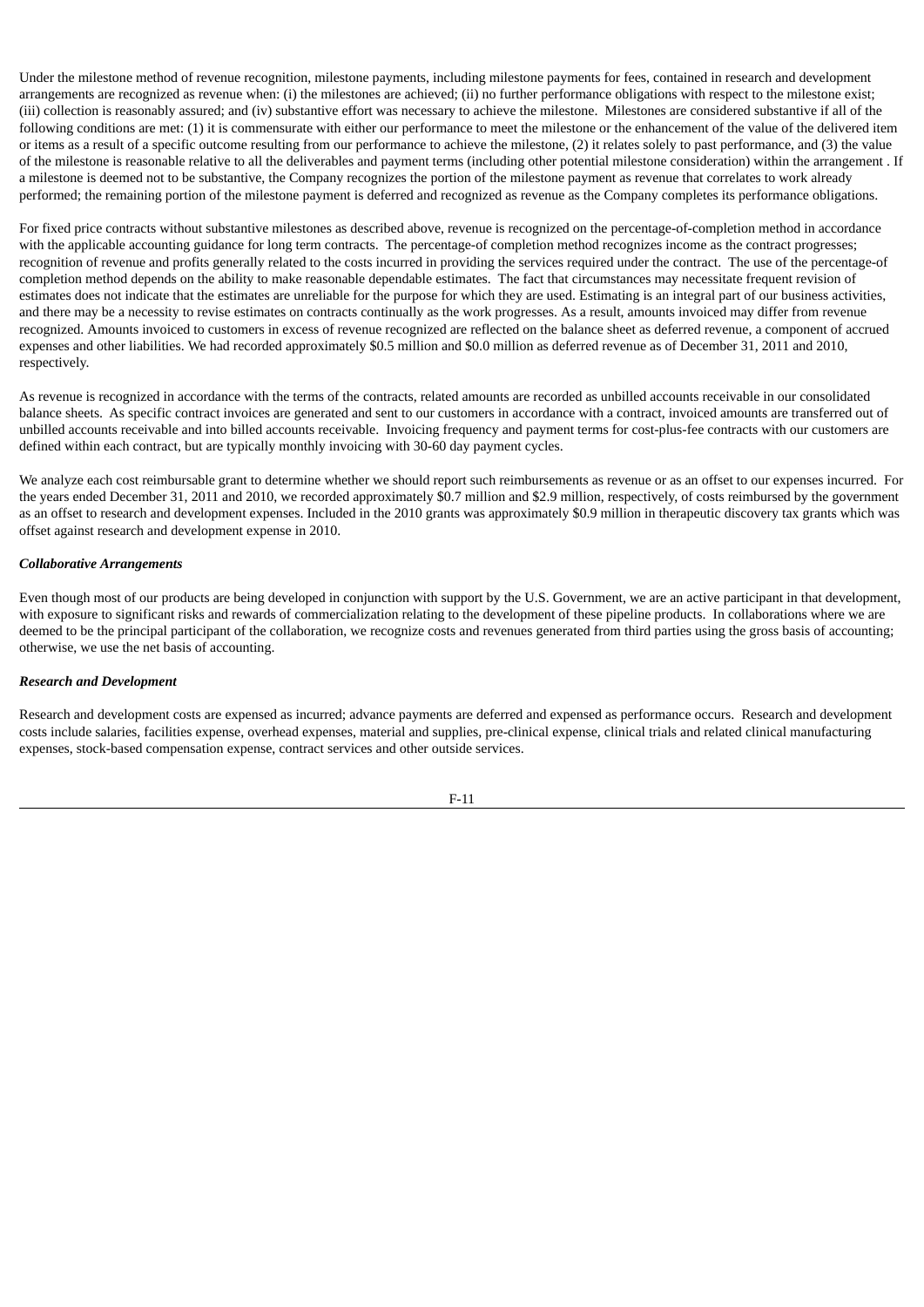Under the milestone method of revenue recognition, milestone payments, including milestone payments for fees, contained in research and development arrangements are recognized as revenue when: (i) the milestones are achieved; (ii) no further performance obligations with respect to the milestone exist; (iii) collection is reasonably assured; and (iv) substantive effort was necessary to achieve the milestone. Milestones are considered substantive if all of the following conditions are met: (1) it is commensurate with either our performance to meet the milestone or the enhancement of the value of the delivered item or items as a result of a specific outcome resulting from our performance to achieve the milestone, (2) it relates solely to past performance, and (3) the value of the milestone is reasonable relative to all the deliverables and payment terms (including other potential milestone consideration) within the arrangement . If a milestone is deemed not to be substantive, the Company recognizes the portion of the milestone payment as revenue that correlates to work already performed; the remaining portion of the milestone payment is deferred and recognized as revenue as the Company completes its performance obligations.

For fixed price contracts without substantive milestones as described above, revenue is recognized on the percentage-of-completion method in accordance with the applicable accounting guidance for long term contracts. The percentage-of completion method recognizes income as the contract progresses; recognition of revenue and profits generally related to the costs incurred in providing the services required under the contract. The use of the percentage-of completion method depends on the ability to make reasonable dependable estimates. The fact that circumstances may necessitate frequent revision of estimates does not indicate that the estimates are unreliable for the purpose for which they are used. Estimating is an integral part of our business activities, and there may be a necessity to revise estimates on contracts continually as the work progresses. As a result, amounts invoiced may differ from revenue recognized. Amounts invoiced to customers in excess of revenue recognized are reflected on the balance sheet as deferred revenue, a component of accrued expenses and other liabilities. We had recorded approximately $0.5 million and $0.0 million as deferred revenue as of December 31, 2011 and 2010, respectively.

As revenue is recognized in accordance with the terms of the contracts, related amounts are recorded as unbilled accounts receivable in our consolidated balance sheets. As specific contract invoices are generated and sent to our customers in accordance with a contract, invoiced amounts are transferred out of unbilled accounts receivable and into billed accounts receivable. Invoicing frequency and payment terms for cost-plus-fee contracts with our customers are defined within each contract, but are typically monthly invoicing with 30-60 day payment cycles.

We analyze each cost reimbursable grant to determine whether we should report such reimbursements as revenue or as an offset to our expenses incurred. For the years ended December 31, 2011 and 2010, we recorded approximately $0.7 million and $2.9 million, respectively, of costs reimbursed by the government as an offset to research and development expenses. Included in the 2010 grants was approximately $0.9 million in therapeutic discovery tax grants which was offset against research and development expense in 2010.

***Collaborative Arrangements***

Even though most of our products are being developed in conjunction with support by the U.S. Government, we are an active participant in that development, with exposure to significant risks and rewards of commercialization relating to the development of these pipeline products. In collaborations where we are deemed to be the principal participant of the collaboration, we recognize costs and revenues generated from third parties using the gross basis of accounting; otherwise, we use the net basis of accounting.

***Research and Development***

Research and development costs are expensed as incurred; advance payments are deferred and expensed as performance occurs. Research and development costs include salaries, facilities expense, overhead expenses, material and supplies, pre-clinical expense, clinical trials and related clinical manufacturing expenses, stock-based compensation expense, contract services and other outside services.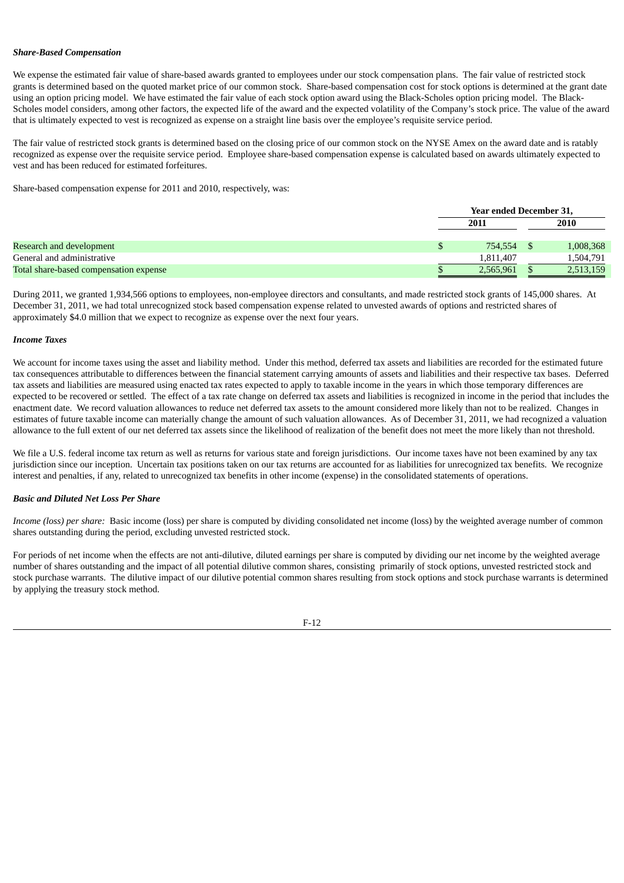***Share-Based Compensation***

We expense the estimated fair value of share-based awards granted to employees under our stock compensation plans. The fair value of restricted stock grants is determined based on the quoted market price of our common stock. Share-based compensation cost for stock options is determined at the grant date using an option pricing model. We have estimated the fair value of each stock option award using the Black-Scholes option pricing model. The Black-Scholes model considers, among other factors, the expected life of the award and the expected volatility of the Company's stock price. The value of the award that is ultimately expected to vest is recognized as expense on a straight line basis over the employee's requisite service period.

The fair value of restricted stock grants is determined based on the closing price of our common stock on the NYSE Amex on the award date and is ratably recognized as expense over the requisite service period. Employee share-based compensation expense is calculated based on awards ultimately expected to vest and has been reduced for estimated forfeitures.

Share-based compensation expense for 2011 and 2010, respectively, was:

| | Year ended December 31, | |
|---|---|---|
| | 2011 | 2010 |
| Research and development | $ 754,554 | $ 1,008,368 |
| General and administrative | 1,811,407 | 1,504,791 |
| Total share-based compensation expense | $ 2,565,961 | $ 2,513,159 |

During 2011, we granted 1,934,566 options to employees, non-employee directors and consultants, and made restricted stock grants of 145,000 shares. At December 31, 2011, we had total unrecognized stock based compensation expense related to unvested awards of options and restricted shares of approximately $4.0 million that we expect to recognize as expense over the next four years.

***Income Taxes***

We account for income taxes using the asset and liability method. Under this method, deferred tax assets and liabilities are recorded for the estimated future tax consequences attributable to differences between the financial statement carrying amounts of assets and liabilities and their respective tax bases. Deferred tax assets and liabilities are measured using enacted tax rates expected to apply to taxable income in the years in which those temporary differences are expected to be recovered or settled. The effect of a tax rate change on deferred tax assets and liabilities is recognized in income in the period that includes the enactment date. We record valuation allowances to reduce net deferred tax assets to the amount considered more likely than not to be realized. Changes in estimates of future taxable income can materially change the amount of such valuation allowances. As of December 31, 2011, we had recognized a valuation allowance to the full extent of our net deferred tax assets since the likelihood of realization of the benefit does not meet the more likely than not threshold.

We file a U.S. federal income tax return as well as returns for various state and foreign jurisdictions. Our income taxes have not been examined by any tax jurisdiction since our inception. Uncertain tax positions taken on our tax returns are accounted for as liabilities for unrecognized tax benefits. We recognize interest and penalties, if any, related to unrecognized tax benefits in other income (expense) in the consolidated statements of operations.

***Basic and Diluted Net Loss Per Share***

*Income (loss) per share:* Basic income (loss) per share is computed by dividing consolidated net income (loss) by the weighted average number of common shares outstanding during the period, excluding unvested restricted stock.

For periods of net income when the effects are not anti-dilutive, diluted earnings per share is computed by dividing our net income by the weighted average number of shares outstanding and the impact of all potential dilutive common shares, consisting primarily of stock options, unvested restricted stock and stock purchase warrants. The dilutive impact of our dilutive potential common shares resulting from stock options and stock purchase warrants is determined by applying the treasury stock method.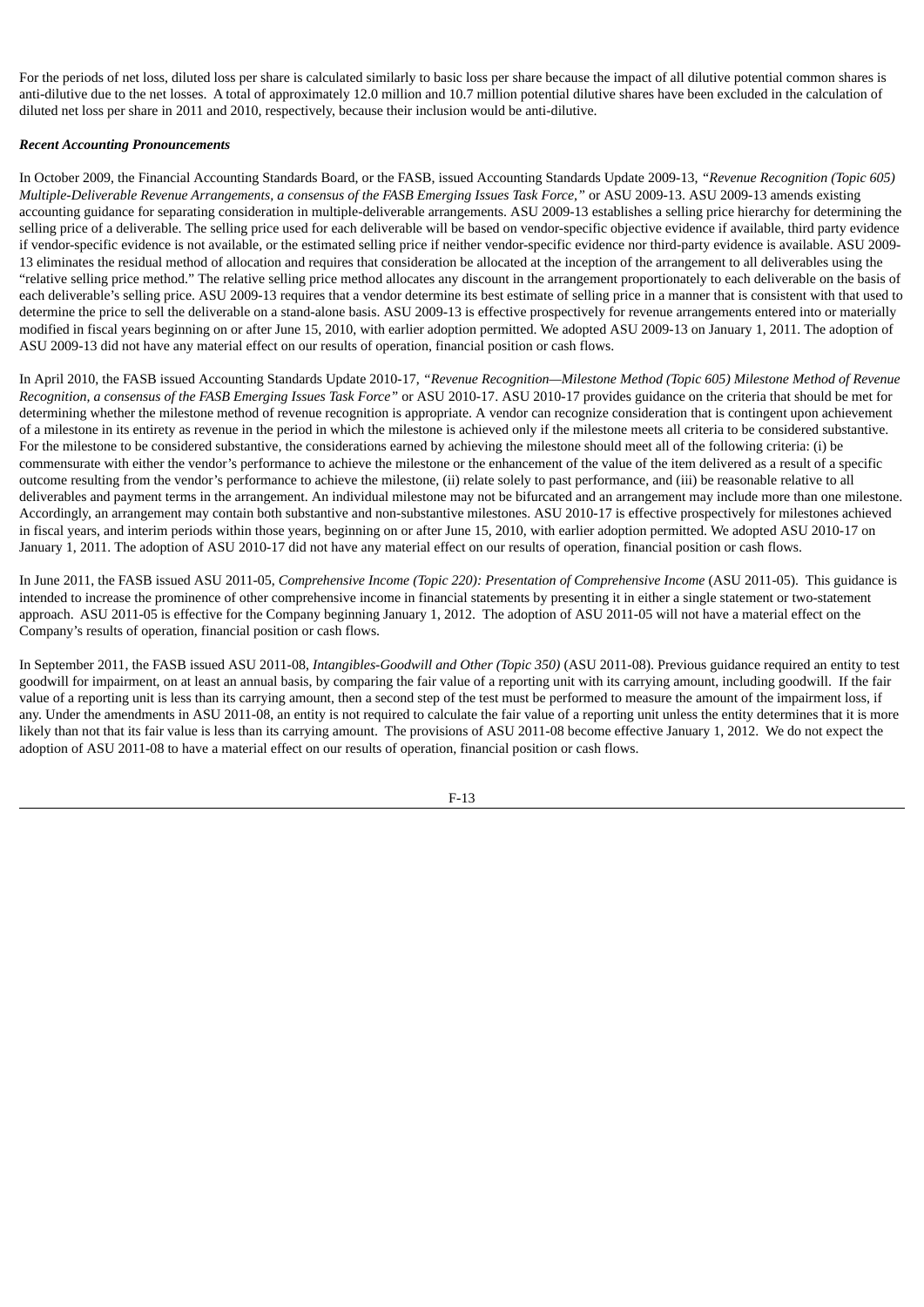For the periods of net loss, diluted loss per share is calculated similarly to basic loss per share because the impact of all dilutive potential common shares is anti-dilutive due to the net losses. A total of approximately 12.0 million and 10.7 million potential dilutive shares have been excluded in the calculation of diluted net loss per share in 2011 and 2010, respectively, because their inclusion would be anti-dilutive.

***Recent Accounting Pronouncements***

In October 2009, the Financial Accounting Standards Board, or the FASB, issued Accounting Standards Update 2009-13, *"Revenue Recognition (Topic 605) Multiple-Deliverable Revenue Arrangements, a consensus of the FASB Emerging Issues Task Force,"* or ASU 2009-13. ASU 2009-13 amends existing accounting guidance for separating consideration in multiple-deliverable arrangements. ASU 2009-13 establishes a selling price hierarchy for determining the selling price of a deliverable. The selling price used for each deliverable will be based on vendor-specific objective evidence if available, third party evidence if vendor-specific evidence is not available, or the estimated selling price if neither vendor-specific evidence nor third-party evidence is available. ASU 2009-13 eliminates the residual method of allocation and requires that consideration be allocated at the inception of the arrangement to all deliverables using the "relative selling price method." The relative selling price method allocates any discount in the arrangement proportionately to each deliverable on the basis of each deliverable's selling price. ASU 2009-13 requires that a vendor determine its best estimate of selling price in a manner that is consistent with that used to determine the price to sell the deliverable on a stand-alone basis. ASU 2009-13 is effective prospectively for revenue arrangements entered into or materially modified in fiscal years beginning on or after June 15, 2010, with earlier adoption permitted. We adopted ASU 2009-13 on January 1, 2011. The adoption of ASU 2009-13 did not have any material effect on our results of operation, financial position or cash flows.

In April 2010, the FASB issued Accounting Standards Update 2010-17, *"Revenue Recognition—Milestone Method (Topic 605) Milestone Method of Revenue Recognition, a consensus of the FASB Emerging Issues Task Force"* or ASU 2010-17. ASU 2010-17 provides guidance on the criteria that should be met for determining whether the milestone method of revenue recognition is appropriate. A vendor can recognize consideration that is contingent upon achievement of a milestone in its entirety as revenue in the period in which the milestone is achieved only if the milestone meets all criteria to be considered substantive. For the milestone to be considered substantive, the considerations earned by achieving the milestone should meet all of the following criteria: (i) be commensurate with either the vendor's performance to achieve the milestone or the enhancement of the value of the item delivered as a result of a specific outcome resulting from the vendor's performance to achieve the milestone, (ii) relate solely to past performance, and (iii) be reasonable relative to all deliverables and payment terms in the arrangement. An individual milestone may not be bifurcated and an arrangement may include more than one milestone. Accordingly, an arrangement may contain both substantive and non-substantive milestones. ASU 2010-17 is effective prospectively for milestones achieved in fiscal years, and interim periods within those years, beginning on or after June 15, 2010, with earlier adoption permitted. We adopted ASU 2010-17 on January 1, 2011. The adoption of ASU 2010-17 did not have any material effect on our results of operation, financial position or cash flows.

In June 2011, the FASB issued ASU 2011-05, *Comprehensive Income (Topic 220): Presentation of Comprehensive Income* (ASU 2011-05). This guidance is intended to increase the prominence of other comprehensive income in financial statements by presenting it in either a single statement or two-statement approach. ASU 2011-05 is effective for the Company beginning January 1, 2012. The adoption of ASU 2011-05 will not have a material effect on the Company's results of operation, financial position or cash flows.

In September 2011, the FASB issued ASU 2011-08, *Intangibles-Goodwill and Other (Topic 350)* (ASU 2011-08). Previous guidance required an entity to test goodwill for impairment, on at least an annual basis, by comparing the fair value of a reporting unit with its carrying amount, including goodwill. If the fair value of a reporting unit is less than its carrying amount, then a second step of the test must be performed to measure the amount of the impairment loss, if any. Under the amendments in ASU 2011-08, an entity is not required to calculate the fair value of a reporting unit unless the entity determines that it is more likely than not that its fair value is less than its carrying amount. The provisions of ASU 2011-08 become effective January 1, 2012. We do not expect the adoption of ASU 2011-08 to have a material effect on our results of operation, financial position or cash flows.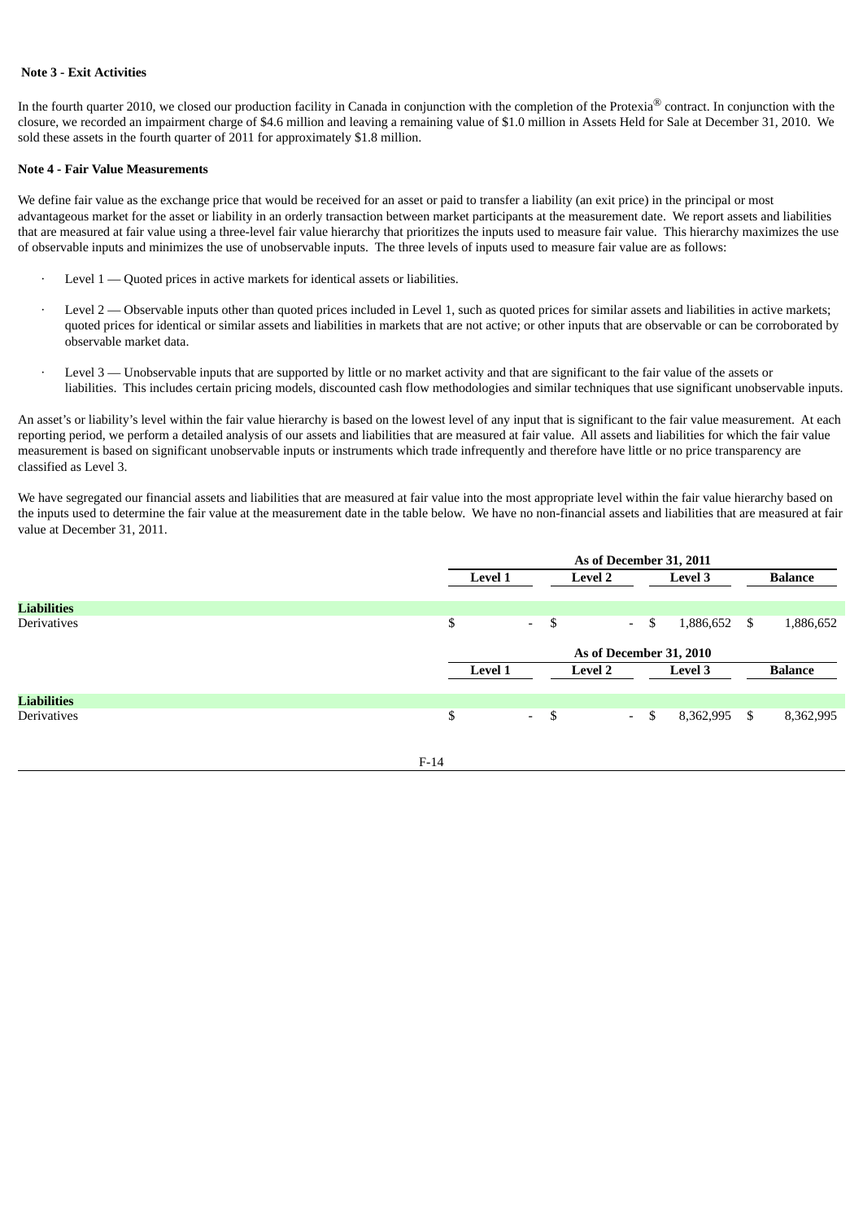**Note 3 - Exit Activities**

In the fourth quarter 2010, we closed our production facility in Canada in conjunction with the completion of the Protexia® contract. In conjunction with the closure, we recorded an impairment charge of $4.6 million and leaving a remaining value of $1.0 million in Assets Held for Sale at December 31, 2010. We sold these assets in the fourth quarter of 2011 for approximately $1.8 million.

**Note 4 - Fair Value Measurements**

We define fair value as the exchange price that would be received for an asset or paid to transfer a liability (an exit price) in the principal or most advantageous market for the asset or liability in an orderly transaction between market participants at the measurement date. We report assets and liabilities that are measured at fair value using a three-level fair value hierarchy that prioritizes the inputs used to measure fair value. This hierarchy maximizes the use of observable inputs and minimizes the use of unobservable inputs. The three levels of inputs used to measure fair value are as follows:

- Level 1 — Quoted prices in active markets for identical assets or liabilities.
- Level 2 — Observable inputs other than quoted prices included in Level 1, such as quoted prices for similar assets and liabilities in active markets; quoted prices for identical or similar assets and liabilities in markets that are not active; or other inputs that are observable or can be corroborated by observable market data.
- Level 3 — Unobservable inputs that are supported by little or no market activity and that are significant to the fair value of the assets or liabilities. This includes certain pricing models, discounted cash flow methodologies and similar techniques that use significant unobservable inputs.

An asset's or liability's level within the fair value hierarchy is based on the lowest level of any input that is significant to the fair value measurement. At each reporting period, we perform a detailed analysis of our assets and liabilities that are measured at fair value. All assets and liabilities for which the fair value measurement is based on significant unobservable inputs or instruments which trade infrequently and therefore have little or no price transparency are classified as Level 3.

We have segregated our financial assets and liabilities that are measured at fair value into the most appropriate level within the fair value hierarchy based on the inputs used to determine the fair value at the measurement date in the table below. We have no non-financial assets and liabilities that are measured at fair value at December 31, 2011.

| | As of December 31, 2011 | | | |
|---|---|---|---|---|
| | Level 1 | Level 2 | Level 3 | Balance |
| **Liabilities** | | | | |
| Derivatives | $ - | $ - | $ 1,886,652 | $ 1,886,652 |

| | As of December 31, 2010 | | | |
|---|---|---|---|---|
| | Level 1 | Level 2 | Level 3 | Balance |
| **Liabilities** | | | | |
| Derivatives | $ - | $ - | $ 8,362,995 | $ 8,362,995 |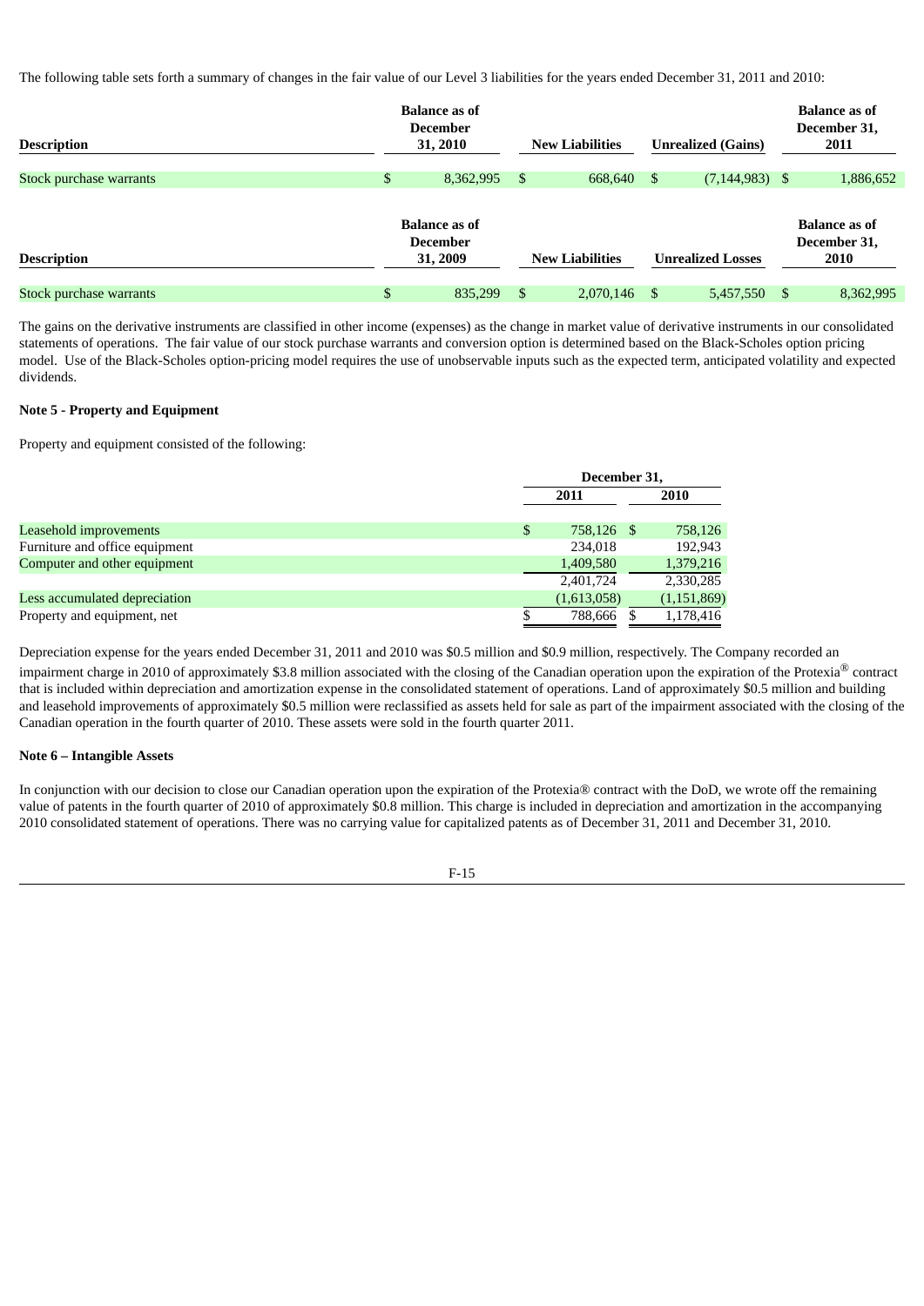The following table sets forth a summary of changes in the fair value of our Level 3 liabilities for the years ended December 31, 2011 and 2010:

| Description | Balance as of December 31, 2010 | New Liabilities | Unrealized (Gains) | Balance as of December 31, 2011 |
|---|---|---|---|---|
| Stock purchase warrants | $ 8,362,995 | $ 668,640 | $ (7,144,983) | $ 1,886,652 |

| Description | Balance as of December 31, 2009 | New Liabilities | Unrealized Losses | Balance as of December 31, 2010 |
|---|---|---|---|---|
| Stock purchase warrants | $ 835,299 | $ 2,070,146 | $ 5,457,550 | $ 8,362,995 |

The gains on the derivative instruments are classified in other income (expenses) as the change in market value of derivative instruments in our consolidated statements of operations. The fair value of our stock purchase warrants and conversion option is determined based on the Black-Scholes option pricing model. Use of the Black-Scholes option-pricing model requires the use of unobservable inputs such as the expected term, anticipated volatility and expected dividends.

**Note 5 - Property and Equipment**

Property and equipment consisted of the following:

| | December 31, | |
|---|---|---|
| | 2011 | 2010 |
| Leasehold improvements | $ 758,126 | $ 758,126 |
| Furniture and office equipment | 234,018 | 192,943 |
| Computer and other equipment | 1,409,580 | 1,379,216 |
| | 2,401,724 | 2,330,285 |
| Less accumulated depreciation | (1,613,058) | (1,151,869) |
| Property and equipment, net | $ 788,666 | $ 1,178,416 |

Depreciation expense for the years ended December 31, 2011 and 2010 was $0.5 million and $0.9 million, respectively. The Company recorded an impairment charge in 2010 of approximately $3.8 million associated with the closing of the Canadian operation upon the expiration of the Protexia® contract that is included within depreciation and amortization expense in the consolidated statement of operations. Land of approximately $0.5 million and building and leasehold improvements of approximately $0.5 million were reclassified as assets held for sale as part of the impairment associated with the closing of the Canadian operation in the fourth quarter of 2010. These assets were sold in the fourth quarter 2011.

**Note 6 – Intangible Assets**

In conjunction with our decision to close our Canadian operation upon the expiration of the Protexia® contract with the DoD, we wrote off the remaining value of patents in the fourth quarter of 2010 of approximately $0.8 million. This charge is included in depreciation and amortization in the accompanying 2010 consolidated statement of operations. There was no carrying value for capitalized patents as of December 31, 2011 and December 31, 2010.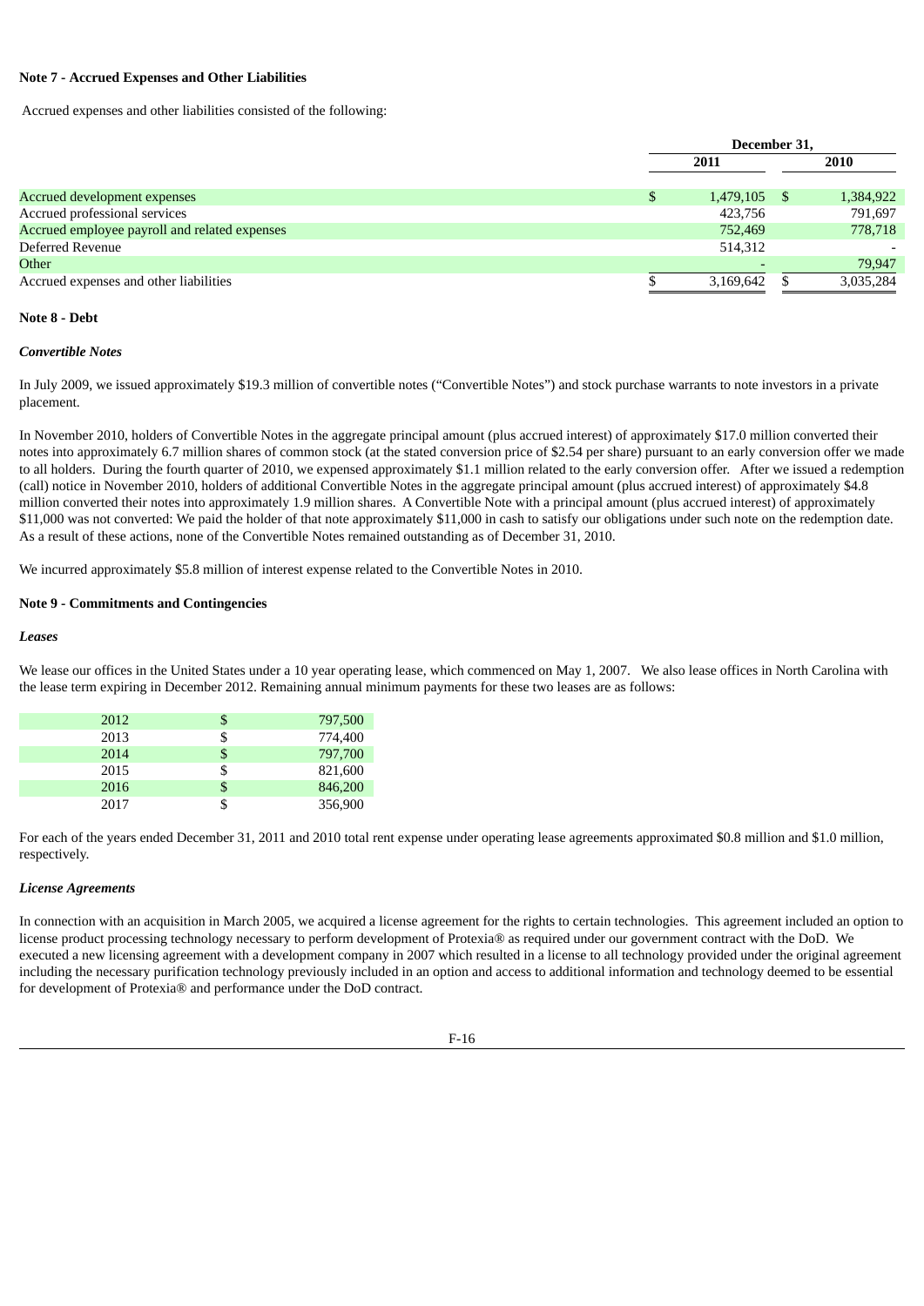**Note 7 - Accrued Expenses and Other Liabilities**

Accrued expenses and other liabilities consisted of the following:

| | December 31, | |
|---|---|---|
| | 2011 | 2010 |
| Accrued development expenses | $ 1,479,105 | $ 1,384,922 |
| Accrued professional services | 423,756 | 791,697 |
| Accrued employee payroll and related expenses | 752,469 | 778,718 |
| Deferred Revenue | 514,312 | - |
| Other | - | 79,947 |
| Accrued expenses and other liabilities | $ 3,169,642 | $ 3,035,284 |

**Note 8 - Debt**

***Convertible Notes***

In July 2009, we issued approximately $19.3 million of convertible notes ("Convertible Notes") and stock purchase warrants to note investors in a private placement.

In November 2010, holders of Convertible Notes in the aggregate principal amount (plus accrued interest) of approximately $17.0 million converted their notes into approximately 6.7 million shares of common stock (at the stated conversion price of $2.54 per share) pursuant to an early conversion offer we made to all holders. During the fourth quarter of 2010, we expensed approximately $1.1 million related to the early conversion offer. After we issued a redemption (call) notice in November 2010, holders of additional Convertible Notes in the aggregate principal amount (plus accrued interest) of approximately $4.8 million converted their notes into approximately 1.9 million shares. A Convertible Note with a principal amount (plus accrued interest) of approximately $11,000 was not converted: We paid the holder of that note approximately $11,000 in cash to satisfy our obligations under such note on the redemption date. As a result of these actions, none of the Convertible Notes remained outstanding as of December 31, 2010.

We incurred approximately $5.8 million of interest expense related to the Convertible Notes in 2010.

**Note 9 - Commitments and Contingencies**

***Leases***

We lease our offices in the United States under a 10 year operating lease, which commenced on May 1, 2007. We also lease offices in North Carolina with the lease term expiring in December 2012. Remaining annual minimum payments for these two leases are as follows:

| | |
|---|---|
| 2012 | $ 797,500 |
| 2013 | $ 774,400 |
| 2014 | $ 797,700 |
| 2015 | $ 821,600 |
| 2016 | $ 846,200 |
| 2017 | $ 356,900 |

For each of the years ended December 31, 2011 and 2010 total rent expense under operating lease agreements approximated $0.8 million and $1.0 million, respectively.

***License Agreements***

In connection with an acquisition in March 2005, we acquired a license agreement for the rights to certain technologies. This agreement included an option to license product processing technology necessary to perform development of Protexia® as required under our government contract with the DoD. We executed a new licensing agreement with a development company in 2007 which resulted in a license to all technology provided under the original agreement including the necessary purification technology previously included in an option and access to additional information and technology deemed to be essential for development of Protexia® and performance under the DoD contract.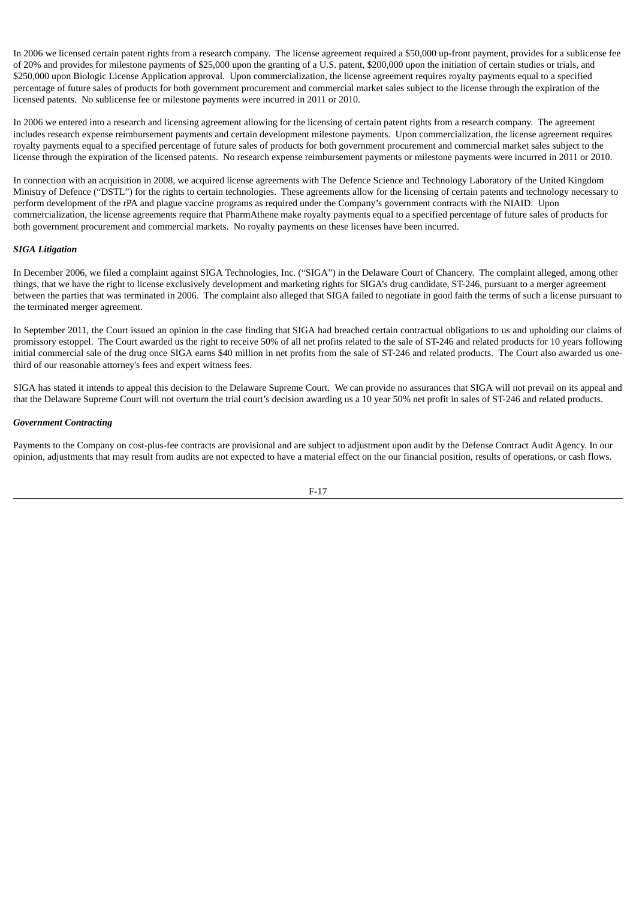In 2006 we licensed certain patent rights from a research company. The license agreement required a $50,000 up-front payment, provides for a sublicense fee of 20% and provides for milestone payments of $25,000 upon the granting of a U.S. patent, $200,000 upon the initiation of certain studies or trials, and $250,000 upon Biologic License Application approval. Upon commercialization, the license agreement requires royalty payments equal to a specified percentage of future sales of products for both government procurement and commercial market sales subject to the license through the expiration of the licensed patents. No sublicense fee or milestone payments were incurred in 2011 or 2010.

In 2006 we entered into a research and licensing agreement allowing for the licensing of certain patent rights from a research company. The agreement includes research expense reimbursement payments and certain development milestone payments. Upon commercialization, the license agreement requires royalty payments equal to a specified percentage of future sales of products for both government procurement and commercial market sales subject to the license through the expiration of the licensed patents. No research expense reimbursement payments or milestone payments were incurred in 2011 or 2010.

In connection with an acquisition in 2008, we acquired license agreements with The Defence Science and Technology Laboratory of the United Kingdom Ministry of Defence ("DSTL") for the rights to certain technologies. These agreements allow for the licensing of certain patents and technology necessary to perform development of the rPA and plague vaccine programs as required under the Company's government contracts with the NIAID. Upon commercialization, the license agreements require that PharmAthene make royalty payments equal to a specified percentage of future sales of products for both government procurement and commercial markets. No royalty payments on these licenses have been incurred.

***SIGA Litigation***

In December 2006, we filed a complaint against SIGA Technologies, Inc. ("SIGA") in the Delaware Court of Chancery. The complaint alleged, among other things, that we have the right to license exclusively development and marketing rights for SIGA's drug candidate, ST-246, pursuant to a merger agreement between the parties that was terminated in 2006. The complaint also alleged that SIGA failed to negotiate in good faith the terms of such a license pursuant to the terminated merger agreement.

In September 2011, the Court issued an opinion in the case finding that SIGA had breached certain contractual obligations to us and upholding our claims of promissory estoppel. The Court awarded us the right to receive 50% of all net profits related to the sale of ST-246 and related products for 10 years following initial commercial sale of the drug once SIGA earns $40 million in net profits from the sale of ST-246 and related products. The Court also awarded us one-third of our reasonable attorney's fees and expert witness fees.

SIGA has stated it intends to appeal this decision to the Delaware Supreme Court. We can provide no assurances that SIGA will not prevail on its appeal and that the Delaware Supreme Court will not overturn the trial court's decision awarding us a 10 year 50% net profit in sales of ST-246 and related products.

***Government Contracting***

Payments to the Company on cost-plus-fee contracts are provisional and are subject to adjustment upon audit by the Defense Contract Audit Agency. In our opinion, adjustments that may result from audits are not expected to have a material effect on the our financial position, results of operations, or cash flows.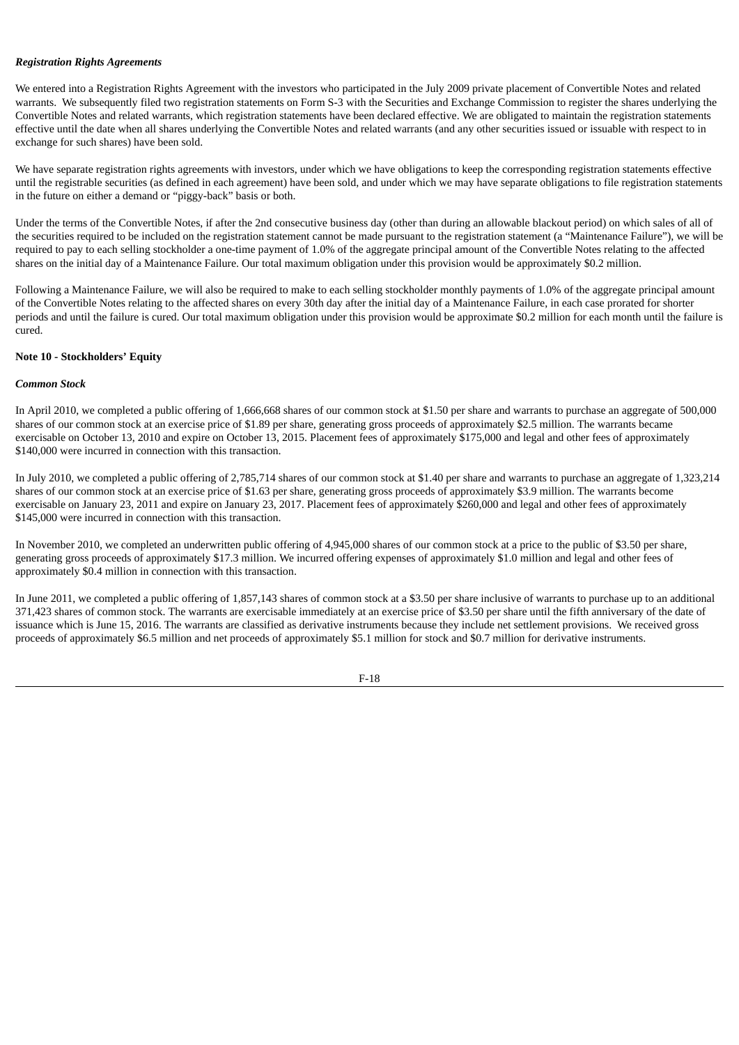***Registration Rights Agreements***

We entered into a Registration Rights Agreement with the investors who participated in the July 2009 private placement of Convertible Notes and related warrants.  We subsequently filed two registration statements on Form S-3 with the Securities and Exchange Commission to register the shares underlying the Convertible Notes and related warrants, which registration statements have been declared effective. We are obligated to maintain the registration statements effective until the date when all shares underlying the Convertible Notes and related warrants (and any other securities issued or issuable with respect to in exchange for such shares) have been sold.

We have separate registration rights agreements with investors, under which we have obligations to keep the corresponding registration statements effective until the registrable securities (as defined in each agreement) have been sold, and under which we may have separate obligations to file registration statements in the future on either a demand or "piggy-back" basis or both.

Under the terms of the Convertible Notes, if after the 2nd consecutive business day (other than during an allowable blackout period) on which sales of all of the securities required to be included on the registration statement cannot be made pursuant to the registration statement (a "Maintenance Failure"), we will be required to pay to each selling stockholder a one-time payment of 1.0% of the aggregate principal amount of the Convertible Notes relating to the affected shares on the initial day of a Maintenance Failure. Our total maximum obligation under this provision would be approximately $0.2 million.

Following a Maintenance Failure, we will also be required to make to each selling stockholder monthly payments of 1.0% of the aggregate principal amount of the Convertible Notes relating to the affected shares on every 30th day after the initial day of a Maintenance Failure, in each case prorated for shorter periods and until the failure is cured. Our total maximum obligation under this provision would be approximate $0.2 million for each month until the failure is cured.

**Note 10 - Stockholders' Equity**

***Common Stock***

In April 2010, we completed a public offering of 1,666,668 shares of our common stock at $1.50 per share and warrants to purchase an aggregate of 500,000 shares of our common stock at an exercise price of $1.89 per share, generating gross proceeds of approximately $2.5 million. The warrants became exercisable on October 13, 2010 and expire on October 13, 2015. Placement fees of approximately $175,000 and legal and other fees of approximately $140,000 were incurred in connection with this transaction.

In July 2010, we completed a public offering of 2,785,714 shares of our common stock at $1.40 per share and warrants to purchase an aggregate of 1,323,214 shares of our common stock at an exercise price of $1.63 per share, generating gross proceeds of approximately $3.9 million. The warrants become exercisable on January 23, 2011 and expire on January 23, 2017. Placement fees of approximately $260,000 and legal and other fees of approximately $145,000 were incurred in connection with this transaction.

In November 2010, we completed an underwritten public offering of 4,945,000 shares of our common stock at a price to the public of $3.50 per share, generating gross proceeds of approximately $17.3 million. We incurred offering expenses of approximately $1.0 million and legal and other fees of approximately $0.4 million in connection with this transaction.

In June 2011, we completed a public offering of 1,857,143 shares of common stock at a $3.50 per share inclusive of warrants to purchase up to an additional 371,423 shares of common stock. The warrants are exercisable immediately at an exercise price of $3.50 per share until the fifth anniversary of the date of issuance which is June 15, 2016. The warrants are classified as derivative instruments because they include net settlement provisions.  We received gross proceeds of approximately $6.5 million and net proceeds of approximately $5.1 million for stock and $0.7 million for derivative instruments.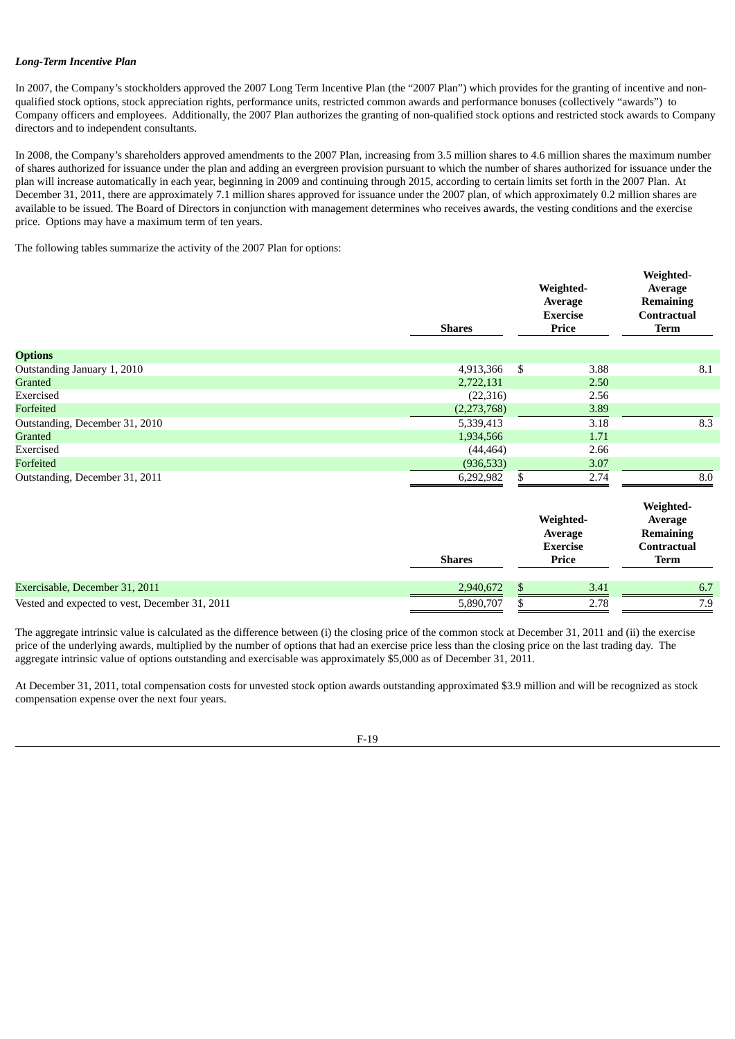***Long-Term Incentive Plan***

In 2007, the Company's stockholders approved the 2007 Long Term Incentive Plan (the "2007 Plan") which provides for the granting of incentive and non-qualified stock options, stock appreciation rights, performance units, restricted common awards and performance bonuses (collectively "awards") to Company officers and employees. Additionally, the 2007 Plan authorizes the granting of non-qualified stock options and restricted stock awards to Company directors and to independent consultants.

In 2008, the Company's shareholders approved amendments to the 2007 Plan, increasing from 3.5 million shares to 4.6 million shares the maximum number of shares authorized for issuance under the plan and adding an evergreen provision pursuant to which the number of shares authorized for issuance under the plan will increase automatically in each year, beginning in 2009 and continuing through 2015, according to certain limits set forth in the 2007 Plan. At December 31, 2011, there are approximately 7.1 million shares approved for issuance under the 2007 plan, of which approximately 0.2 million shares are available to be issued. The Board of Directors in conjunction with management determines who receives awards, the vesting conditions and the exercise price. Options may have a maximum term of ten years.

The following tables summarize the activity of the 2007 Plan for options:

| | Shares | Weighted-Average Exercise Price | Weighted-Average Remaining Contractual Term |
|---|---|---|---|
| **Options** | | | |
| Outstanding January 1, 2010 | 4,913,366 | $ 3.88 | 8.1 |
| Granted | 2,722,131 | 2.50 | |
| Exercised | (22,316) | 2.56 | |
| Forfeited | (2,273,768) | 3.89 | |
| Outstanding, December 31, 2010 | 5,339,413 | 3.18 | 8.3 |
| Granted | 1,934,566 | 1.71 | |
| Exercised | (44,464) | 2.66 | |
| Forfeited | (936,533) | 3.07 | |
| Outstanding, December 31, 2011 | 6,292,982 | $ 2.74 | 8.0 |

| | Shares | Weighted-Average Exercise Price | Weighted-Average Remaining Contractual Term |
|---|---|---|---|
| Exercisable, December 31, 2011 | 2,940,672 | $ 3.41 | 6.7 |
| Vested and expected to vest, December 31, 2011 | 5,890,707 | $ 2.78 | 7.9 |

The aggregate intrinsic value is calculated as the difference between (i) the closing price of the common stock at December 31, 2011 and (ii) the exercise price of the underlying awards, multiplied by the number of options that had an exercise price less than the closing price on the last trading day. The aggregate intrinsic value of options outstanding and exercisable was approximately $5,000 as of December 31, 2011.

At December 31, 2011, total compensation costs for unvested stock option awards outstanding approximated $3.9 million and will be recognized as stock compensation expense over the next four years.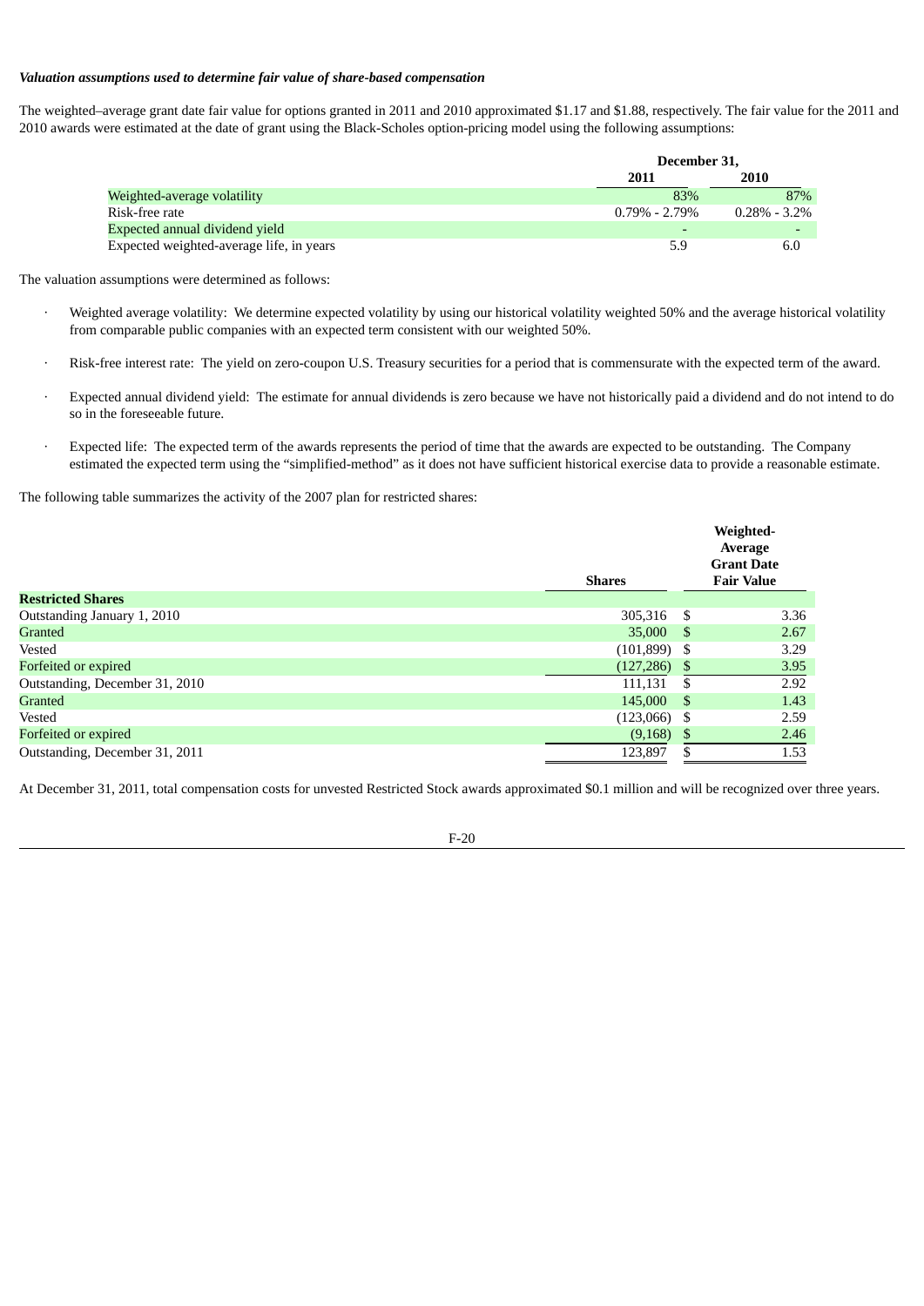***Valuation assumptions used to determine fair value of share-based compensation***

The weighted–average grant date fair value for options granted in 2011 and 2010 approximated $1.17 and $1.88, respectively. The fair value for the 2011 and 2010 awards were estimated at the date of grant using the Black-Scholes option-pricing model using the following assumptions:

| | December 31, | |
|---|---|---|
| | 2011 | 2010 |
| Weighted-average volatility | 83% | 87% |
| Risk-free rate | 0.79% - 2.79% | 0.28% - 3.2% |
| Expected annual dividend yield | - | - |
| Expected weighted-average life, in years | 5.9 | 6.0 |

The valuation assumptions were determined as follows:

- Weighted average volatility: We determine expected volatility by using our historical volatility weighted 50% and the average historical volatility from comparable public companies with an expected term consistent with our weighted 50%.
- Risk-free interest rate: The yield on zero-coupon U.S. Treasury securities for a period that is commensurate with the expected term of the award.
- Expected annual dividend yield: The estimate for annual dividends is zero because we have not historically paid a dividend and do not intend to do so in the foreseeable future.
- Expected life: The expected term of the awards represents the period of time that the awards are expected to be outstanding. The Company estimated the expected term using the "simplified-method" as it does not have sufficient historical exercise data to provide a reasonable estimate.

The following table summarizes the activity of the 2007 plan for restricted shares:

| | Shares | Weighted-Average Grant Date Fair Value |
|---|---|---|
| **Restricted Shares** | | |
| Outstanding January 1, 2010 | 305,316 | $ 3.36 |
| Granted | 35,000 | $ 2.67 |
| Vested | (101,899) | $ 3.29 |
| Forfeited or expired | (127,286) | $ 3.95 |
| Outstanding, December 31, 2010 | 111,131 | $ 2.92 |
| Granted | 145,000 | $ 1.43 |
| Vested | (123,066) | $ 2.59 |
| Forfeited or expired | (9,168) | $ 2.46 |
| Outstanding, December 31, 2011 | 123,897 | $ 1.53 |

At December 31, 2011, total compensation costs for unvested Restricted Stock awards approximated $0.1 million and will be recognized over three years.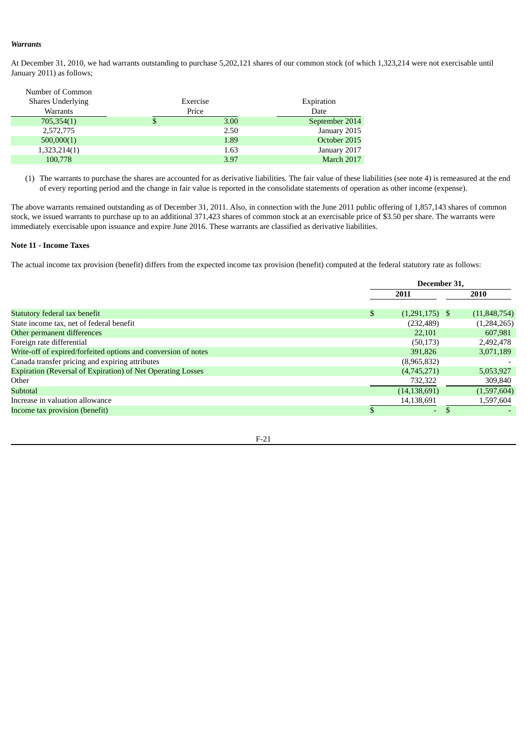***Warrants***

At December 31, 2010, we had warrants outstanding to purchase 5,202,121 shares of our common stock (of which 1,323,214 were not exercisable until January 2011) as follows;

| Number of Common Shares Underlying Warrants | Exercise Price | Expiration Date |
| --- | --- | --- |
| 705,354(1) | $ 3.00 | September 2014 |
| 2,572,775 | 2.50 | January 2015 |
| 500,000(1) | 1.89 | October 2015 |
| 1,323,214(1) | 1.63 | January 2017 |
| 100,778 | 3.97 | March 2017 |

(1) The warrants to purchase the shares are accounted for as derivative liabilities. The fair value of these liabilities (see note 4) is remeasured at the end of every reporting period and the change in fair value is reported in the consolidate statements of operation as other income (expense).

The above warrants remained outstanding as of December 31, 2011. Also, in connection with the June 2011 public offering of 1,857,143 shares of common stock, we issued warrants to purchase up to an additional 371,423 shares of common stock at an exercisable price of $3.50 per share. The warrants were immediately exercisable upon issuance and expire June 2016. These warrants are classified as derivative liabilities.

**Note 11 - Income Taxes**

The actual income tax provision (benefit) differs from the expected income tax provision (benefit) computed at the federal statutory rate as follows:

| | December 31, | |
| --- | --- | --- |
| | 2011 | 2010 |
| Statutory federal tax benefit | $ (1,291,175) | $ (11,848,754) |
| State income tax, net of federal benefit | (232,489) | (1,284,265) |
| Other permanent differences | 22,101 | 607,981 |
| Foreign rate differential | (50,173) | 2,492,478 |
| Write-off of expired/forfeited options and conversion of notes | 391,826 | 3,071,189 |
| Canada transfer pricing and expiring attributes | (8,965,832) | - |
| Expiration (Reversal of Expiration) of Net Operating Losses | (4,745,271) | 5,053,927 |
| Other | 732,322 | 309,840 |
| Subtotal | (14,138,691) | (1,597,604) |
| Increase in valuation allowance | 14,138,691 | 1,597,604 |
| Income tax provision (benefit) | $ - | $ - |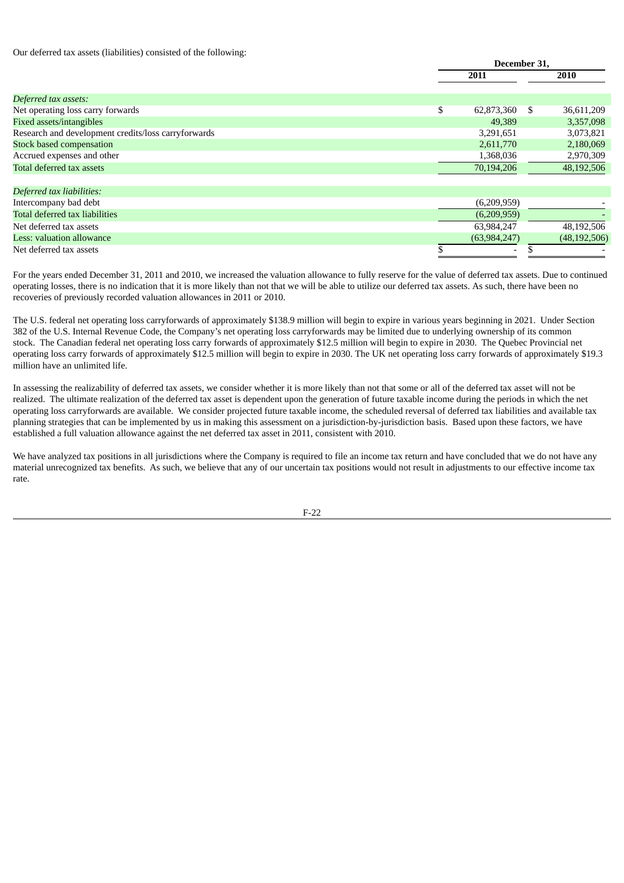Our deferred tax assets (liabilities) consisted of the following:

| | December 31, | |
|---|---|---|
| | 2011 | 2010 |
| *Deferred tax assets:* | | |
| Net operating loss carry forwards | $ 62,873,360 | $ 36,611,209 |
| Fixed assets/intangibles | 49,389 | 3,357,098 |
| Research and development credits/loss carryforwards | 3,291,651 | 3,073,821 |
| Stock based compensation | 2,611,770 | 2,180,069 |
| Accrued expenses and other | 1,368,036 | 2,970,309 |
| Total deferred tax assets | 70,194,206 | 48,192,506 |
| *Deferred tax liabilities:* | | |
| Intercompany bad debt | (6,209,959) | - |
| Total deferred tax liabilities | (6,209,959) | - |
| Net deferred tax assets | 63,984,247 | 48,192,506 |
| Less: valuation allowance | (63,984,247) | (48,192,506) |
| Net deferred tax assets | $ - | $ - |

For the years ended December 31, 2011 and 2010, we increased the valuation allowance to fully reserve for the value of deferred tax assets. Due to continued operating losses, there is no indication that it is more likely than not that we will be able to utilize our deferred tax assets. As such, there have been no recoveries of previously recorded valuation allowances in 2011 or 2010.

The U.S. federal net operating loss carryforwards of approximately $138.9 million will begin to expire in various years beginning in 2021. Under Section 382 of the U.S. Internal Revenue Code, the Company's net operating loss carryforwards may be limited due to underlying ownership of its common stock. The Canadian federal net operating loss carry forwards of approximately $12.5 million will begin to expire in 2030. The Quebec Provincial net operating loss carry forwards of approximately $12.5 million will begin to expire in 2030. The UK net operating loss carry forwards of approximately $19.3 million have an unlimited life.

In assessing the realizability of deferred tax assets, we consider whether it is more likely than not that some or all of the deferred tax asset will not be realized. The ultimate realization of the deferred tax asset is dependent upon the generation of future taxable income during the periods in which the net operating loss carryforwards are available. We consider projected future taxable income, the scheduled reversal of deferred tax liabilities and available tax planning strategies that can be implemented by us in making this assessment on a jurisdiction-by-jurisdiction basis. Based upon these factors, we have established a full valuation allowance against the net deferred tax asset in 2011, consistent with 2010.

We have analyzed tax positions in all jurisdictions where the Company is required to file an income tax return and have concluded that we do not have any material unrecognized tax benefits. As such, we believe that any of our uncertain tax positions would not result in adjustments to our effective income tax rate.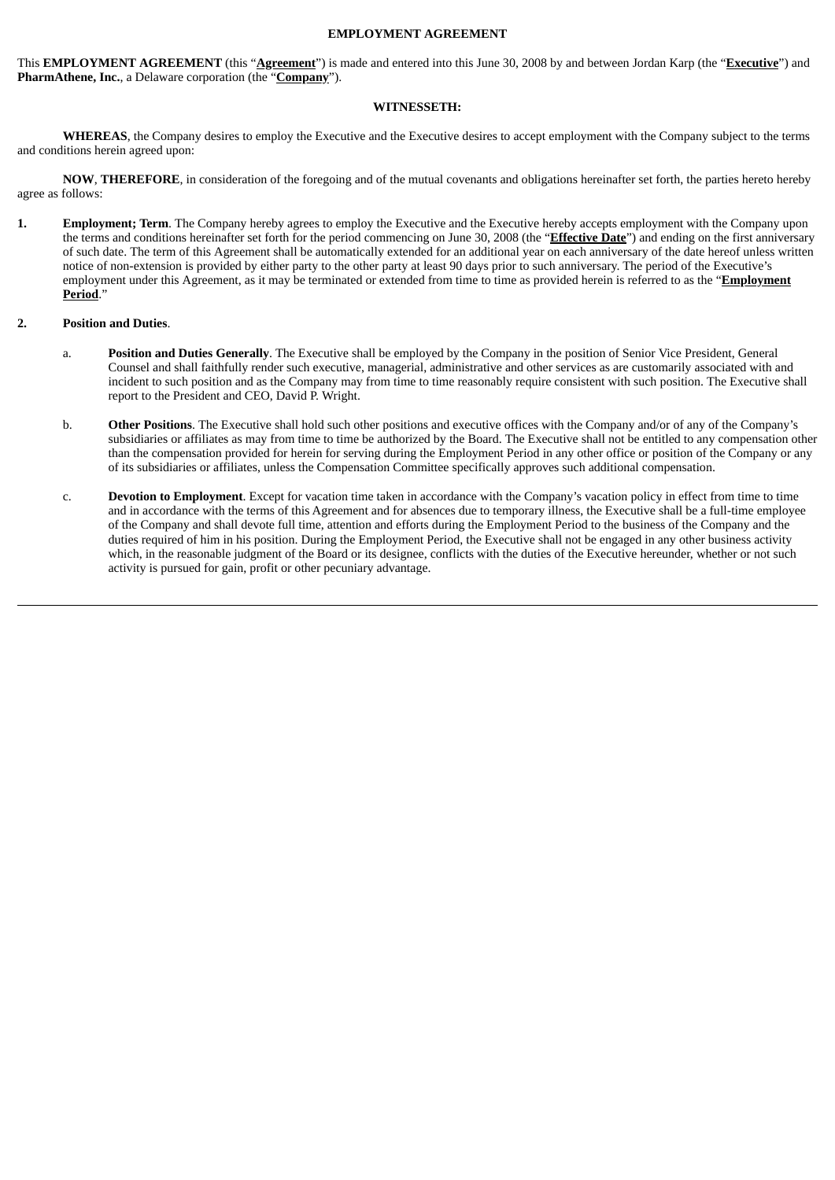**EMPLOYMENT AGREEMENT**

This **EMPLOYMENT AGREEMENT** (this "**Agreement**") is made and entered into this June 30, 2008 by and between Jordan Karp (the "**Executive**") and **PharmAthene, Inc.**, a Delaware corporation (the "**Company**").

**WITNESSETH:**

**WHEREAS**, the Company desires to employ the Executive and the Executive desires to accept employment with the Company subject to the terms and conditions herein agreed upon:

**NOW**, **THEREFORE**, in consideration of the foregoing and of the mutual covenants and obligations hereinafter set forth, the parties hereto hereby agree as follows:

1. **Employment; Term**. The Company hereby agrees to employ the Executive and the Executive hereby accepts employment with the Company upon the terms and conditions hereinafter set forth for the period commencing on June 30, 2008 (the "**Effective Date**") and ending on the first anniversary of such date. The term of this Agreement shall be automatically extended for an additional year on each anniversary of the date hereof unless written notice of non-extension is provided by either party to the other party at least 90 days prior to such anniversary. The period of the Executive's employment under this Agreement, as it may be terminated or extended from time to time as provided herein is referred to as the "**Employment Period**."

2. **Position and Duties**.

   a. **Position and Duties Generally**. The Executive shall be employed by the Company in the position of Senior Vice President, General Counsel and shall faithfully render such executive, managerial, administrative and other services as are customarily associated with and incident to such position and as the Company may from time to time reasonably require consistent with such position. The Executive shall report to the President and CEO, David P. Wright.

   b. **Other Positions**. The Executive shall hold such other positions and executive offices with the Company and/or of any of the Company's subsidiaries or affiliates as may from time to time be authorized by the Board. The Executive shall not be entitled to any compensation other than the compensation provided for herein for serving during the Employment Period in any other office or position of the Company or any of its subsidiaries or affiliates, unless the Compensation Committee specifically approves such additional compensation.

   c. **Devotion to Employment**. Except for vacation time taken in accordance with the Company's vacation policy in effect from time to time and in accordance with the terms of this Agreement and for absences due to temporary illness, the Executive shall be a full-time employee of the Company and shall devote full time, attention and efforts during the Employment Period to the business of the Company and the duties required of him in his position. During the Employment Period, the Executive shall not be engaged in any other business activity which, in the reasonable judgment of the Board or its designee, conflicts with the duties of the Executive hereunder, whether or not such activity is pursued for gain, profit or other pecuniary advantage.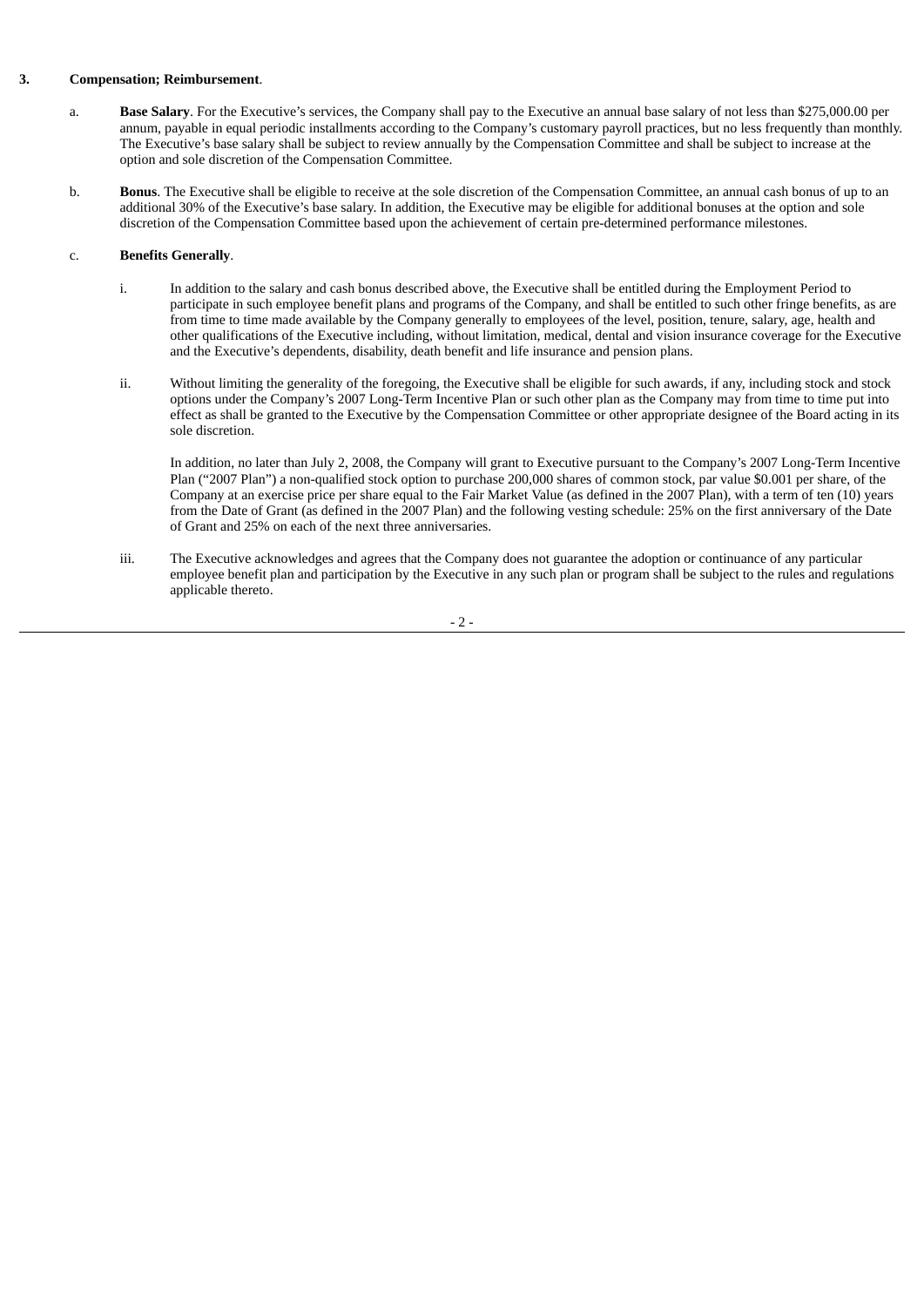**3. Compensation; Reimbursement**.

a. **Base Salary**. For the Executive's services, the Company shall pay to the Executive an annual base salary of not less than $275,000.00 per annum, payable in equal periodic installments according to the Company's customary payroll practices, but no less frequently than monthly. The Executive's base salary shall be subject to review annually by the Compensation Committee and shall be subject to increase at the option and sole discretion of the Compensation Committee.

b. **Bonus**. The Executive shall be eligible to receive at the sole discretion of the Compensation Committee, an annual cash bonus of up to an additional 30% of the Executive's base salary. In addition, the Executive may be eligible for additional bonuses at the option and sole discretion of the Compensation Committee based upon the achievement of certain pre-determined performance milestones.

c. **Benefits Generally**.

i. In addition to the salary and cash bonus described above, the Executive shall be entitled during the Employment Period to participate in such employee benefit plans and programs of the Company, and shall be entitled to such other fringe benefits, as are from time to time made available by the Company generally to employees of the level, position, tenure, salary, age, health and other qualifications of the Executive including, without limitation, medical, dental and vision insurance coverage for the Executive and the Executive's dependents, disability, death benefit and life insurance and pension plans.

ii. Without limiting the generality of the foregoing, the Executive shall be eligible for such awards, if any, including stock and stock options under the Company's 2007 Long-Term Incentive Plan or such other plan as the Company may from time to time put into effect as shall be granted to the Executive by the Compensation Committee or other appropriate designee of the Board acting in its sole discretion.

In addition, no later than July 2, 2008, the Company will grant to Executive pursuant to the Company's 2007 Long-Term Incentive Plan ("2007 Plan") a non-qualified stock option to purchase 200,000 shares of common stock, par value $0.001 per share, of the Company at an exercise price per share equal to the Fair Market Value (as defined in the 2007 Plan), with a term of ten (10) years from the Date of Grant (as defined in the 2007 Plan) and the following vesting schedule: 25% on the first anniversary of the Date of Grant and 25% on each of the next three anniversaries.

iii. The Executive acknowledges and agrees that the Company does not guarantee the adoption or continuance of any particular employee benefit plan and participation by the Executive in any such plan or program shall be subject to the rules and regulations applicable thereto.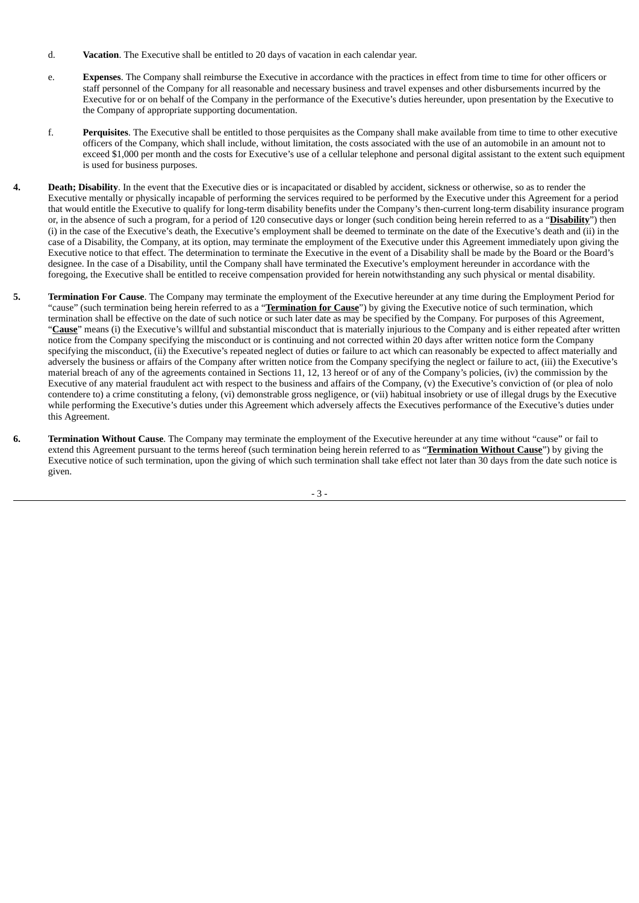d. **Vacation**. The Executive shall be entitled to 20 days of vacation in each calendar year.

e. **Expenses**. The Company shall reimburse the Executive in accordance with the practices in effect from time to time for other officers or staff personnel of the Company for all reasonable and necessary business and travel expenses and other disbursements incurred by the Executive for or on behalf of the Company in the performance of the Executive's duties hereunder, upon presentation by the Executive to the Company of appropriate supporting documentation.

f. **Perquisites**. The Executive shall be entitled to those perquisites as the Company shall make available from time to time to other executive officers of the Company, which shall include, without limitation, the costs associated with the use of an automobile in an amount not to exceed $1,000 per month and the costs for Executive's use of a cellular telephone and personal digital assistant to the extent such equipment is used for business purposes.

**4. Death; Disability**. In the event that the Executive dies or is incapacitated or disabled by accident, sickness or otherwise, so as to render the Executive mentally or physically incapable of performing the services required to be performed by the Executive under this Agreement for a period that would entitle the Executive to qualify for long-term disability benefits under the Company's then-current long-term disability insurance program or, in the absence of such a program, for a period of 120 consecutive days or longer (such condition being herein referred to as a "**Disability**") then (i) in the case of the Executive's death, the Executive's employment shall be deemed to terminate on the date of the Executive's death and (ii) in the case of a Disability, the Company, at its option, may terminate the employment of the Executive under this Agreement immediately upon giving the Executive notice to that effect. The determination to terminate the Executive in the event of a Disability shall be made by the Board or the Board's designee. In the case of a Disability, until the Company shall have terminated the Executive's employment hereunder in accordance with the foregoing, the Executive shall be entitled to receive compensation provided for herein notwithstanding any such physical or mental disability.

**5. Termination For Cause**. The Company may terminate the employment of the Executive hereunder at any time during the Employment Period for "cause" (such termination being herein referred to as a "**Termination for Cause**") by giving the Executive notice of such termination, which termination shall be effective on the date of such notice or such later date as may be specified by the Company. For purposes of this Agreement, "**Cause**" means (i) the Executive's willful and substantial misconduct that is materially injurious to the Company and is either repeated after written notice from the Company specifying the misconduct or is continuing and not corrected within 20 days after written notice form the Company specifying the misconduct, (ii) the Executive's repeated neglect of duties or failure to act which can reasonably be expected to affect materially and adversely the business or affairs of the Company after written notice from the Company specifying the neglect or failure to act, (iii) the Executive's material breach of any of the agreements contained in Sections 11, 12, 13 hereof or of any of the Company's policies, (iv) the commission by the Executive of any material fraudulent act with respect to the business and affairs of the Company, (v) the Executive's conviction of (or plea of nolo contendere to) a crime constituting a felony, (vi) demonstrable gross negligence, or (vii) habitual insobriety or use of illegal drugs by the Executive while performing the Executive's duties under this Agreement which adversely affects the Executives performance of the Executive's duties under this Agreement.

**6. Termination Without Cause**. The Company may terminate the employment of the Executive hereunder at any time without "cause" or fail to extend this Agreement pursuant to the terms hereof (such termination being herein referred to as "**Termination Without Cause**") by giving the Executive notice of such termination, upon the giving of which such termination shall take effect not later than 30 days from the date such notice is given.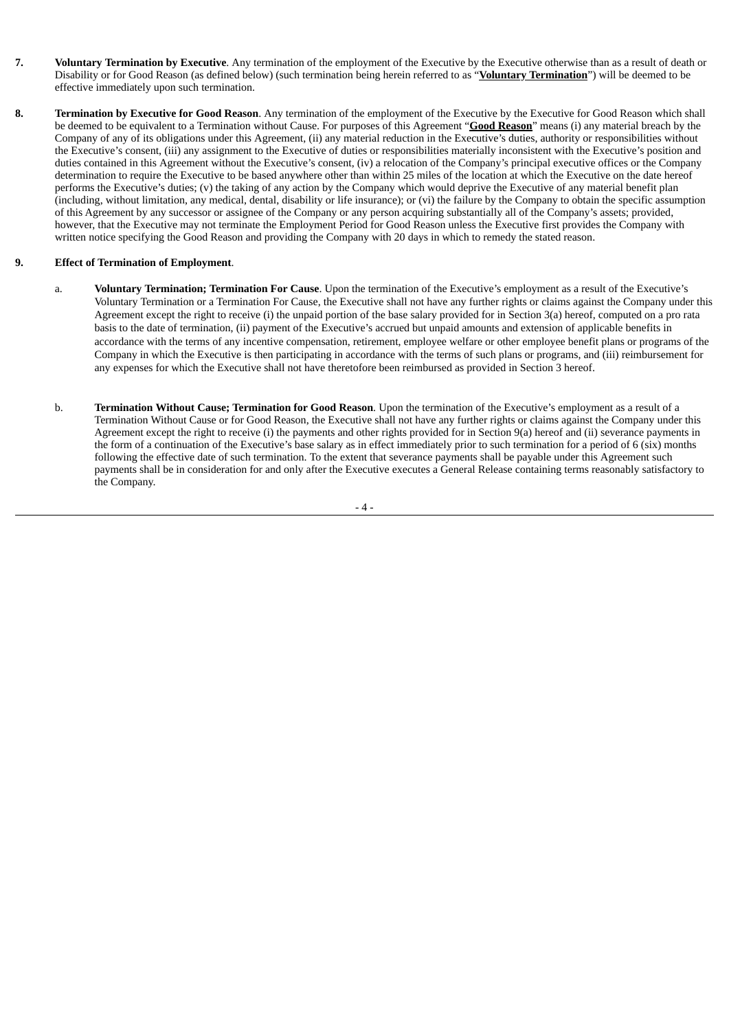7. **Voluntary Termination by Executive**. Any termination of the employment of the Executive by the Executive otherwise than as a result of death or Disability or for Good Reason (as defined below) (such termination being herein referred to as "**Voluntary Termination**") will be deemed to be effective immediately upon such termination.

8. **Termination by Executive for Good Reason**. Any termination of the employment of the Executive by the Executive for Good Reason which shall be deemed to be equivalent to a Termination without Cause. For purposes of this Agreement "**Good Reason**" means (i) any material breach by the Company of any of its obligations under this Agreement, (ii) any material reduction in the Executive's duties, authority or responsibilities without the Executive's consent, (iii) any assignment to the Executive of duties or responsibilities materially inconsistent with the Executive's position and duties contained in this Agreement without the Executive's consent, (iv) a relocation of the Company's principal executive offices or the Company determination to require the Executive to be based anywhere other than within 25 miles of the location at which the Executive on the date hereof performs the Executive's duties; (v) the taking of any action by the Company which would deprive the Executive of any material benefit plan (including, without limitation, any medical, dental, disability or life insurance); or (vi) the failure by the Company to obtain the specific assumption of this Agreement by any successor or assignee of the Company or any person acquiring substantially all of the Company's assets; provided, however, that the Executive may not terminate the Employment Period for Good Reason unless the Executive first provides the Company with written notice specifying the Good Reason and providing the Company with 20 days in which to remedy the stated reason.

9. **Effect of Termination of Employment**.

   a. **Voluntary Termination; Termination For Cause**. Upon the termination of the Executive's employment as a result of the Executive's Voluntary Termination or a Termination For Cause, the Executive shall not have any further rights or claims against the Company under this Agreement except the right to receive (i) the unpaid portion of the base salary provided for in Section 3(a) hereof, computed on a pro rata basis to the date of termination, (ii) payment of the Executive's accrued but unpaid amounts and extension of applicable benefits in accordance with the terms of any incentive compensation, retirement, employee welfare or other employee benefit plans or programs of the Company in which the Executive is then participating in accordance with the terms of such plans or programs, and (iii) reimbursement for any expenses for which the Executive shall not have theretofore been reimbursed as provided in Section 3 hereof.

   b. **Termination Without Cause; Termination for Good Reason**. Upon the termination of the Executive's employment as a result of a Termination Without Cause or for Good Reason, the Executive shall not have any further rights or claims against the Company under this Agreement except the right to receive (i) the payments and other rights provided for in Section 9(a) hereof and (ii) severance payments in the form of a continuation of the Executive's base salary as in effect immediately prior to such termination for a period of 6 (six) months following the effective date of such termination. To the extent that severance payments shall be payable under this Agreement such payments shall be in consideration for and only after the Executive executes a General Release containing terms reasonably satisfactory to the Company.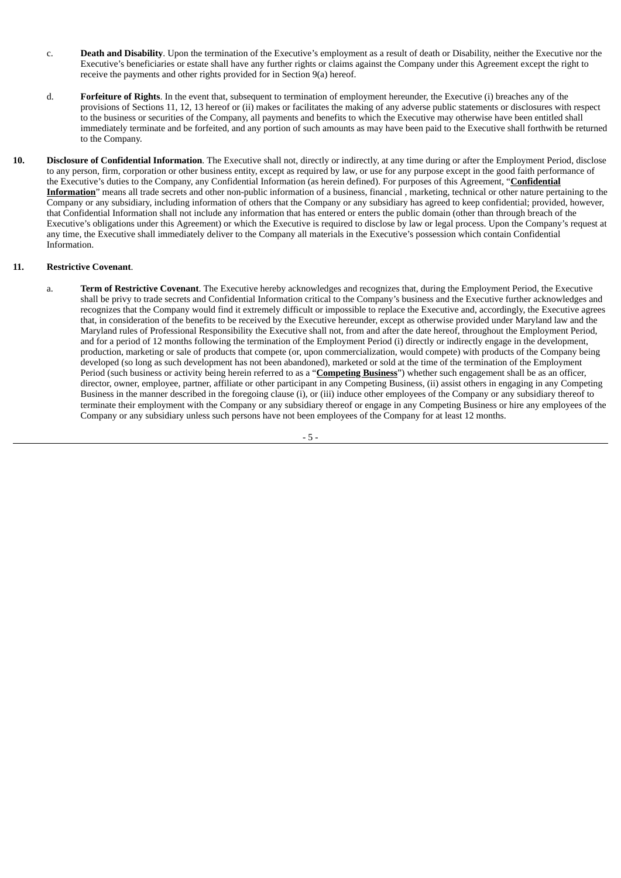c. **Death and Disability**. Upon the termination of the Executive's employment as a result of death or Disability, neither the Executive nor the Executive's beneficiaries or estate shall have any further rights or claims against the Company under this Agreement except the right to receive the payments and other rights provided for in Section 9(a) hereof.

d. **Forfeiture of Rights**. In the event that, subsequent to termination of employment hereunder, the Executive (i) breaches any of the provisions of Sections 11, 12, 13 hereof or (ii) makes or facilitates the making of any adverse public statements or disclosures with respect to the business or securities of the Company, all payments and benefits to which the Executive may otherwise have been entitled shall immediately terminate and be forfeited, and any portion of such amounts as may have been paid to the Executive shall forthwith be returned to the Company.

**10. Disclosure of Confidential Information**. The Executive shall not, directly or indirectly, at any time during or after the Employment Period, disclose to any person, firm, corporation or other business entity, except as required by law, or use for any purpose except in the good faith performance of the Executive's duties to the Company, any Confidential Information (as herein defined). For purposes of this Agreement, "**Confidential Information**" means all trade secrets and other non-public information of a business, financial , marketing, technical or other nature pertaining to the Company or any subsidiary, including information of others that the Company or any subsidiary has agreed to keep confidential; provided, however, that Confidential Information shall not include any information that has entered or enters the public domain (other than through breach of the Executive's obligations under this Agreement) or which the Executive is required to disclose by law or legal process. Upon the Company's request at any time, the Executive shall immediately deliver to the Company all materials in the Executive's possession which contain Confidential Information.

**11. Restrictive Covenant**.

a. **Term of Restrictive Covenant**. The Executive hereby acknowledges and recognizes that, during the Employment Period, the Executive shall be privy to trade secrets and Confidential Information critical to the Company's business and the Executive further acknowledges and recognizes that the Company would find it extremely difficult or impossible to replace the Executive and, accordingly, the Executive agrees that, in consideration of the benefits to be received by the Executive hereunder, except as otherwise provided under Maryland law and the Maryland rules of Professional Responsibility the Executive shall not, from and after the date hereof, throughout the Employment Period, and for a period of 12 months following the termination of the Employment Period (i) directly or indirectly engage in the development, production, marketing or sale of products that compete (or, upon commercialization, would compete) with products of the Company being developed (so long as such development has not been abandoned), marketed or sold at the time of the termination of the Employment Period (such business or activity being herein referred to as a "**Competing Business**") whether such engagement shall be as an officer, director, owner, employee, partner, affiliate or other participant in any Competing Business, (ii) assist others in engaging in any Competing Business in the manner described in the foregoing clause (i), or (iii) induce other employees of the Company or any subsidiary thereof to terminate their employment with the Company or any subsidiary thereof or engage in any Competing Business or hire any employees of the Company or any subsidiary unless such persons have not been employees of the Company for at least 12 months.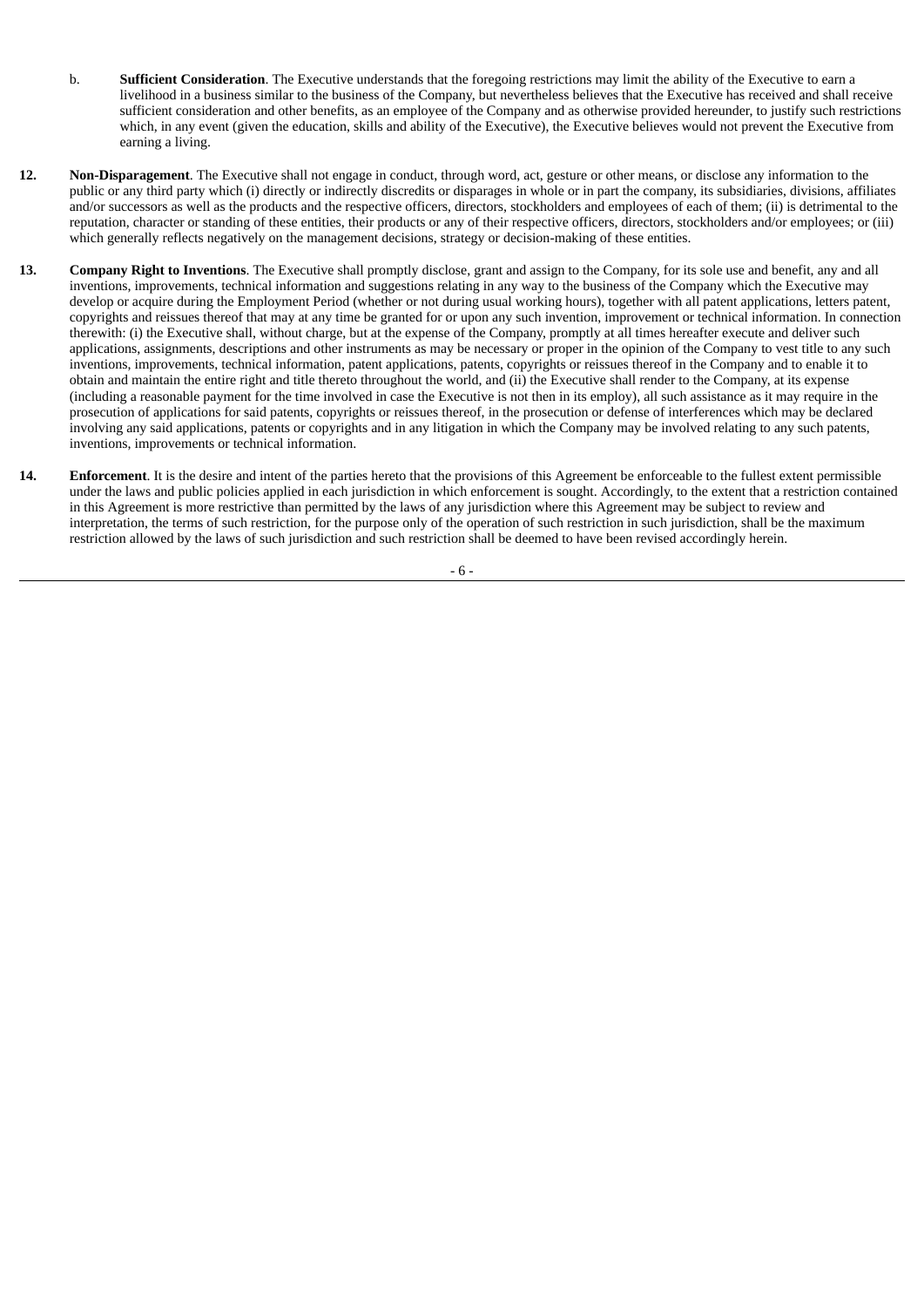b. **Sufficient Consideration**. The Executive understands that the foregoing restrictions may limit the ability of the Executive to earn a livelihood in a business similar to the business of the Company, but nevertheless believes that the Executive has received and shall receive sufficient consideration and other benefits, as an employee of the Company and as otherwise provided hereunder, to justify such restrictions which, in any event (given the education, skills and ability of the Executive), the Executive believes would not prevent the Executive from earning a living.

**12. Non-Disparagement**. The Executive shall not engage in conduct, through word, act, gesture or other means, or disclose any information to the public or any third party which (i) directly or indirectly discredits or disparages in whole or in part the company, its subsidiaries, divisions, affiliates and/or successors as well as the products and the respective officers, directors, stockholders and employees of each of them; (ii) is detrimental to the reputation, character or standing of these entities, their products or any of their respective officers, directors, stockholders and/or employees; or (iii) which generally reflects negatively on the management decisions, strategy or decision-making of these entities.

**13. Company Right to Inventions**. The Executive shall promptly disclose, grant and assign to the Company, for its sole use and benefit, any and all inventions, improvements, technical information and suggestions relating in any way to the business of the Company which the Executive may develop or acquire during the Employment Period (whether or not during usual working hours), together with all patent applications, letters patent, copyrights and reissues thereof that may at any time be granted for or upon any such invention, improvement or technical information. In connection therewith: (i) the Executive shall, without charge, but at the expense of the Company, promptly at all times hereafter execute and deliver such applications, assignments, descriptions and other instruments as may be necessary or proper in the opinion of the Company to vest title to any such inventions, improvements, technical information, patent applications, patents, copyrights or reissues thereof in the Company and to enable it to obtain and maintain the entire right and title thereto throughout the world, and (ii) the Executive shall render to the Company, at its expense (including a reasonable payment for the time involved in case the Executive is not then in its employ), all such assistance as it may require in the prosecution of applications for said patents, copyrights or reissues thereof, in the prosecution or defense of interferences which may be declared involving any said applications, patents or copyrights and in any litigation in which the Company may be involved relating to any such patents, inventions, improvements or technical information.

**14. Enforcement**. It is the desire and intent of the parties hereto that the provisions of this Agreement be enforceable to the fullest extent permissible under the laws and public policies applied in each jurisdiction in which enforcement is sought. Accordingly, to the extent that a restriction contained in this Agreement is more restrictive than permitted by the laws of any jurisdiction where this Agreement may be subject to review and interpretation, the terms of such restriction, for the purpose only of the operation of such restriction in such jurisdiction, shall be the maximum restriction allowed by the laws of such jurisdiction and such restriction shall be deemed to have been revised accordingly herein.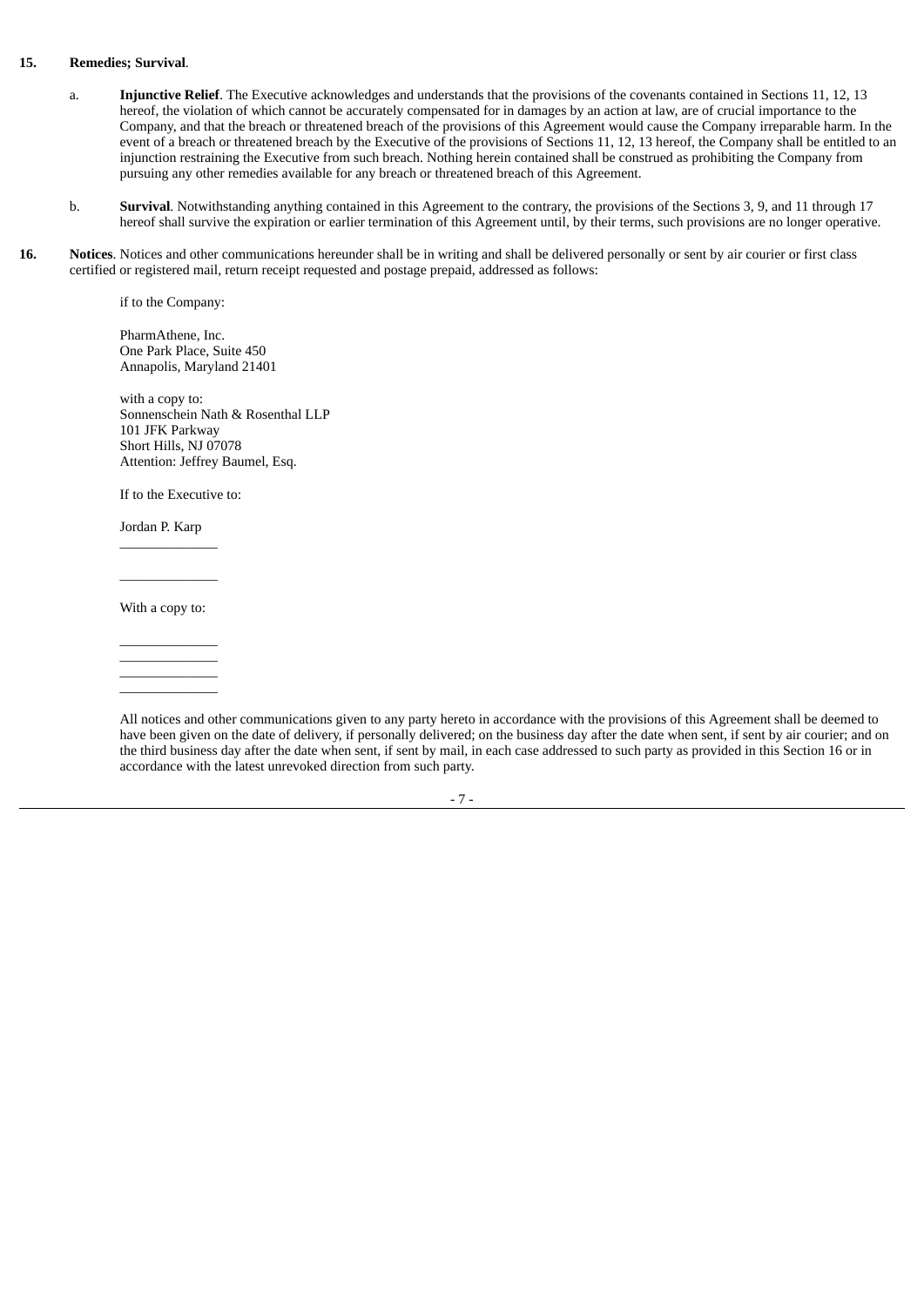**15. Remedies; Survival**.

a. **Injunctive Relief**. The Executive acknowledges and understands that the provisions of the covenants contained in Sections 11, 12, 13 hereof, the violation of which cannot be accurately compensated for in damages by an action at law, are of crucial importance to the Company, and that the breach or threatened breach of the provisions of this Agreement would cause the Company irreparable harm. In the event of a breach or threatened breach by the Executive of the provisions of Sections 11, 12, 13 hereof, the Company shall be entitled to an injunction restraining the Executive from such breach. Nothing herein contained shall be construed as prohibiting the Company from pursuing any other remedies available for any breach or threatened breach of this Agreement.

b. **Survival**. Notwithstanding anything contained in this Agreement to the contrary, the provisions of the Sections 3, 9, and 11 through 17 hereof shall survive the expiration or earlier termination of this Agreement until, by their terms, such provisions are no longer operative.

**16. Notices**. Notices and other communications hereunder shall be in writing and shall be delivered personally or sent by air courier or first class certified or registered mail, return receipt requested and postage prepaid, addressed as follows:

if to the Company:

PharmAthene, Inc.
One Park Place, Suite 450
Annapolis, Maryland 21401

with a copy to:
Sonnenschein Nath & Rosenthal LLP
101 JFK Parkway
Short Hills, NJ 07078
Attention: Jeffrey Baumel, Esq.

If to the Executive to:

Jordan P. Karp
______________

______________

With a copy to:

______________
______________
______________
______________

All notices and other communications given to any party hereto in accordance with the provisions of this Agreement shall be deemed to have been given on the date of delivery, if personally delivered; on the business day after the date when sent, if sent by air courier; and on the third business day after the date when sent, if sent by mail, in each case addressed to such party as provided in this Section 16 or in accordance with the latest unrevoked direction from such party.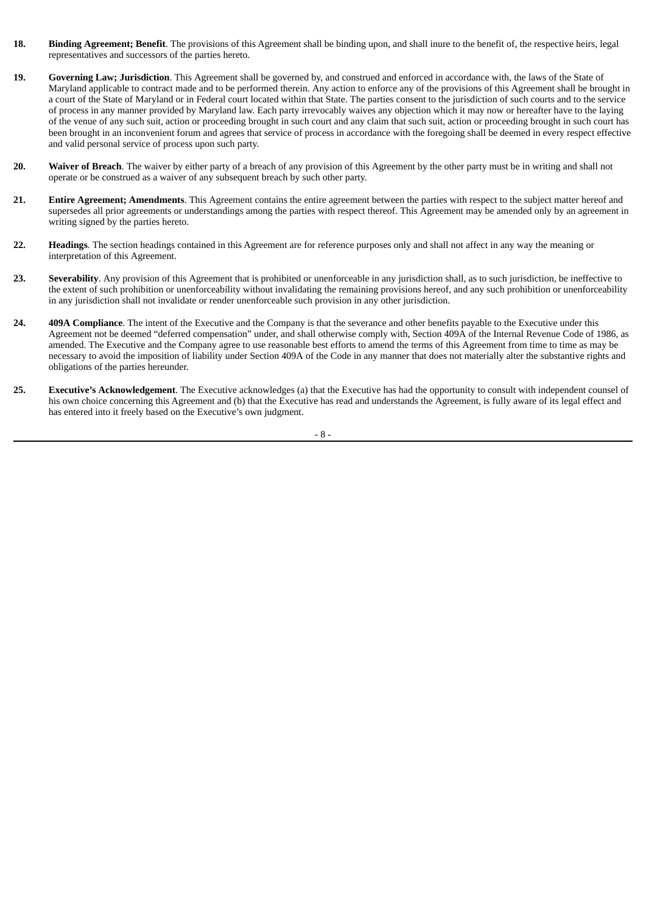18. **Binding Agreement; Benefit**. The provisions of this Agreement shall be binding upon, and shall inure to the benefit of, the respective heirs, legal representatives and successors of the parties hereto.

19. **Governing Law; Jurisdiction**. This Agreement shall be governed by, and construed and enforced in accordance with, the laws of the State of Maryland applicable to contract made and to be performed therein. Any action to enforce any of the provisions of this Agreement shall be brought in a court of the State of Maryland or in Federal court located within that State. The parties consent to the jurisdiction of such courts and to the service of process in any manner provided by Maryland law. Each party irrevocably waives any objection which it may now or hereafter have to the laying of the venue of any such suit, action or proceeding brought in such court and any claim that such suit, action or proceeding brought in such court has been brought in an inconvenient forum and agrees that service of process in accordance with the foregoing shall be deemed in every respect effective and valid personal service of process upon such party.

20. **Waiver of Breach**. The waiver by either party of a breach of any provision of this Agreement by the other party must be in writing and shall not operate or be construed as a waiver of any subsequent breach by such other party.

21. **Entire Agreement; Amendments**. This Agreement contains the entire agreement between the parties with respect to the subject matter hereof and supersedes all prior agreements or understandings among the parties with respect thereof. This Agreement may be amended only by an agreement in writing signed by the parties hereto.

22. **Headings**. The section headings contained in this Agreement are for reference purposes only and shall not affect in any way the meaning or interpretation of this Agreement.

23. **Severability**. Any provision of this Agreement that is prohibited or unenforceable in any jurisdiction shall, as to such jurisdiction, be ineffective to the extent of such prohibition or unenforceability without invalidating the remaining provisions hereof, and any such prohibition or unenforceability in any jurisdiction shall not invalidate or render unenforceable such provision in any other jurisdiction.

24. **409A Compliance**. The intent of the Executive and the Company is that the severance and other benefits payable to the Executive under this Agreement not be deemed "deferred compensation" under, and shall otherwise comply with, Section 409A of the Internal Revenue Code of 1986, as amended. The Executive and the Company agree to use reasonable best efforts to amend the terms of this Agreement from time to time as may be necessary to avoid the imposition of liability under Section 409A of the Code in any manner that does not materially alter the substantive rights and obligations of the parties hereunder.

25. **Executive's Acknowledgement**. The Executive acknowledges (a) that the Executive has had the opportunity to consult with independent counsel of his own choice concerning this Agreement and (b) that the Executive has read and understands the Agreement, is fully aware of its legal effect and has entered into it freely based on the Executive's own judgment.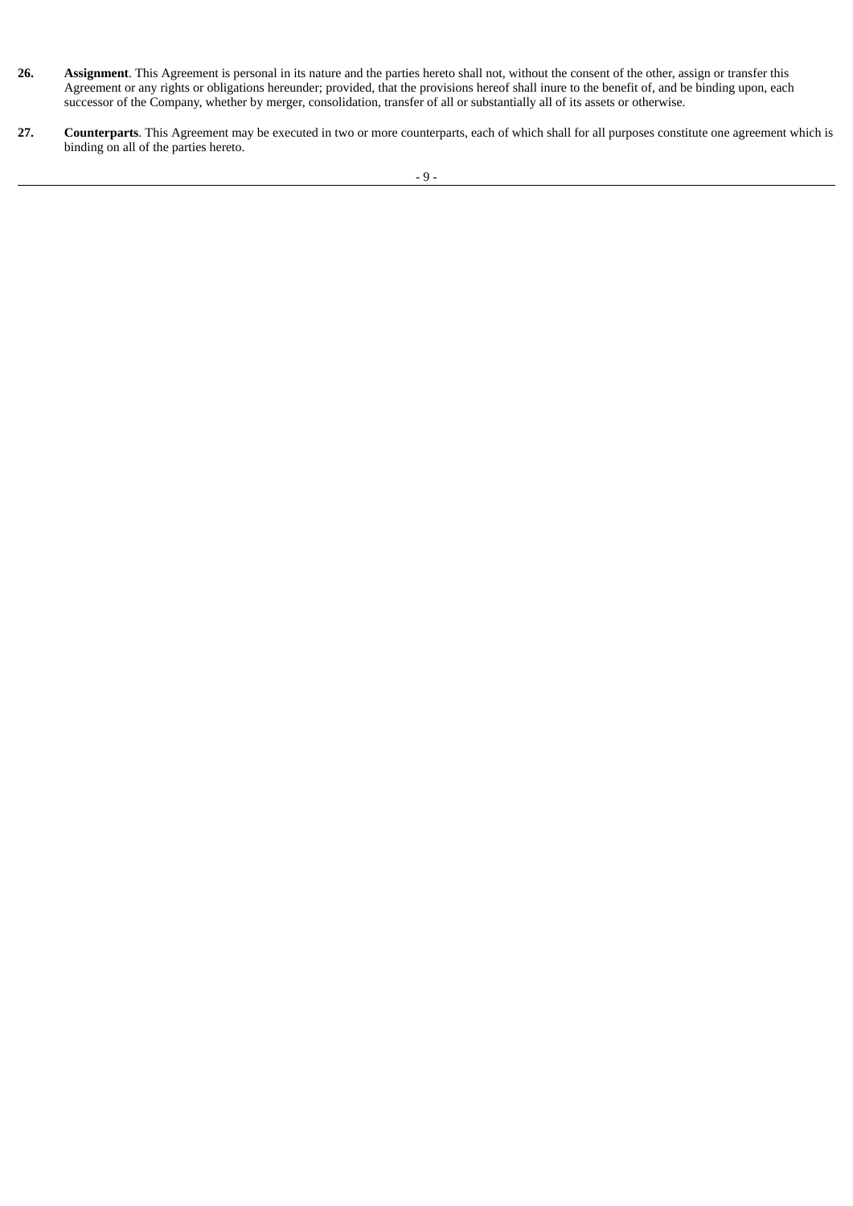**26.** **Assignment**. This Agreement is personal in its nature and the parties hereto shall not, without the consent of the other, assign or transfer this Agreement or any rights or obligations hereunder; provided, that the provisions hereof shall inure to the benefit of, and be binding upon, each successor of the Company, whether by merger, consolidation, transfer of all or substantially all of its assets or otherwise.

**27.** **Counterparts**. This Agreement may be executed in two or more counterparts, each of which shall for all purposes constitute one agreement which is binding on all of the parties hereto.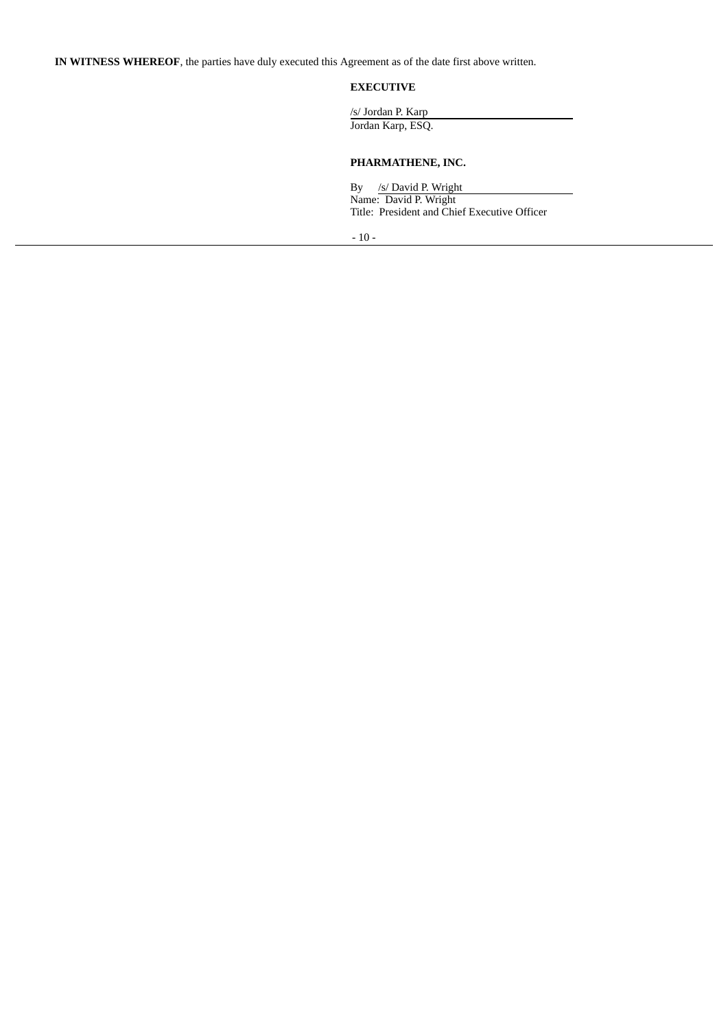**IN WITNESS WHEREOF**, the parties have duly executed this Agreement as of the date first above written.

**EXECUTIVE**

/s/ Jordan P. Karp
Jordan Karp, ESQ.

**PHARMATHENE, INC.**

By /s/ David P. Wright
Name: David P. Wright
Title: President and Chief Executive Officer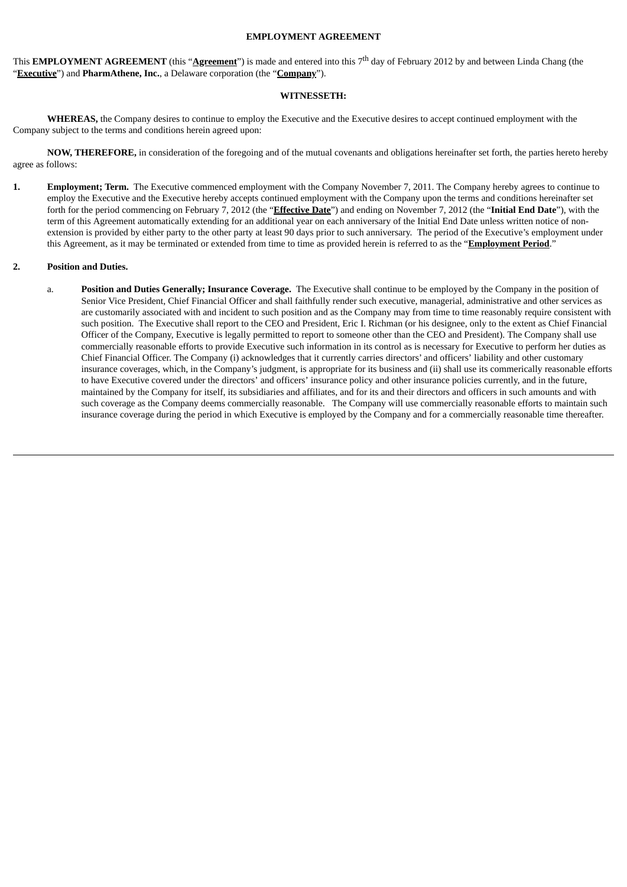**EMPLOYMENT AGREEMENT**

This **EMPLOYMENT AGREEMENT** (this "**Agreement**") is made and entered into this 7th day of February 2012 by and between Linda Chang (the "**Executive**") and **PharmAthene, Inc.**, a Delaware corporation (the "**Company**").

**WITNESSETH:**

**WHEREAS,** the Company desires to continue to employ the Executive and the Executive desires to accept continued employment with the Company subject to the terms and conditions herein agreed upon:

**NOW, THEREFORE,** in consideration of the foregoing and of the mutual covenants and obligations hereinafter set forth, the parties hereto hereby agree as follows:

1. **Employment; Term.** The Executive commenced employment with the Company November 7, 2011. The Company hereby agrees to continue to employ the Executive and the Executive hereby accepts continued employment with the Company upon the terms and conditions hereinafter set forth for the period commencing on February 7, 2012 (the "**Effective Date**") and ending on November 7, 2012 (the "**Initial End Date**"), with the term of this Agreement automatically extending for an additional year on each anniversary of the Initial End Date unless written notice of non-extension is provided by either party to the other party at least 90 days prior to such anniversary. The period of the Executive's employment under this Agreement, as it may be terminated or extended from time to time as provided herein is referred to as the "**Employment Period**."

2. **Position and Duties.**

   a. **Position and Duties Generally; Insurance Coverage.** The Executive shall continue to be employed by the Company in the position of Senior Vice President, Chief Financial Officer and shall faithfully render such executive, managerial, administrative and other services as are customarily associated with and incident to such position and as the Company may from time to time reasonably require consistent with such position. The Executive shall report to the CEO and President, Eric I. Richman (or his designee, only to the extent as Chief Financial Officer of the Company, Executive is legally permitted to report to someone other than the CEO and President). The Company shall use commercially reasonable efforts to provide Executive such information in its control as is necessary for Executive to perform her duties as Chief Financial Officer. The Company (i) acknowledges that it currently carries directors' and officers' liability and other customary insurance coverages, which, in the Company's judgment, is appropriate for its business and (ii) shall use its commerically reasonable efforts to have Executive covered under the directors' and officers' insurance policy and other insurance policies currently, and in the future, maintained by the Company for itself, its subsidiaries and affiliates, and for its and their directors and officers in such amounts and with such coverage as the Company deems commercially reasonable. The Company will use commercially reasonable efforts to maintain such insurance coverage during the period in which Executive is employed by the Company and for a commercially reasonable time thereafter.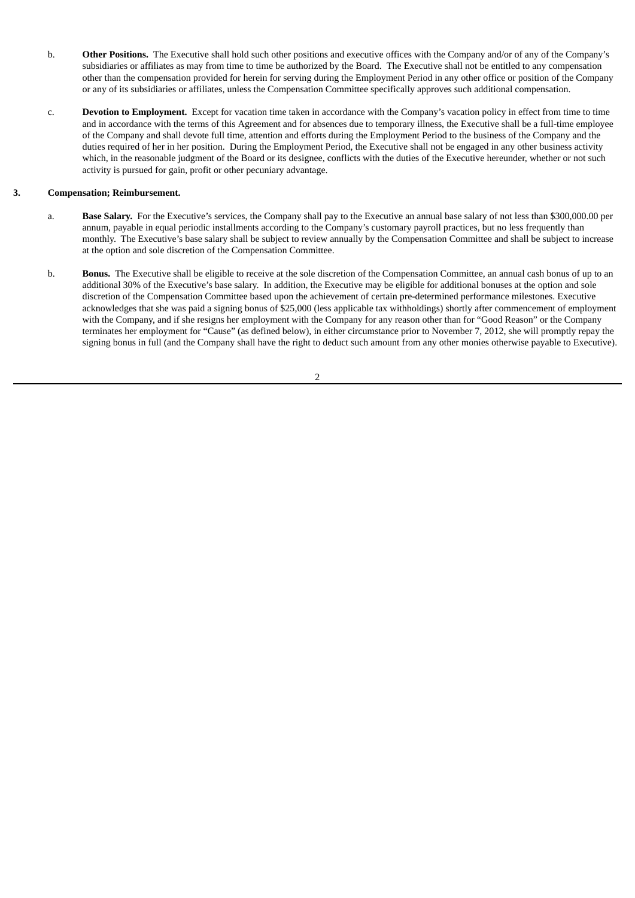b. **Other Positions.** The Executive shall hold such other positions and executive offices with the Company and/or of any of the Company's subsidiaries or affiliates as may from time to time be authorized by the Board. The Executive shall not be entitled to any compensation other than the compensation provided for herein for serving during the Employment Period in any other office or position of the Company or any of its subsidiaries or affiliates, unless the Compensation Committee specifically approves such additional compensation.

c. **Devotion to Employment.** Except for vacation time taken in accordance with the Company's vacation policy in effect from time to time and in accordance with the terms of this Agreement and for absences due to temporary illness, the Executive shall be a full-time employee of the Company and shall devote full time, attention and efforts during the Employment Period to the business of the Company and the duties required of her in her position. During the Employment Period, the Executive shall not be engaged in any other business activity which, in the reasonable judgment of the Board or its designee, conflicts with the duties of the Executive hereunder, whether or not such activity is pursued for gain, profit or other pecuniary advantage.

**3. Compensation; Reimbursement.**

a. **Base Salary.** For the Executive's services, the Company shall pay to the Executive an annual base salary of not less than $300,000.00 per annum, payable in equal periodic installments according to the Company's customary payroll practices, but no less frequently than monthly. The Executive's base salary shall be subject to review annually by the Compensation Committee and shall be subject to increase at the option and sole discretion of the Compensation Committee.

b. **Bonus.** The Executive shall be eligible to receive at the sole discretion of the Compensation Committee, an annual cash bonus of up to an additional 30% of the Executive's base salary. In addition, the Executive may be eligible for additional bonuses at the option and sole discretion of the Compensation Committee based upon the achievement of certain pre-determined performance milestones. Executive acknowledges that she was paid a signing bonus of $25,000 (less applicable tax withholdings) shortly after commencement of employment with the Company, and if she resigns her employment with the Company for any reason other than for "Good Reason" or the Company terminates her employment for "Cause" (as defined below), in either circumstance prior to November 7, 2012, she will promptly repay the signing bonus in full (and the Company shall have the right to deduct such amount from any other monies otherwise payable to Executive).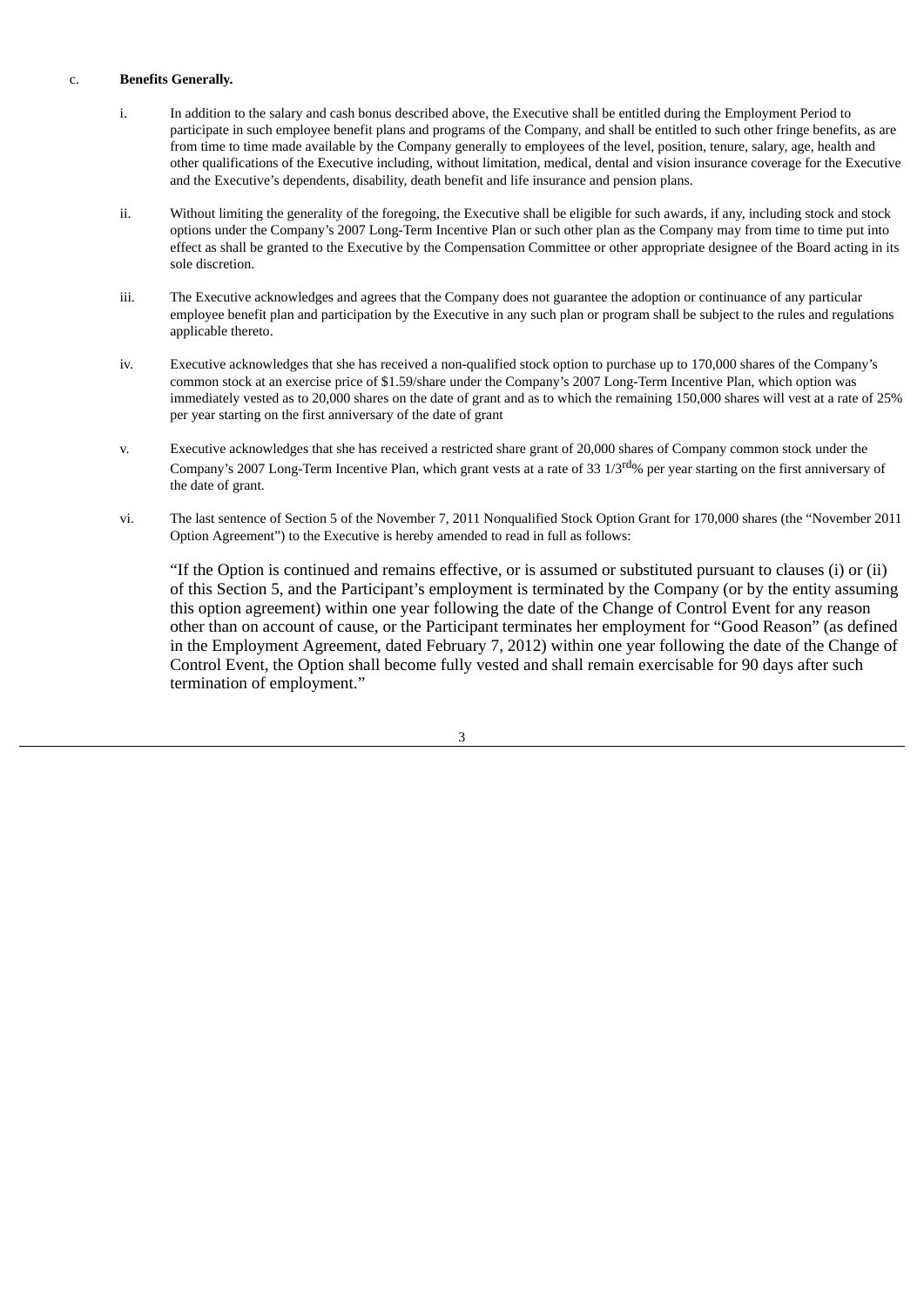c. **Benefits Generally.**

i. In addition to the salary and cash bonus described above, the Executive shall be entitled during the Employment Period to participate in such employee benefit plans and programs of the Company, and shall be entitled to such other fringe benefits, as are from time to time made available by the Company generally to employees of the level, position, tenure, salary, age, health and other qualifications of the Executive including, without limitation, medical, dental and vision insurance coverage for the Executive and the Executive's dependents, disability, death benefit and life insurance and pension plans.

ii. Without limiting the generality of the foregoing, the Executive shall be eligible for such awards, if any, including stock and stock options under the Company's 2007 Long-Term Incentive Plan or such other plan as the Company may from time to time put into effect as shall be granted to the Executive by the Compensation Committee or other appropriate designee of the Board acting in its sole discretion.

iii. The Executive acknowledges and agrees that the Company does not guarantee the adoption or continuance of any particular employee benefit plan and participation by the Executive in any such plan or program shall be subject to the rules and regulations applicable thereto.

iv. Executive acknowledges that she has received a non-qualified stock option to purchase up to 170,000 shares of the Company's common stock at an exercise price of $1.59/share under the Company's 2007 Long-Term Incentive Plan, which option was immediately vested as to 20,000 shares on the date of grant and as to which the remaining 150,000 shares will vest at a rate of 25% per year starting on the first anniversary of the date of grant

v. Executive acknowledges that she has received a restricted share grant of 20,000 shares of Company common stock under the Company's 2007 Long-Term Incentive Plan, which grant vests at a rate of 33 1/3rd% per year starting on the first anniversary of the date of grant.

vi. The last sentence of Section 5 of the November 7, 2011 Nonqualified Stock Option Grant for 170,000 shares (the "November 2011 Option Agreement") to the Executive is hereby amended to read in full as follows:

"If the Option is continued and remains effective, or is assumed or substituted pursuant to clauses (i) or (ii) of this Section 5, and the Participant's employment is terminated by the Company (or by the entity assuming this option agreement) within one year following the date of the Change of Control Event for any reason other than on account of cause, or the Participant terminates her employment for "Good Reason" (as defined in the Employment Agreement, dated February 7, 2012) within one year following the date of the Change of Control Event, the Option shall become fully vested and shall remain exercisable for 90 days after such termination of employment."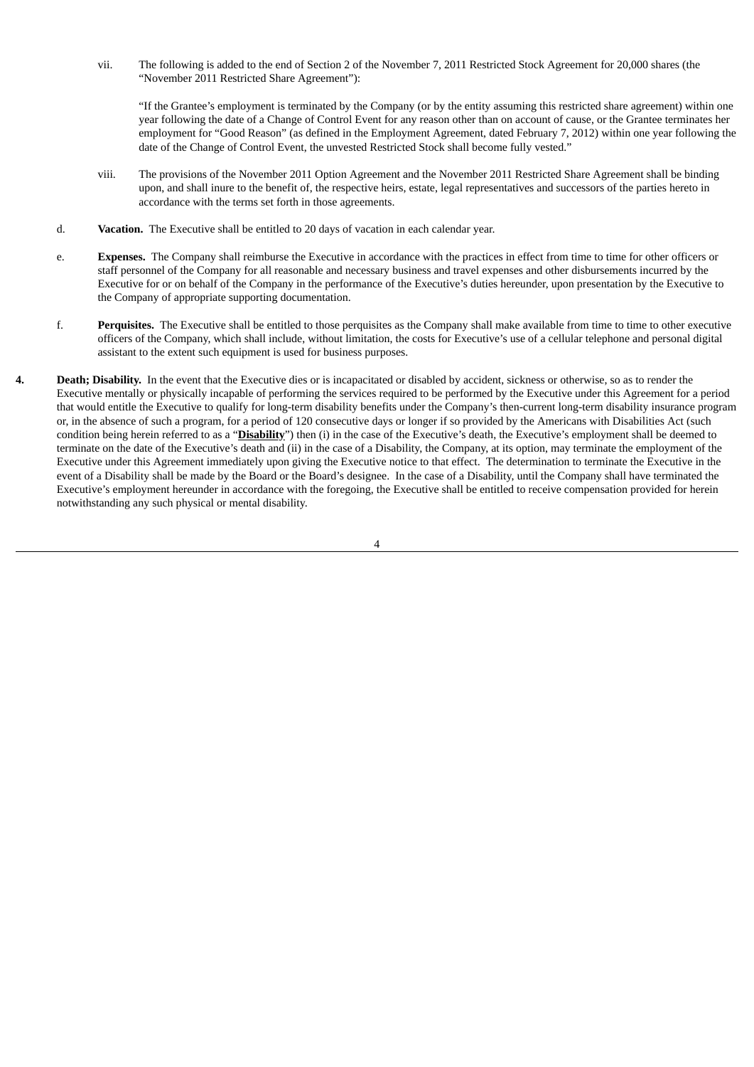vii. The following is added to the end of Section 2 of the November 7, 2011 Restricted Stock Agreement for 20,000 shares (the "November 2011 Restricted Share Agreement"):

"If the Grantee's employment is terminated by the Company (or by the entity assuming this restricted share agreement) within one year following the date of a Change of Control Event for any reason other than on account of cause, or the Grantee terminates her employment for "Good Reason" (as defined in the Employment Agreement, dated February 7, 2012) within one year following the date of the Change of Control Event, the unvested Restricted Stock shall become fully vested."

viii. The provisions of the November 2011 Option Agreement and the November 2011 Restricted Share Agreement shall be binding upon, and shall inure to the benefit of, the respective heirs, estate, legal representatives and successors of the parties hereto in accordance with the terms set forth in those agreements.

d. **Vacation.** The Executive shall be entitled to 20 days of vacation in each calendar year.

e. **Expenses.** The Company shall reimburse the Executive in accordance with the practices in effect from time to time for other officers or staff personnel of the Company for all reasonable and necessary business and travel expenses and other disbursements incurred by the Executive for or on behalf of the Company in the performance of the Executive's duties hereunder, upon presentation by the Executive to the Company of appropriate supporting documentation.

f. **Perquisites.** The Executive shall be entitled to those perquisites as the Company shall make available from time to time to other executive officers of the Company, which shall include, without limitation, the costs for Executive's use of a cellular telephone and personal digital assistant to the extent such equipment is used for business purposes.

**4. Death; Disability.** In the event that the Executive dies or is incapacitated or disabled by accident, sickness or otherwise, so as to render the Executive mentally or physically incapable of performing the services required to be performed by the Executive under this Agreement for a period that would entitle the Executive to qualify for long-term disability benefits under the Company's then-current long-term disability insurance program or, in the absence of such a program, for a period of 120 consecutive days or longer if so provided by the Americans with Disabilities Act (such condition being herein referred to as a "**Disability**") then (i) in the case of the Executive's death, the Executive's employment shall be deemed to terminate on the date of the Executive's death and (ii) in the case of a Disability, the Company, at its option, may terminate the employment of the Executive under this Agreement immediately upon giving the Executive notice to that effect. The determination to terminate the Executive in the event of a Disability shall be made by the Board or the Board's designee. In the case of a Disability, until the Company shall have terminated the Executive's employment hereunder in accordance with the foregoing, the Executive shall be entitled to receive compensation provided for herein notwithstanding any such physical or mental disability.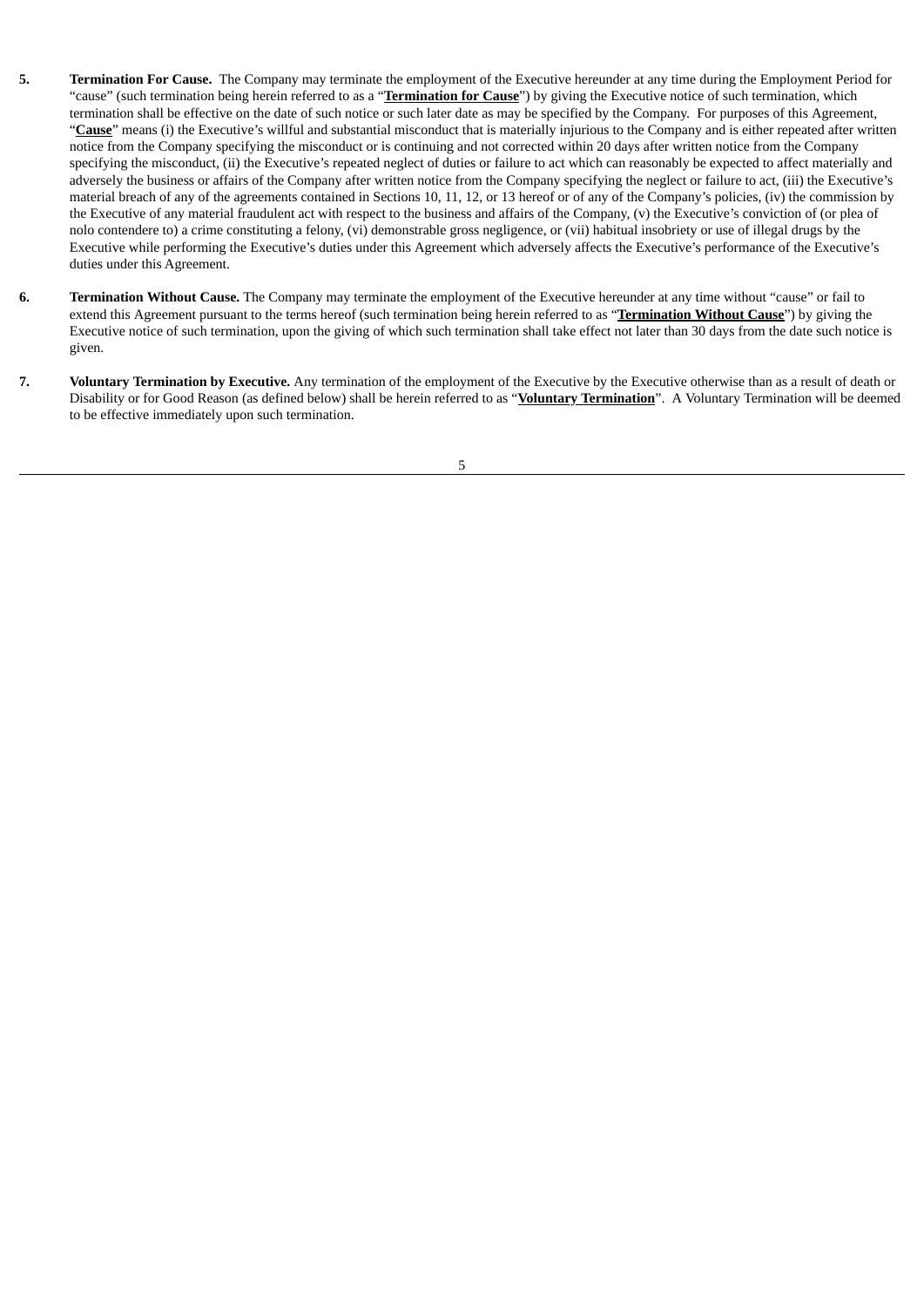5. **Termination For Cause.** The Company may terminate the employment of the Executive hereunder at any time during the Employment Period for "cause" (such termination being herein referred to as a "**Termination for Cause**") by giving the Executive notice of such termination, which termination shall be effective on the date of such notice or such later date as may be specified by the Company. For purposes of this Agreement, "**Cause**" means (i) the Executive's willful and substantial misconduct that is materially injurious to the Company and is either repeated after written notice from the Company specifying the misconduct or is continuing and not corrected within 20 days after written notice from the Company specifying the misconduct, (ii) the Executive's repeated neglect of duties or failure to act which can reasonably be expected to affect materially and adversely the business or affairs of the Company after written notice from the Company specifying the neglect or failure to act, (iii) the Executive's material breach of any of the agreements contained in Sections 10, 11, 12, or 13 hereof or of any of the Company's policies, (iv) the commission by the Executive of any material fraudulent act with respect to the business and affairs of the Company, (v) the Executive's conviction of (or plea of nolo contendere to) a crime constituting a felony, (vi) demonstrable gross negligence, or (vii) habitual insobriety or use of illegal drugs by the Executive while performing the Executive's duties under this Agreement which adversely affects the Executive's performance of the Executive's duties under this Agreement.

6. **Termination Without Cause.** The Company may terminate the employment of the Executive hereunder at any time without "cause" or fail to extend this Agreement pursuant to the terms hereof (such termination being herein referred to as "**Termination Without Cause**") by giving the Executive notice of such termination, upon the giving of which such termination shall take effect not later than 30 days from the date such notice is given.

7. **Voluntary Termination by Executive.** Any termination of the employment of the Executive by the Executive otherwise than as a result of death or Disability or for Good Reason (as defined below) shall be herein referred to as "**Voluntary Termination**". A Voluntary Termination will be deemed to be effective immediately upon such termination.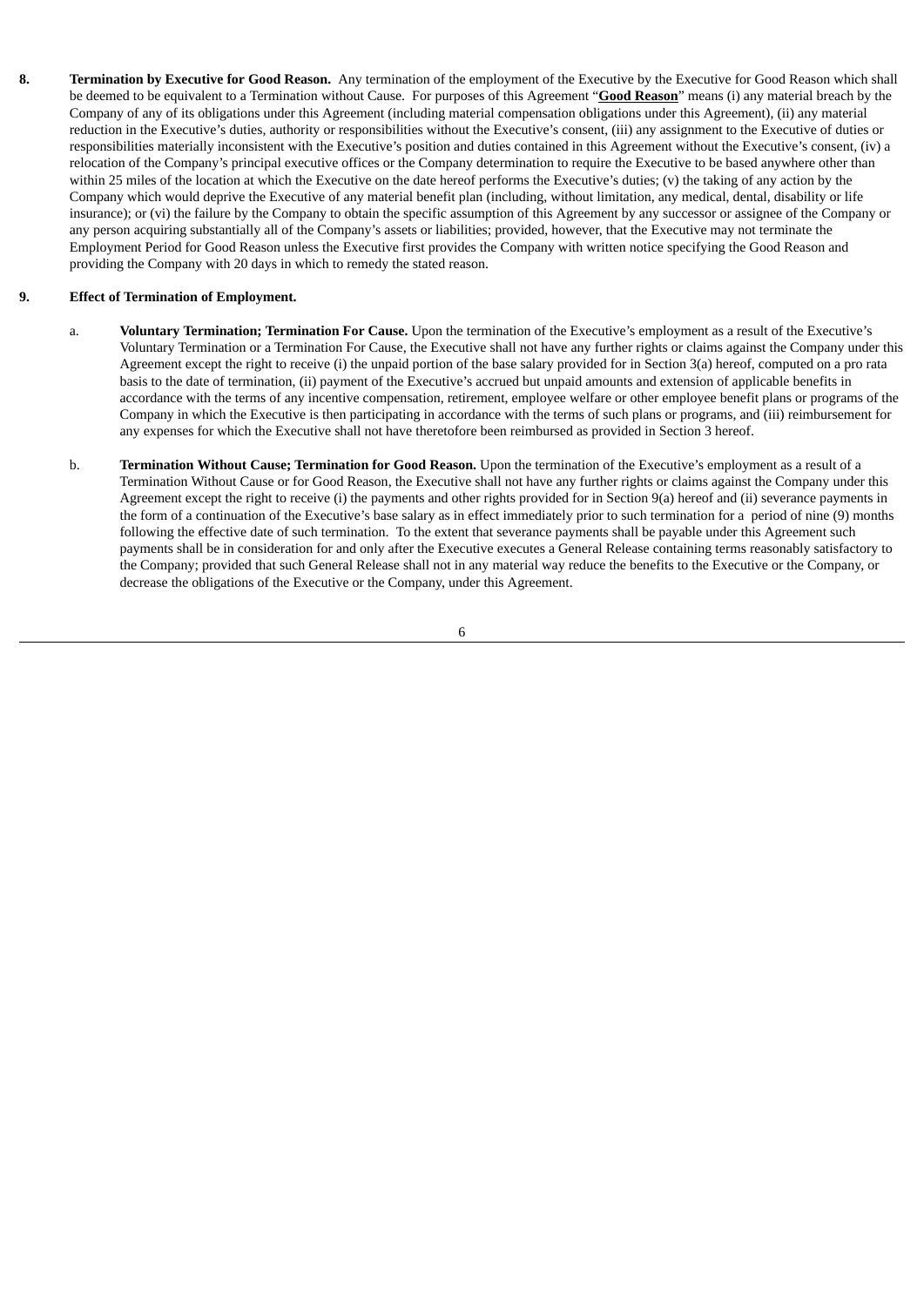**8. Termination by Executive for Good Reason.** Any termination of the employment of the Executive by the Executive for Good Reason which shall be deemed to be equivalent to a Termination without Cause. For purposes of this Agreement "**Good Reason**" means (i) any material breach by the Company of any of its obligations under this Agreement (including material compensation obligations under this Agreement), (ii) any material reduction in the Executive's duties, authority or responsibilities without the Executive's consent, (iii) any assignment to the Executive of duties or responsibilities materially inconsistent with the Executive's position and duties contained in this Agreement without the Executive's consent, (iv) a relocation of the Company's principal executive offices or the Company determination to require the Executive to be based anywhere other than within 25 miles of the location at which the Executive on the date hereof performs the Executive's duties; (v) the taking of any action by the Company which would deprive the Executive of any material benefit plan (including, without limitation, any medical, dental, disability or life insurance); or (vi) the failure by the Company to obtain the specific assumption of this Agreement by any successor or assignee of the Company or any person acquiring substantially all of the Company's assets or liabilities; provided, however, that the Executive may not terminate the Employment Period for Good Reason unless the Executive first provides the Company with written notice specifying the Good Reason and providing the Company with 20 days in which to remedy the stated reason.

**9. Effect of Termination of Employment.**

a. **Voluntary Termination; Termination For Cause.** Upon the termination of the Executive's employment as a result of the Executive's Voluntary Termination or a Termination For Cause, the Executive shall not have any further rights or claims against the Company under this Agreement except the right to receive (i) the unpaid portion of the base salary provided for in Section 3(a) hereof, computed on a pro rata basis to the date of termination, (ii) payment of the Executive's accrued but unpaid amounts and extension of applicable benefits in accordance with the terms of any incentive compensation, retirement, employee welfare or other employee benefit plans or programs of the Company in which the Executive is then participating in accordance with the terms of such plans or programs, and (iii) reimbursement for any expenses for which the Executive shall not have theretofore been reimbursed as provided in Section 3 hereof.

b. **Termination Without Cause; Termination for Good Reason.** Upon the termination of the Executive's employment as a result of a Termination Without Cause or for Good Reason, the Executive shall not have any further rights or claims against the Company under this Agreement except the right to receive (i) the payments and other rights provided for in Section 9(a) hereof and (ii) severance payments in the form of a continuation of the Executive's base salary as in effect immediately prior to such termination for a period of nine (9) months following the effective date of such termination. To the extent that severance payments shall be payable under this Agreement such payments shall be in consideration for and only after the Executive executes a General Release containing terms reasonably satisfactory to the Company; provided that such General Release shall not in any material way reduce the benefits to the Executive or the Company, or decrease the obligations of the Executive or the Company, under this Agreement.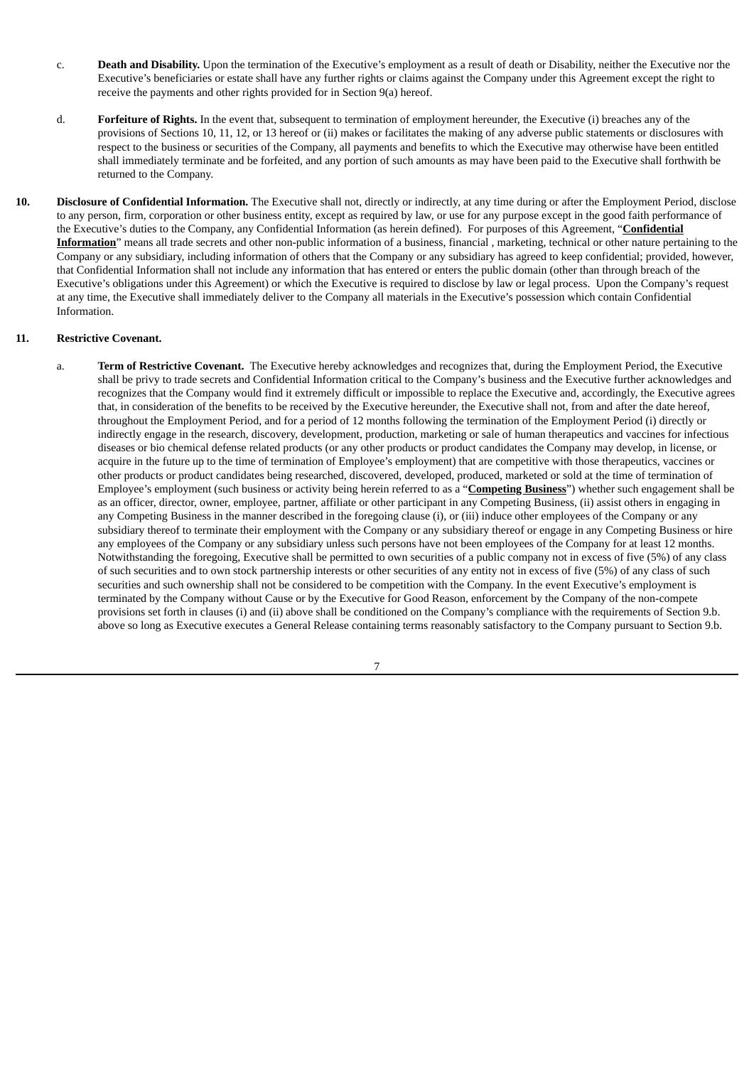c. **Death and Disability.** Upon the termination of the Executive's employment as a result of death or Disability, neither the Executive nor the Executive's beneficiaries or estate shall have any further rights or claims against the Company under this Agreement except the right to receive the payments and other rights provided for in Section 9(a) hereof.

d. **Forfeiture of Rights.** In the event that, subsequent to termination of employment hereunder, the Executive (i) breaches any of the provisions of Sections 10, 11, 12, or 13 hereof or (ii) makes or facilitates the making of any adverse public statements or disclosures with respect to the business or securities of the Company, all payments and benefits to which the Executive may otherwise have been entitled shall immediately terminate and be forfeited, and any portion of such amounts as may have been paid to the Executive shall forthwith be returned to the Company.

**10. Disclosure of Confidential Information.** The Executive shall not, directly or indirectly, at any time during or after the Employment Period, disclose to any person, firm, corporation or other business entity, except as required by law, or use for any purpose except in the good faith performance of the Executive's duties to the Company, any Confidential Information (as herein defined). For purposes of this Agreement, "**Confidential Information**" means all trade secrets and other non-public information of a business, financial , marketing, technical or other nature pertaining to the Company or any subsidiary, including information of others that the Company or any subsidiary has agreed to keep confidential; provided, however, that Confidential Information shall not include any information that has entered or enters the public domain (other than through breach of the Executive's obligations under this Agreement) or which the Executive is required to disclose by law or legal process. Upon the Company's request at any time, the Executive shall immediately deliver to the Company all materials in the Executive's possession which contain Confidential Information.

**11. Restrictive Covenant.**

a. **Term of Restrictive Covenant.** The Executive hereby acknowledges and recognizes that, during the Employment Period, the Executive shall be privy to trade secrets and Confidential Information critical to the Company's business and the Executive further acknowledges and recognizes that the Company would find it extremely difficult or impossible to replace the Executive and, accordingly, the Executive agrees that, in consideration of the benefits to be received by the Executive hereunder, the Executive shall not, from and after the date hereof, throughout the Employment Period, and for a period of 12 months following the termination of the Employment Period (i) directly or indirectly engage in the research, discovery, development, production, marketing or sale of human therapeutics and vaccines for infectious diseases or bio chemical defense related products (or any other products or product candidates the Company may develop, in license, or acquire in the future up to the time of termination of Employee's employment) that are competitive with those therapeutics, vaccines or other products or product candidates being researched, discovered, developed, produced, marketed or sold at the time of termination of Employee's employment (such business or activity being herein referred to as a "**Competing Business**") whether such engagement shall be as an officer, director, owner, employee, partner, affiliate or other participant in any Competing Business, (ii) assist others in engaging in any Competing Business in the manner described in the foregoing clause (i), or (iii) induce other employees of the Company or any subsidiary thereof to terminate their employment with the Company or any subsidiary thereof or engage in any Competing Business or hire any employees of the Company or any subsidiary unless such persons have not been employees of the Company for at least 12 months. Notwithstanding the foregoing, Executive shall be permitted to own securities of a public company not in excess of five (5%) of any class of such securities and to own stock partnership interests or other securities of any entity not in excess of five (5%) of any class of such securities and such ownership shall not be considered to be competition with the Company. In the event Executive's employment is terminated by the Company without Cause or by the Executive for Good Reason, enforcement by the Company of the non-compete provisions set forth in clauses (i) and (ii) above shall be conditioned on the Company's compliance with the requirements of Section 9.b. above so long as Executive executes a General Release containing terms reasonably satisfactory to the Company pursuant to Section 9.b.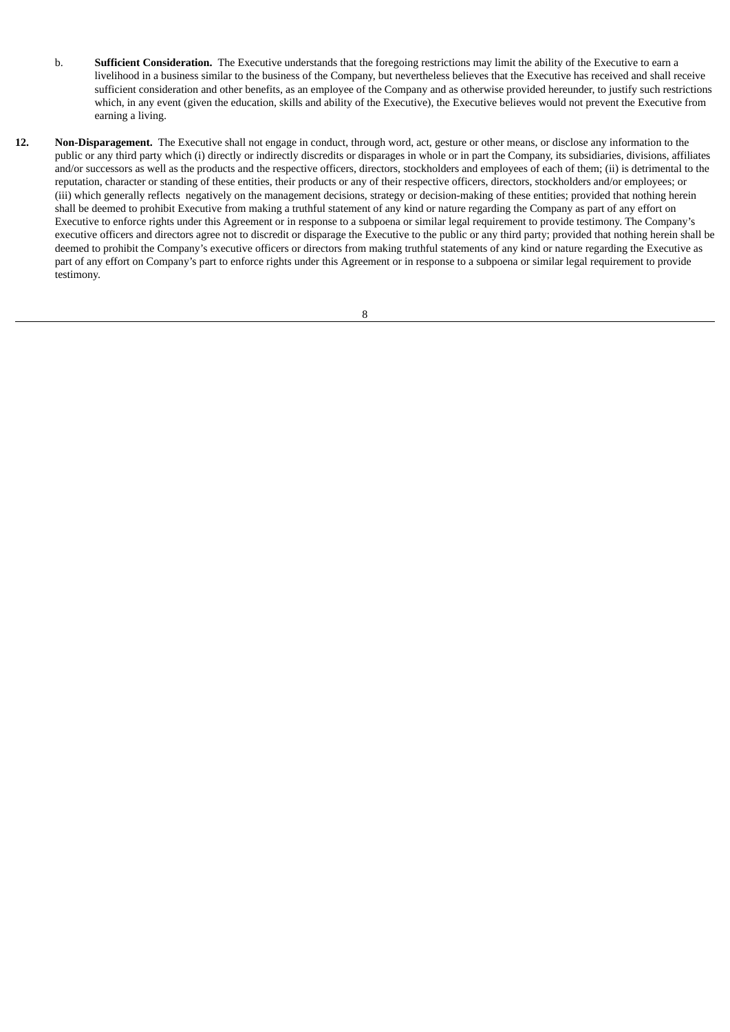b. **Sufficient Consideration.** The Executive understands that the foregoing restrictions may limit the ability of the Executive to earn a livelihood in a business similar to the business of the Company, but nevertheless believes that the Executive has received and shall receive sufficient consideration and other benefits, as an employee of the Company and as otherwise provided hereunder, to justify such restrictions which, in any event (given the education, skills and ability of the Executive), the Executive believes would not prevent the Executive from earning a living.

**12. Non-Disparagement.** The Executive shall not engage in conduct, through word, act, gesture or other means, or disclose any information to the public or any third party which (i) directly or indirectly discredits or disparages in whole or in part the Company, its subsidiaries, divisions, affiliates and/or successors as well as the products and the respective officers, directors, stockholders and employees of each of them; (ii) is detrimental to the reputation, character or standing of these entities, their products or any of their respective officers, directors, stockholders and/or employees; or (iii) which generally reflects negatively on the management decisions, strategy or decision-making of these entities; provided that nothing herein shall be deemed to prohibit Executive from making a truthful statement of any kind or nature regarding the Company as part of any effort on Executive to enforce rights under this Agreement or in response to a subpoena or similar legal requirement to provide testimony. The Company's executive officers and directors agree not to discredit or disparage the Executive to the public or any third party; provided that nothing herein shall be deemed to prohibit the Company's executive officers or directors from making truthful statements of any kind or nature regarding the Executive as part of any effort on Company's part to enforce rights under this Agreement or in response to a subpoena or similar legal requirement to provide testimony.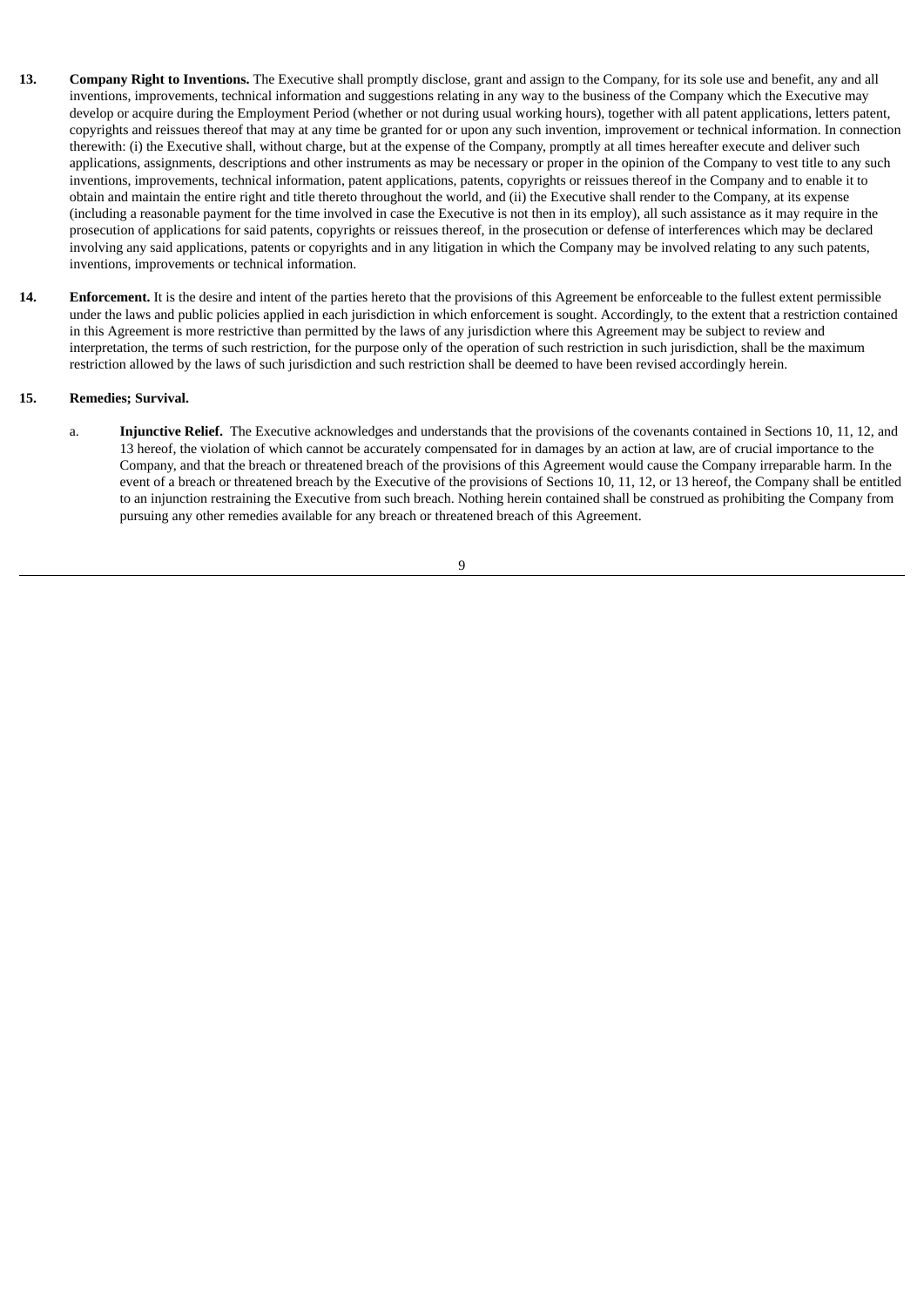**13. Company Right to Inventions.** The Executive shall promptly disclose, grant and assign to the Company, for its sole use and benefit, any and all inventions, improvements, technical information and suggestions relating in any way to the business of the Company which the Executive may develop or acquire during the Employment Period (whether or not during usual working hours), together with all patent applications, letters patent, copyrights and reissues thereof that may at any time be granted for or upon any such invention, improvement or technical information. In connection therewith: (i) the Executive shall, without charge, but at the expense of the Company, promptly at all times hereafter execute and deliver such applications, assignments, descriptions and other instruments as may be necessary or proper in the opinion of the Company to vest title to any such inventions, improvements, technical information, patent applications, patents, copyrights or reissues thereof in the Company and to enable it to obtain and maintain the entire right and title thereto throughout the world, and (ii) the Executive shall render to the Company, at its expense (including a reasonable payment for the time involved in case the Executive is not then in its employ), all such assistance as it may require in the prosecution of applications for said patents, copyrights or reissues thereof, in the prosecution or defense of interferences which may be declared involving any said applications, patents or copyrights and in any litigation in which the Company may be involved relating to any such patents, inventions, improvements or technical information.

**14. Enforcement.** It is the desire and intent of the parties hereto that the provisions of this Agreement be enforceable to the fullest extent permissible under the laws and public policies applied in each jurisdiction in which enforcement is sought. Accordingly, to the extent that a restriction contained in this Agreement is more restrictive than permitted by the laws of any jurisdiction where this Agreement may be subject to review and interpretation, the terms of such restriction, for the purpose only of the operation of such restriction in such jurisdiction, shall be the maximum restriction allowed by the laws of such jurisdiction and such restriction shall be deemed to have been revised accordingly herein.

**15. Remedies; Survival.**

a. **Injunctive Relief.** The Executive acknowledges and understands that the provisions of the covenants contained in Sections 10, 11, 12, and 13 hereof, the violation of which cannot be accurately compensated for in damages by an action at law, are of crucial importance to the Company, and that the breach or threatened breach of the provisions of this Agreement would cause the Company irreparable harm. In the event of a breach or threatened breach by the Executive of the provisions of Sections 10, 11, 12, or 13 hereof, the Company shall be entitled to an injunction restraining the Executive from such breach. Nothing herein contained shall be construed as prohibiting the Company from pursuing any other remedies available for any breach or threatened breach of this Agreement.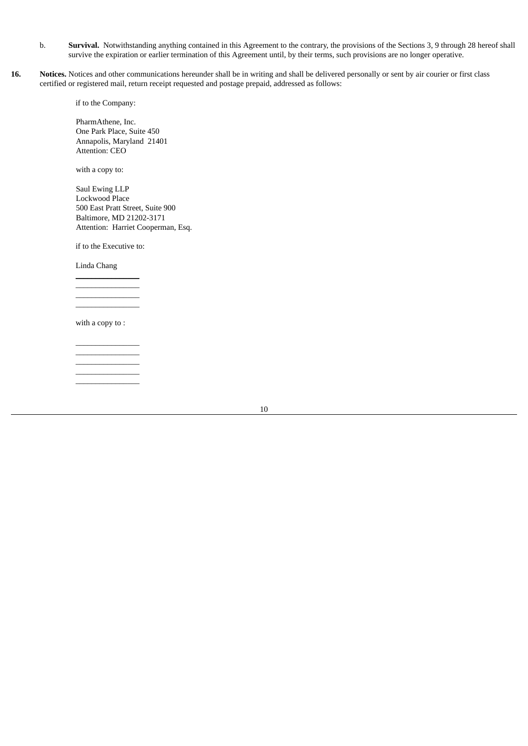b. **Survival.** Notwithstanding anything contained in this Agreement to the contrary, the provisions of the Sections 3, 9 through 28 hereof shall survive the expiration or earlier termination of this Agreement until, by their terms, such provisions are no longer operative.

**16. Notices.** Notices and other communications hereunder shall be in writing and shall be delivered personally or sent by air courier or first class certified or registered mail, return receipt requested and postage prepaid, addressed as follows:

if to the Company:

PharmAthene, Inc.
One Park Place, Suite 450
Annapolis, Maryland 21401
Attention: CEO

with a copy to:

Saul Ewing LLP
Lockwood Place
500 East Pratt Street, Suite 900
Baltimore, MD 21202-3171
Attention: Harriet Cooperman, Esq.

if to the Executive to:

Linda Chang
________________
________________
________________
________________

with a copy to :

________________
________________
________________
________________
________________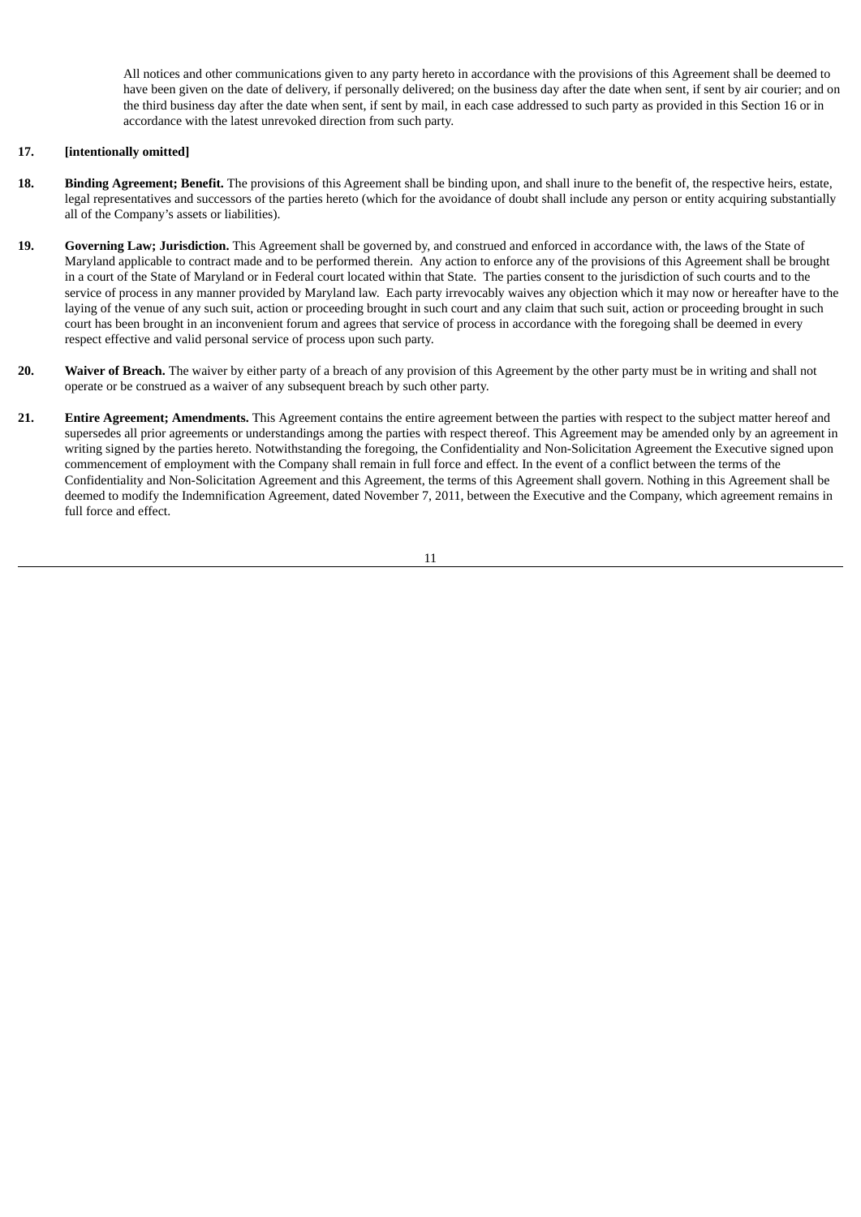All notices and other communications given to any party hereto in accordance with the provisions of this Agreement shall be deemed to have been given on the date of delivery, if personally delivered; on the business day after the date when sent, if sent by air courier; and on the third business day after the date when sent, if sent by mail, in each case addressed to such party as provided in this Section 16 or in accordance with the latest unrevoked direction from such party.

**17. [intentionally omitted]**

**18. Binding Agreement; Benefit.** The provisions of this Agreement shall be binding upon, and shall inure to the benefit of, the respective heirs, estate, legal representatives and successors of the parties hereto (which for the avoidance of doubt shall include any person or entity acquiring substantially all of the Company's assets or liabilities).

**19. Governing Law; Jurisdiction.** This Agreement shall be governed by, and construed and enforced in accordance with, the laws of the State of Maryland applicable to contract made and to be performed therein. Any action to enforce any of the provisions of this Agreement shall be brought in a court of the State of Maryland or in Federal court located within that State. The parties consent to the jurisdiction of such courts and to the service of process in any manner provided by Maryland law. Each party irrevocably waives any objection which it may now or hereafter have to the laying of the venue of any such suit, action or proceeding brought in such court and any claim that such suit, action or proceeding brought in such court has been brought in an inconvenient forum and agrees that service of process in accordance with the foregoing shall be deemed in every respect effective and valid personal service of process upon such party.

**20. Waiver of Breach.** The waiver by either party of a breach of any provision of this Agreement by the other party must be in writing and shall not operate or be construed as a waiver of any subsequent breach by such other party.

**21. Entire Agreement; Amendments.** This Agreement contains the entire agreement between the parties with respect to the subject matter hereof and supersedes all prior agreements or understandings among the parties with respect thereof. This Agreement may be amended only by an agreement in writing signed by the parties hereto. Notwithstanding the foregoing, the Confidentiality and Non-Solicitation Agreement the Executive signed upon commencement of employment with the Company shall remain in full force and effect. In the event of a conflict between the terms of the Confidentiality and Non-Solicitation Agreement and this Agreement, the terms of this Agreement shall govern. Nothing in this Agreement shall be deemed to modify the Indemnification Agreement, dated November 7, 2011, between the Executive and the Company, which agreement remains in full force and effect.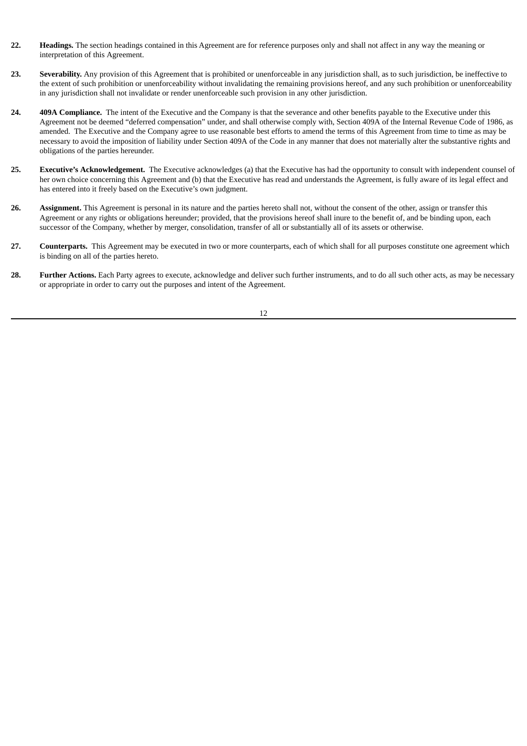**22. Headings.** The section headings contained in this Agreement are for reference purposes only and shall not affect in any way the meaning or interpretation of this Agreement.

**23. Severability.** Any provision of this Agreement that is prohibited or unenforceable in any jurisdiction shall, as to such jurisdiction, be ineffective to the extent of such prohibition or unenforceability without invalidating the remaining provisions hereof, and any such prohibition or unenforceability in any jurisdiction shall not invalidate or render unenforceable such provision in any other jurisdiction.

**24. 409A Compliance.** The intent of the Executive and the Company is that the severance and other benefits payable to the Executive under this Agreement not be deemed "deferred compensation" under, and shall otherwise comply with, Section 409A of the Internal Revenue Code of 1986, as amended. The Executive and the Company agree to use reasonable best efforts to amend the terms of this Agreement from time to time as may be necessary to avoid the imposition of liability under Section 409A of the Code in any manner that does not materially alter the substantive rights and obligations of the parties hereunder.

**25. Executive's Acknowledgement.** The Executive acknowledges (a) that the Executive has had the opportunity to consult with independent counsel of her own choice concerning this Agreement and (b) that the Executive has read and understands the Agreement, is fully aware of its legal effect and has entered into it freely based on the Executive's own judgment.

**26. Assignment.** This Agreement is personal in its nature and the parties hereto shall not, without the consent of the other, assign or transfer this Agreement or any rights or obligations hereunder; provided, that the provisions hereof shall inure to the benefit of, and be binding upon, each successor of the Company, whether by merger, consolidation, transfer of all or substantially all of its assets or otherwise.

**27. Counterparts.** This Agreement may be executed in two or more counterparts, each of which shall for all purposes constitute one agreement which is binding on all of the parties hereto.

**28. Further Actions.** Each Party agrees to execute, acknowledge and deliver such further instruments, and to do all such other acts, as may be necessary or appropriate in order to carry out the purposes and intent of the Agreement.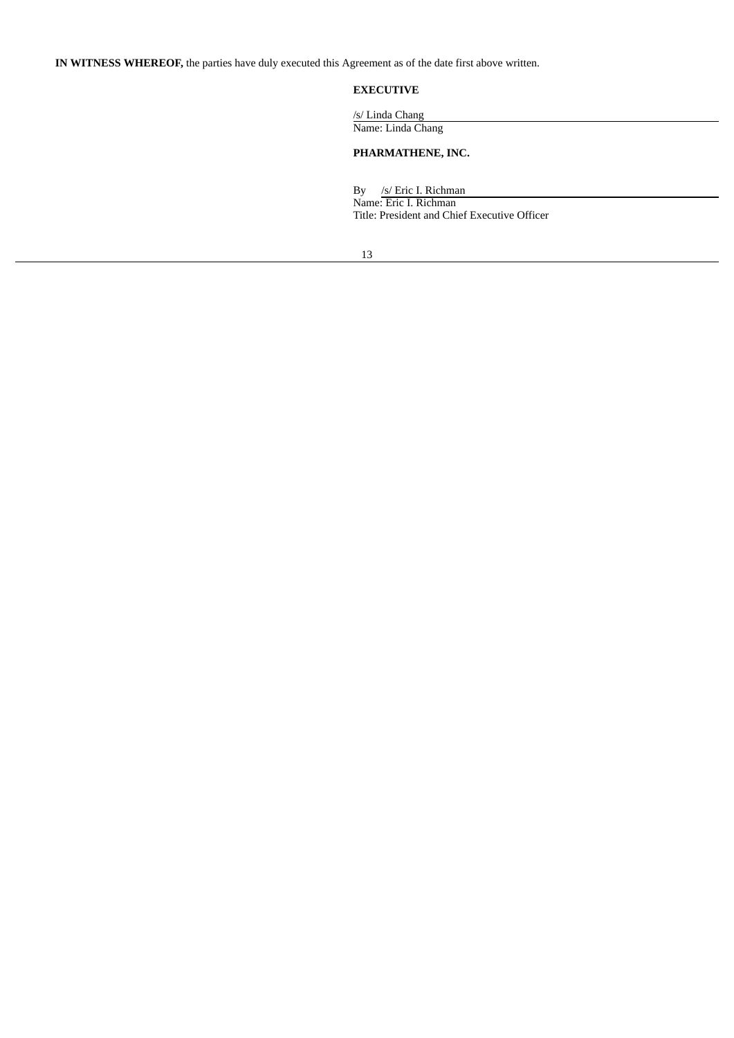**IN WITNESS WHEREOF,** the parties have duly executed this Agreement as of the date first above written.

**EXECUTIVE**

/s/ Linda Chang
Name: Linda Chang

**PHARMATHENE, INC.**

By /s/ Eric I. Richman
Name: Eric I. Richman
Title: President and Chief Executive Officer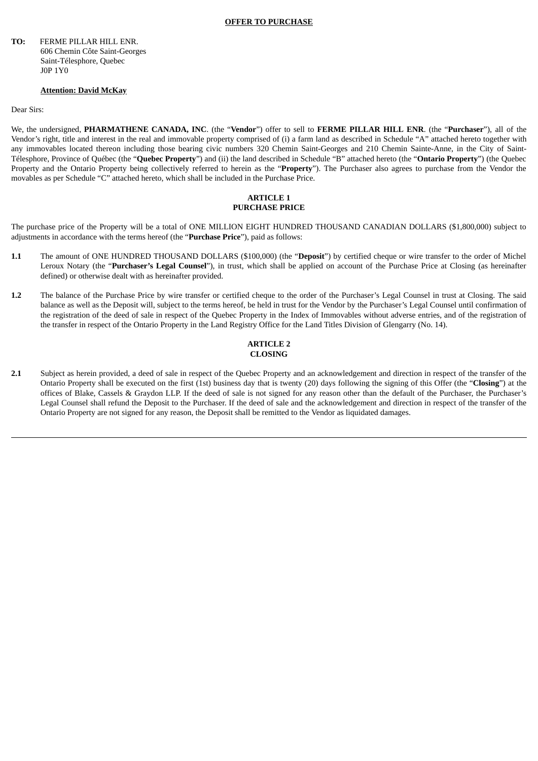**OFFER TO PURCHASE**

**TO:** FERME PILLAR HILL ENR.
606 Chemin Côte Saint-Georges
Saint-Télesphore, Quebec
J0P 1Y0

**Attention: David McKay**

Dear Sirs:

We, the undersigned, **PHARMATHENE CANADA, INC**. (the "**Vendor**") offer to sell to **FERME PILLAR HILL ENR**. (the "**Purchaser**"), all of the Vendor's right, title and interest in the real and immovable property comprised of (i) a farm land as described in Schedule "A" attached hereto together with any immovables located thereon including those bearing civic numbers 320 Chemin Saint-Georges and 210 Chemin Sainte-Anne, in the City of Saint-Télesphore, Province of Québec (the "**Quebec Property**") and (ii) the land described in Schedule "B" attached hereto (the "**Ontario Property**") (the Quebec Property and the Ontario Property being collectively referred to herein as the "**Property**"). The Purchaser also agrees to purchase from the Vendor the movables as per Schedule "C" attached hereto, which shall be included in the Purchase Price.

## ARTICLE 1
## PURCHASE PRICE

The purchase price of the Property will be a total of ONE MILLION EIGHT HUNDRED THOUSAND CANADIAN DOLLARS ($1,800,000) subject to adjustments in accordance with the terms hereof (the "**Purchase Price**"), paid as follows:

**1.1** The amount of ONE HUNDRED THOUSAND DOLLARS ($100,000) (the "**Deposit**") by certified cheque or wire transfer to the order of Michel Leroux Notary (the "**Purchaser's Legal Counsel**"), in trust, which shall be applied on account of the Purchase Price at Closing (as hereinafter defined) or otherwise dealt with as hereinafter provided.

**1.2** The balance of the Purchase Price by wire transfer or certified cheque to the order of the Purchaser's Legal Counsel in trust at Closing. The said balance as well as the Deposit will, subject to the terms hereof, be held in trust for the Vendor by the Purchaser's Legal Counsel until confirmation of the registration of the deed of sale in respect of the Quebec Property in the Index of Immovables without adverse entries, and of the registration of the transfer in respect of the Ontario Property in the Land Registry Office for the Land Titles Division of Glengarry (No. 14).

## ARTICLE 2
## CLOSING

**2.1** Subject as herein provided, a deed of sale in respect of the Quebec Property and an acknowledgement and direction in respect of the transfer of the Ontario Property shall be executed on the first (1st) business day that is twenty (20) days following the signing of this Offer (the "**Closing**") at the offices of Blake, Cassels & Graydon LLP. If the deed of sale is not signed for any reason other than the default of the Purchaser, the Purchaser's Legal Counsel shall refund the Deposit to the Purchaser. If the deed of sale and the acknowledgement and direction in respect of the transfer of the Ontario Property are not signed for any reason, the Deposit shall be remitted to the Vendor as liquidated damages.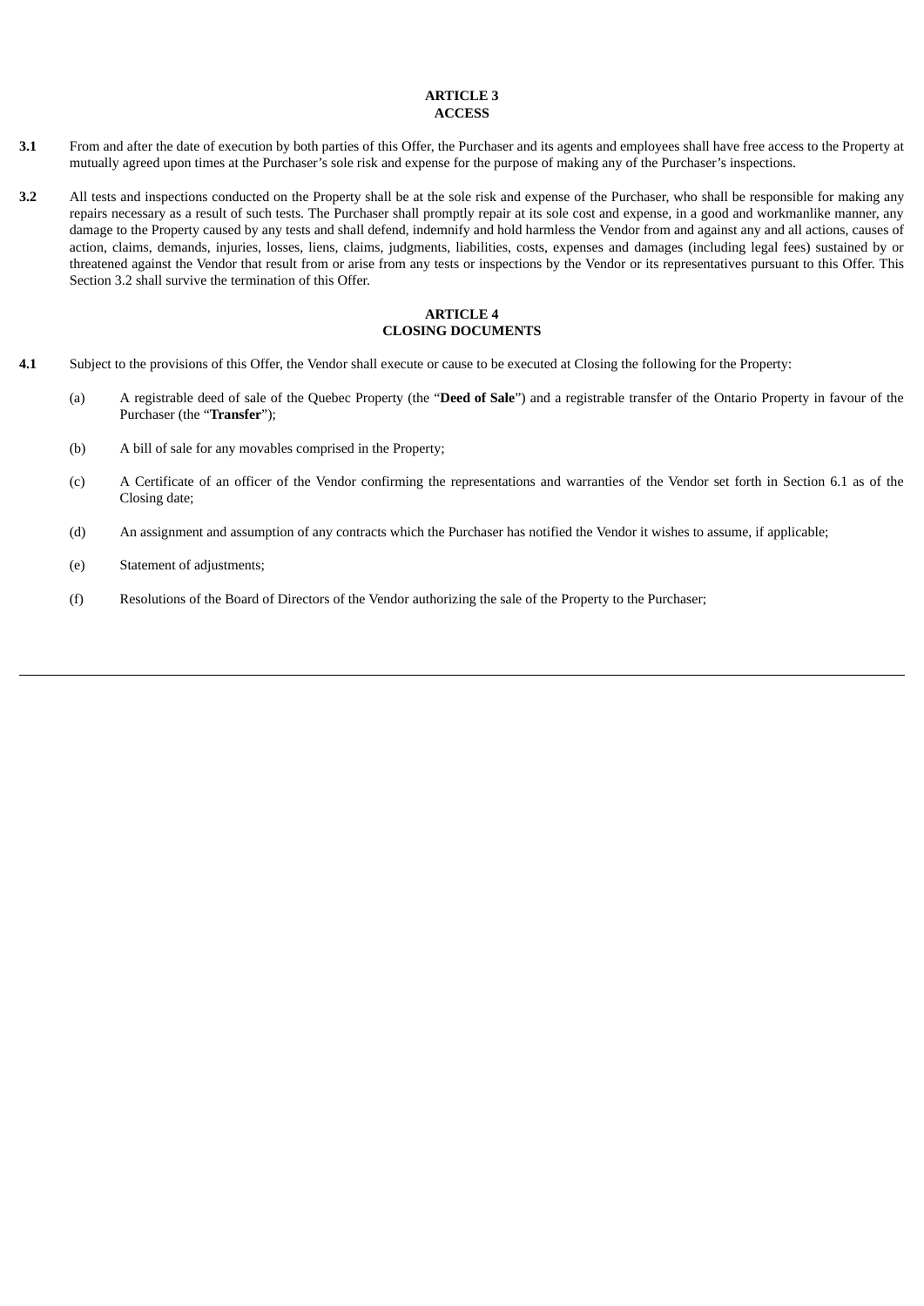## ARTICLE 3
## ACCESS

**3.1** From and after the date of execution by both parties of this Offer, the Purchaser and its agents and employees shall have free access to the Property at mutually agreed upon times at the Purchaser's sole risk and expense for the purpose of making any of the Purchaser's inspections.

**3.2** All tests and inspections conducted on the Property shall be at the sole risk and expense of the Purchaser, who shall be responsible for making any repairs necessary as a result of such tests. The Purchaser shall promptly repair at its sole cost and expense, in a good and workmanlike manner, any damage to the Property caused by any tests and shall defend, indemnify and hold harmless the Vendor from and against any and all actions, causes of action, claims, demands, injuries, losses, liens, claims, judgments, liabilities, costs, expenses and damages (including legal fees) sustained by or threatened against the Vendor that result from or arise from any tests or inspections by the Vendor or its representatives pursuant to this Offer. This Section 3.2 shall survive the termination of this Offer.

## ARTICLE 4
## CLOSING DOCUMENTS

**4.1** Subject to the provisions of this Offer, the Vendor shall execute or cause to be executed at Closing the following for the Property:

(a) A registrable deed of sale of the Quebec Property (the "**Deed of Sale**") and a registrable transfer of the Ontario Property in favour of the Purchaser (the "**Transfer**");

(b) A bill of sale for any movables comprised in the Property;

(c) A Certificate of an officer of the Vendor confirming the representations and warranties of the Vendor set forth in Section 6.1 as of the Closing date;

(d) An assignment and assumption of any contracts which the Purchaser has notified the Vendor it wishes to assume, if applicable;

(e) Statement of adjustments;

(f) Resolutions of the Board of Directors of the Vendor authorizing the sale of the Property to the Purchaser;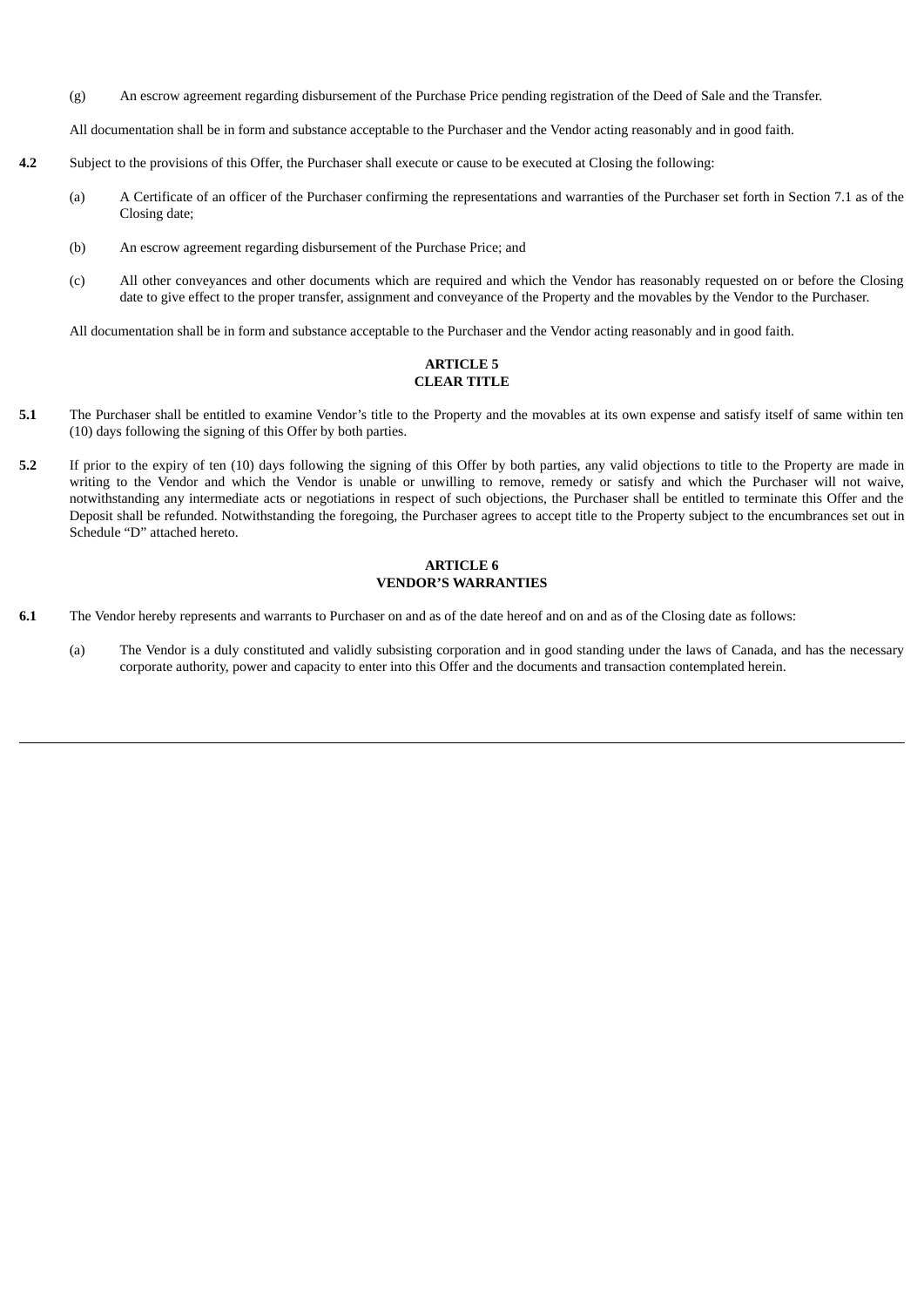(g) An escrow agreement regarding disbursement of the Purchase Price pending registration of the Deed of Sale and the Transfer.

All documentation shall be in form and substance acceptable to the Purchaser and the Vendor acting reasonably and in good faith.

**4.2** Subject to the provisions of this Offer, the Purchaser shall execute or cause to be executed at Closing the following:

(a) A Certificate of an officer of the Purchaser confirming the representations and warranties of the Purchaser set forth in Section 7.1 as of the Closing date;

(b) An escrow agreement regarding disbursement of the Purchase Price; and

(c) All other conveyances and other documents which are required and which the Vendor has reasonably requested on or before the Closing date to give effect to the proper transfer, assignment and conveyance of the Property and the movables by the Vendor to the Purchaser.

All documentation shall be in form and substance acceptable to the Purchaser and the Vendor acting reasonably and in good faith.

**ARTICLE 5**
**CLEAR TITLE**

**5.1** The Purchaser shall be entitled to examine Vendor's title to the Property and the movables at its own expense and satisfy itself of same within ten (10) days following the signing of this Offer by both parties.

**5.2** If prior to the expiry of ten (10) days following the signing of this Offer by both parties, any valid objections to title to the Property are made in writing to the Vendor and which the Vendor is unable or unwilling to remove, remedy or satisfy and which the Purchaser will not waive, notwithstanding any intermediate acts or negotiations in respect of such objections, the Purchaser shall be entitled to terminate this Offer and the Deposit shall be refunded. Notwithstanding the foregoing, the Purchaser agrees to accept title to the Property subject to the encumbrances set out in Schedule "D" attached hereto.

**ARTICLE 6**
**VENDOR'S WARRANTIES**

**6.1** The Vendor hereby represents and warrants to Purchaser on and as of the date hereof and on and as of the Closing date as follows:

(a) The Vendor is a duly constituted and validly subsisting corporation and in good standing under the laws of Canada, and has the necessary corporate authority, power and capacity to enter into this Offer and the documents and transaction contemplated herein.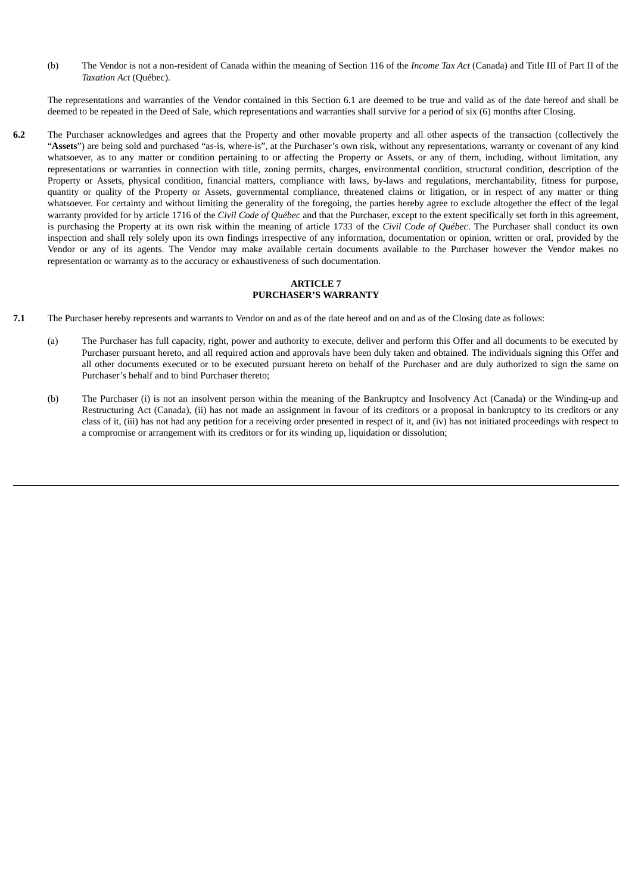(b) The Vendor is not a non-resident of Canada within the meaning of Section 116 of the *Income Tax Act* (Canada) and Title III of Part II of the *Taxation Act* (Québec).

The representations and warranties of the Vendor contained in this Section 6.1 are deemed to be true and valid as of the date hereof and shall be deemed to be repeated in the Deed of Sale, which representations and warranties shall survive for a period of six (6) months after Closing.

**6.2** The Purchaser acknowledges and agrees that the Property and other movable property and all other aspects of the transaction (collectively the "**Assets**") are being sold and purchased "as-is, where-is", at the Purchaser's own risk, without any representations, warranty or covenant of any kind whatsoever, as to any matter or condition pertaining to or affecting the Property or Assets, or any of them, including, without limitation, any representations or warranties in connection with title, zoning permits, charges, environmental condition, structural condition, description of the Property or Assets, physical condition, financial matters, compliance with laws, by-laws and regulations, merchantability, fitness for purpose, quantity or quality of the Property or Assets, governmental compliance, threatened claims or litigation, or in respect of any matter or thing whatsoever. For certainty and without limiting the generality of the foregoing, the parties hereby agree to exclude altogether the effect of the legal warranty provided for by article 1716 of the *Civil Code of Québec* and that the Purchaser, except to the extent specifically set forth in this agreement, is purchasing the Property at its own risk within the meaning of article 1733 of the *Civil Code of Québec*. The Purchaser shall conduct its own inspection and shall rely solely upon its own findings irrespective of any information, documentation or opinion, written or oral, provided by the Vendor or any of its agents. The Vendor may make available certain documents available to the Purchaser however the Vendor makes no representation or warranty as to the accuracy or exhaustiveness of such documentation.

## ARTICLE 7
## PURCHASER'S WARRANTY

**7.1** The Purchaser hereby represents and warrants to Vendor on and as of the date hereof and on and as of the Closing date as follows:

(a) The Purchaser has full capacity, right, power and authority to execute, deliver and perform this Offer and all documents to be executed by Purchaser pursuant hereto, and all required action and approvals have been duly taken and obtained. The individuals signing this Offer and all other documents executed or to be executed pursuant hereto on behalf of the Purchaser and are duly authorized to sign the same on Purchaser's behalf and to bind Purchaser thereto;

(b) The Purchaser (i) is not an insolvent person within the meaning of the Bankruptcy and Insolvency Act (Canada) or the Winding-up and Restructuring Act (Canada), (ii) has not made an assignment in favour of its creditors or a proposal in bankruptcy to its creditors or any class of it, (iii) has not had any petition for a receiving order presented in respect of it, and (iv) has not initiated proceedings with respect to a compromise or arrangement with its creditors or for its winding up, liquidation or dissolution;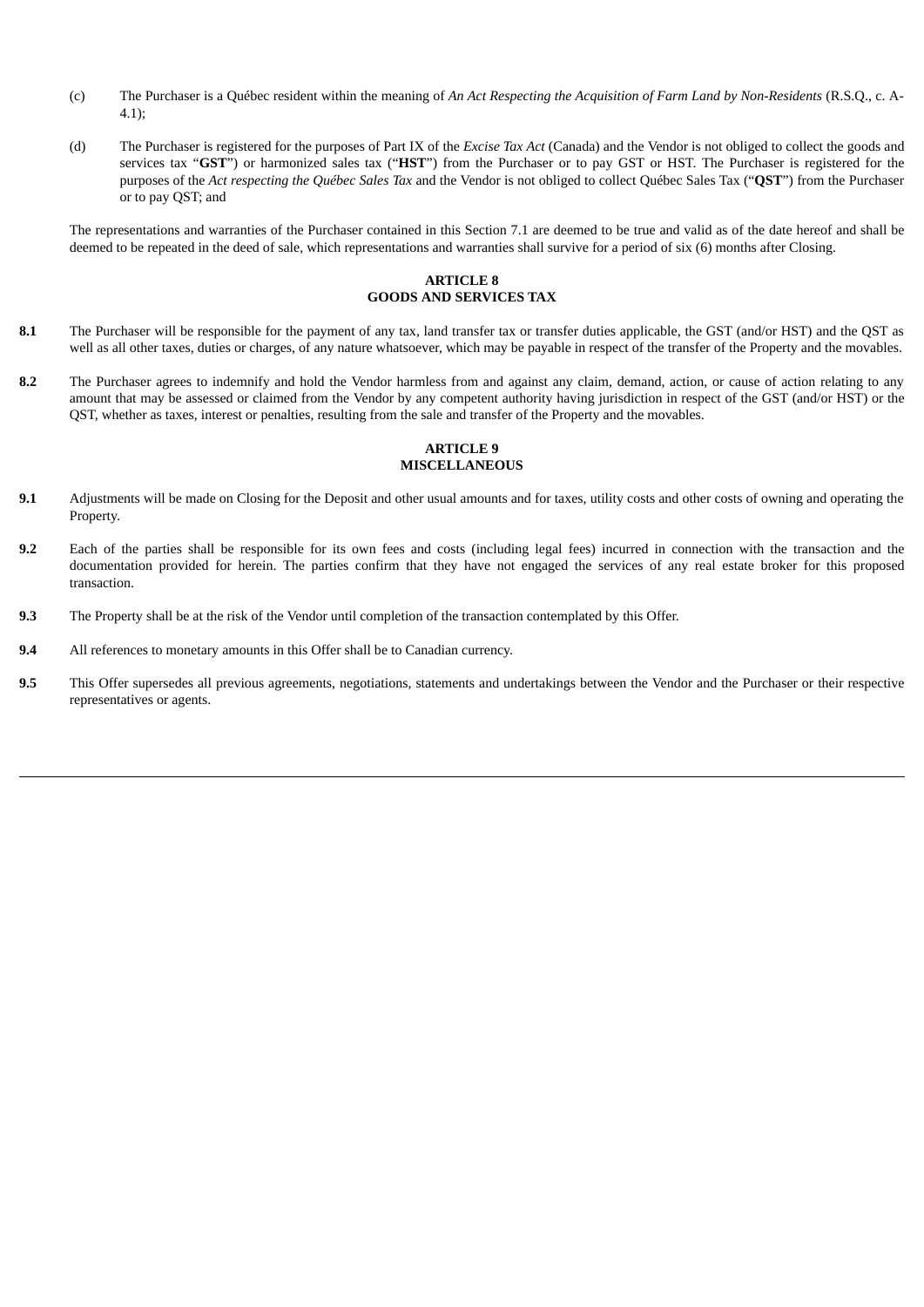(c) The Purchaser is a Québec resident within the meaning of *An Act Respecting the Acquisition of Farm Land by Non-Residents* (R.S.Q., c. A-4.1);

(d) The Purchaser is registered for the purposes of Part IX of the *Excise Tax Act* (Canada) and the Vendor is not obliged to collect the goods and services tax "**GST**") or harmonized sales tax ("**HST**") from the Purchaser or to pay GST or HST. The Purchaser is registered for the purposes of the *Act respecting the Québec Sales Tax* and the Vendor is not obliged to collect Québec Sales Tax ("**QST**") from the Purchaser or to pay QST; and

The representations and warranties of the Purchaser contained in this Section 7.1 are deemed to be true and valid as of the date hereof and shall be deemed to be repeated in the deed of sale, which representations and warranties shall survive for a period of six (6) months after Closing.

## ARTICLE 8
## GOODS AND SERVICES TAX

**8.1** The Purchaser will be responsible for the payment of any tax, land transfer tax or transfer duties applicable, the GST (and/or HST) and the QST as well as all other taxes, duties or charges, of any nature whatsoever, which may be payable in respect of the transfer of the Property and the movables.

**8.2** The Purchaser agrees to indemnify and hold the Vendor harmless from and against any claim, demand, action, or cause of action relating to any amount that may be assessed or claimed from the Vendor by any competent authority having jurisdiction in respect of the GST (and/or HST) or the QST, whether as taxes, interest or penalties, resulting from the sale and transfer of the Property and the movables.

## ARTICLE 9
## MISCELLANEOUS

**9.1** Adjustments will be made on Closing for the Deposit and other usual amounts and for taxes, utility costs and other costs of owning and operating the Property.

**9.2** Each of the parties shall be responsible for its own fees and costs (including legal fees) incurred in connection with the transaction and the documentation provided for herein. The parties confirm that they have not engaged the services of any real estate broker for this proposed transaction.

**9.3** The Property shall be at the risk of the Vendor until completion of the transaction contemplated by this Offer.

**9.4** All references to monetary amounts in this Offer shall be to Canadian currency.

**9.5** This Offer supersedes all previous agreements, negotiations, statements and undertakings between the Vendor and the Purchaser or their respective representatives or agents.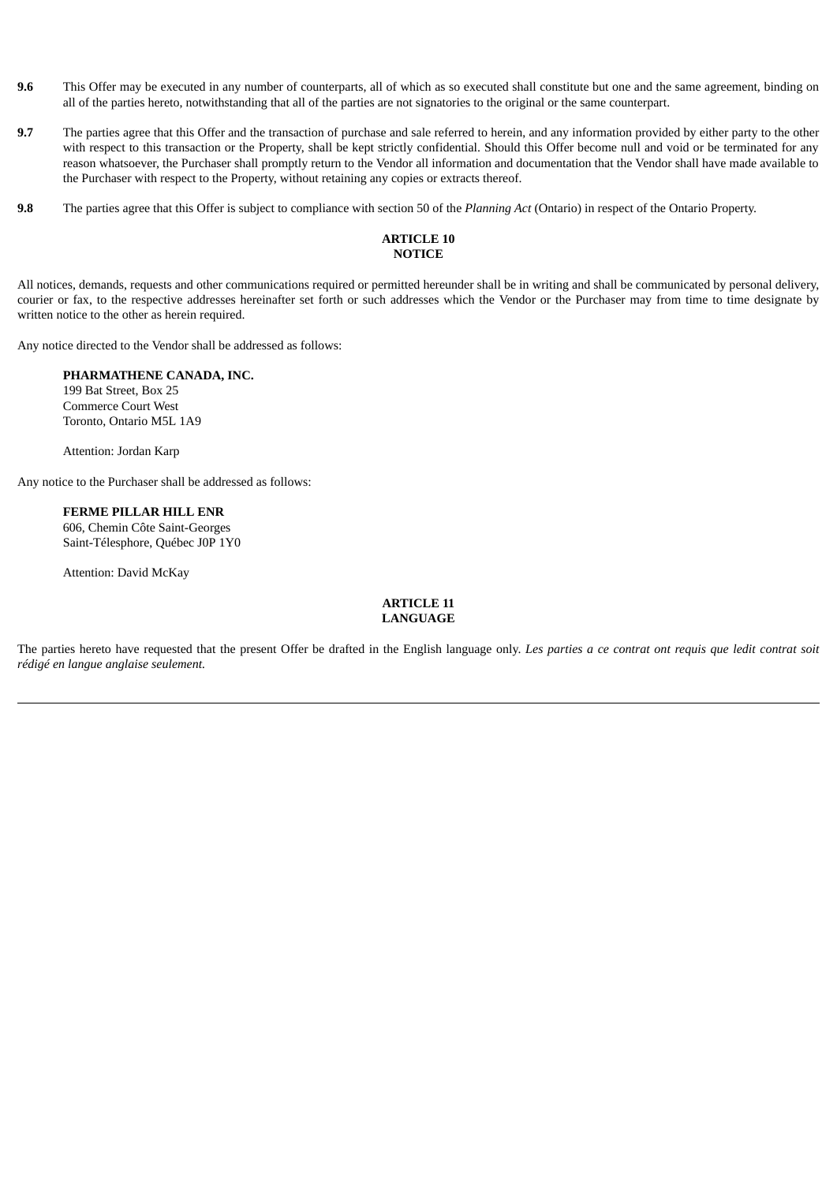**9.6** This Offer may be executed in any number of counterparts, all of which as so executed shall constitute but one and the same agreement, binding on all of the parties hereto, notwithstanding that all of the parties are not signatories to the original or the same counterpart.

**9.7** The parties agree that this Offer and the transaction of purchase and sale referred to herein, and any information provided by either party to the other with respect to this transaction or the Property, shall be kept strictly confidential. Should this Offer become null and void or be terminated for any reason whatsoever, the Purchaser shall promptly return to the Vendor all information and documentation that the Vendor shall have made available to the Purchaser with respect to the Property, without retaining any copies or extracts thereof.

**9.8** The parties agree that this Offer is subject to compliance with section 50 of the *Planning Act* (Ontario) in respect of the Ontario Property.

**ARTICLE 10**
**NOTICE**

All notices, demands, requests and other communications required or permitted hereunder shall be in writing and shall be communicated by personal delivery, courier or fax, to the respective addresses hereinafter set forth or such addresses which the Vendor or the Purchaser may from time to time designate by written notice to the other as herein required.

Any notice directed to the Vendor shall be addressed as follows:

**PHARMATHENE CANADA, INC.**
199 Bat Street, Box 25
Commerce Court West
Toronto, Ontario M5L 1A9

Attention: Jordan Karp

Any notice to the Purchaser shall be addressed as follows:

**FERME PILLAR HILL ENR**
606, Chemin Côte Saint-Georges
Saint-Télesphore, Québec J0P 1Y0

Attention: David McKay

**ARTICLE 11**
**LANGUAGE**

The parties hereto have requested that the present Offer be drafted in the English language only. *Les parties a ce contrat ont requis que ledit contrat soit rédigé en langue anglaise seulement.*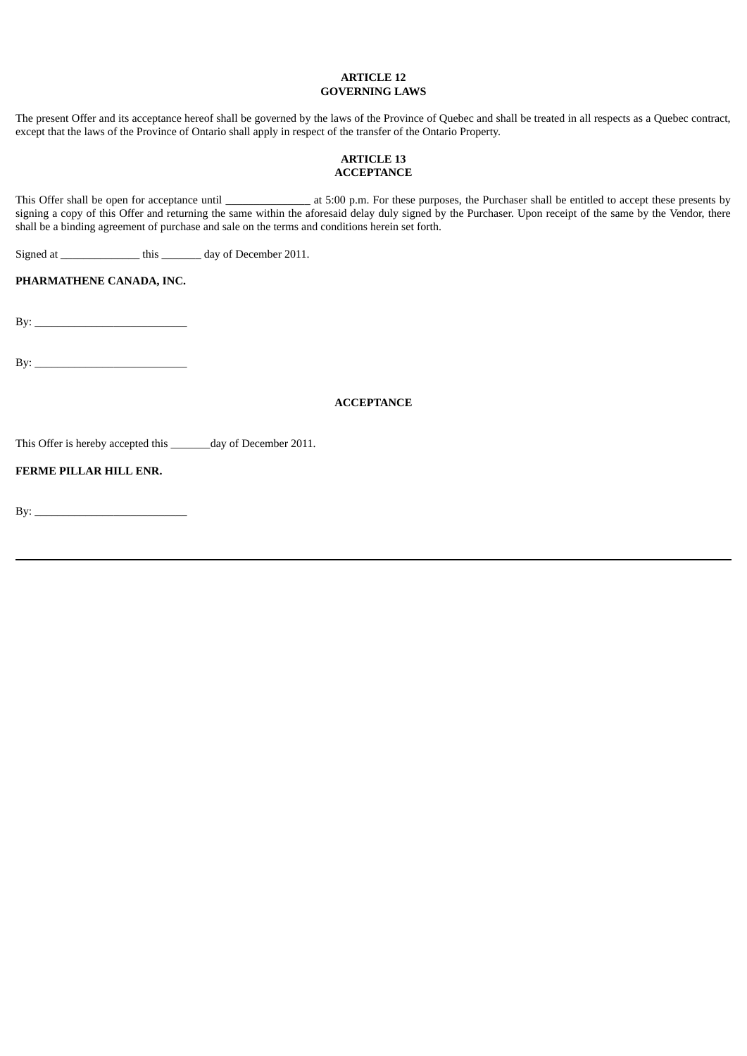**ARTICLE 12**
**GOVERNING LAWS**

The present Offer and its acceptance hereof shall be governed by the laws of the Province of Quebec and shall be treated in all respects as a Quebec contract, except that the laws of the Province of Ontario shall apply in respect of the transfer of the Ontario Property.

**ARTICLE 13**
**ACCEPTANCE**

This Offer shall be open for acceptance until _______________ at 5:00 p.m. For these purposes, the Purchaser shall be entitled to accept these presents by signing a copy of this Offer and returning the same within the aforesaid delay duly signed by the Purchaser. Upon receipt of the same by the Vendor, there shall be a binding agreement of purchase and sale on the terms and conditions herein set forth.

Signed at ______________ this _______ day of December 2011.

**PHARMATHENE CANADA, INC.**

By: ___________________________

By: ___________________________

**ACCEPTANCE**

This Offer is hereby accepted this _______day of December 2011.

**FERME PILLAR HILL ENR.**

By: ___________________________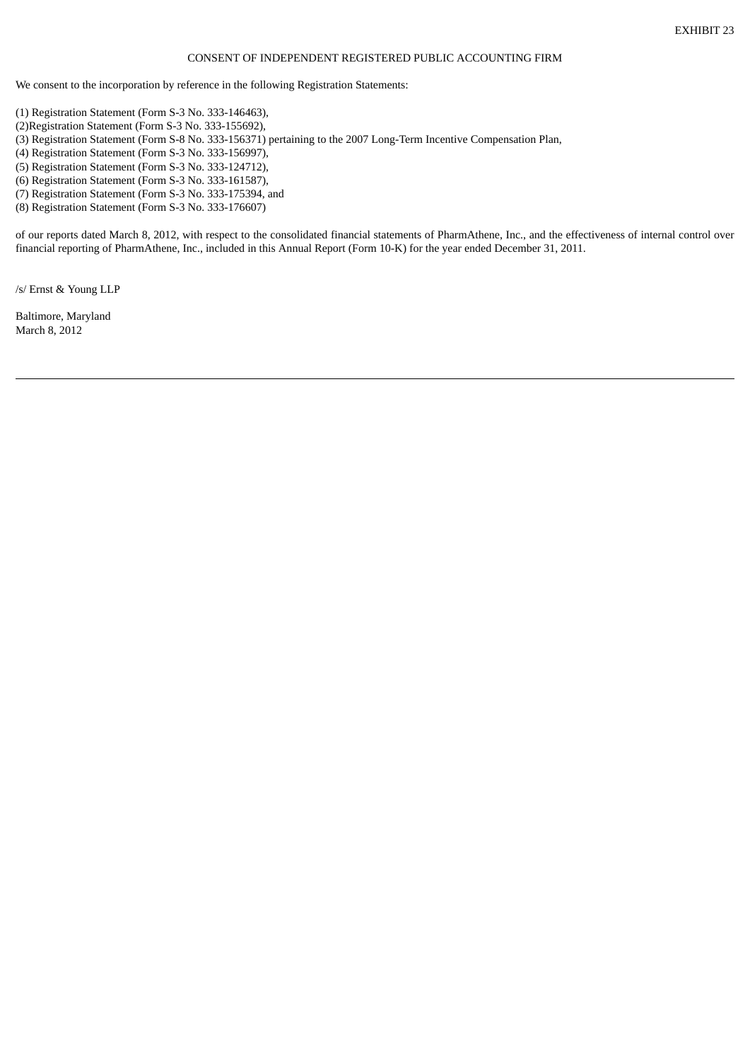EXHIBIT 23

CONSENT OF INDEPENDENT REGISTERED PUBLIC ACCOUNTING FIRM

We consent to the incorporation by reference in the following Registration Statements:

(1) Registration Statement (Form S-3 No. 333-146463),
(2)Registration Statement (Form S-3 No. 333-155692),
(3) Registration Statement (Form S-8 No. 333-156371) pertaining to the 2007 Long-Term Incentive Compensation Plan,
(4) Registration Statement (Form S-3 No. 333-156997),
(5) Registration Statement (Form S-3 No. 333-124712),
(6) Registration Statement (Form S-3 No. 333-161587),
(7) Registration Statement (Form S-3 No. 333-175394, and
(8) Registration Statement (Form S-3 No. 333-176607)

of our reports dated March 8, 2012, with respect to the consolidated financial statements of PharmAthene, Inc., and the effectiveness of internal control over financial reporting of PharmAthene, Inc., included in this Annual Report (Form 10-K) for the year ended December 31, 2011.

/s/ Ernst & Young LLP

Baltimore, Maryland
March 8, 2012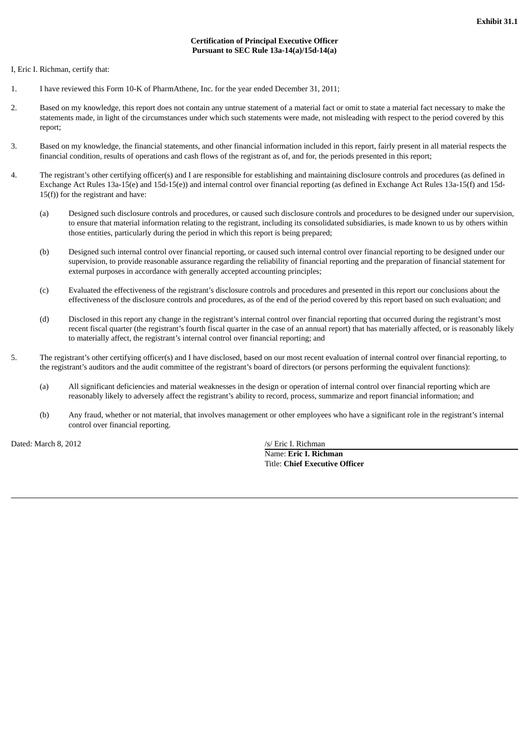**Exhibit 31.1**

**Certification of Principal Executive Officer**
**Pursuant to SEC Rule 13a-14(a)/15d-14(a)**

I, Eric I. Richman, certify that:

1. I have reviewed this Form 10-K of PharmAthene, Inc. for the year ended December 31, 2011;

2. Based on my knowledge, this report does not contain any untrue statement of a material fact or omit to state a material fact necessary to make the statements made, in light of the circumstances under which such statements were made, not misleading with respect to the period covered by this report;

3. Based on my knowledge, the financial statements, and other financial information included in this report, fairly present in all material respects the financial condition, results of operations and cash flows of the registrant as of, and for, the periods presented in this report;

4. The registrant's other certifying officer(s) and I are responsible for establishing and maintaining disclosure controls and procedures (as defined in Exchange Act Rules 13a-15(e) and 15d-15(e)) and internal control over financial reporting (as defined in Exchange Act Rules 13a-15(f) and 15d-15(f)) for the registrant and have:

   (a) Designed such disclosure controls and procedures, or caused such disclosure controls and procedures to be designed under our supervision, to ensure that material information relating to the registrant, including its consolidated subsidiaries, is made known to us by others within those entities, particularly during the period in which this report is being prepared;

   (b) Designed such internal control over financial reporting, or caused such internal control over financial reporting to be designed under our supervision, to provide reasonable assurance regarding the reliability of financial reporting and the preparation of financial statement for external purposes in accordance with generally accepted accounting principles;

   (c) Evaluated the effectiveness of the registrant's disclosure controls and procedures and presented in this report our conclusions about the effectiveness of the disclosure controls and procedures, as of the end of the period covered by this report based on such evaluation; and

   (d) Disclosed in this report any change in the registrant's internal control over financial reporting that occurred during the registrant's most recent fiscal quarter (the registrant's fourth fiscal quarter in the case of an annual report) that has materially affected, or is reasonably likely to materially affect, the registrant's internal control over financial reporting; and

5. The registrant's other certifying officer(s) and I have disclosed, based on our most recent evaluation of internal control over financial reporting, to the registrant's auditors and the audit committee of the registrant's board of directors (or persons performing the equivalent functions):

   (a) All significant deficiencies and material weaknesses in the design or operation of internal control over financial reporting which are reasonably likely to adversely affect the registrant's ability to record, process, summarize and report financial information; and

   (b) Any fraud, whether or not material, that involves management or other employees who have a significant role in the registrant's internal control over financial reporting.

Dated: March 8, 2012

/s/ Eric I. Richman
Name: **Eric I. Richman**
Title: **Chief Executive Officer**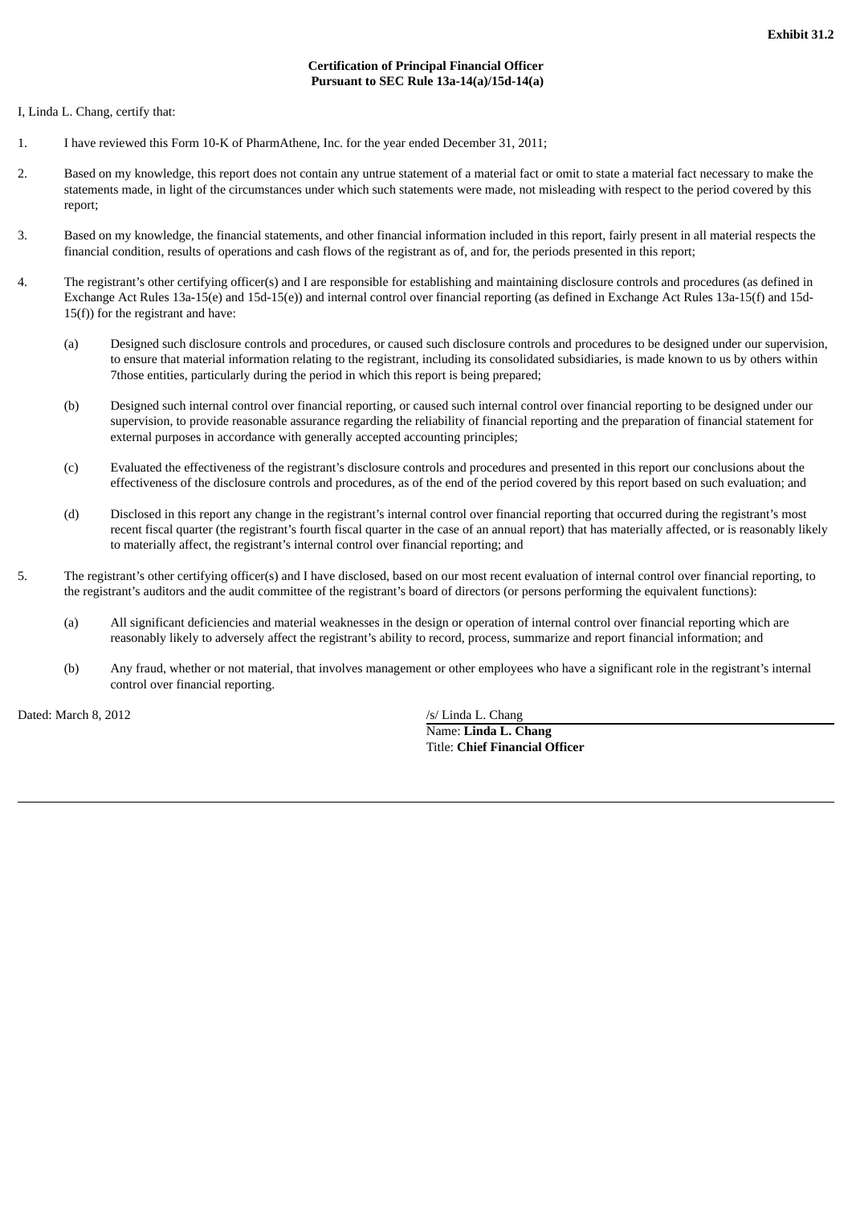**Exhibit 31.2**

**Certification of Principal Financial Officer**
**Pursuant to SEC Rule 13a-14(a)/15d-14(a)**

I, Linda L. Chang, certify that:

1. I have reviewed this Form 10-K of PharmAthene, Inc. for the year ended December 31, 2011;

2. Based on my knowledge, this report does not contain any untrue statement of a material fact or omit to state a material fact necessary to make the statements made, in light of the circumstances under which such statements were made, not misleading with respect to the period covered by this report;

3. Based on my knowledge, the financial statements, and other financial information included in this report, fairly present in all material respects the financial condition, results of operations and cash flows of the registrant as of, and for, the periods presented in this report;

4. The registrant's other certifying officer(s) and I are responsible for establishing and maintaining disclosure controls and procedures (as defined in Exchange Act Rules 13a-15(e) and 15d-15(e)) and internal control over financial reporting (as defined in Exchange Act Rules 13a-15(f) and 15d-15(f)) for the registrant and have:

   (a) Designed such disclosure controls and procedures, or caused such disclosure controls and procedures to be designed under our supervision, to ensure that material information relating to the registrant, including its consolidated subsidiaries, is made known to us by others within 7those entities, particularly during the period in which this report is being prepared;

   (b) Designed such internal control over financial reporting, or caused such internal control over financial reporting to be designed under our supervision, to provide reasonable assurance regarding the reliability of financial reporting and the preparation of financial statement for external purposes in accordance with generally accepted accounting principles;

   (c) Evaluated the effectiveness of the registrant's disclosure controls and procedures and presented in this report our conclusions about the effectiveness of the disclosure controls and procedures, as of the end of the period covered by this report based on such evaluation; and

   (d) Disclosed in this report any change in the registrant's internal control over financial reporting that occurred during the registrant's most recent fiscal quarter (the registrant's fourth fiscal quarter in the case of an annual report) that has materially affected, or is reasonably likely to materially affect, the registrant's internal control over financial reporting; and

5. The registrant's other certifying officer(s) and I have disclosed, based on our most recent evaluation of internal control over financial reporting, to the registrant's auditors and the audit committee of the registrant's board of directors (or persons performing the equivalent functions):

   (a) All significant deficiencies and material weaknesses in the design or operation of internal control over financial reporting which are reasonably likely to adversely affect the registrant's ability to record, process, summarize and report financial information; and

   (b) Any fraud, whether or not material, that involves management or other employees who have a significant role in the registrant's internal control over financial reporting.

Dated: March 8, 2012

/s/ Linda L. Chang
Name: **Linda L. Chang**
Title: **Chief Financial Officer**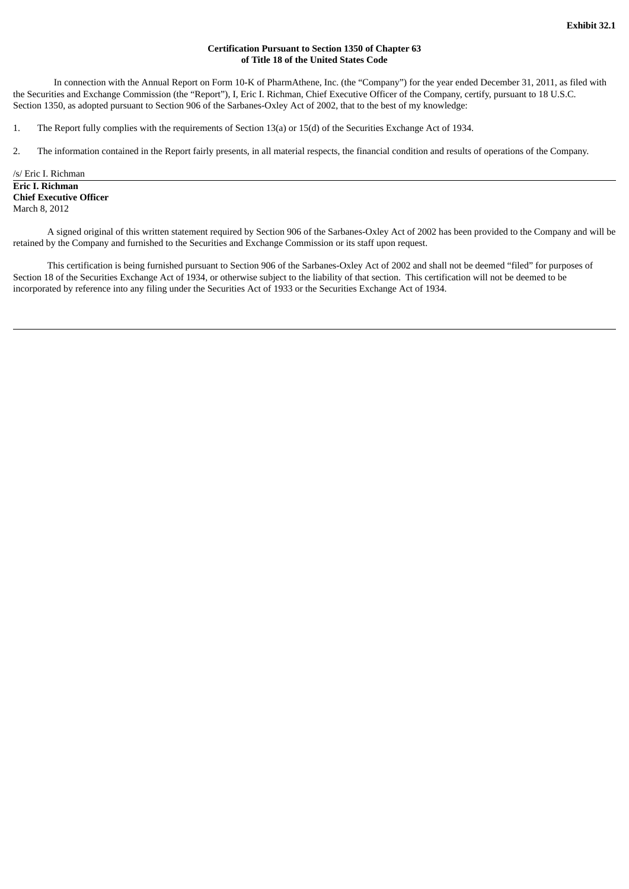**Exhibit 32.1**

**Certification Pursuant to Section 1350 of Chapter 63 of Title 18 of the United States Code**

In connection with the Annual Report on Form 10-K of PharmAthene, Inc. (the "Company") for the year ended December 31, 2011, as filed with the Securities and Exchange Commission (the "Report"), I, Eric I. Richman, Chief Executive Officer of the Company, certify, pursuant to 18 U.S.C. Section 1350, as adopted pursuant to Section 906 of the Sarbanes-Oxley Act of 2002, that to the best of my knowledge:

1. The Report fully complies with the requirements of Section 13(a) or 15(d) of the Securities Exchange Act of 1934.

2. The information contained in the Report fairly presents, in all material respects, the financial condition and results of operations of the Company.

/s/ Eric I. Richman
**Eric I. Richman**
**Chief Executive Officer**
March 8, 2012

A signed original of this written statement required by Section 906 of the Sarbanes-Oxley Act of 2002 has been provided to the Company and will be retained by the Company and furnished to the Securities and Exchange Commission or its staff upon request.

This certification is being furnished pursuant to Section 906 of the Sarbanes-Oxley Act of 2002 and shall not be deemed "filed" for purposes of Section 18 of the Securities Exchange Act of 1934, or otherwise subject to the liability of that section. This certification will not be deemed to be incorporated by reference into any filing under the Securities Act of 1933 or the Securities Exchange Act of 1934.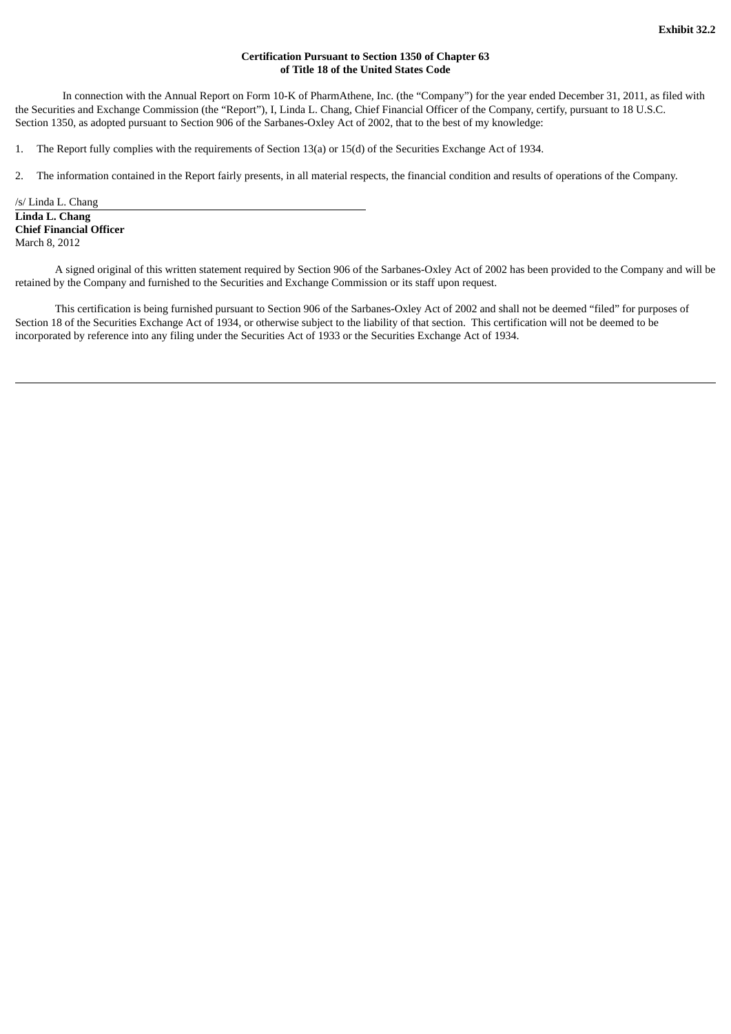**Exhibit 32.2**

**Certification Pursuant to Section 1350 of Chapter 63
of Title 18 of the United States Code**

In connection with the Annual Report on Form 10-K of PharmAthene, Inc. (the "Company") for the year ended December 31, 2011, as filed with the Securities and Exchange Commission (the "Report"), I, Linda L. Chang, Chief Financial Officer of the Company, certify, pursuant to 18 U.S.C. Section 1350, as adopted pursuant to Section 906 of the Sarbanes-Oxley Act of 2002, that to the best of my knowledge:

1. The Report fully complies with the requirements of Section 13(a) or 15(d) of the Securities Exchange Act of 1934.

2. The information contained in the Report fairly presents, in all material respects, the financial condition and results of operations of the Company.

/s/ Linda L. Chang
**Linda L. Chang**
**Chief Financial Officer**
March 8, 2012

A signed original of this written statement required by Section 906 of the Sarbanes-Oxley Act of 2002 has been provided to the Company and will be retained by the Company and furnished to the Securities and Exchange Commission or its staff upon request.

This certification is being furnished pursuant to Section 906 of the Sarbanes-Oxley Act of 2002 and shall not be deemed "filed" for purposes of Section 18 of the Securities Exchange Act of 1934, or otherwise subject to the liability of that section. This certification will not be deemed to be incorporated by reference into any filing under the Securities Act of 1933 or the Securities Exchange Act of 1934.